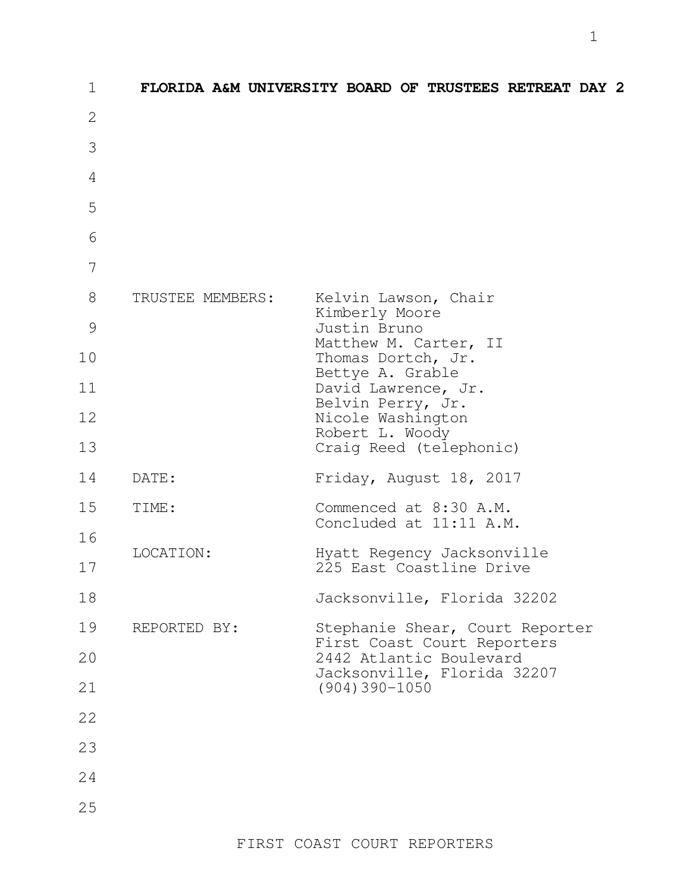# FLORIDA A&M UNIVERSITY BOARD OF TRUSTEES RETREAT DAY 2

| | |
|---|---|
| TRUSTEE MEMBERS: | Kelvin Lawson, Chair<br>Kimberly Moore<br>Justin Bruno<br>Matthew M. Carter, II<br>Thomas Dortch, Jr.<br>Bettye A. Grable<br>David Lawrence, Jr.<br>Belvin Perry, Jr.<br>Nicole Washington<br>Robert L. Woody<br>Craig Reed (telephonic) |
| DATE: | Friday, August 18, 2017 |
| TIME: | Commenced at 8:30 A.M.<br>Concluded at 11:11 A.M. |
| LOCATION: | Hyatt Regency Jacksonville<br>225 East Coastline Drive<br>Jacksonville, Florida 32202 |
| REPORTED BY: | Stephanie Shear, Court Reporter<br>First Coast Court Reporters<br>2442 Atlantic Boulevard<br>Jacksonville, Florida 32207<br>(904)390-1050 |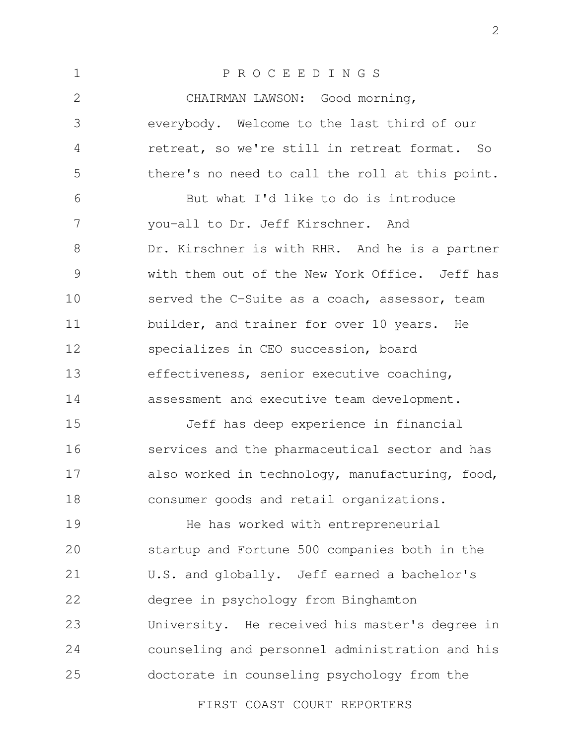P R O C E E D I N G S

CHAIRMAN LAWSON: Good morning, everybody. Welcome to the last third of our retreat, so we're still in retreat format. So there's no need to call the roll at this point.

But what I'd like to do is introduce you-all to Dr. Jeff Kirschner. And Dr. Kirschner is with RHR. And he is a partner with them out of the New York Office. Jeff has served the C-Suite as a coach, assessor, team builder, and trainer for over 10 years. He specializes in CEO succession, board effectiveness, senior executive coaching, assessment and executive team development.

Jeff has deep experience in financial services and the pharmaceutical sector and has also worked in technology, manufacturing, food, consumer goods and retail organizations.

He has worked with entrepreneurial startup and Fortune 500 companies both in the U.S. and globally. Jeff earned a bachelor's degree in psychology from Binghamton University. He received his master's degree in counseling and personnel administration and his doctorate in counseling psychology from the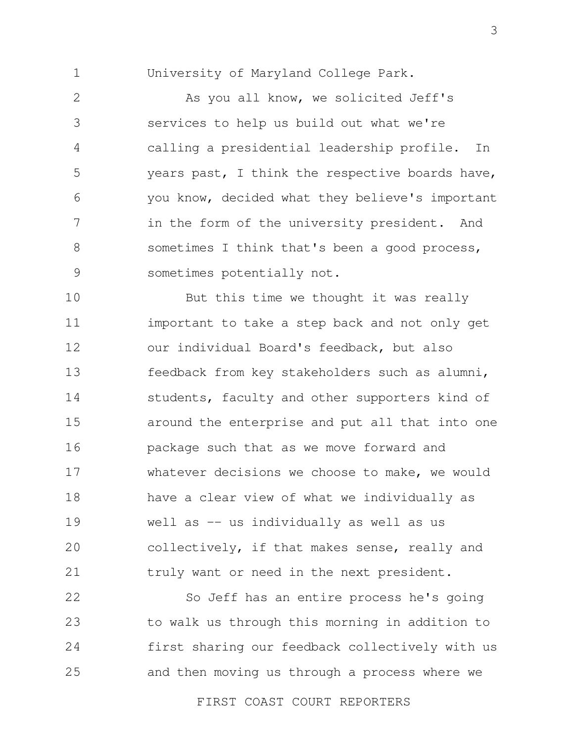University of Maryland College Park.

As you all know, we solicited Jeff's services to help us build out what we're calling a presidential leadership profile. In years past, I think the respective boards have, you know, decided what they believe's important in the form of the university president. And sometimes I think that's been a good process, sometimes potentially not.

But this time we thought it was really important to take a step back and not only get our individual Board's feedback, but also feedback from key stakeholders such as alumni, students, faculty and other supporters kind of around the enterprise and put all that into one package such that as we move forward and whatever decisions we choose to make, we would have a clear view of what we individually as well as -- us individually as well as us collectively, if that makes sense, really and truly want or need in the next president.

So Jeff has an entire process he's going to walk us through this morning in addition to first sharing our feedback collectively with us and then moving us through a process where we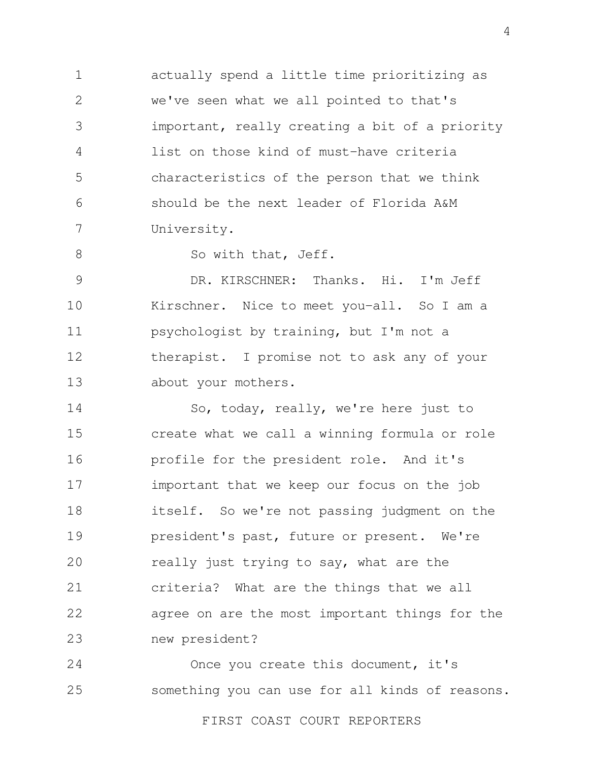actually spend a little time prioritizing as we've seen what we all pointed to that's important, really creating a bit of a priority list on those kind of must-have criteria characteristics of the person that we think should be the next leader of Florida A&M University.

So with that, Jeff.

DR. KIRSCHNER: Thanks. Hi. I'm Jeff Kirschner. Nice to meet you-all. So I am a psychologist by training, but I'm not a therapist. I promise not to ask any of your about your mothers.

So, today, really, we're here just to create what we call a winning formula or role profile for the president role. And it's important that we keep our focus on the job itself. So we're not passing judgment on the president's past, future or present. We're really just trying to say, what are the criteria? What are the things that we all agree on are the most important things for the new president?

Once you create this document, it's something you can use for all kinds of reasons.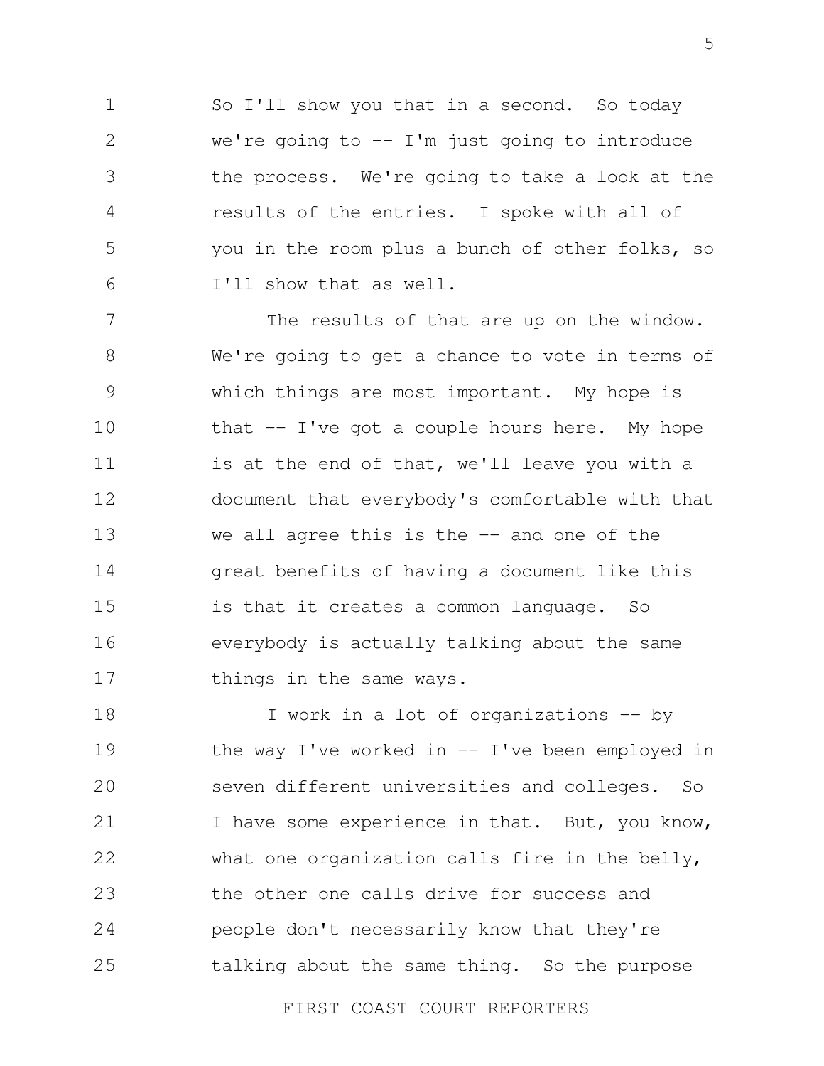So I'll show you that in a second. So today we're going to -- I'm just going to introduce the process. We're going to take a look at the results of the entries. I spoke with all of you in the room plus a bunch of other folks, so I'll show that as well.

The results of that are up on the window. We're going to get a chance to vote in terms of which things are most important. My hope is that -- I've got a couple hours here. My hope is at the end of that, we'll leave you with a document that everybody's comfortable with that we all agree this is the -- and one of the great benefits of having a document like this is that it creates a common language. So everybody is actually talking about the same things in the same ways.

I work in a lot of organizations -- by the way I've worked in -- I've been employed in seven different universities and colleges. So I have some experience in that. But, you know, what one organization calls fire in the belly, the other one calls drive for success and people don't necessarily know that they're talking about the same thing. So the purpose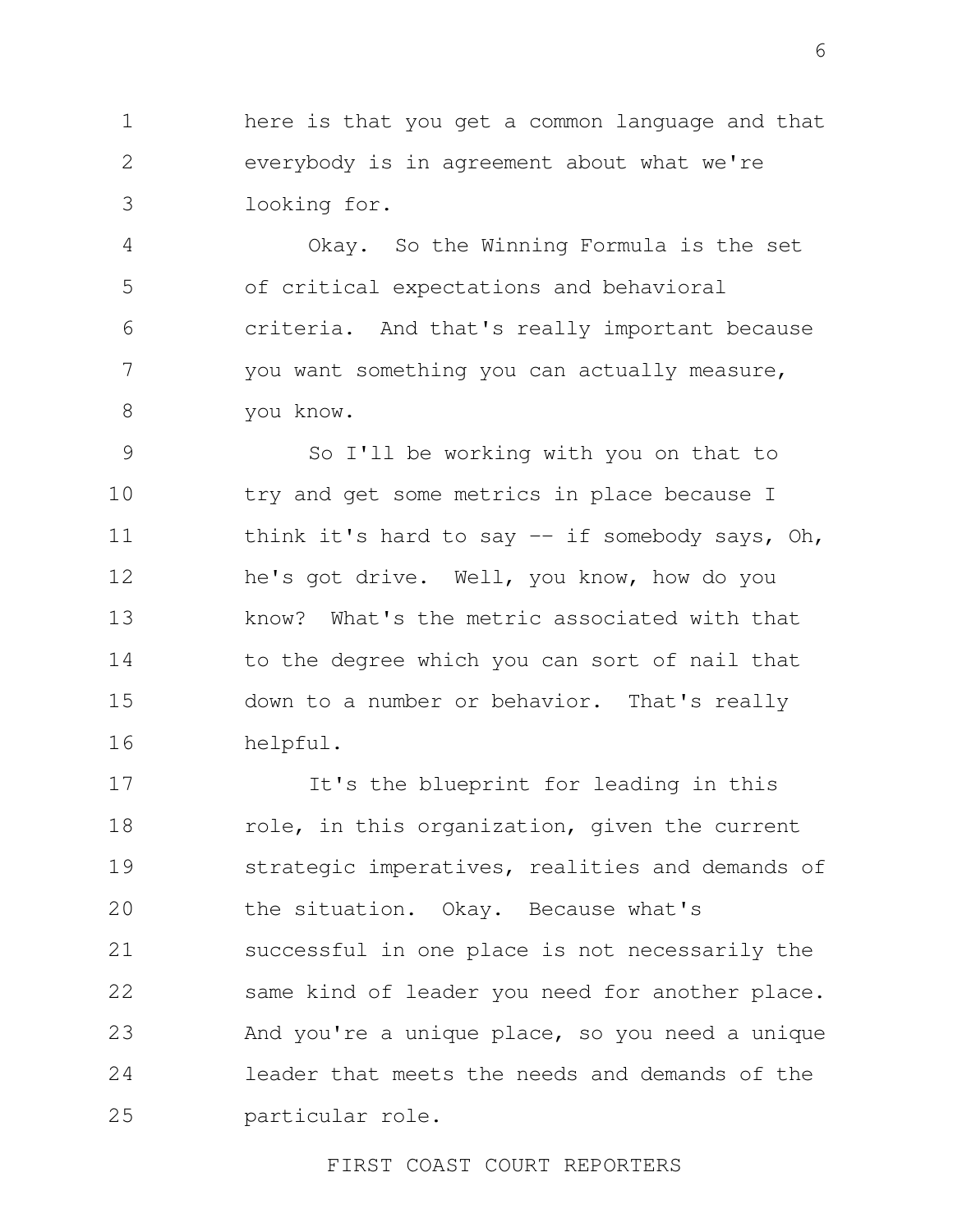here is that you get a common language and that everybody is in agreement about what we're looking for.

Okay. So the Winning Formula is the set of critical expectations and behavioral criteria. And that's really important because you want something you can actually measure, you know.

So I'll be working with you on that to try and get some metrics in place because I think it's hard to say -- if somebody says, Oh, he's got drive. Well, you know, how do you know? What's the metric associated with that to the degree which you can sort of nail that down to a number or behavior. That's really helpful.

It's the blueprint for leading in this role, in this organization, given the current strategic imperatives, realities and demands of the situation. Okay. Because what's successful in one place is not necessarily the same kind of leader you need for another place. And you're a unique place, so you need a unique leader that meets the needs and demands of the particular role.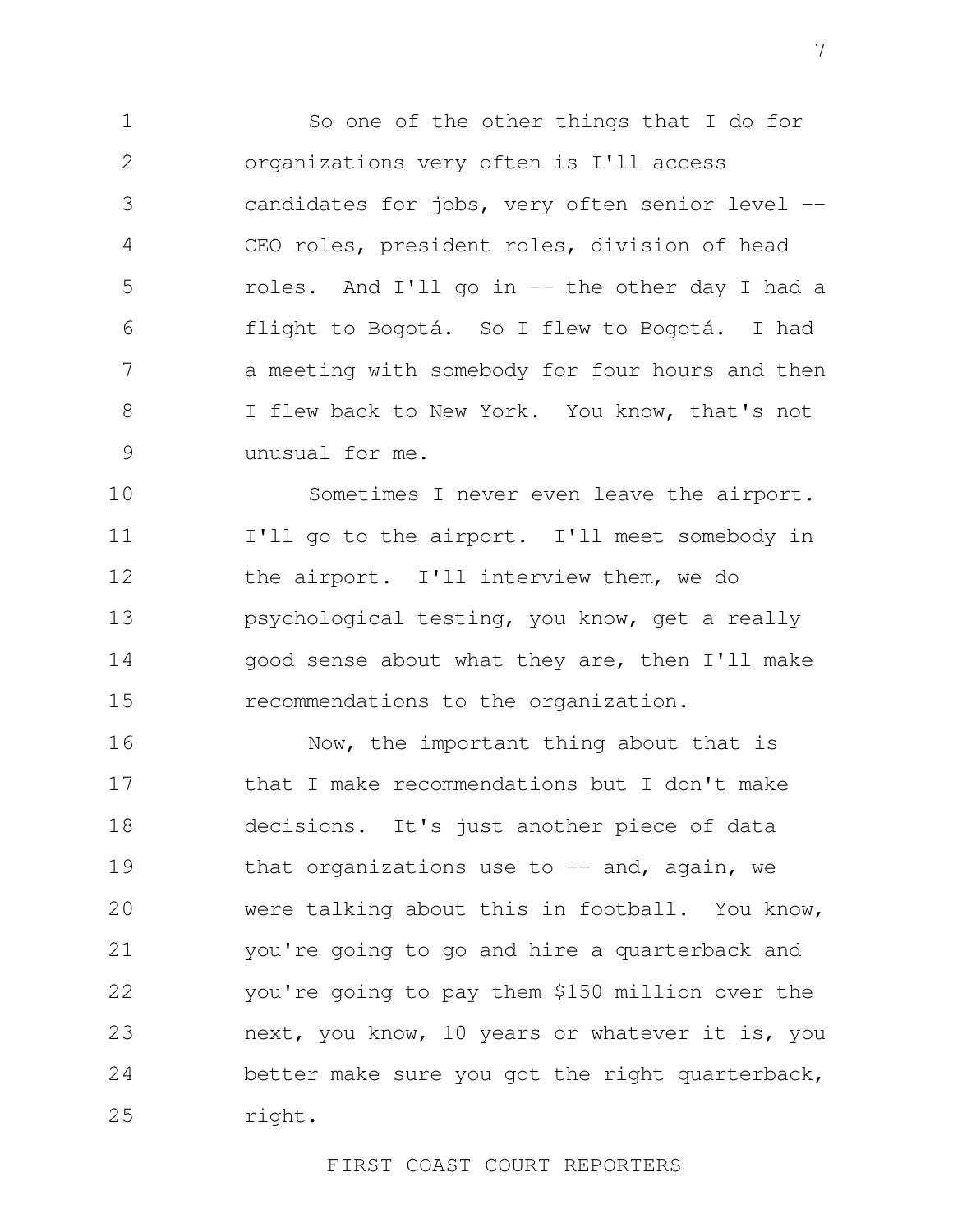So one of the other things that I do for organizations very often is I'll access candidates for jobs, very often senior level -- CEO roles, president roles, division of head roles. And I'll go in -- the other day I had a flight to Bogotá. So I flew to Bogotá. I had a meeting with somebody for four hours and then I flew back to New York. You know, that's not unusual for me.

Sometimes I never even leave the airport. I'll go to the airport. I'll meet somebody in the airport. I'll interview them, we do psychological testing, you know, get a really good sense about what they are, then I'll make recommendations to the organization.

Now, the important thing about that is that I make recommendations but I don't make decisions. It's just another piece of data that organizations use to -- and, again, we were talking about this in football. You know, you're going to go and hire a quarterback and you're going to pay them $150 million over the next, you know, 10 years or whatever it is, you better make sure you got the right quarterback, right.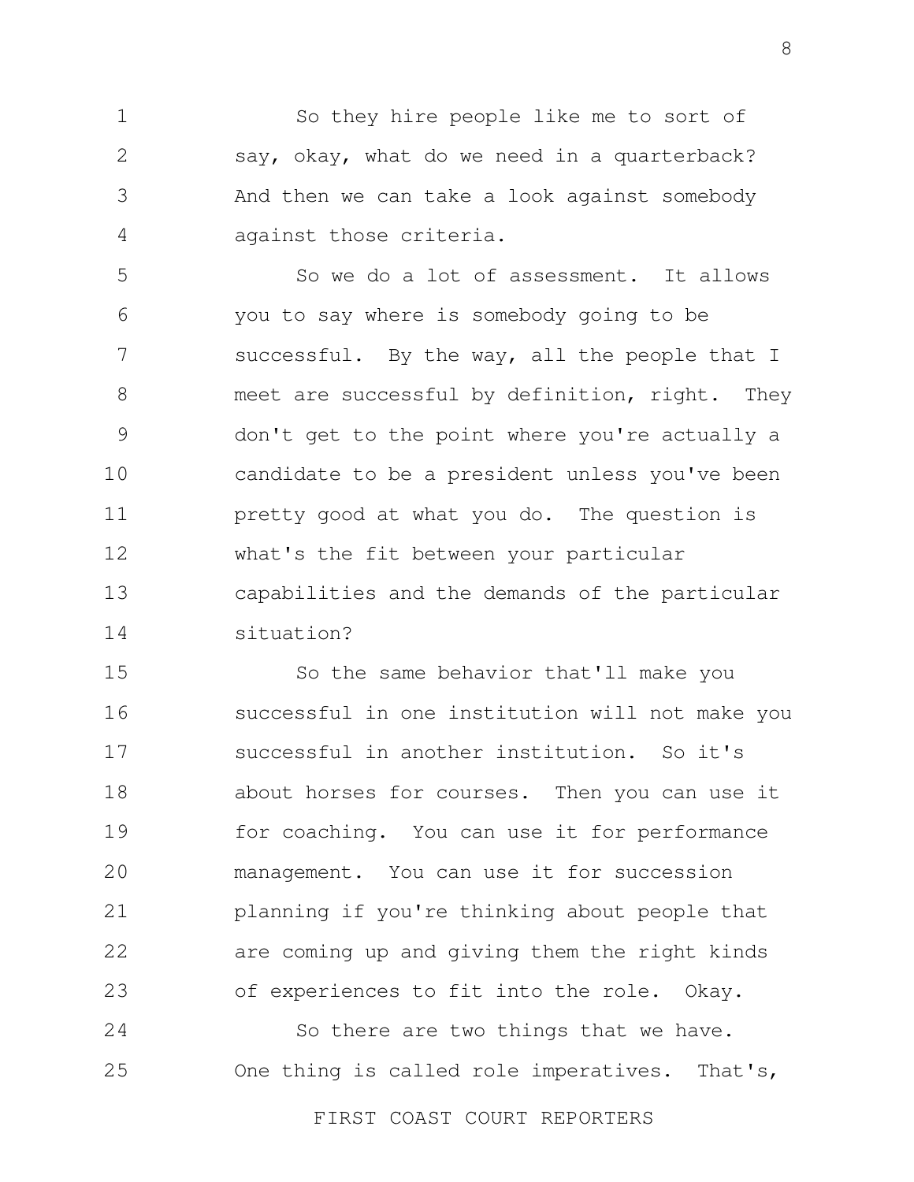So they hire people like me to sort of say, okay, what do we need in a quarterback? And then we can take a look against somebody against those criteria.

So we do a lot of assessment. It allows you to say where is somebody going to be successful. By the way, all the people that I meet are successful by definition, right. They don't get to the point where you're actually a candidate to be a president unless you've been pretty good at what you do. The question is what's the fit between your particular capabilities and the demands of the particular situation?

So the same behavior that'll make you successful in one institution will not make you successful in another institution. So it's about horses for courses. Then you can use it for coaching. You can use it for performance management. You can use it for succession planning if you're thinking about people that are coming up and giving them the right kinds of experiences to fit into the role. Okay.

So there are two things that we have. One thing is called role imperatives. That's,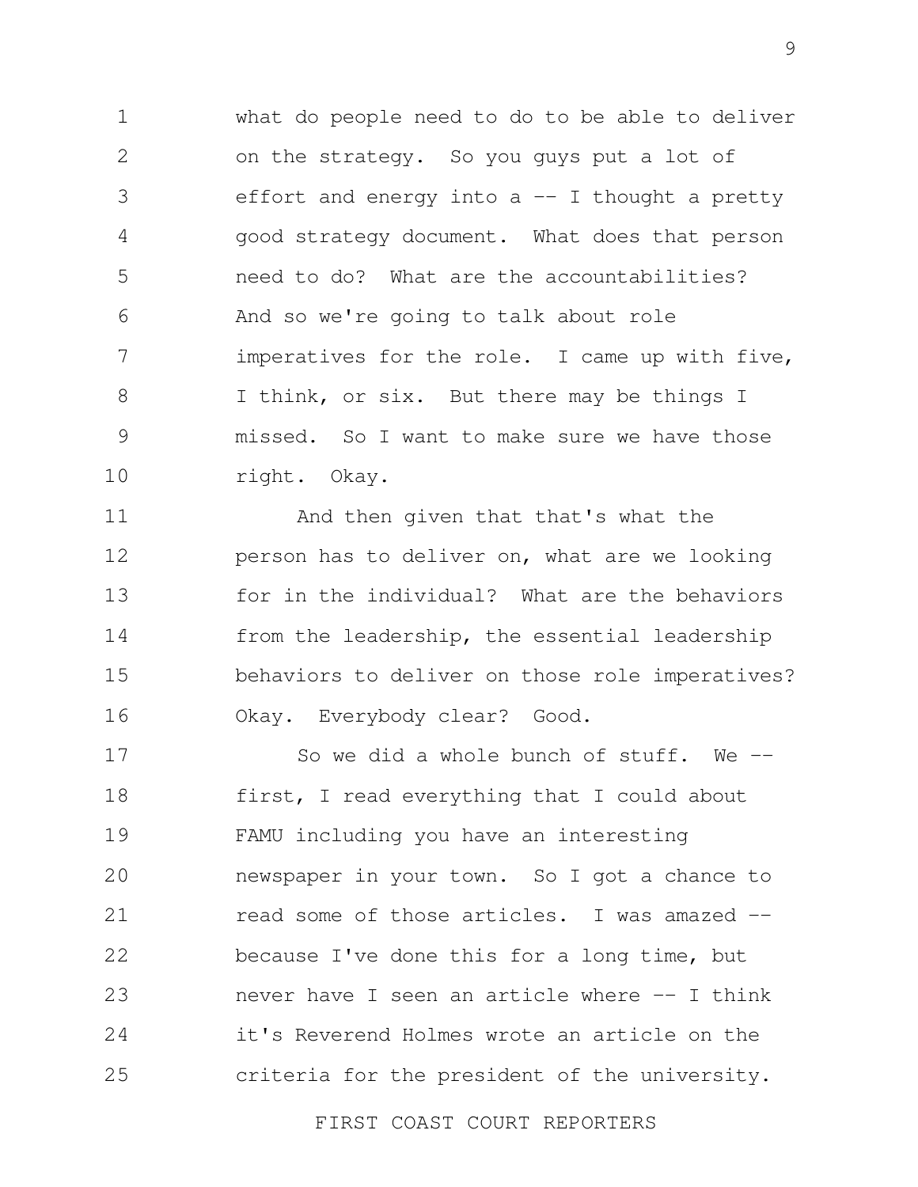what do people need to do to be able to deliver on the strategy. So you guys put a lot of effort and energy into a -- I thought a pretty good strategy document. What does that person need to do? What are the accountabilities? And so we're going to talk about role imperatives for the role. I came up with five, I think, or six. But there may be things I missed. So I want to make sure we have those right. Okay.

And then given that that's what the person has to deliver on, what are we looking for in the individual? What are the behaviors from the leadership, the essential leadership behaviors to deliver on those role imperatives? Okay. Everybody clear? Good.

So we did a whole bunch of stuff. We -- first, I read everything that I could about FAMU including you have an interesting newspaper in your town. So I got a chance to read some of those articles. I was amazed -- because I've done this for a long time, but never have I seen an article where -- I think it's Reverend Holmes wrote an article on the criteria for the president of the university.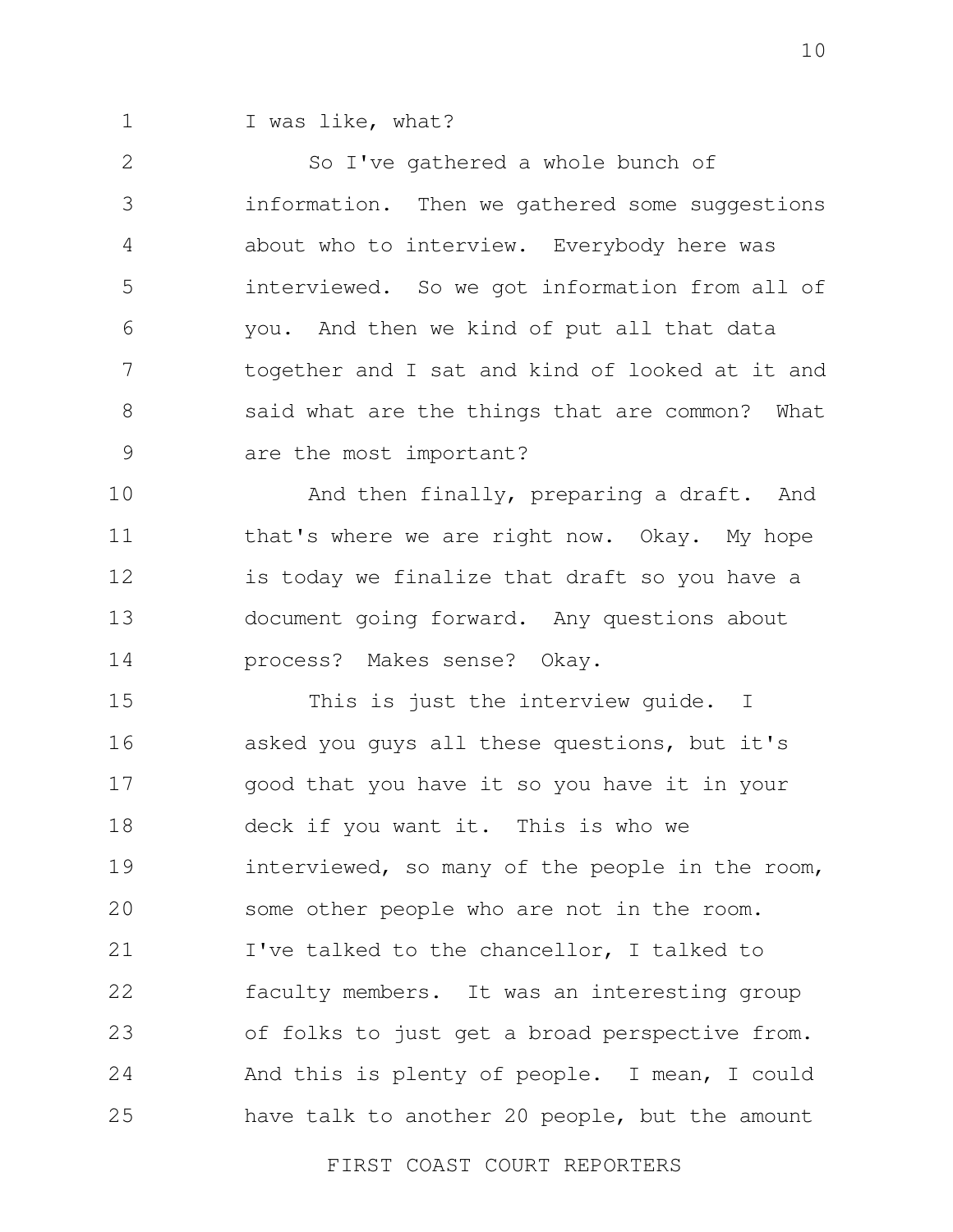I was like, what?

So I've gathered a whole bunch of information. Then we gathered some suggestions about who to interview. Everybody here was interviewed. So we got information from all of you. And then we kind of put all that data together and I sat and kind of looked at it and said what are the things that are common? What are the most important?

And then finally, preparing a draft. And that's where we are right now. Okay. My hope is today we finalize that draft so you have a document going forward. Any questions about process? Makes sense? Okay.

This is just the interview guide. I asked you guys all these questions, but it's good that you have it so you have it in your deck if you want it. This is who we interviewed, so many of the people in the room, some other people who are not in the room. I've talked to the chancellor, I talked to faculty members. It was an interesting group of folks to just get a broad perspective from. And this is plenty of people. I mean, I could have talk to another 20 people, but the amount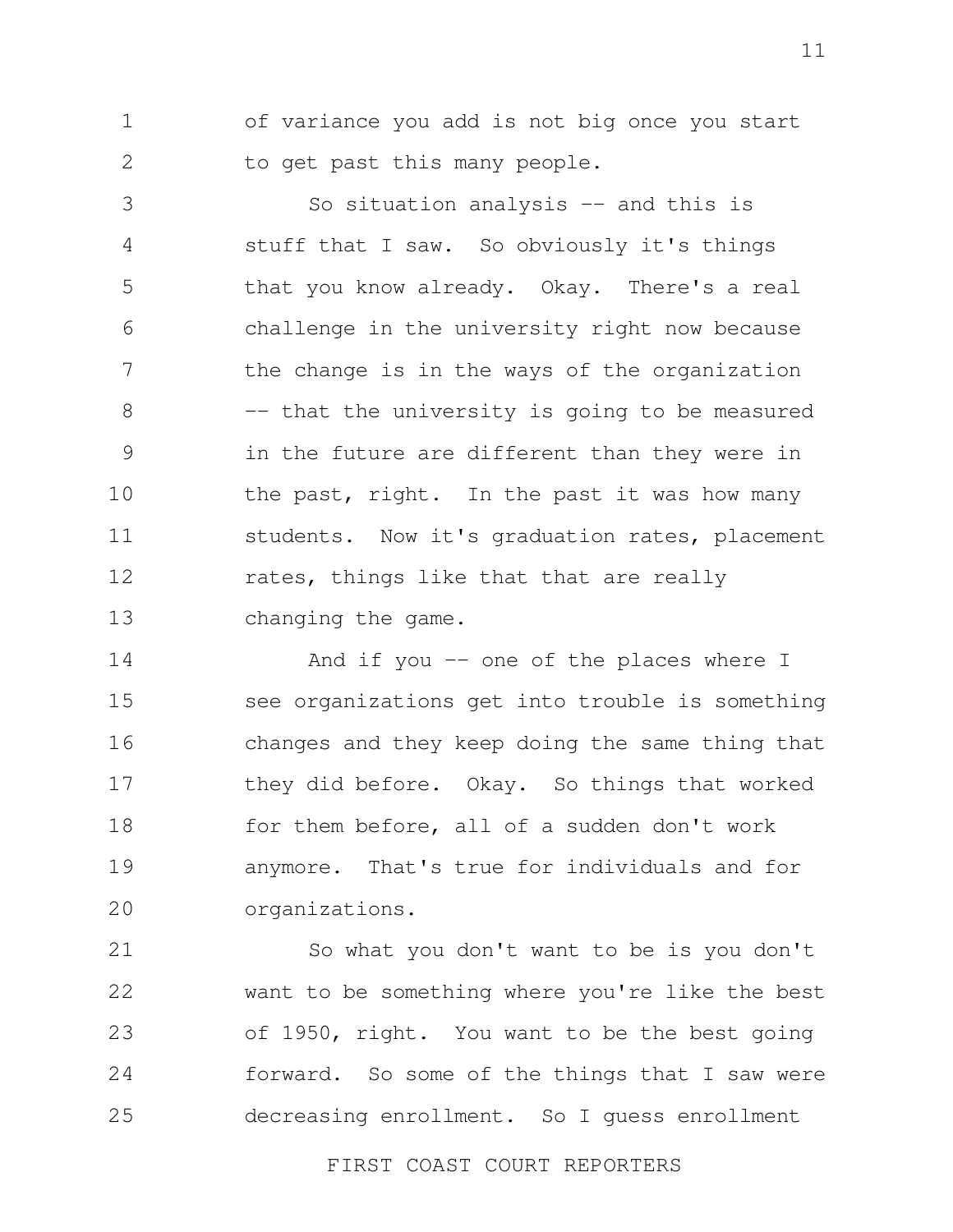of variance you add is not big once you start to get past this many people.

So situation analysis -- and this is stuff that I saw. So obviously it's things that you know already. Okay. There's a real challenge in the university right now because the change is in the ways of the organization -- that the university is going to be measured in the future are different than they were in the past, right. In the past it was how many students. Now it's graduation rates, placement rates, things like that that are really changing the game.

And if you -- one of the places where I see organizations get into trouble is something changes and they keep doing the same thing that they did before. Okay. So things that worked for them before, all of a sudden don't work anymore. That's true for individuals and for organizations.

So what you don't want to be is you don't want to be something where you're like the best of 1950, right. You want to be the best going forward. So some of the things that I saw were decreasing enrollment. So I guess enrollment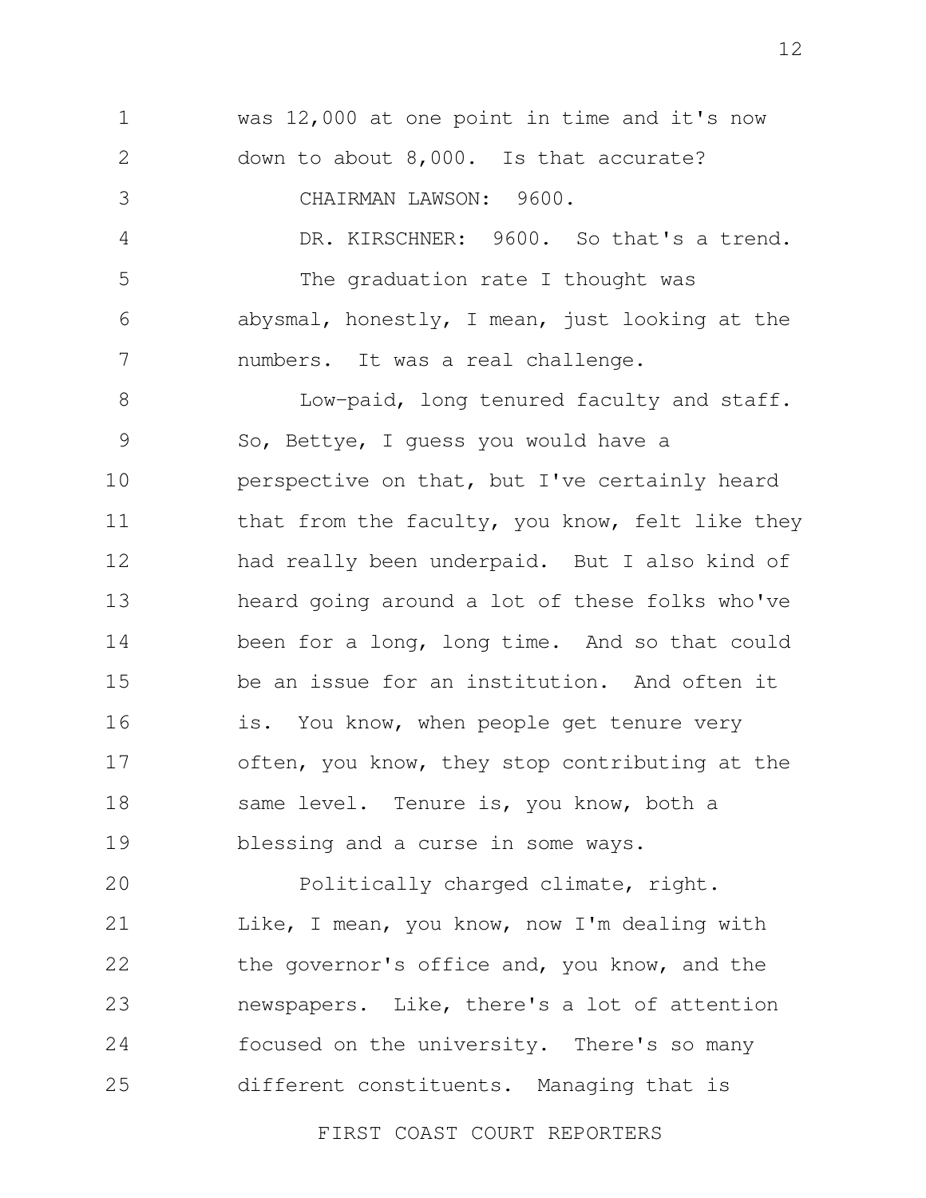was 12,000 at one point in time and it's now down to about 8,000. Is that accurate?

CHAIRMAN LAWSON: 9600.

DR. KIRSCHNER: 9600. So that's a trend.

The graduation rate I thought was abysmal, honestly, I mean, just looking at the numbers. It was a real challenge.

Low-paid, long tenured faculty and staff. So, Bettye, I guess you would have a perspective on that, but I've certainly heard that from the faculty, you know, felt like they had really been underpaid. But I also kind of heard going around a lot of these folks who've been for a long, long time. And so that could be an issue for an institution. And often it is. You know, when people get tenure very often, you know, they stop contributing at the same level. Tenure is, you know, both a blessing and a curse in some ways.

Politically charged climate, right. Like, I mean, you know, now I'm dealing with the governor's office and, you know, and the newspapers. Like, there's a lot of attention focused on the university. There's so many different constituents. Managing that is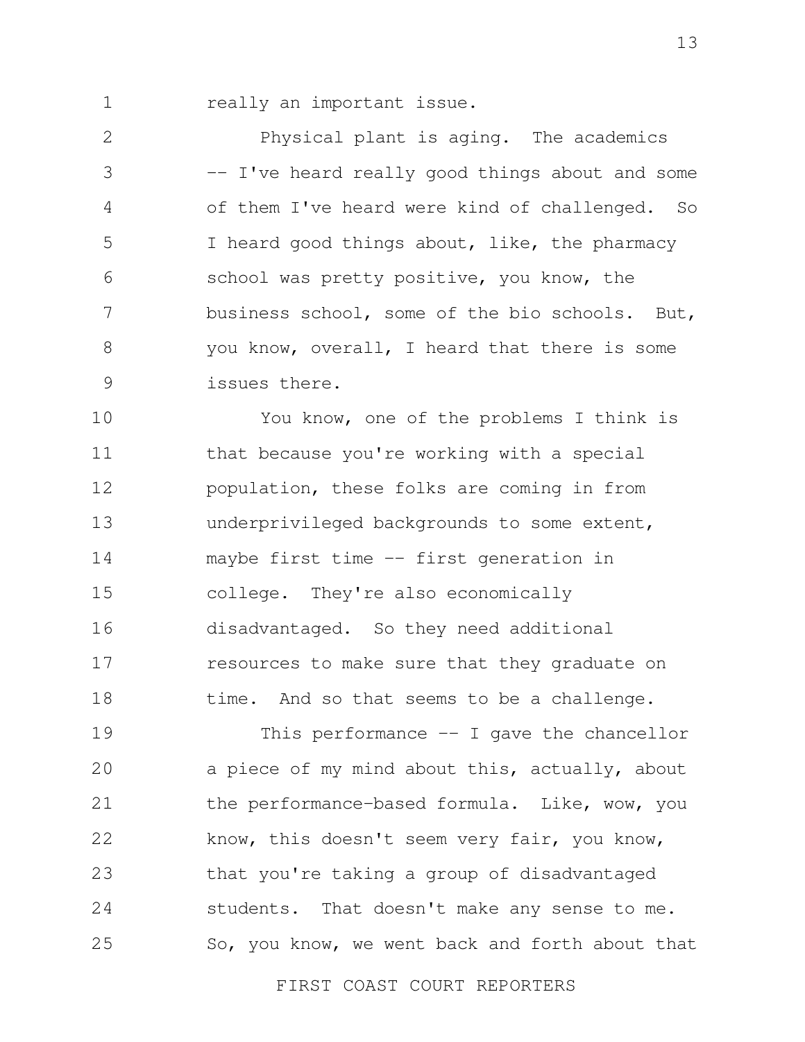really an important issue.

Physical plant is aging. The academics -- I've heard really good things about and some of them I've heard were kind of challenged. So I heard good things about, like, the pharmacy school was pretty positive, you know, the business school, some of the bio schools. But, you know, overall, I heard that there is some issues there.

You know, one of the problems I think is that because you're working with a special population, these folks are coming in from underprivileged backgrounds to some extent, maybe first time -- first generation in college. They're also economically disadvantaged. So they need additional resources to make sure that they graduate on time. And so that seems to be a challenge.

This performance -- I gave the chancellor a piece of my mind about this, actually, about the performance-based formula. Like, wow, you know, this doesn't seem very fair, you know, that you're taking a group of disadvantaged students. That doesn't make any sense to me. So, you know, we went back and forth about that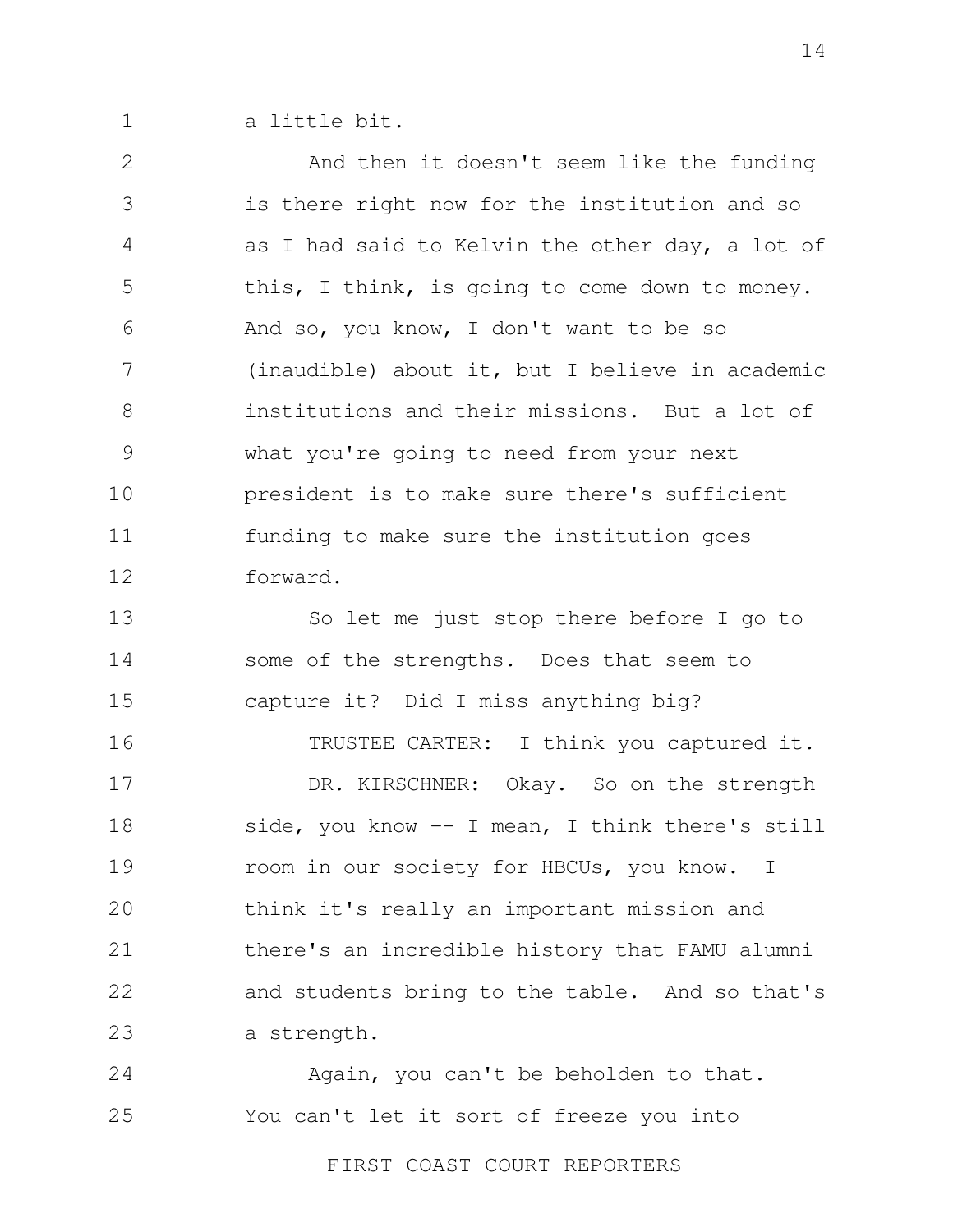a little bit.

And then it doesn't seem like the funding is there right now for the institution and so as I had said to Kelvin the other day, a lot of this, I think, is going to come down to money. And so, you know, I don't want to be so (inaudible) about it, but I believe in academic institutions and their missions. But a lot of what you're going to need from your next president is to make sure there's sufficient funding to make sure the institution goes forward.

So let me just stop there before I go to some of the strengths. Does that seem to capture it? Did I miss anything big?

TRUSTEE CARTER: I think you captured it.

DR. KIRSCHNER: Okay. So on the strength side, you know -- I mean, I think there's still room in our society for HBCUs, you know. I think it's really an important mission and there's an incredible history that FAMU alumni and students bring to the table. And so that's a strength.

Again, you can't be beholden to that. You can't let it sort of freeze you into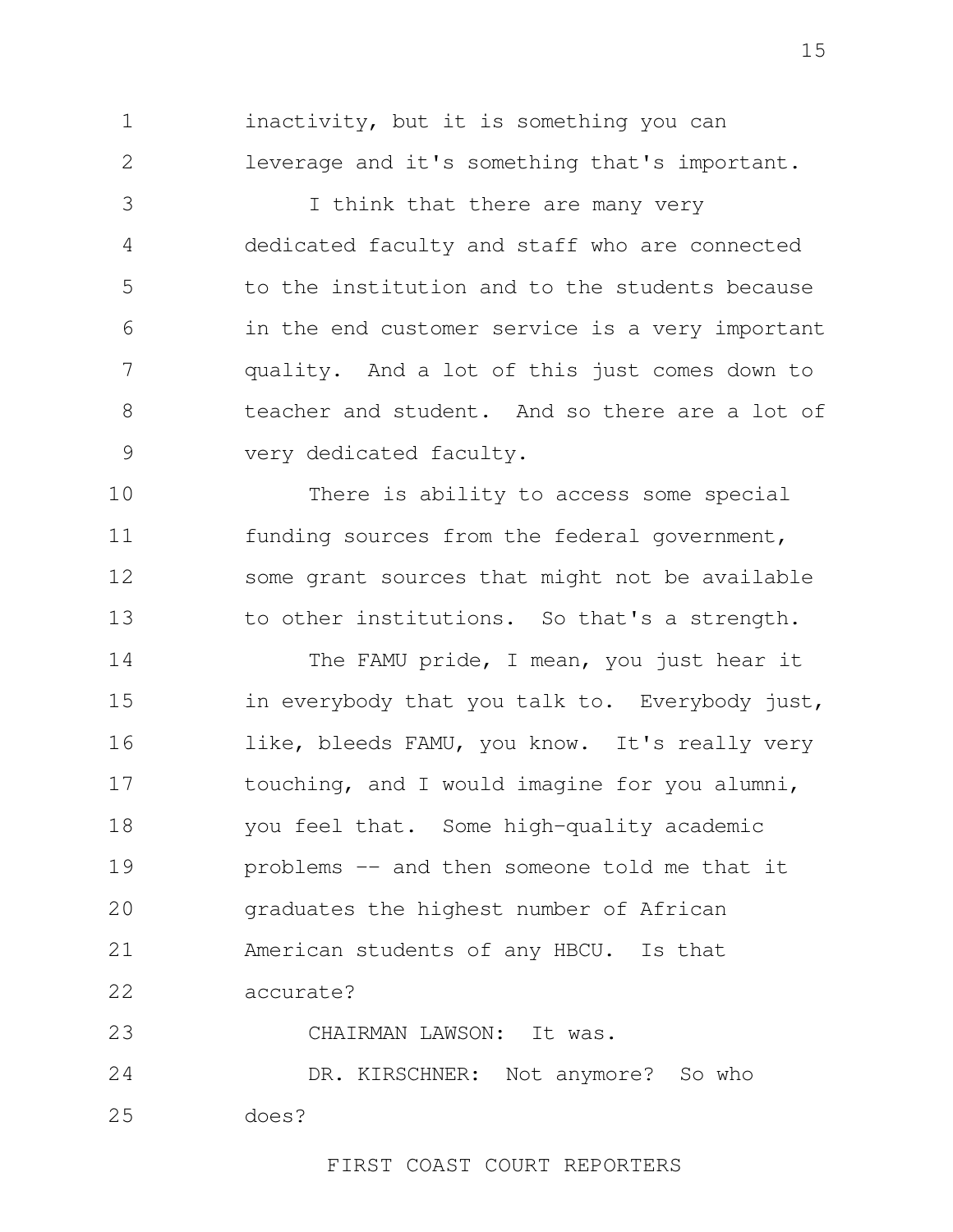inactivity, but it is something you can leverage and it's something that's important.

I think that there are many very dedicated faculty and staff who are connected to the institution and to the students because in the end customer service is a very important quality. And a lot of this just comes down to teacher and student. And so there are a lot of very dedicated faculty.

There is ability to access some special funding sources from the federal government, some grant sources that might not be available to other institutions. So that's a strength.

The FAMU pride, I mean, you just hear it in everybody that you talk to. Everybody just, like, bleeds FAMU, you know. It's really very touching, and I would imagine for you alumni, you feel that. Some high-quality academic problems -- and then someone told me that it graduates the highest number of African American students of any HBCU. Is that accurate?

CHAIRMAN LAWSON: It was.

DR. KIRSCHNER: Not anymore? So who does?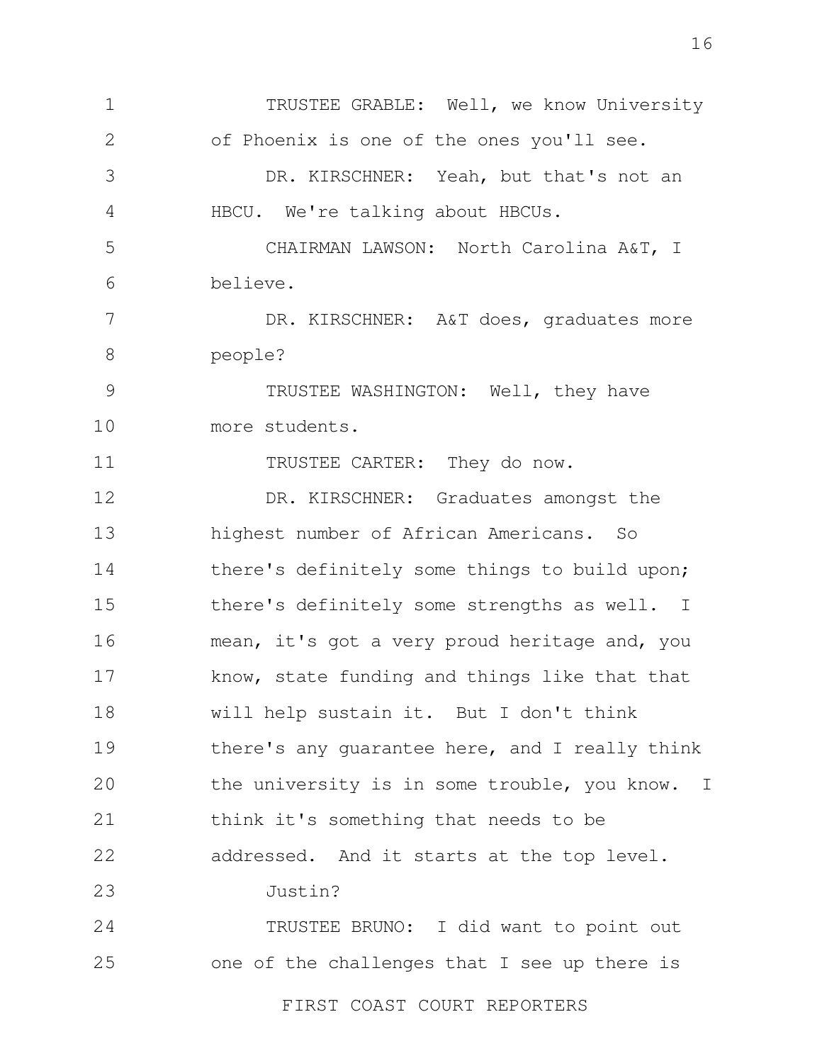TRUSTEE GRABLE: Well, we know University of Phoenix is one of the ones you'll see.

DR. KIRSCHNER: Yeah, but that's not an HBCU. We're talking about HBCUs.

CHAIRMAN LAWSON: North Carolina A&T, I believe.

DR. KIRSCHNER: A&T does, graduates more people?

TRUSTEE WASHINGTON: Well, they have more students.

TRUSTEE CARTER: They do now.

DR. KIRSCHNER: Graduates amongst the highest number of African Americans. So there's definitely some things to build upon; there's definitely some strengths as well. I mean, it's got a very proud heritage and, you know, state funding and things like that that will help sustain it. But I don't think there's any guarantee here, and I really think the university is in some trouble, you know. I think it's something that needs to be addressed. And it starts at the top level.

Justin?

TRUSTEE BRUNO: I did want to point out one of the challenges that I see up there is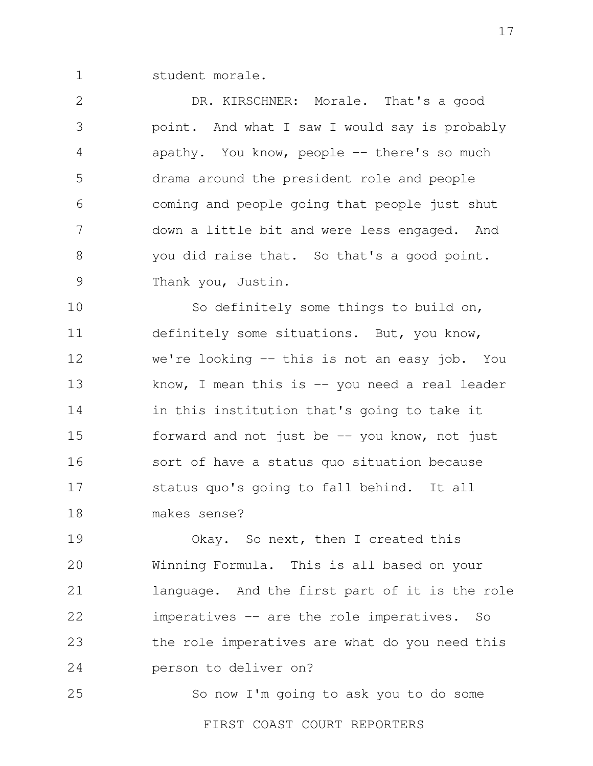student morale.

DR. KIRSCHNER: Morale. That's a good point. And what I saw I would say is probably apathy. You know, people -- there's so much drama around the president role and people coming and people going that people just shut down a little bit and were less engaged. And you did raise that. So that's a good point. Thank you, Justin.

So definitely some things to build on, definitely some situations. But, you know, we're looking -- this is not an easy job. You know, I mean this is -- you need a real leader in this institution that's going to take it forward and not just be -- you know, not just sort of have a status quo situation because status quo's going to fall behind. It all makes sense?

Okay. So next, then I created this Winning Formula. This is all based on your language. And the first part of it is the role imperatives -- are the role imperatives. So the role imperatives are what do you need this person to deliver on?

So now I'm going to ask you to do some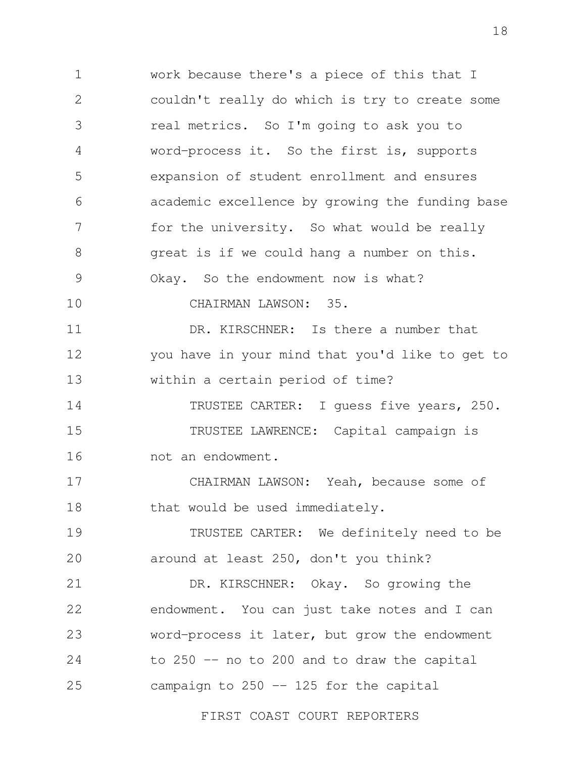work because there's a piece of this that I couldn't really do which is try to create some real metrics. So I'm going to ask you to word-process it. So the first is, supports expansion of student enrollment and ensures academic excellence by growing the funding base for the university. So what would be really great is if we could hang a number on this. Okay. So the endowment now is what?

CHAIRMAN LAWSON: 35.

DR. KIRSCHNER: Is there a number that you have in your mind that you'd like to get to within a certain period of time?

TRUSTEE CARTER: I guess five years, 250.

TRUSTEE LAWRENCE: Capital campaign is not an endowment.

CHAIRMAN LAWSON: Yeah, because some of that would be used immediately.

TRUSTEE CARTER: We definitely need to be around at least 250, don't you think?

DR. KIRSCHNER: Okay. So growing the endowment. You can just take notes and I can word-process it later, but grow the endowment to 250 -- no to 200 and to draw the capital campaign to 250 -- 125 for the capital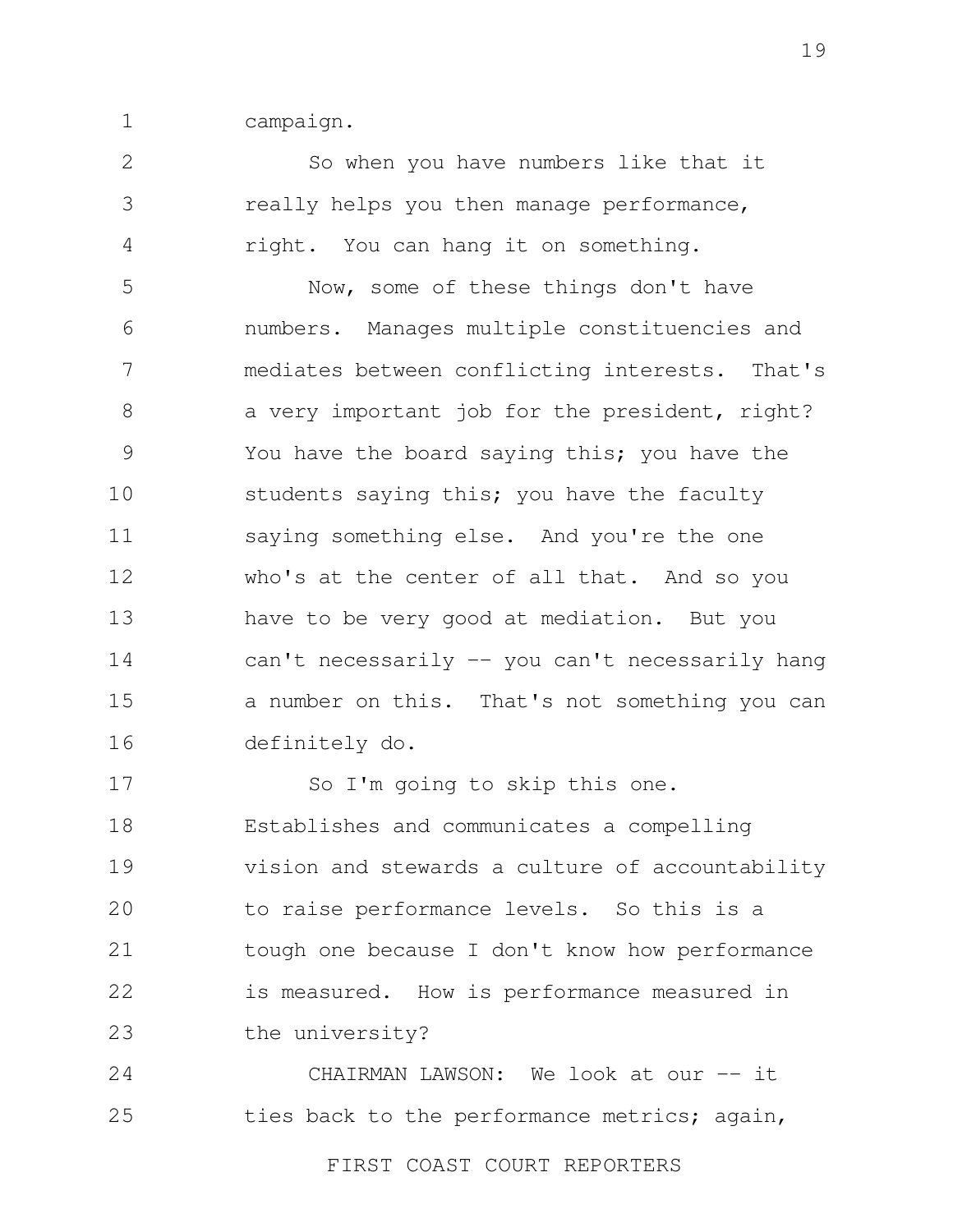campaign.

So when you have numbers like that it really helps you then manage performance, right. You can hang it on something.

Now, some of these things don't have numbers. Manages multiple constituencies and mediates between conflicting interests. That's a very important job for the president, right? You have the board saying this; you have the students saying this; you have the faculty saying something else. And you're the one who's at the center of all that. And so you have to be very good at mediation. But you can't necessarily -- you can't necessarily hang a number on this. That's not something you can definitely do.

So I'm going to skip this one. Establishes and communicates a compelling vision and stewards a culture of accountability to raise performance levels. So this is a tough one because I don't know how performance is measured. How is performance measured in the university?

CHAIRMAN LAWSON: We look at our -- it ties back to the performance metrics; again,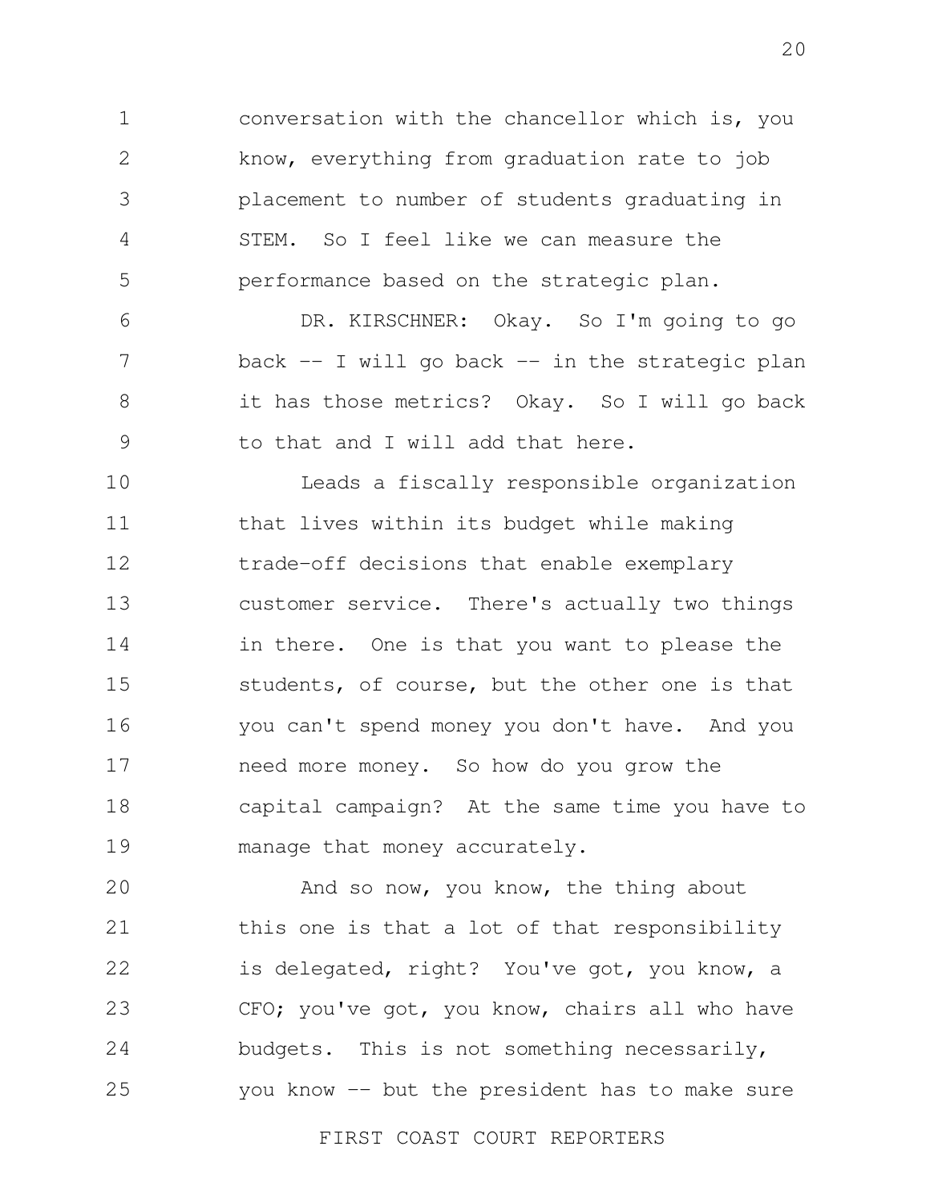conversation with the chancellor which is, you know, everything from graduation rate to job placement to number of students graduating in STEM. So I feel like we can measure the performance based on the strategic plan.

DR. KIRSCHNER: Okay. So I'm going to go back -- I will go back -- in the strategic plan it has those metrics? Okay. So I will go back to that and I will add that here.

Leads a fiscally responsible organization that lives within its budget while making trade-off decisions that enable exemplary customer service. There's actually two things in there. One is that you want to please the students, of course, but the other one is that you can't spend money you don't have. And you need more money. So how do you grow the capital campaign? At the same time you have to manage that money accurately.

And so now, you know, the thing about this one is that a lot of that responsibility is delegated, right? You've got, you know, a CFO; you've got, you know, chairs all who have budgets. This is not something necessarily, you know -- but the president has to make sure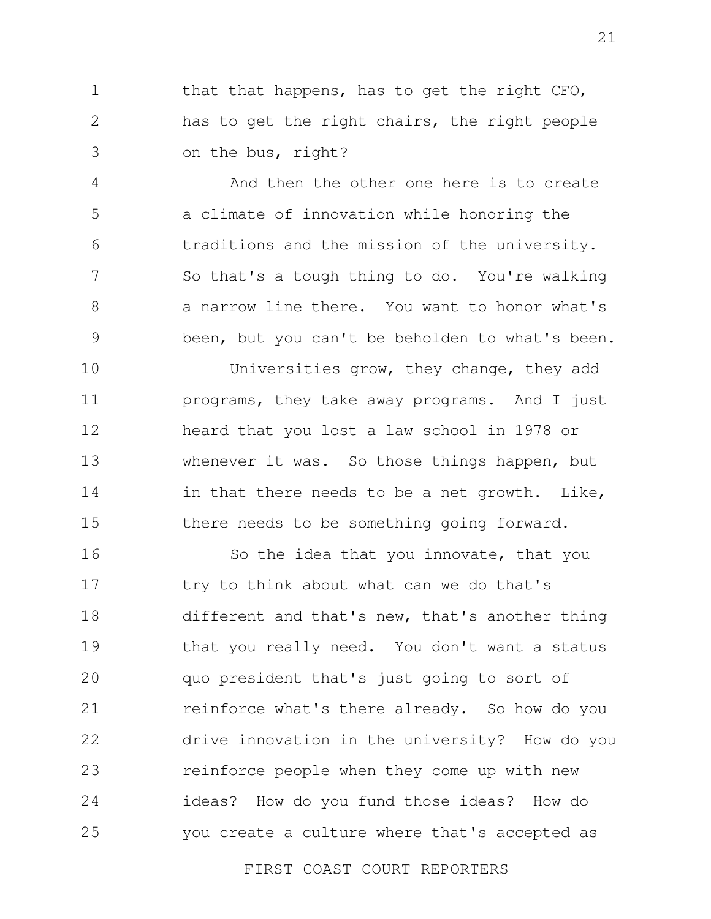that that happens, has to get the right CFO, has to get the right chairs, the right people on the bus, right?

And then the other one here is to create a climate of innovation while honoring the traditions and the mission of the university. So that's a tough thing to do. You're walking a narrow line there. You want to honor what's been, but you can't be beholden to what's been.

Universities grow, they change, they add programs, they take away programs. And I just heard that you lost a law school in 1978 or whenever it was. So those things happen, but in that there needs to be a net growth. Like, there needs to be something going forward.

So the idea that you innovate, that you try to think about what can we do that's different and that's new, that's another thing that you really need. You don't want a status quo president that's just going to sort of reinforce what's there already. So how do you drive innovation in the university? How do you reinforce people when they come up with new ideas? How do you fund those ideas? How do you create a culture where that's accepted as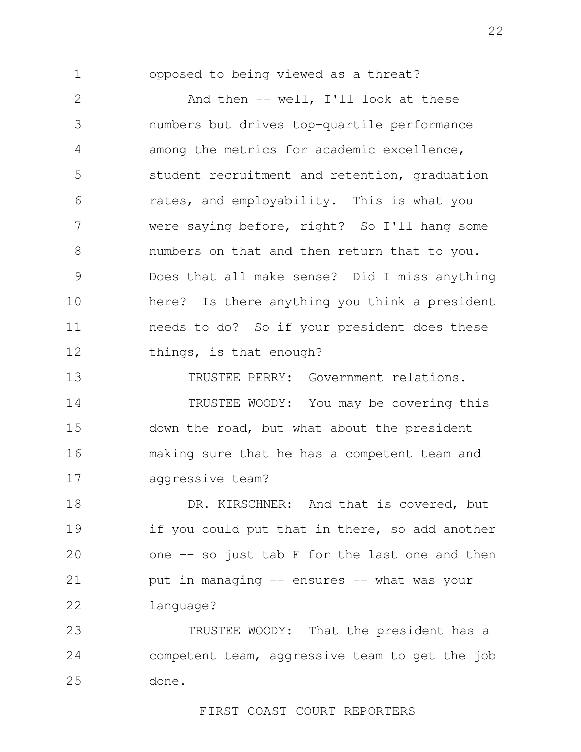opposed to being viewed as a threat?

And then -- well, I'll look at these numbers but drives top-quartile performance among the metrics for academic excellence, student recruitment and retention, graduation rates, and employability. This is what you were saying before, right? So I'll hang some numbers on that and then return that to you. Does that all make sense? Did I miss anything here? Is there anything you think a president needs to do? So if your president does these things, is that enough?

TRUSTEE PERRY: Government relations.

TRUSTEE WOODY: You may be covering this down the road, but what about the president making sure that he has a competent team and aggressive team?

DR. KIRSCHNER: And that is covered, but if you could put that in there, so add another one -- so just tab F for the last one and then put in managing -- ensures -- what was your language?

TRUSTEE WOODY: That the president has a competent team, aggressive team to get the job done.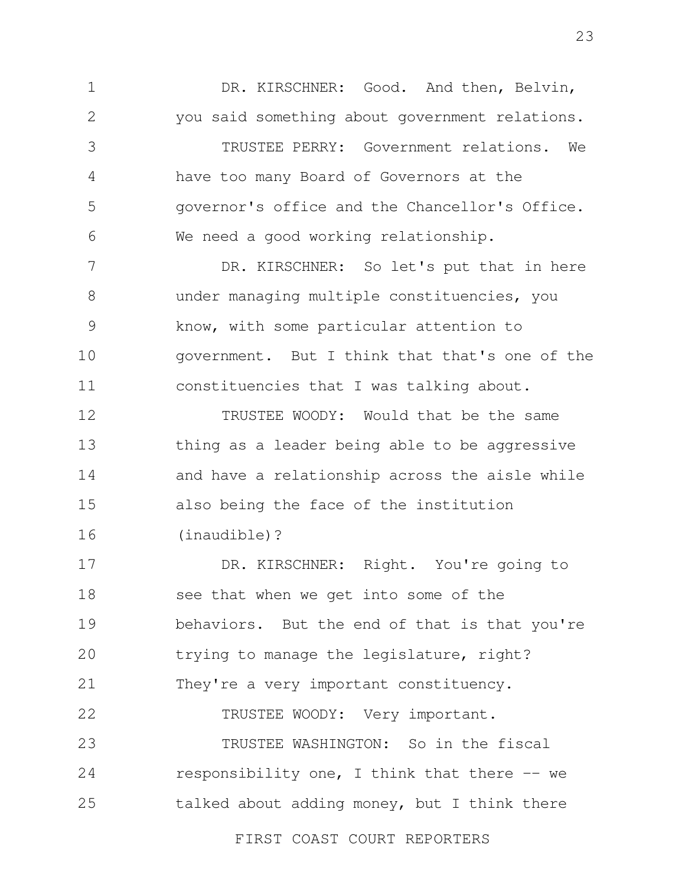DR. KIRSCHNER: Good. And then, Belvin, you said something about government relations.

TRUSTEE PERRY: Government relations. We have too many Board of Governors at the governor's office and the Chancellor's Office. We need a good working relationship.

DR. KIRSCHNER: So let's put that in here under managing multiple constituencies, you know, with some particular attention to government. But I think that that's one of the constituencies that I was talking about.

TRUSTEE WOODY: Would that be the same thing as a leader being able to be aggressive and have a relationship across the aisle while also being the face of the institution (inaudible)?

DR. KIRSCHNER: Right. You're going to see that when we get into some of the behaviors. But the end of that is that you're trying to manage the legislature, right? They're a very important constituency.

TRUSTEE WOODY: Very important.

TRUSTEE WASHINGTON: So in the fiscal responsibility one, I think that there -- we talked about adding money, but I think there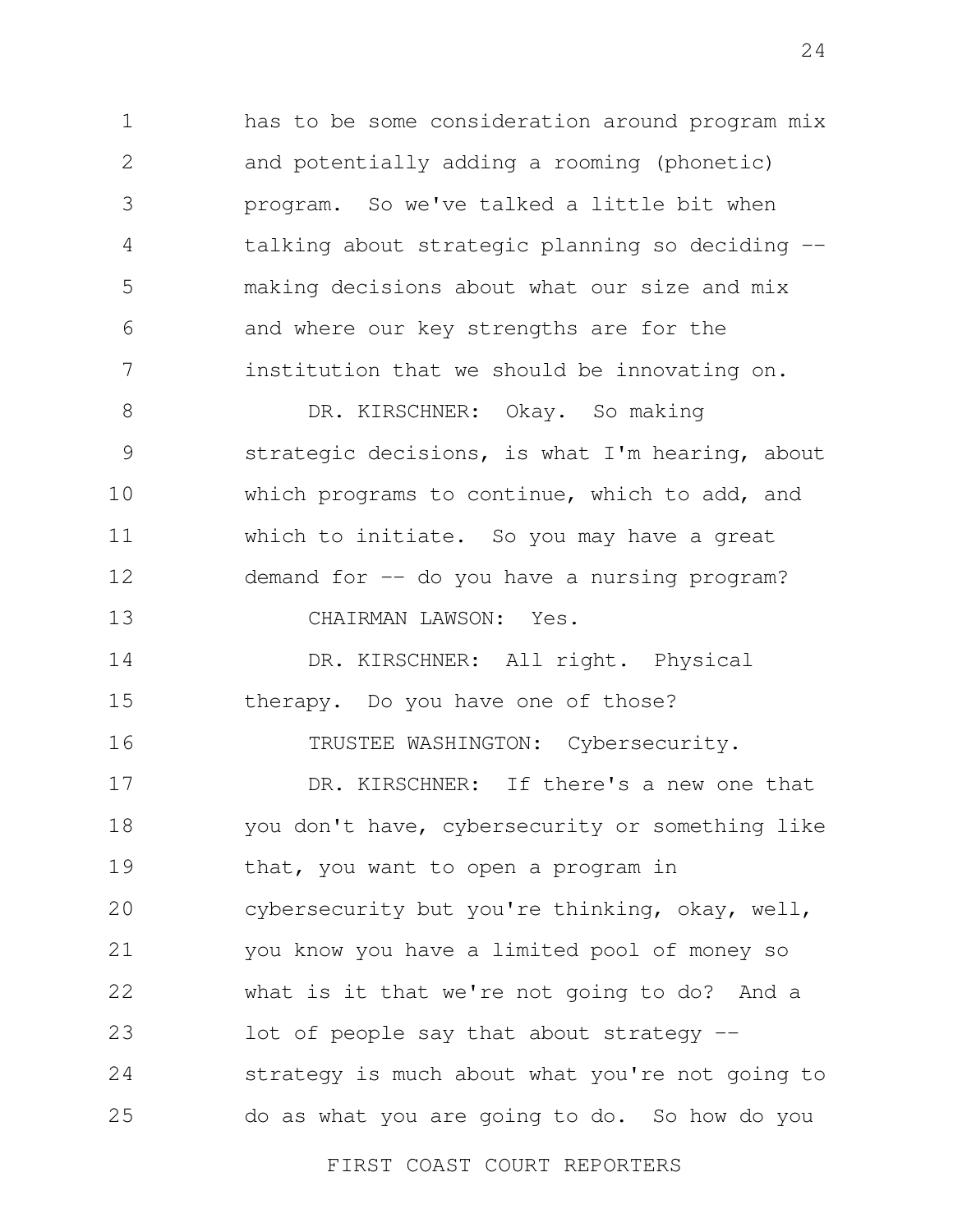has to be some consideration around program mix and potentially adding a rooming (phonetic) program. So we've talked a little bit when talking about strategic planning so deciding -- making decisions about what our size and mix and where our key strengths are for the institution that we should be innovating on.

DR. KIRSCHNER: Okay. So making strategic decisions, is what I'm hearing, about which programs to continue, which to add, and which to initiate. So you may have a great demand for -- do you have a nursing program?

CHAIRMAN LAWSON: Yes.

DR. KIRSCHNER: All right. Physical therapy. Do you have one of those?

TRUSTEE WASHINGTON: Cybersecurity.

DR. KIRSCHNER: If there's a new one that you don't have, cybersecurity or something like that, you want to open a program in cybersecurity but you're thinking, okay, well, you know you have a limited pool of money so what is it that we're not going to do? And a lot of people say that about strategy -- strategy is much about what you're not going to do as what you are going to do. So how do you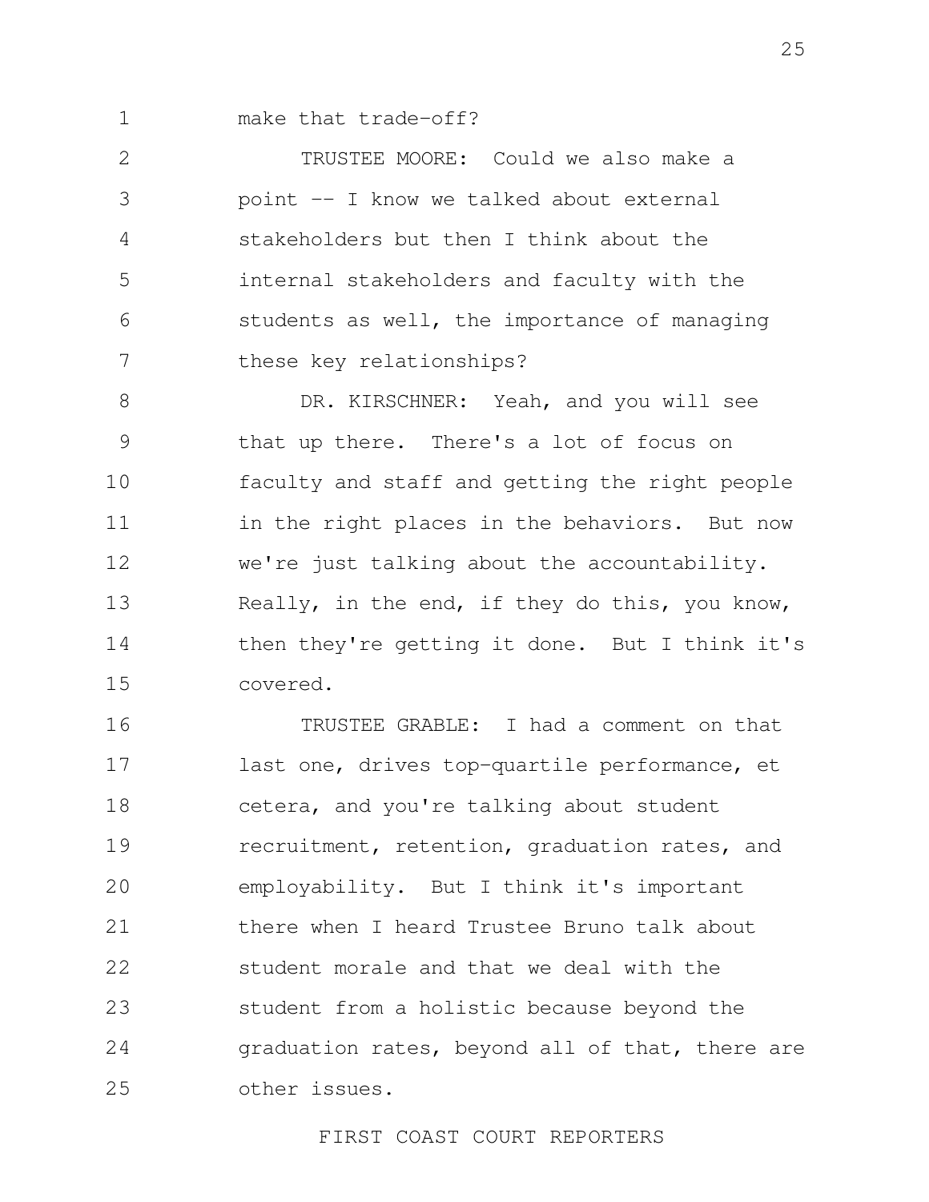make that trade-off?

TRUSTEE MOORE: Could we also make a point -- I know we talked about external stakeholders but then I think about the internal stakeholders and faculty with the students as well, the importance of managing these key relationships?

DR. KIRSCHNER: Yeah, and you will see that up there. There's a lot of focus on faculty and staff and getting the right people in the right places in the behaviors. But now we're just talking about the accountability. Really, in the end, if they do this, you know, then they're getting it done. But I think it's covered.

TRUSTEE GRABLE: I had a comment on that last one, drives top-quartile performance, et cetera, and you're talking about student recruitment, retention, graduation rates, and employability. But I think it's important there when I heard Trustee Bruno talk about student morale and that we deal with the student from a holistic because beyond the graduation rates, beyond all of that, there are other issues.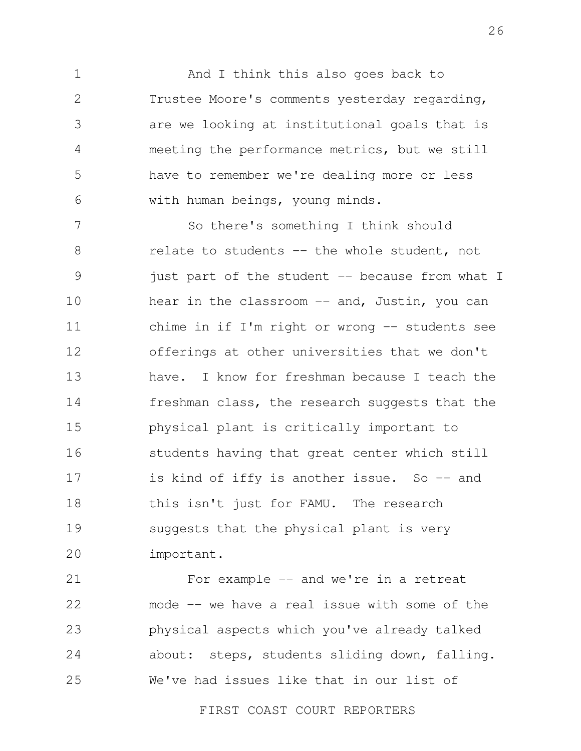And I think this also goes back to Trustee Moore's comments yesterday regarding, are we looking at institutional goals that is meeting the performance metrics, but we still have to remember we're dealing more or less with human beings, young minds.

So there's something I think should relate to students -- the whole student, not just part of the student -- because from what I hear in the classroom -- and, Justin, you can chime in if I'm right or wrong -- students see offerings at other universities that we don't have. I know for freshman because I teach the freshman class, the research suggests that the physical plant is critically important to students having that great center which still is kind of iffy is another issue. So -- and this isn't just for FAMU. The research suggests that the physical plant is very important.

For example -- and we're in a retreat mode -- we have a real issue with some of the physical aspects which you've already talked about: steps, students sliding down, falling. We've had issues like that in our list of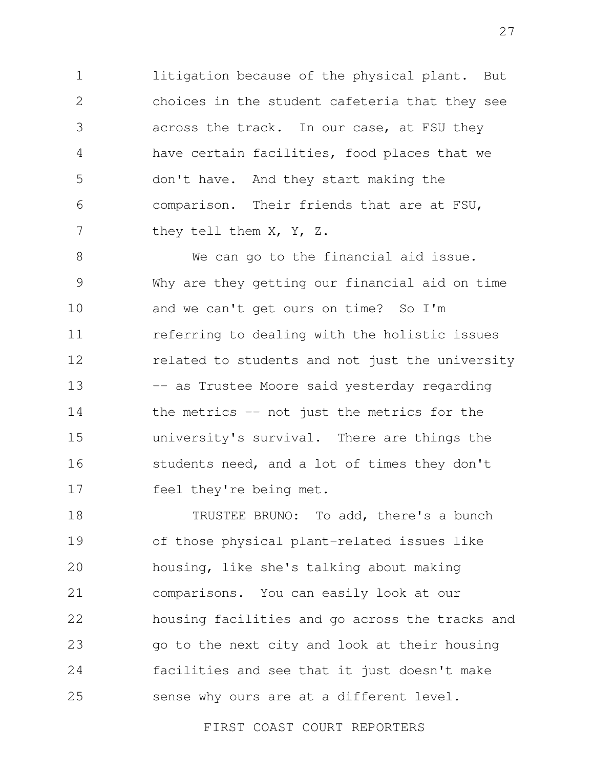litigation because of the physical plant. But choices in the student cafeteria that they see across the track. In our case, at FSU they have certain facilities, food places that we don't have. And they start making the comparison. Their friends that are at FSU, they tell them X, Y, Z.

We can go to the financial aid issue. Why are they getting our financial aid on time and we can't get ours on time? So I'm referring to dealing with the holistic issues related to students and not just the university -- as Trustee Moore said yesterday regarding the metrics -- not just the metrics for the university's survival. There are things the students need, and a lot of times they don't feel they're being met.

TRUSTEE BRUNO: To add, there's a bunch of those physical plant-related issues like housing, like she's talking about making comparisons. You can easily look at our housing facilities and go across the tracks and go to the next city and look at their housing facilities and see that it just doesn't make sense why ours are at a different level.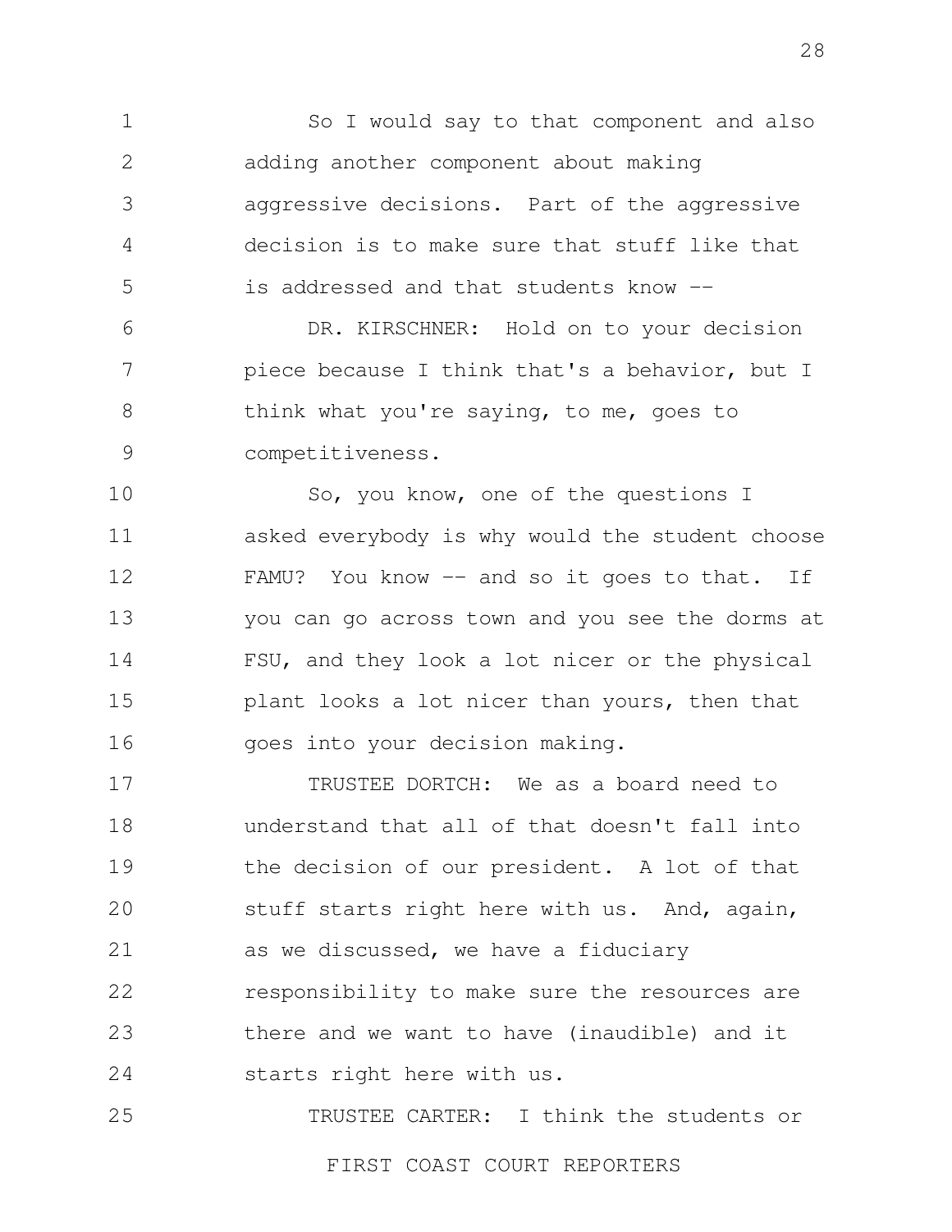So I would say to that component and also adding another component about making aggressive decisions. Part of the aggressive decision is to make sure that stuff like that is addressed and that students know --

DR. KIRSCHNER: Hold on to your decision piece because I think that's a behavior, but I think what you're saying, to me, goes to competitiveness.

So, you know, one of the questions I asked everybody is why would the student choose FAMU? You know -- and so it goes to that. If you can go across town and you see the dorms at FSU, and they look a lot nicer or the physical plant looks a lot nicer than yours, then that goes into your decision making.

TRUSTEE DORTCH: We as a board need to understand that all of that doesn't fall into the decision of our president. A lot of that stuff starts right here with us. And, again, as we discussed, we have a fiduciary responsibility to make sure the resources are there and we want to have (inaudible) and it starts right here with us.

TRUSTEE CARTER: I think the students or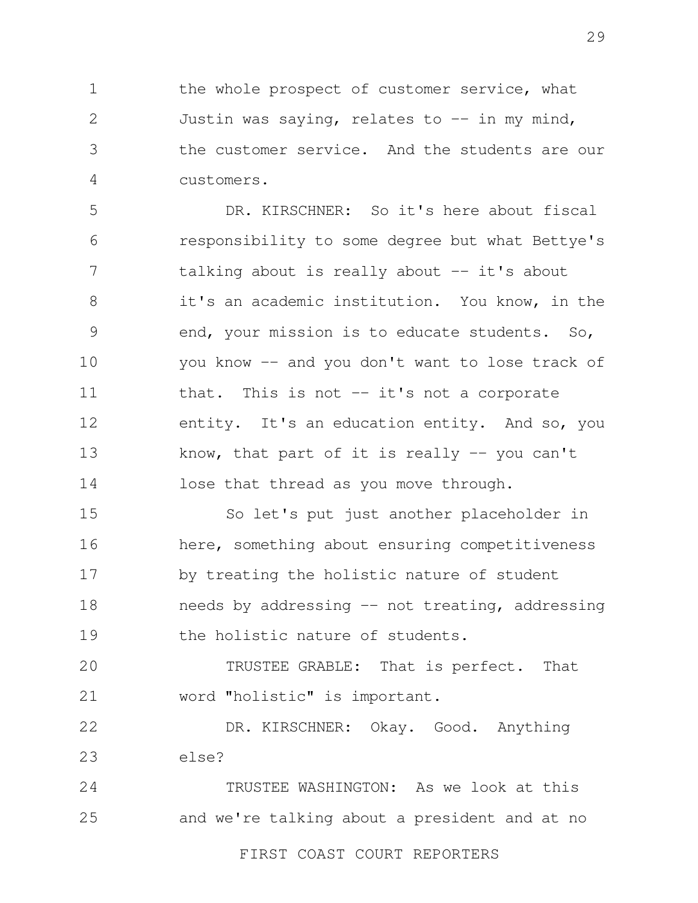the whole prospect of customer service, what Justin was saying, relates to -- in my mind, the customer service. And the students are our customers.

DR. KIRSCHNER: So it's here about fiscal responsibility to some degree but what Bettye's talking about is really about -- it's about it's an academic institution. You know, in the end, your mission is to educate students. So, you know -- and you don't want to lose track of that. This is not -- it's not a corporate entity. It's an education entity. And so, you know, that part of it is really -- you can't lose that thread as you move through.

So let's put just another placeholder in here, something about ensuring competitiveness by treating the holistic nature of student needs by addressing -- not treating, addressing the holistic nature of students.

TRUSTEE GRABLE: That is perfect. That word "holistic" is important.

DR. KIRSCHNER: Okay. Good. Anything else?

TRUSTEE WASHINGTON: As we look at this and we're talking about a president and at no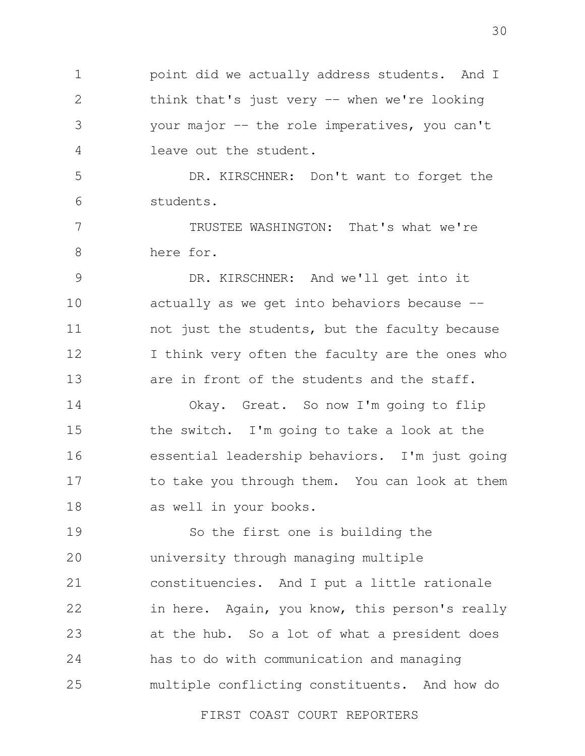point did we actually address students. And I think that's just very -- when we're looking your major -- the role imperatives, you can't leave out the student.

DR. KIRSCHNER: Don't want to forget the students.

TRUSTEE WASHINGTON: That's what we're here for.

DR. KIRSCHNER: And we'll get into it actually as we get into behaviors because -- not just the students, but the faculty because I think very often the faculty are the ones who are in front of the students and the staff.

Okay. Great. So now I'm going to flip the switch. I'm going to take a look at the essential leadership behaviors. I'm just going to take you through them. You can look at them as well in your books.

So the first one is building the university through managing multiple constituencies. And I put a little rationale in here. Again, you know, this person's really at the hub. So a lot of what a president does has to do with communication and managing multiple conflicting constituents. And how do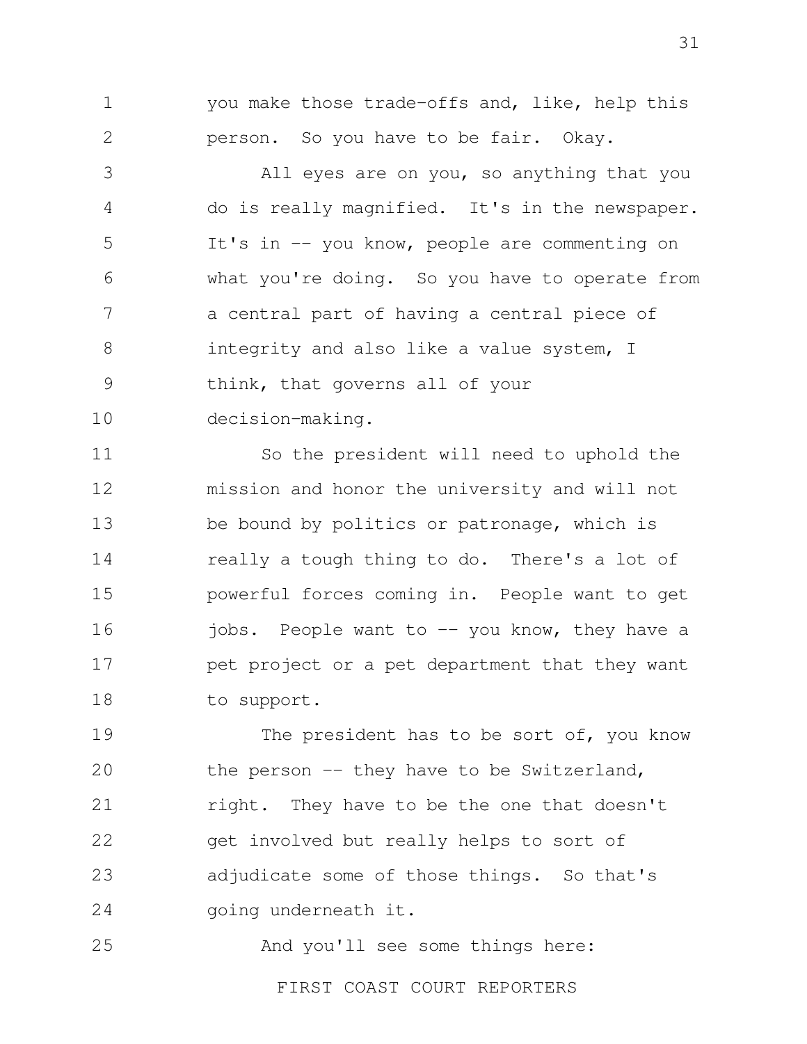you make those trade-offs and, like, help this person. So you have to be fair. Okay.

All eyes are on you, so anything that you do is really magnified. It's in the newspaper. It's in -- you know, people are commenting on what you're doing. So you have to operate from a central part of having a central piece of integrity and also like a value system, I think, that governs all of your decision-making.

So the president will need to uphold the mission and honor the university and will not be bound by politics or patronage, which is really a tough thing to do. There's a lot of powerful forces coming in. People want to get jobs. People want to -- you know, they have a pet project or a pet department that they want to support.

The president has to be sort of, you know the person -- they have to be Switzerland, right. They have to be the one that doesn't get involved but really helps to sort of adjudicate some of those things. So that's going underneath it.

And you'll see some things here: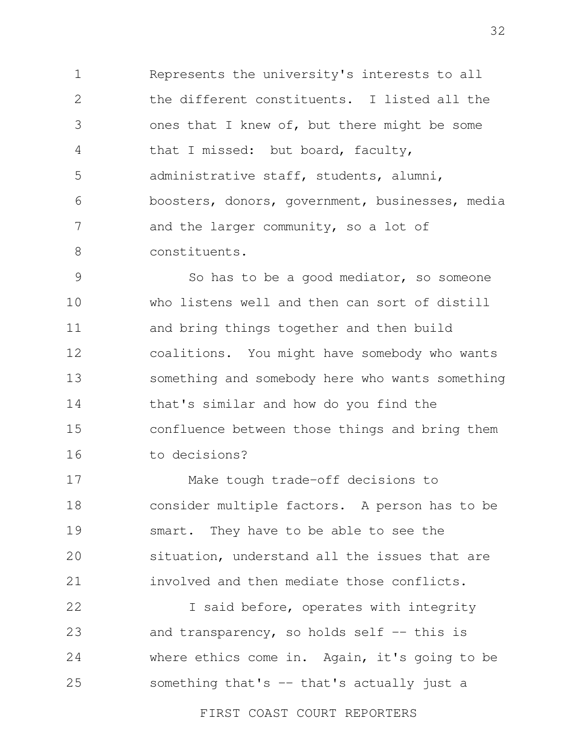Represents the university's interests to all the different constituents. I listed all the ones that I knew of, but there might be some that I missed: but board, faculty, administrative staff, students, alumni, boosters, donors, government, businesses, media and the larger community, so a lot of constituents.

So has to be a good mediator, so someone who listens well and then can sort of distill and bring things together and then build coalitions. You might have somebody who wants something and somebody here who wants something that's similar and how do you find the confluence between those things and bring them to decisions?

Make tough trade-off decisions to consider multiple factors. A person has to be smart. They have to be able to see the situation, understand all the issues that are involved and then mediate those conflicts.

I said before, operates with integrity and transparency, so holds self -- this is where ethics come in. Again, it's going to be something that's -- that's actually just a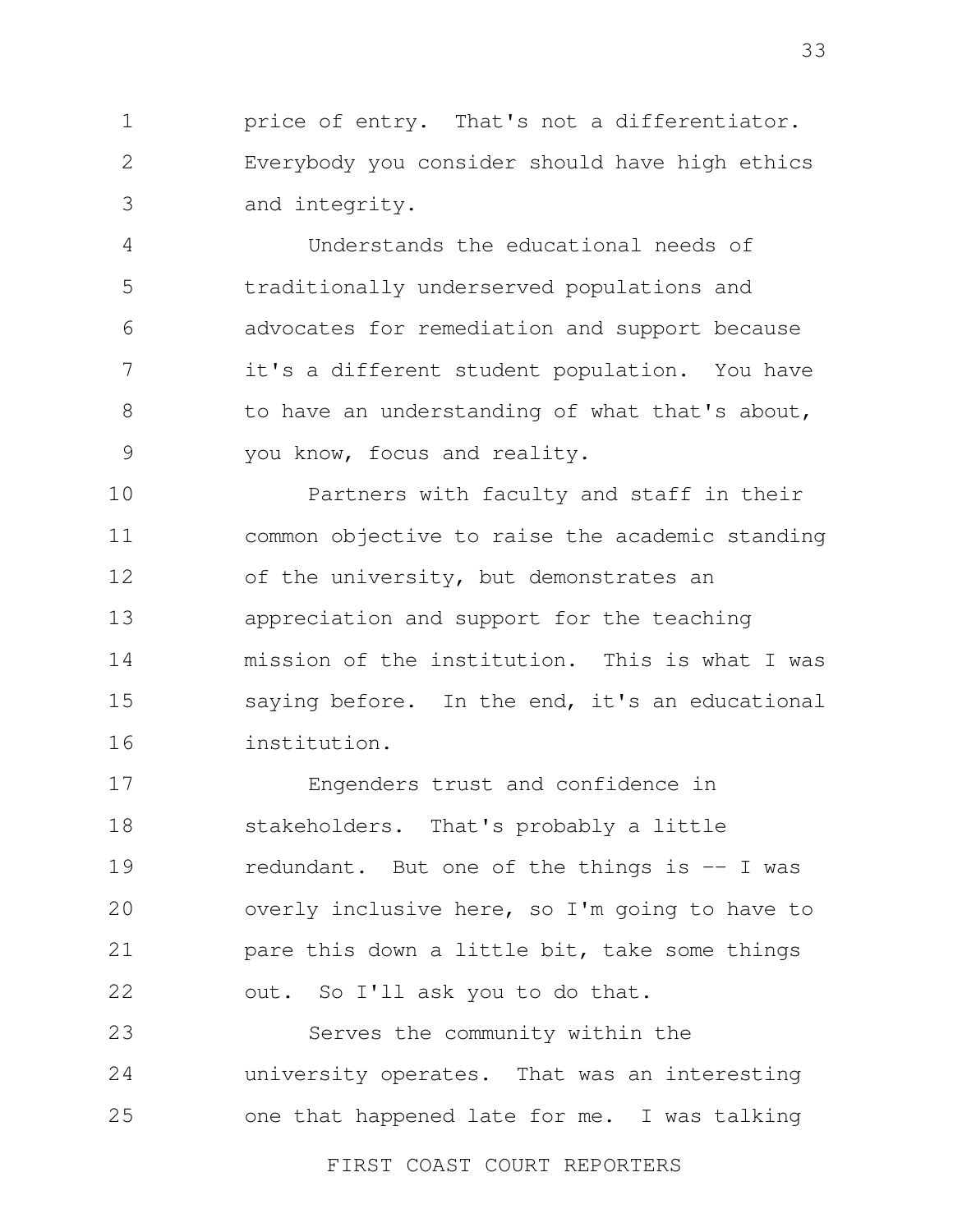price of entry. That's not a differentiator. Everybody you consider should have high ethics and integrity.

Understands the educational needs of traditionally underserved populations and advocates for remediation and support because it's a different student population. You have to have an understanding of what that's about, you know, focus and reality.

Partners with faculty and staff in their common objective to raise the academic standing of the university, but demonstrates an appreciation and support for the teaching mission of the institution. This is what I was saying before. In the end, it's an educational institution.

Engenders trust and confidence in stakeholders. That's probably a little redundant. But one of the things is -- I was overly inclusive here, so I'm going to have to pare this down a little bit, take some things out. So I'll ask you to do that.

Serves the community within the university operates. That was an interesting one that happened late for me. I was talking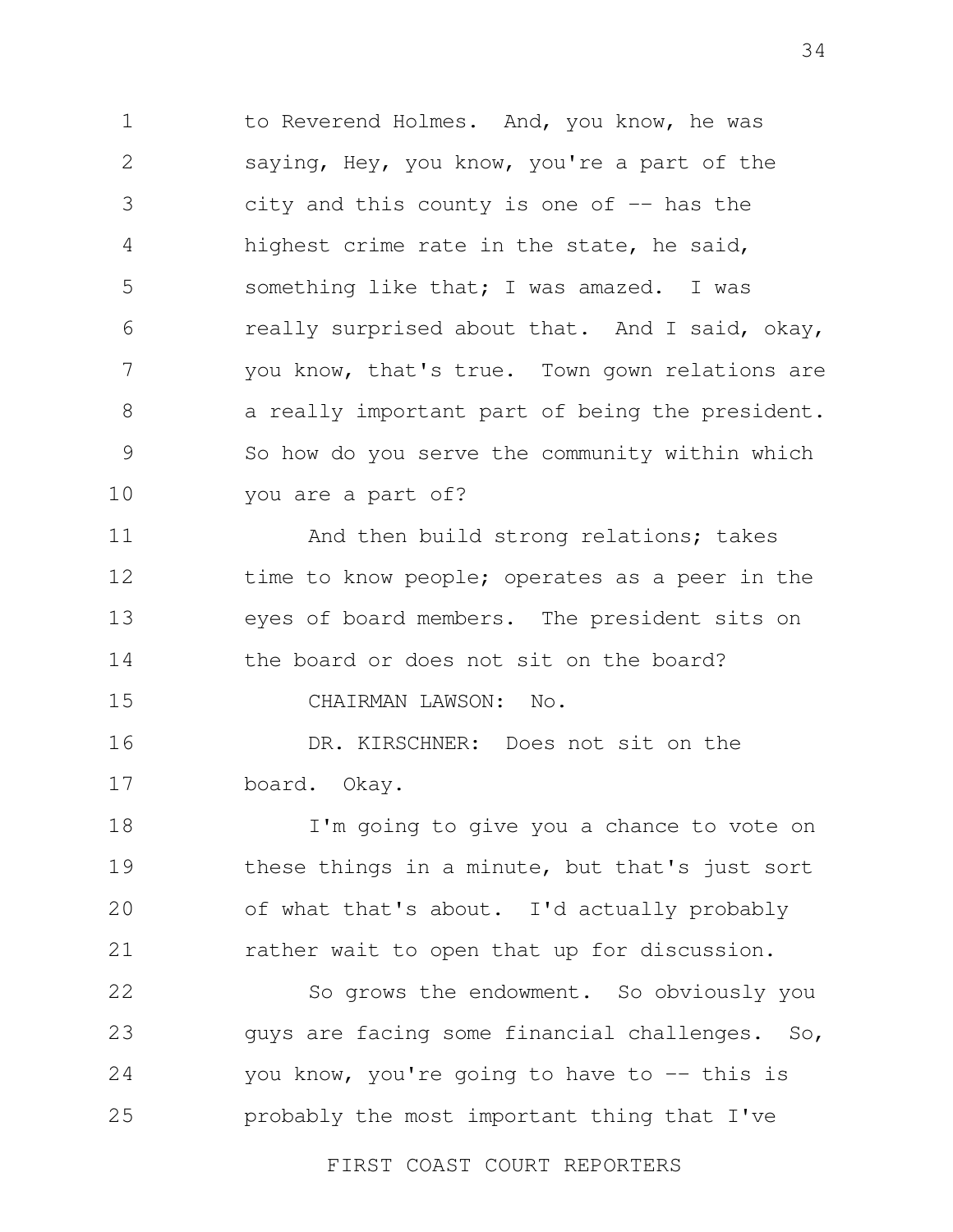to Reverend Holmes. And, you know, he was saying, Hey, you know, you're a part of the city and this county is one of -- has the highest crime rate in the state, he said, something like that; I was amazed. I was really surprised about that. And I said, okay, you know, that's true. Town gown relations are a really important part of being the president. So how do you serve the community within which you are a part of?

And then build strong relations; takes time to know people; operates as a peer in the eyes of board members. The president sits on the board or does not sit on the board?

CHAIRMAN LAWSON: No.

DR. KIRSCHNER: Does not sit on the board. Okay.

I'm going to give you a chance to vote on these things in a minute, but that's just sort of what that's about. I'd actually probably rather wait to open that up for discussion.

So grows the endowment. So obviously you guys are facing some financial challenges. So, you know, you're going to have to -- this is probably the most important thing that I've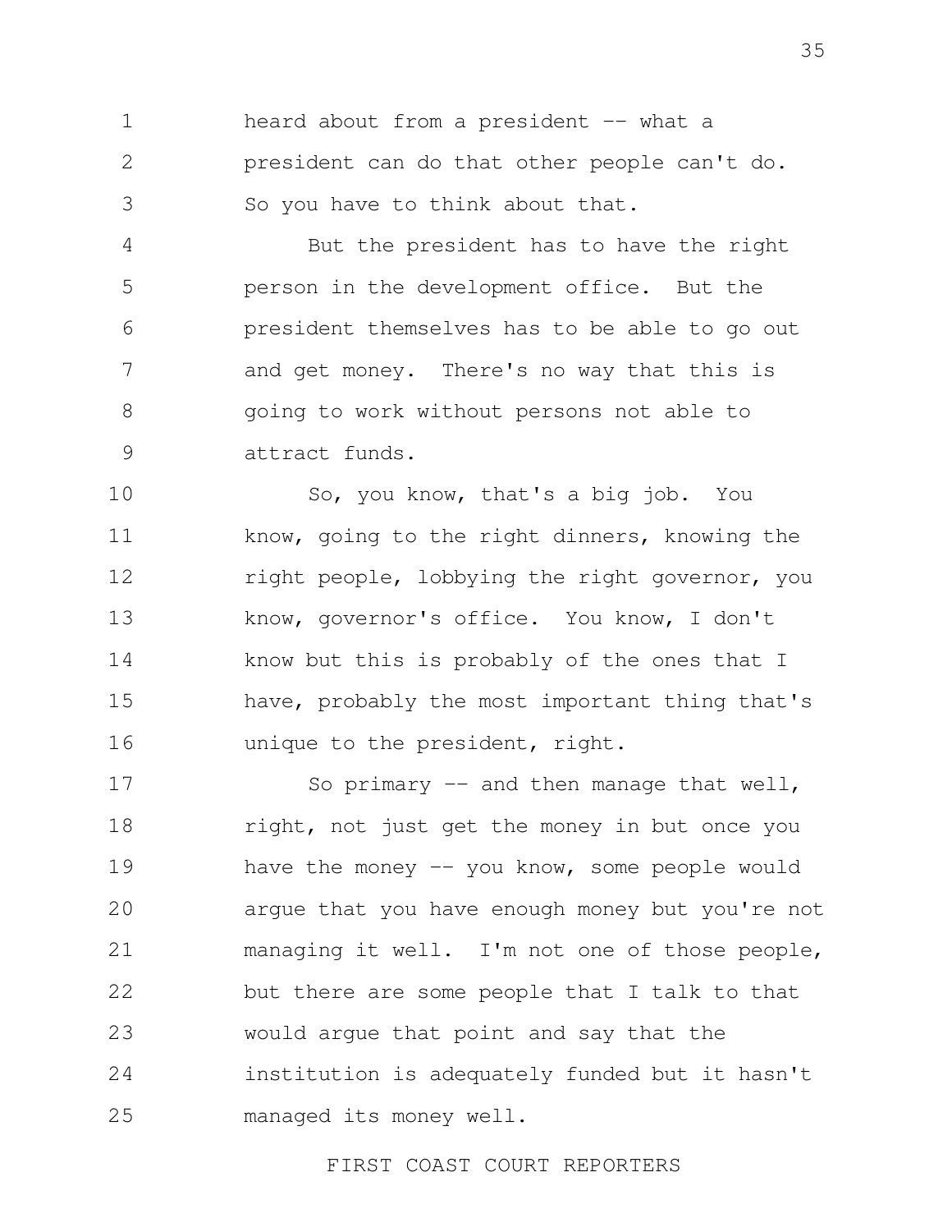heard about from a president -- what a president can do that other people can't do. So you have to think about that.

But the president has to have the right person in the development office. But the president themselves has to be able to go out and get money. There's no way that this is going to work without persons not able to attract funds.

So, you know, that's a big job. You know, going to the right dinners, knowing the right people, lobbying the right governor, you know, governor's office. You know, I don't know but this is probably of the ones that I have, probably the most important thing that's unique to the president, right.

So primary -- and then manage that well, right, not just get the money in but once you have the money -- you know, some people would argue that you have enough money but you're not managing it well. I'm not one of those people, but there are some people that I talk to that would argue that point and say that the institution is adequately funded but it hasn't managed its money well.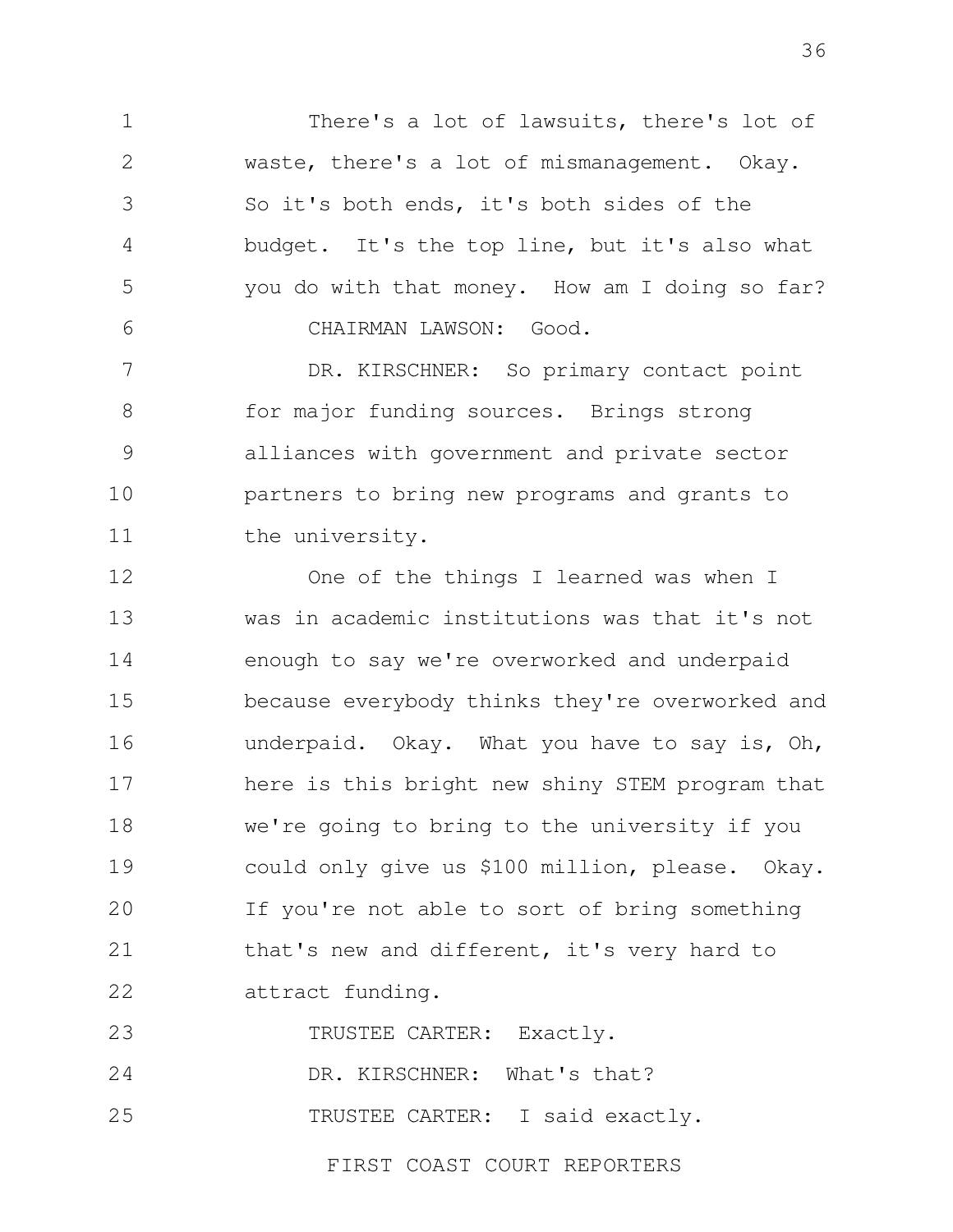There's a lot of lawsuits, there's lot of waste, there's a lot of mismanagement. Okay. So it's both ends, it's both sides of the budget. It's the top line, but it's also what you do with that money. How am I doing so far?

CHAIRMAN LAWSON: Good.

DR. KIRSCHNER: So primary contact point for major funding sources. Brings strong alliances with government and private sector partners to bring new programs and grants to the university.

One of the things I learned was when I was in academic institutions was that it's not enough to say we're overworked and underpaid because everybody thinks they're overworked and underpaid. Okay. What you have to say is, Oh, here is this bright new shiny STEM program that we're going to bring to the university if you could only give us $100 million, please. Okay. If you're not able to sort of bring something that's new and different, it's very hard to attract funding.

TRUSTEE CARTER: Exactly.

DR. KIRSCHNER: What's that?

TRUSTEE CARTER: I said exactly.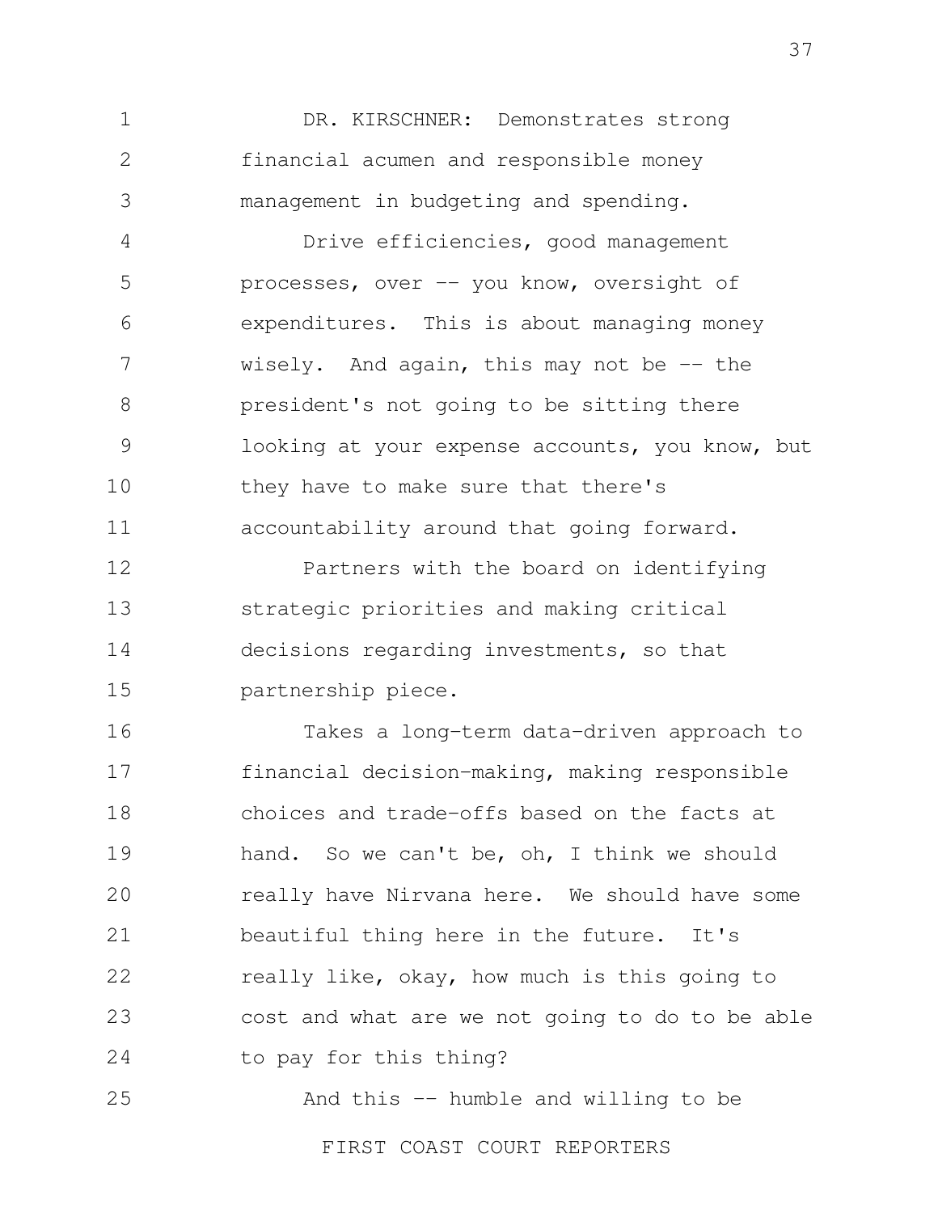DR. KIRSCHNER: Demonstrates strong financial acumen and responsible money management in budgeting and spending.

Drive efficiencies, good management processes, over -- you know, oversight of expenditures. This is about managing money wisely. And again, this may not be -- the president's not going to be sitting there looking at your expense accounts, you know, but they have to make sure that there's accountability around that going forward.

Partners with the board on identifying strategic priorities and making critical decisions regarding investments, so that partnership piece.

Takes a long-term data-driven approach to financial decision-making, making responsible choices and trade-offs based on the facts at hand. So we can't be, oh, I think we should really have Nirvana here. We should have some beautiful thing here in the future. It's really like, okay, how much is this going to cost and what are we not going to do to be able to pay for this thing?

And this -- humble and willing to be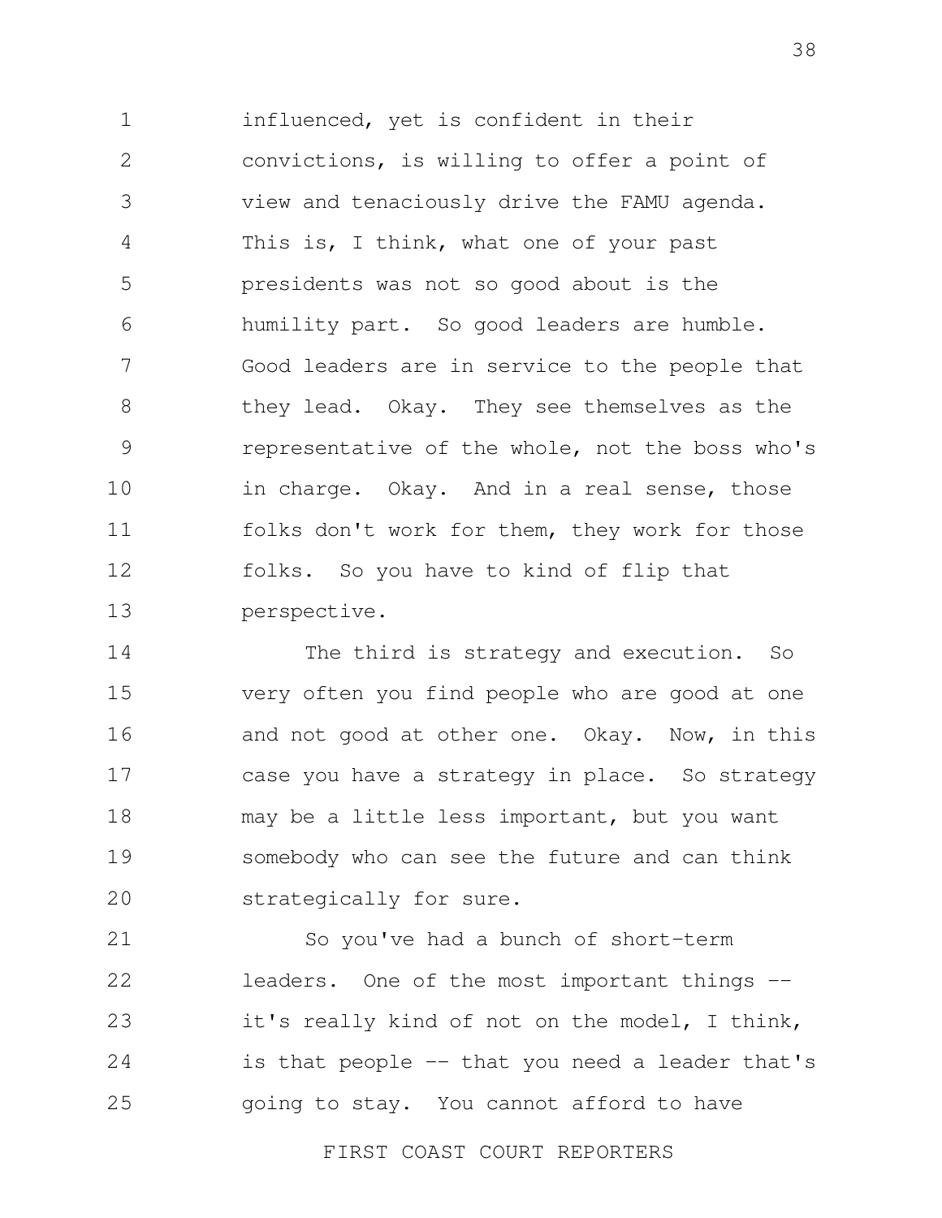influenced, yet is confident in their convictions, is willing to offer a point of view and tenaciously drive the FAMU agenda. This is, I think, what one of your past presidents was not so good about is the humility part. So good leaders are humble. Good leaders are in service to the people that they lead. Okay. They see themselves as the representative of the whole, not the boss who's in charge. Okay. And in a real sense, those folks don't work for them, they work for those folks. So you have to kind of flip that perspective.

The third is strategy and execution. So very often you find people who are good at one and not good at other one. Okay. Now, in this case you have a strategy in place. So strategy may be a little less important, but you want somebody who can see the future and can think strategically for sure.

So you've had a bunch of short-term leaders. One of the most important things -- it's really kind of not on the model, I think, is that people -- that you need a leader that's going to stay. You cannot afford to have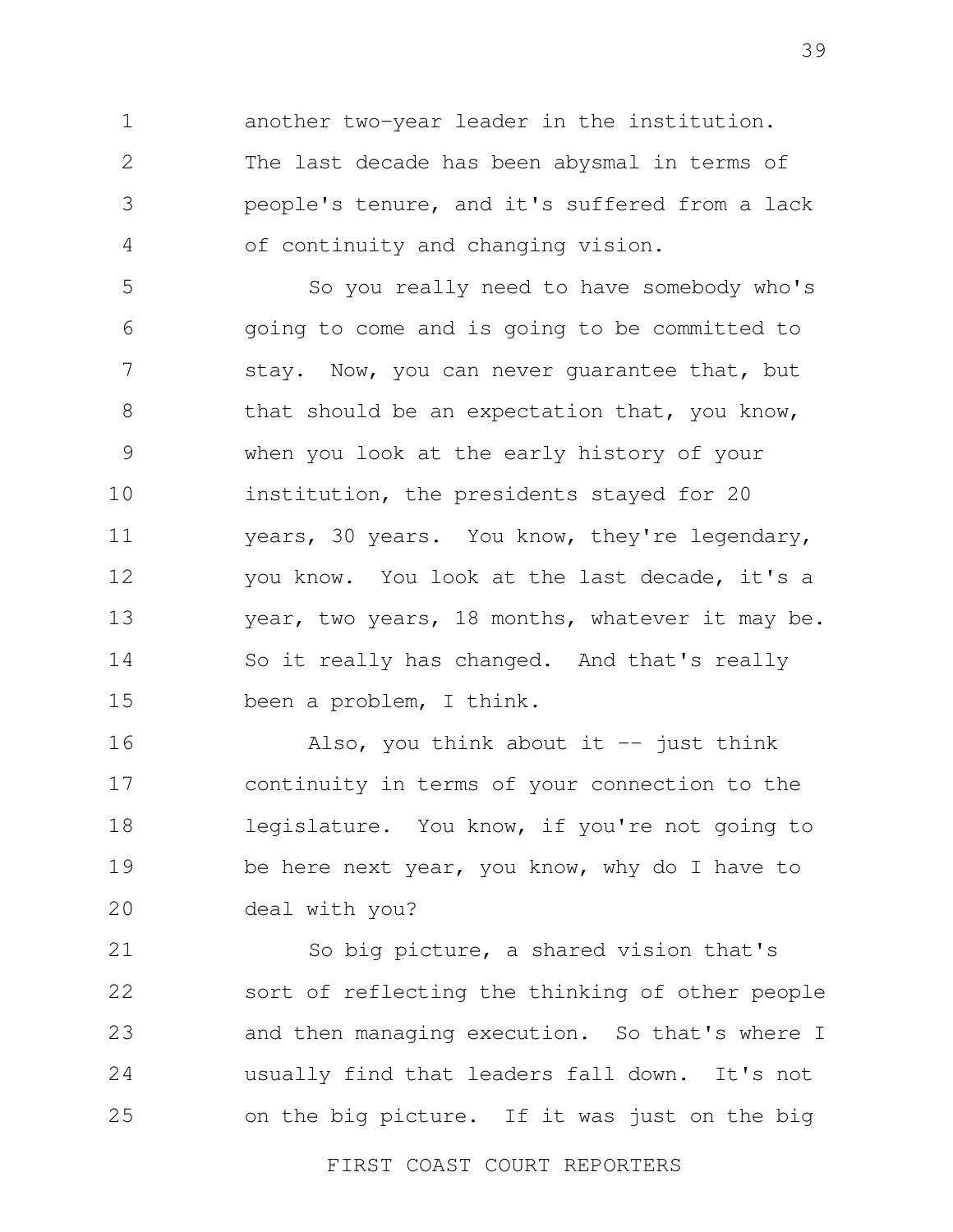another two-year leader in the institution. The last decade has been abysmal in terms of people's tenure, and it's suffered from a lack of continuity and changing vision.

So you really need to have somebody who's going to come and is going to be committed to stay. Now, you can never guarantee that, but that should be an expectation that, you know, when you look at the early history of your institution, the presidents stayed for 20 years, 30 years. You know, they're legendary, you know. You look at the last decade, it's a year, two years, 18 months, whatever it may be. So it really has changed. And that's really been a problem, I think.

Also, you think about it -- just think continuity in terms of your connection to the legislature. You know, if you're not going to be here next year, you know, why do I have to deal with you?

So big picture, a shared vision that's sort of reflecting the thinking of other people and then managing execution. So that's where I usually find that leaders fall down. It's not on the big picture. If it was just on the big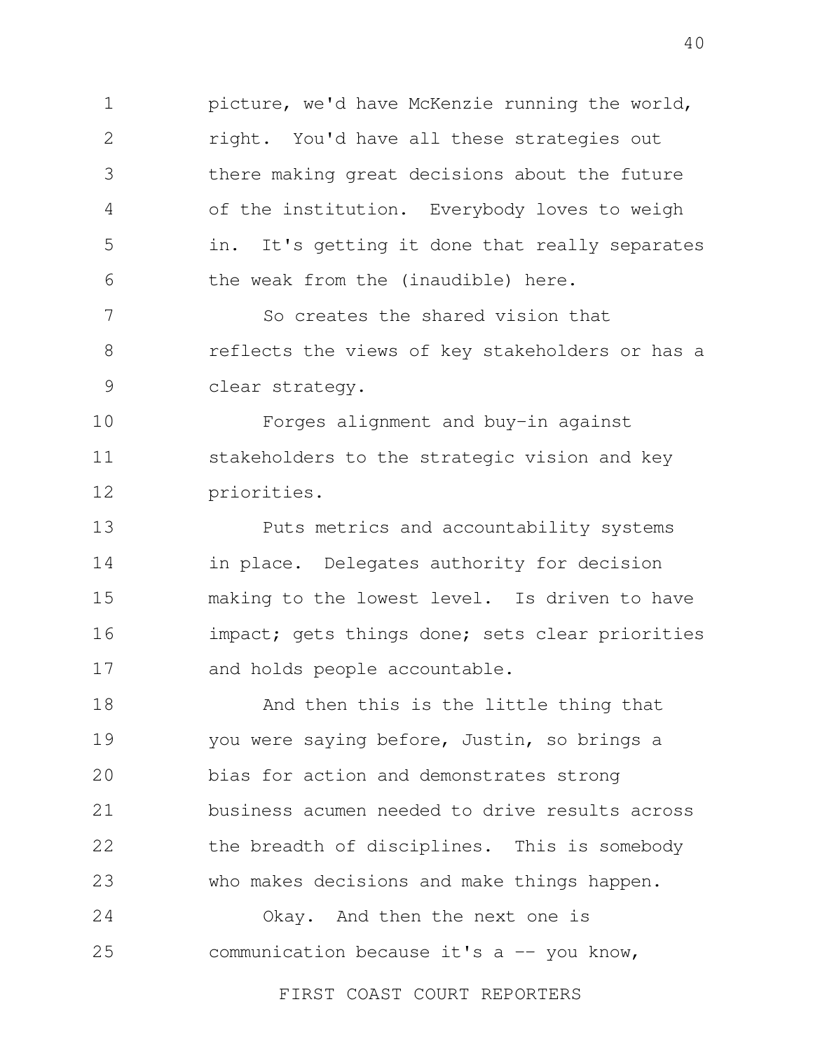picture, we'd have McKenzie running the world, right. You'd have all these strategies out there making great decisions about the future of the institution. Everybody loves to weigh in. It's getting it done that really separates the weak from the (inaudible) here.

So creates the shared vision that reflects the views of key stakeholders or has a clear strategy.

Forges alignment and buy-in against stakeholders to the strategic vision and key priorities.

Puts metrics and accountability systems in place. Delegates authority for decision making to the lowest level. Is driven to have impact; gets things done; sets clear priorities and holds people accountable.

And then this is the little thing that you were saying before, Justin, so brings a bias for action and demonstrates strong business acumen needed to drive results across the breadth of disciplines. This is somebody who makes decisions and make things happen.

Okay. And then the next one is communication because it's a -- you know,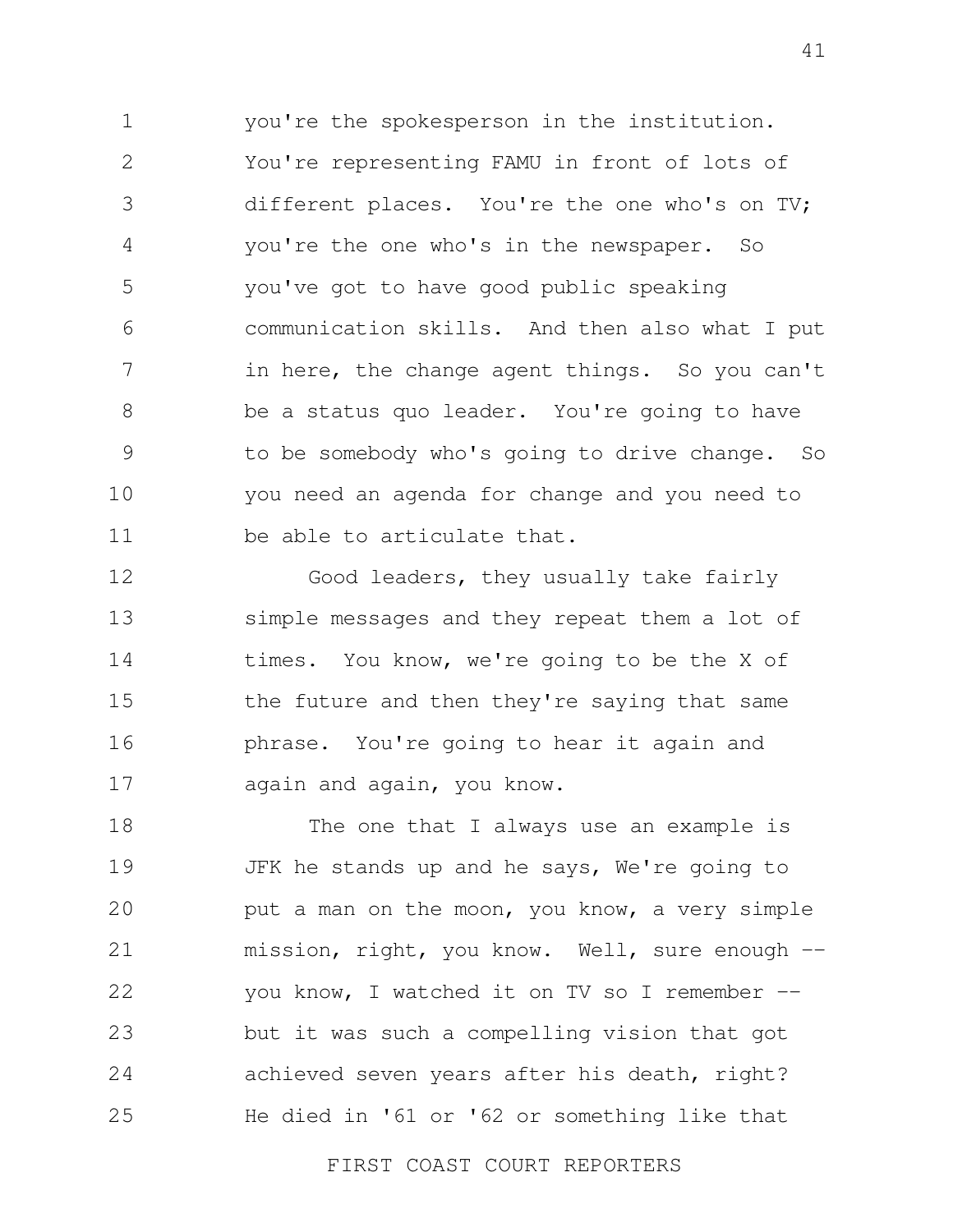you're the spokesperson in the institution. You're representing FAMU in front of lots of different places. You're the one who's on TV; you're the one who's in the newspaper. So you've got to have good public speaking communication skills. And then also what I put in here, the change agent things. So you can't be a status quo leader. You're going to have to be somebody who's going to drive change. So you need an agenda for change and you need to be able to articulate that.

Good leaders, they usually take fairly simple messages and they repeat them a lot of times. You know, we're going to be the X of the future and then they're saying that same phrase. You're going to hear it again and again and again, you know.

The one that I always use an example is JFK he stands up and he says, We're going to put a man on the moon, you know, a very simple mission, right, you know. Well, sure enough -- you know, I watched it on TV so I remember -- but it was such a compelling vision that got achieved seven years after his death, right? He died in '61 or '62 or something like that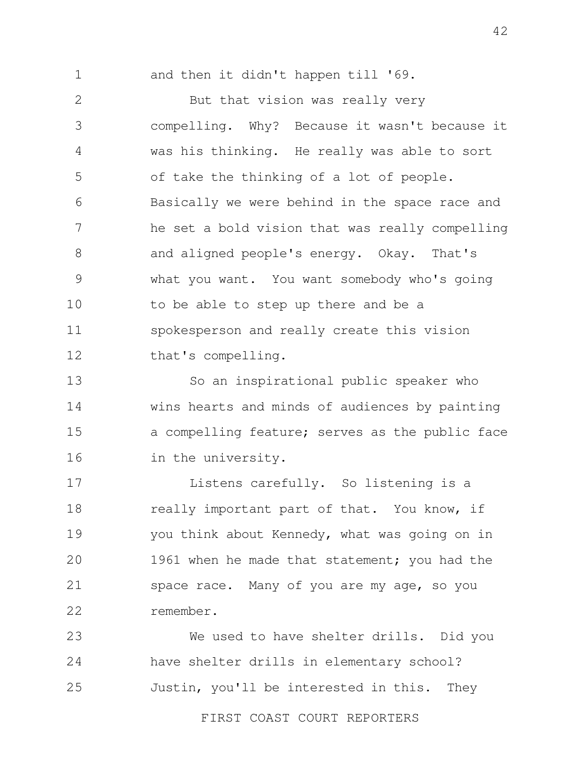and then it didn't happen till '69.

But that vision was really very compelling. Why? Because it wasn't because it was his thinking. He really was able to sort of take the thinking of a lot of people. Basically we were behind in the space race and he set a bold vision that was really compelling and aligned people's energy. Okay. That's what you want. You want somebody who's going to be able to step up there and be a spokesperson and really create this vision that's compelling.

So an inspirational public speaker who wins hearts and minds of audiences by painting a compelling feature; serves as the public face in the university.

Listens carefully. So listening is a really important part of that. You know, if you think about Kennedy, what was going on in 1961 when he made that statement; you had the space race. Many of you are my age, so you remember.

We used to have shelter drills. Did you have shelter drills in elementary school? Justin, you'll be interested in this. They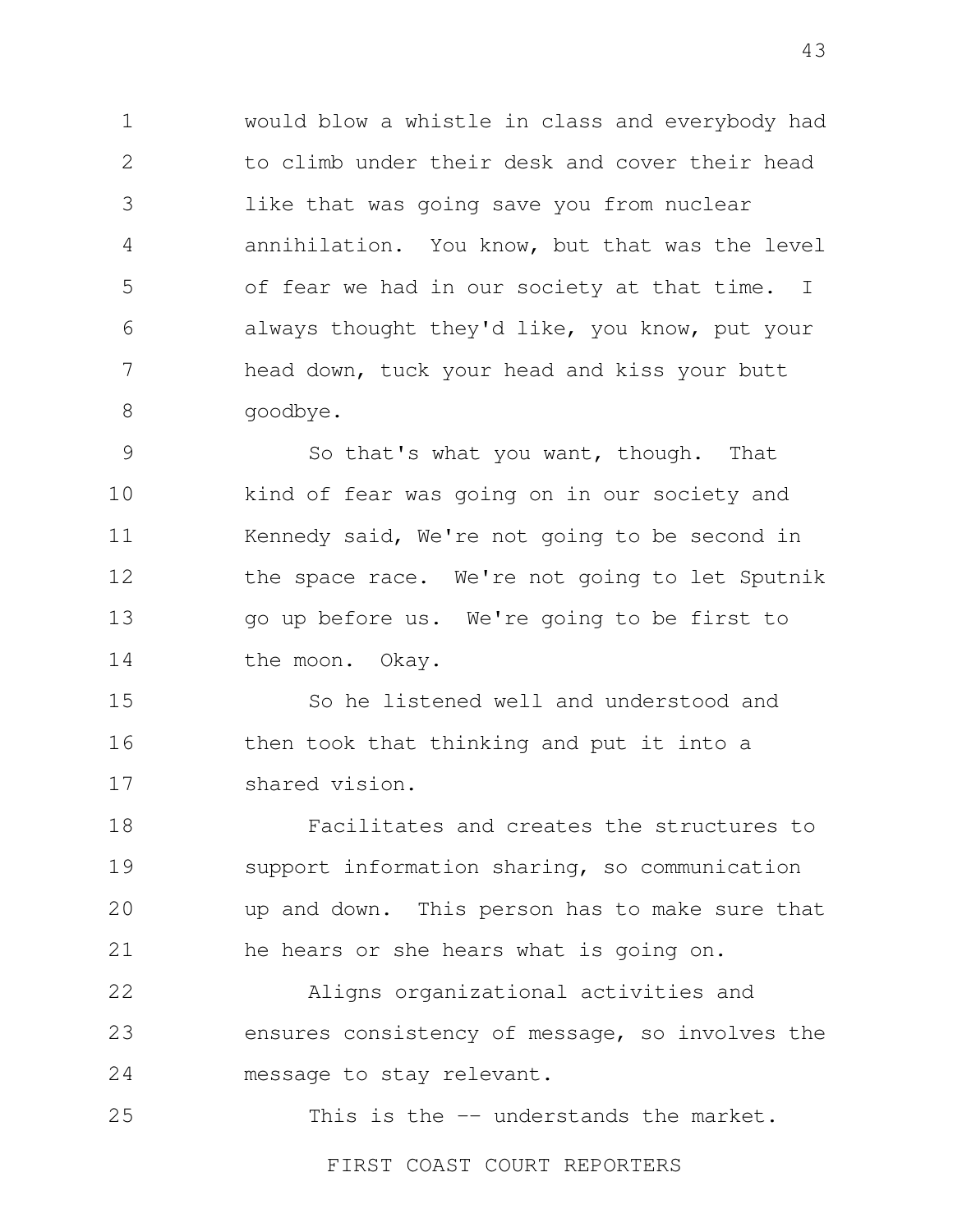would blow a whistle in class and everybody had to climb under their desk and cover their head like that was going save you from nuclear annihilation. You know, but that was the level of fear we had in our society at that time. I always thought they'd like, you know, put your head down, tuck your head and kiss your butt goodbye.

So that's what you want, though. That kind of fear was going on in our society and Kennedy said, We're not going to be second in the space race. We're not going to let Sputnik go up before us. We're going to be first to the moon. Okay.

So he listened well and understood and then took that thinking and put it into a shared vision.

Facilitates and creates the structures to support information sharing, so communication up and down. This person has to make sure that he hears or she hears what is going on.

Aligns organizational activities and ensures consistency of message, so involves the message to stay relevant.

This is the -- understands the market.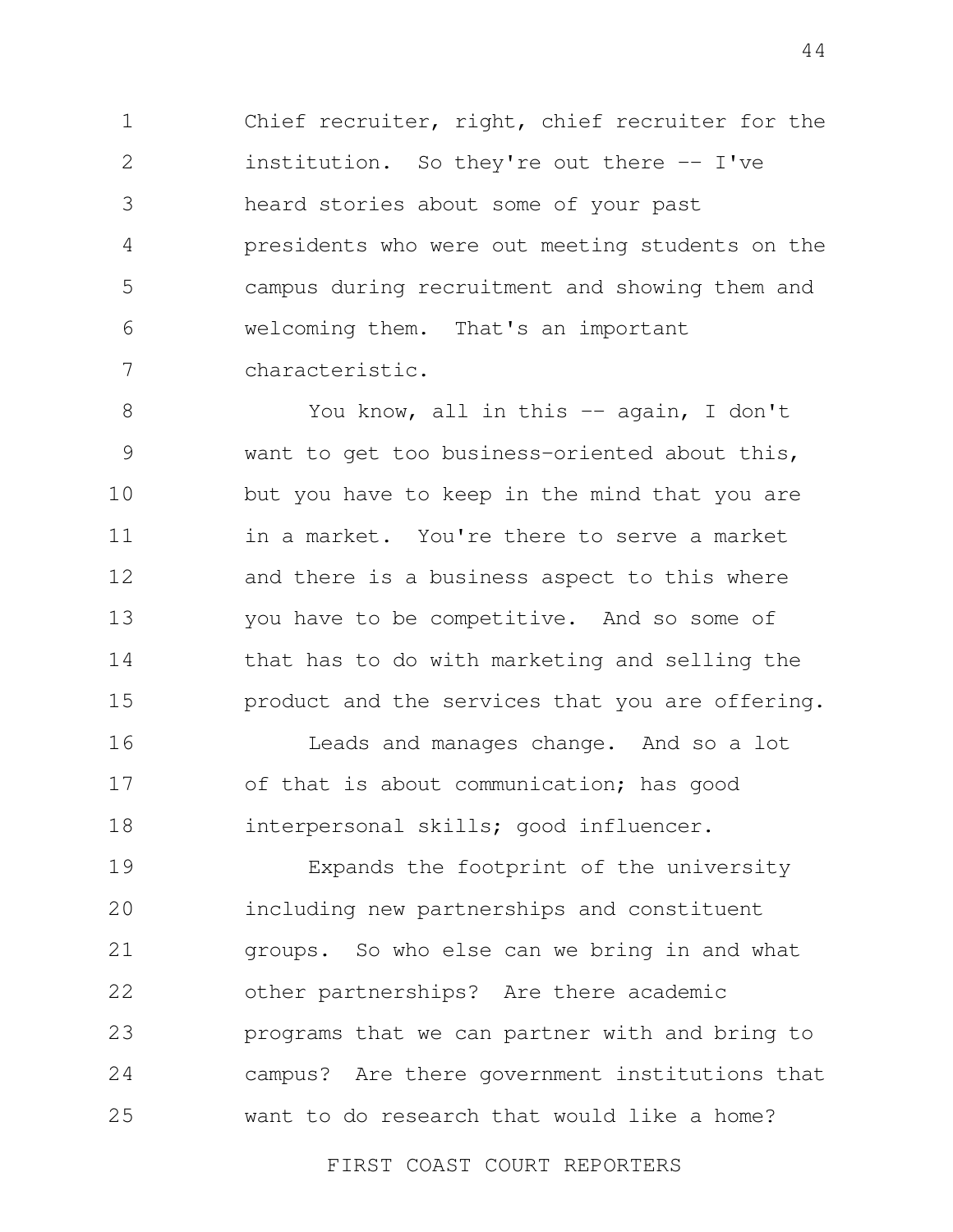Chief recruiter, right, chief recruiter for the institution. So they're out there -- I've heard stories about some of your past presidents who were out meeting students on the campus during recruitment and showing them and welcoming them. That's an important characteristic.

You know, all in this -- again, I don't want to get too business-oriented about this, but you have to keep in the mind that you are in a market. You're there to serve a market and there is a business aspect to this where you have to be competitive. And so some of that has to do with marketing and selling the product and the services that you are offering.

Leads and manages change. And so a lot of that is about communication; has good interpersonal skills; good influencer.

Expands the footprint of the university including new partnerships and constituent groups. So who else can we bring in and what other partnerships? Are there academic programs that we can partner with and bring to campus? Are there government institutions that want to do research that would like a home?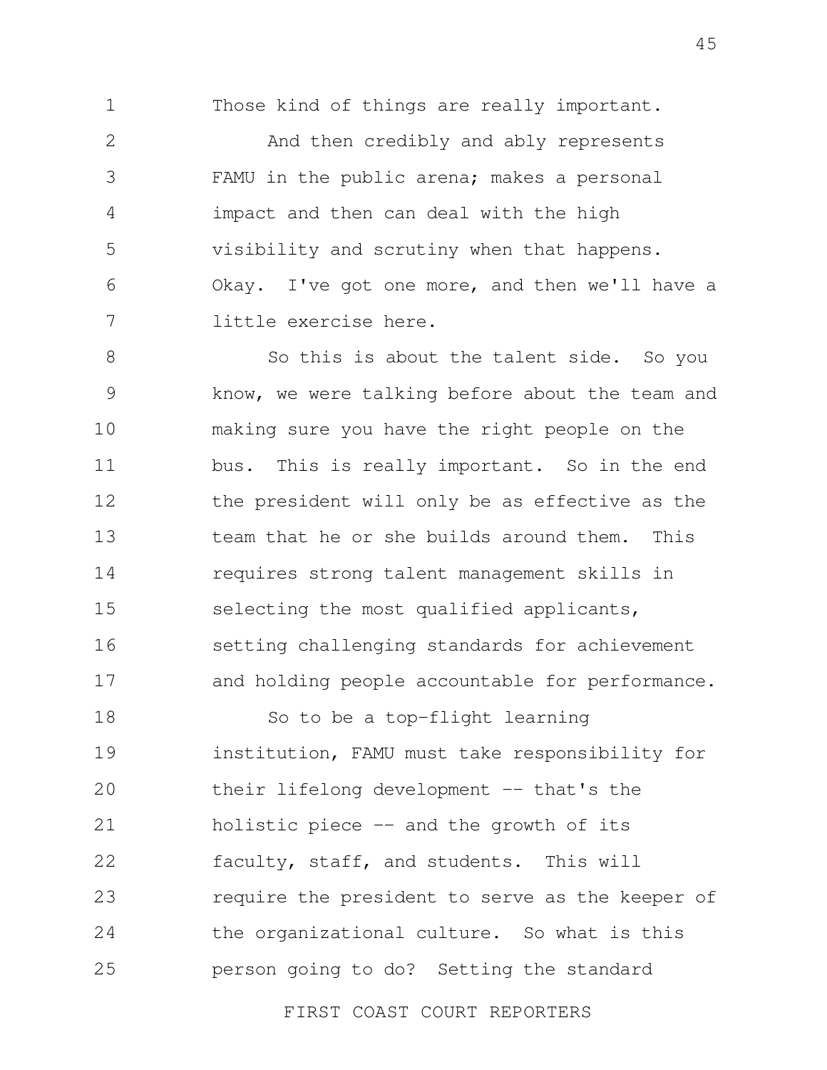Those kind of things are really important.

And then credibly and ably represents FAMU in the public arena; makes a personal impact and then can deal with the high visibility and scrutiny when that happens. Okay. I've got one more, and then we'll have a little exercise here.

So this is about the talent side. So you know, we were talking before about the team and making sure you have the right people on the bus. This is really important. So in the end the president will only be as effective as the team that he or she builds around them. This requires strong talent management skills in selecting the most qualified applicants, setting challenging standards for achievement and holding people accountable for performance.

So to be a top-flight learning institution, FAMU must take responsibility for their lifelong development -- that's the holistic piece -- and the growth of its faculty, staff, and students. This will require the president to serve as the keeper of the organizational culture. So what is this person going to do? Setting the standard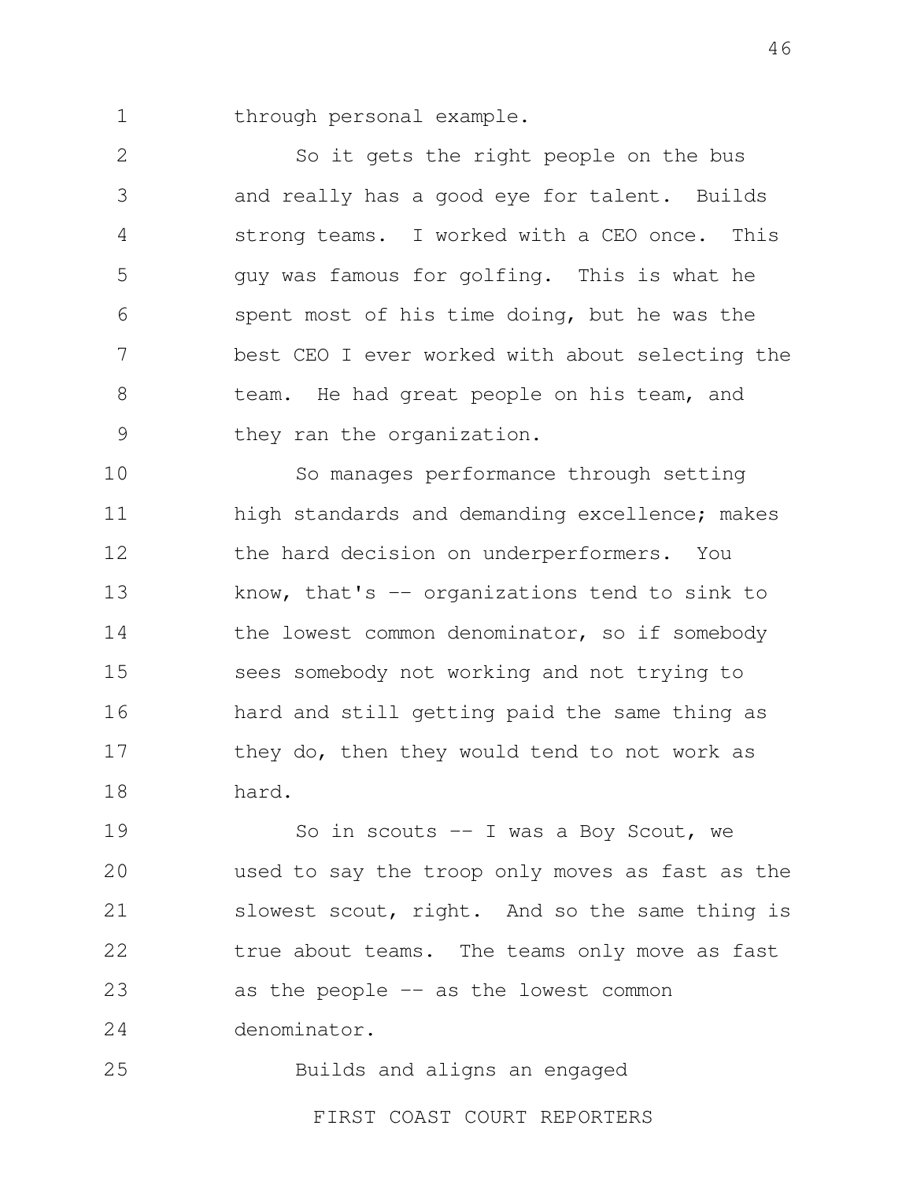through personal example.

So it gets the right people on the bus and really has a good eye for talent. Builds strong teams. I worked with a CEO once. This guy was famous for golfing. This is what he spent most of his time doing, but he was the best CEO I ever worked with about selecting the team. He had great people on his team, and they ran the organization.

So manages performance through setting high standards and demanding excellence; makes the hard decision on underperformers. You know, that's -- organizations tend to sink to the lowest common denominator, so if somebody sees somebody not working and not trying to hard and still getting paid the same thing as they do, then they would tend to not work as hard.

So in scouts -- I was a Boy Scout, we used to say the troop only moves as fast as the slowest scout, right. And so the same thing is true about teams. The teams only move as fast as the people -- as the lowest common denominator.

Builds and aligns an engaged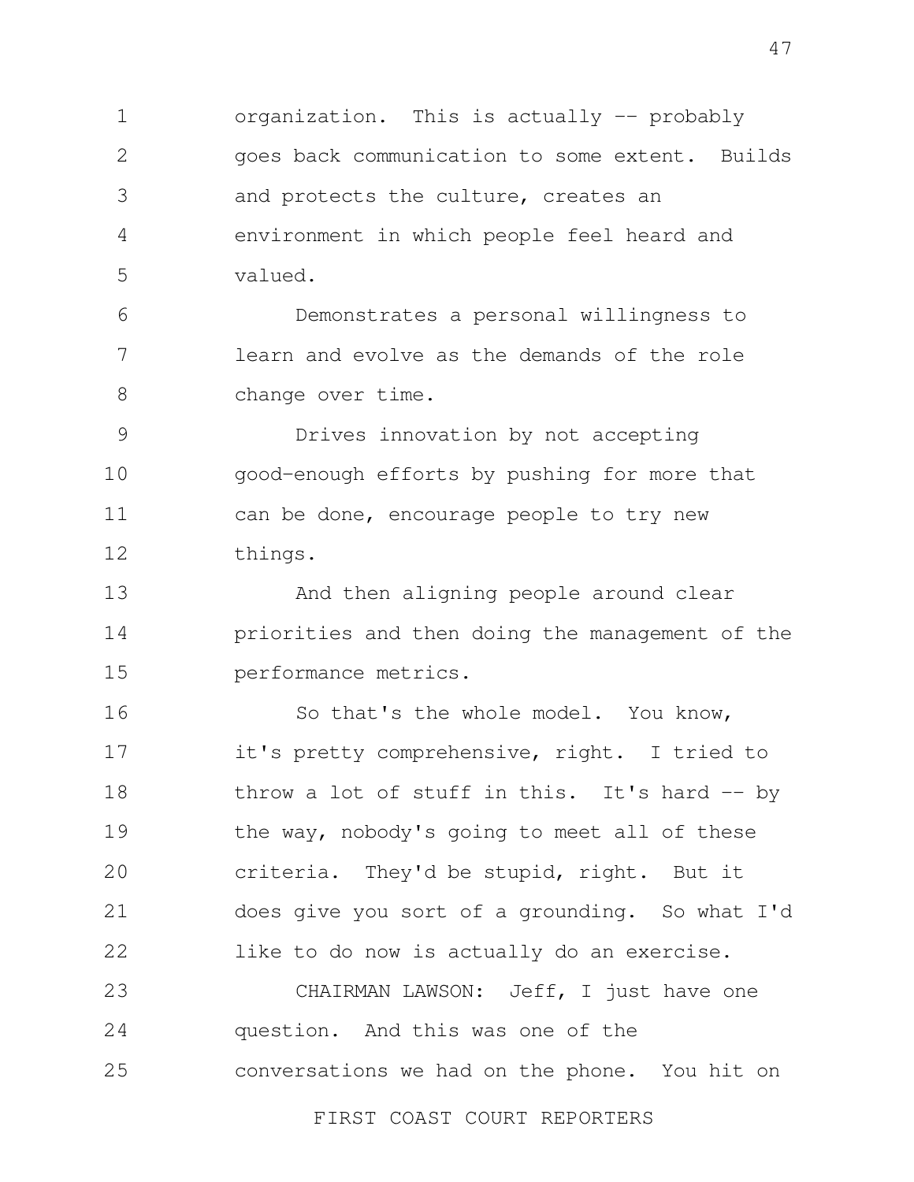organization. This is actually -- probably goes back communication to some extent. Builds and protects the culture, creates an environment in which people feel heard and valued.

Demonstrates a personal willingness to learn and evolve as the demands of the role change over time.

Drives innovation by not accepting good-enough efforts by pushing for more that can be done, encourage people to try new things.

And then aligning people around clear priorities and then doing the management of the performance metrics.

So that's the whole model. You know, it's pretty comprehensive, right. I tried to throw a lot of stuff in this. It's hard -- by the way, nobody's going to meet all of these criteria. They'd be stupid, right. But it does give you sort of a grounding. So what I'd like to do now is actually do an exercise.

CHAIRMAN LAWSON: Jeff, I just have one question. And this was one of the conversations we had on the phone. You hit on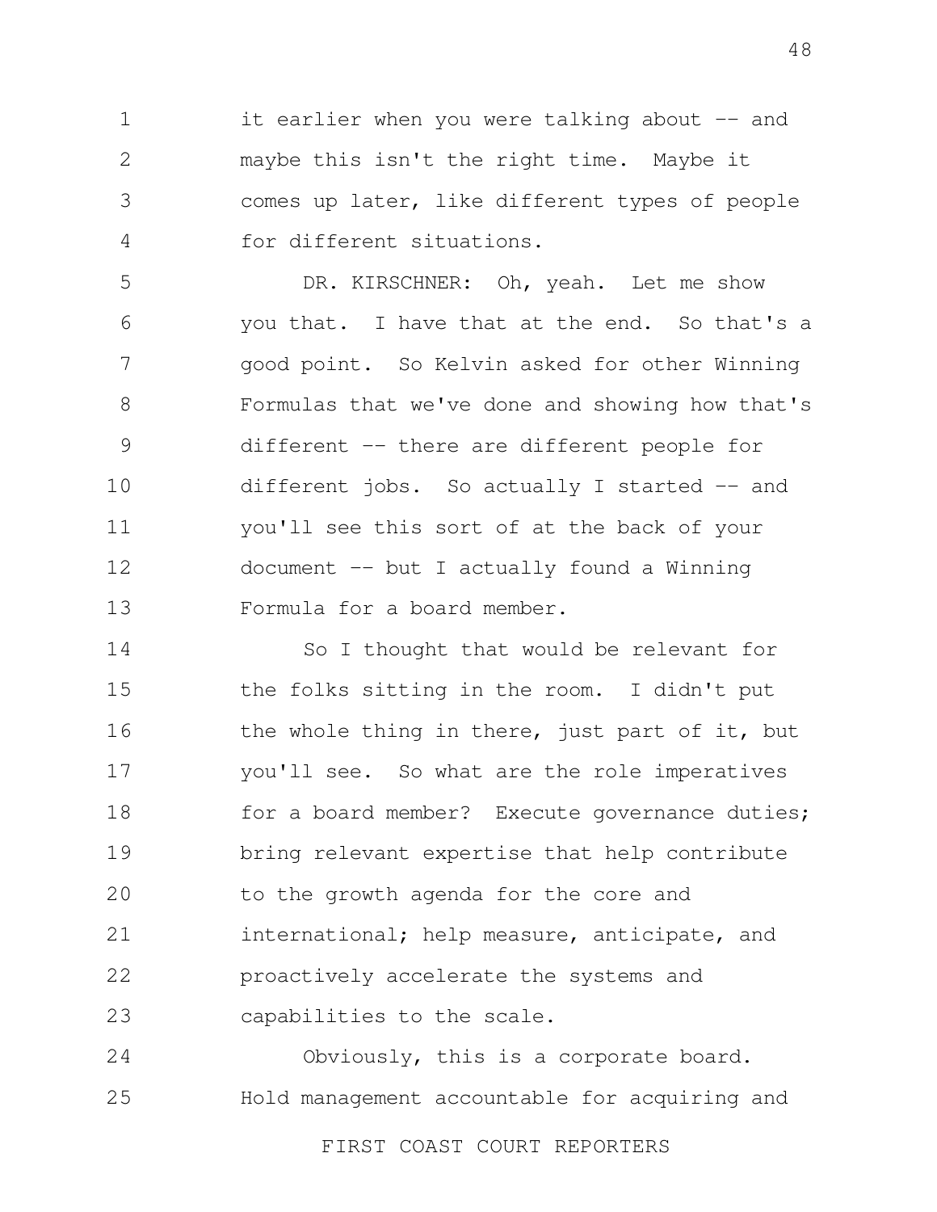it earlier when you were talking about -- and maybe this isn't the right time. Maybe it comes up later, like different types of people for different situations.

DR. KIRSCHNER: Oh, yeah. Let me show you that. I have that at the end. So that's a good point. So Kelvin asked for other Winning Formulas that we've done and showing how that's different -- there are different people for different jobs. So actually I started -- and you'll see this sort of at the back of your document -- but I actually found a Winning Formula for a board member.

So I thought that would be relevant for the folks sitting in the room. I didn't put the whole thing in there, just part of it, but you'll see. So what are the role imperatives for a board member? Execute governance duties; bring relevant expertise that help contribute to the growth agenda for the core and international; help measure, anticipate, and proactively accelerate the systems and capabilities to the scale.

Obviously, this is a corporate board. Hold management accountable for acquiring and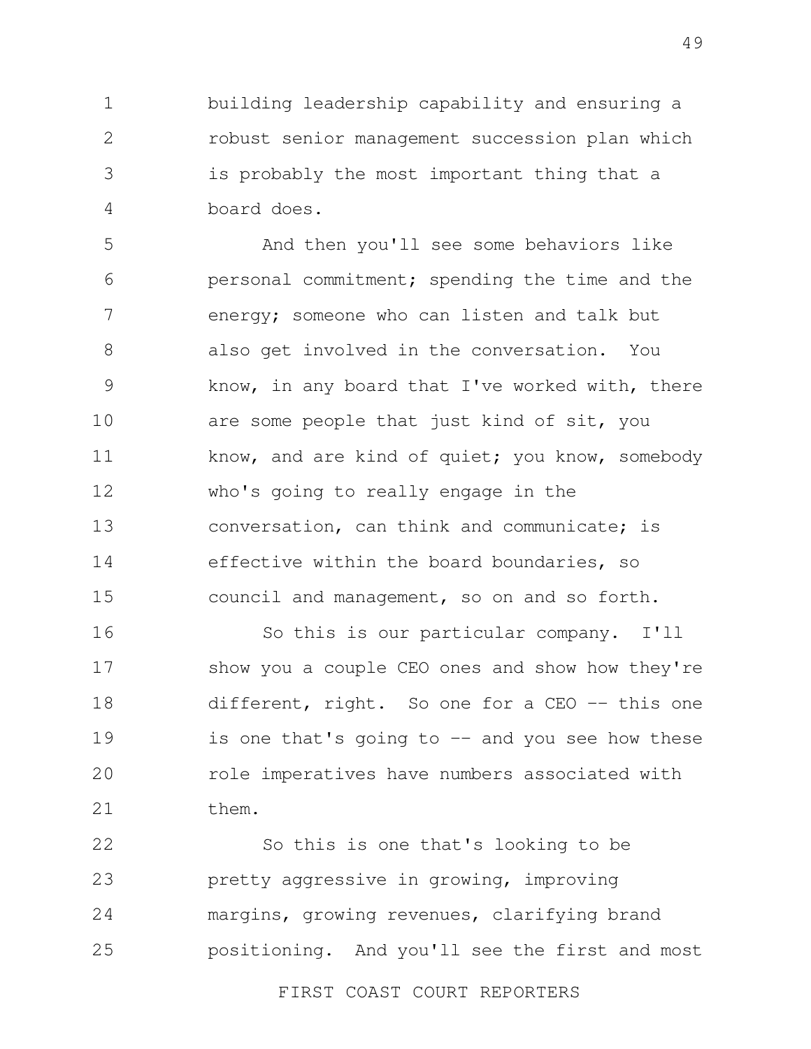building leadership capability and ensuring a robust senior management succession plan which is probably the most important thing that a board does.

And then you'll see some behaviors like personal commitment; spending the time and the energy; someone who can listen and talk but also get involved in the conversation. You know, in any board that I've worked with, there are some people that just kind of sit, you know, and are kind of quiet; you know, somebody who's going to really engage in the conversation, can think and communicate; is effective within the board boundaries, so council and management, so on and so forth.

So this is our particular company. I'll show you a couple CEO ones and show how they're different, right. So one for a CEO -- this one is one that's going to -- and you see how these role imperatives have numbers associated with them.

So this is one that's looking to be pretty aggressive in growing, improving margins, growing revenues, clarifying brand positioning. And you'll see the first and most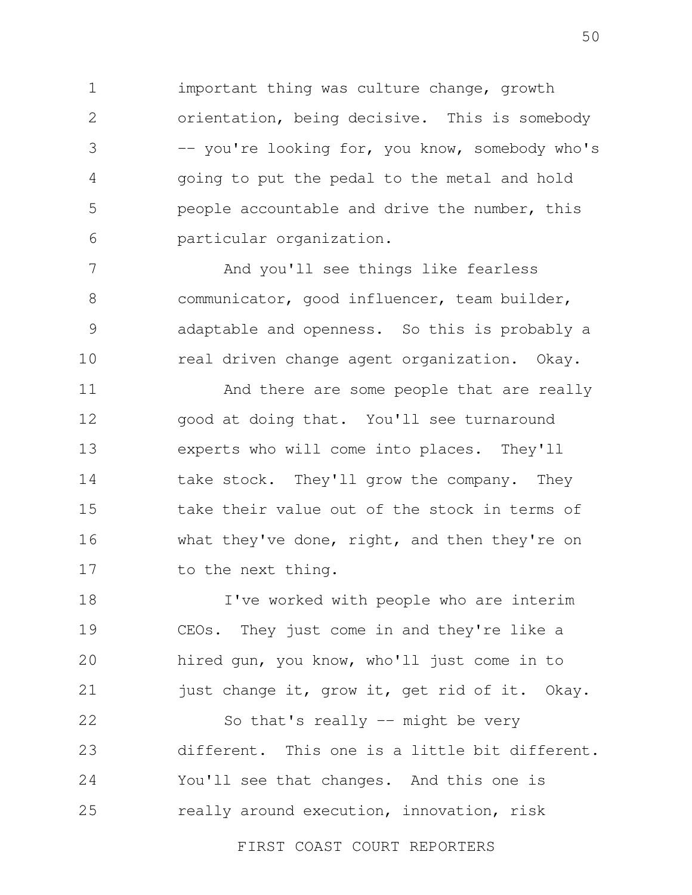important thing was culture change, growth orientation, being decisive. This is somebody -- you're looking for, you know, somebody who's going to put the pedal to the metal and hold people accountable and drive the number, this particular organization.

And you'll see things like fearless communicator, good influencer, team builder, adaptable and openness. So this is probably a real driven change agent organization. Okay.

And there are some people that are really good at doing that. You'll see turnaround experts who will come into places. They'll take stock. They'll grow the company. They take their value out of the stock in terms of what they've done, right, and then they're on to the next thing.

I've worked with people who are interim CEOs. They just come in and they're like a hired gun, you know, who'll just come in to just change it, grow it, get rid of it. Okay.

So that's really -- might be very different. This one is a little bit different. You'll see that changes. And this one is really around execution, innovation, risk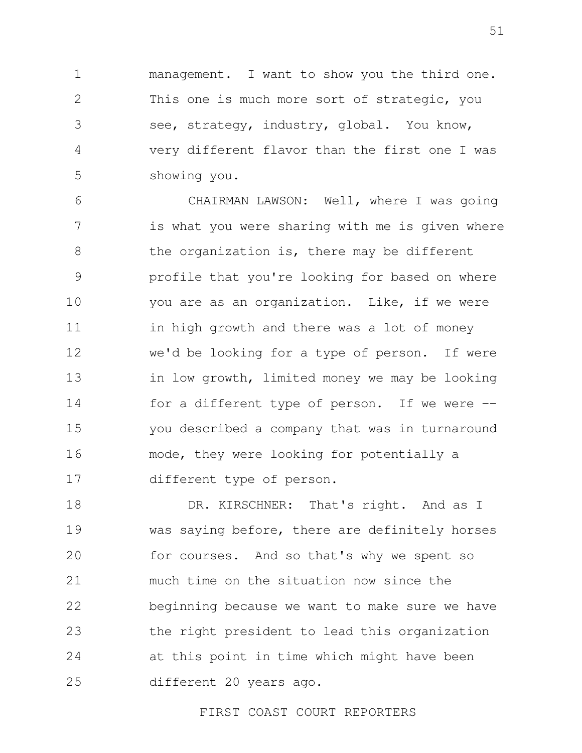management. I want to show you the third one. This one is much more sort of strategic, you see, strategy, industry, global. You know, very different flavor than the first one I was showing you.

CHAIRMAN LAWSON: Well, where I was going is what you were sharing with me is given where the organization is, there may be different profile that you're looking for based on where you are as an organization. Like, if we were in high growth and there was a lot of money we'd be looking for a type of person. If were in low growth, limited money we may be looking for a different type of person. If we were -- you described a company that was in turnaround mode, they were looking for potentially a different type of person.

DR. KIRSCHNER: That's right. And as I was saying before, there are definitely horses for courses. And so that's why we spent so much time on the situation now since the beginning because we want to make sure we have the right president to lead this organization at this point in time which might have been different 20 years ago.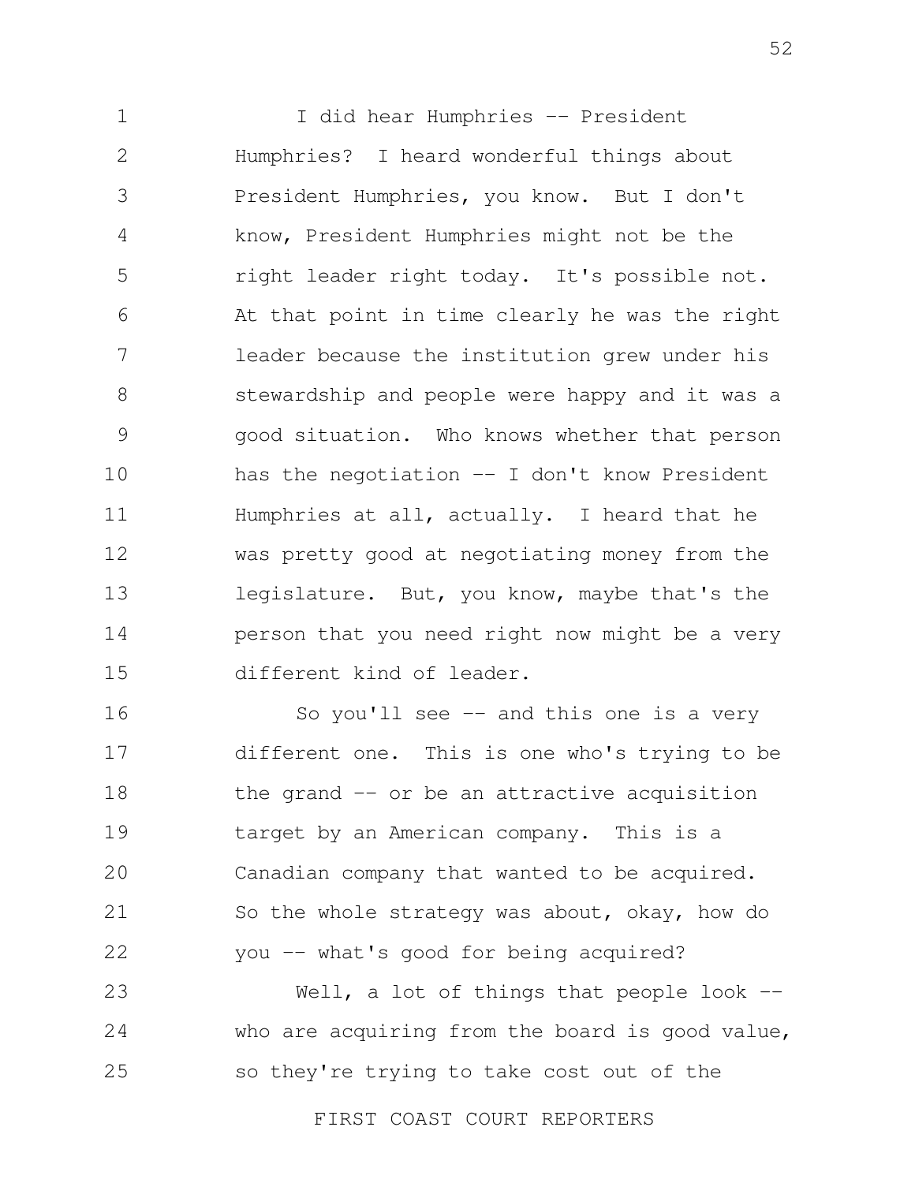I did hear Humphries -- President Humphries? I heard wonderful things about President Humphries, you know. But I don't know, President Humphries might not be the right leader right today. It's possible not. At that point in time clearly he was the right leader because the institution grew under his stewardship and people were happy and it was a good situation. Who knows whether that person has the negotiation -- I don't know President Humphries at all, actually. I heard that he was pretty good at negotiating money from the legislature. But, you know, maybe that's the person that you need right now might be a very different kind of leader.

So you'll see -- and this one is a very different one. This is one who's trying to be the grand -- or be an attractive acquisition target by an American company. This is a Canadian company that wanted to be acquired. So the whole strategy was about, okay, how do you -- what's good for being acquired?

Well, a lot of things that people look -- who are acquiring from the board is good value, so they're trying to take cost out of the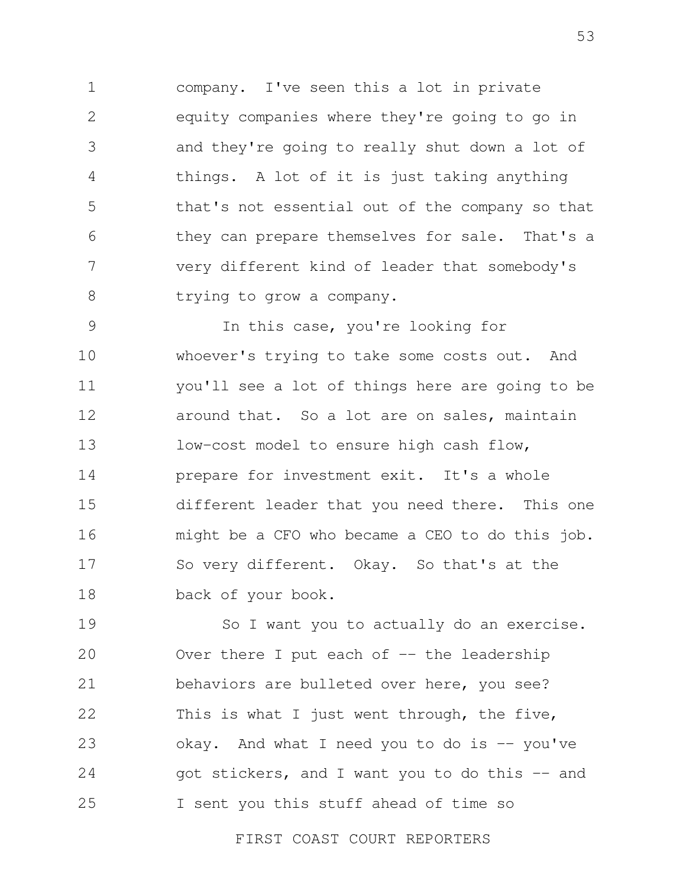company. I've seen this a lot in private equity companies where they're going to go in and they're going to really shut down a lot of things. A lot of it is just taking anything that's not essential out of the company so that they can prepare themselves for sale. That's a very different kind of leader that somebody's trying to grow a company.

In this case, you're looking for whoever's trying to take some costs out. And you'll see a lot of things here are going to be around that. So a lot are on sales, maintain low-cost model to ensure high cash flow, prepare for investment exit. It's a whole different leader that you need there. This one might be a CFO who became a CEO to do this job. So very different. Okay. So that's at the back of your book.

So I want you to actually do an exercise. Over there I put each of -- the leadership behaviors are bulleted over here, you see? This is what I just went through, the five, okay. And what I need you to do is -- you've got stickers, and I want you to do this -- and I sent you this stuff ahead of time so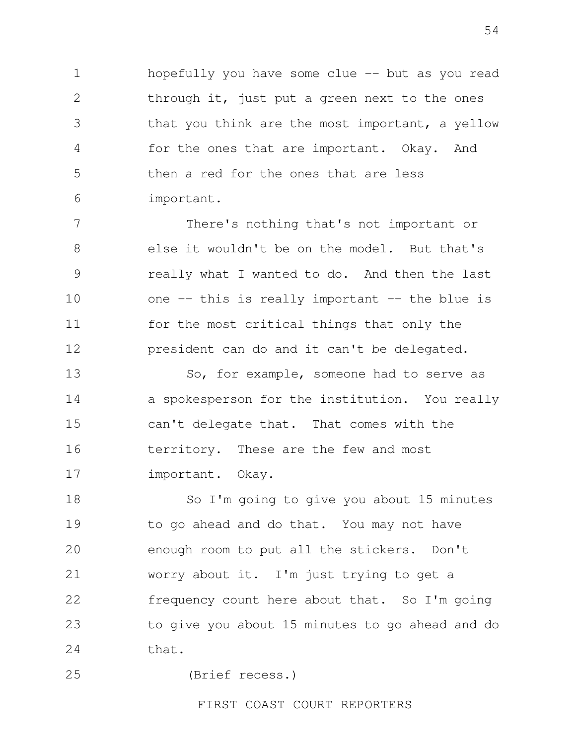hopefully you have some clue -- but as you read through it, just put a green next to the ones that you think are the most important, a yellow for the ones that are important. Okay. And then a red for the ones that are less important.

There's nothing that's not important or else it wouldn't be on the model. But that's really what I wanted to do. And then the last one -- this is really important -- the blue is for the most critical things that only the president can do and it can't be delegated.

So, for example, someone had to serve as a spokesperson for the institution. You really can't delegate that. That comes with the territory. These are the few and most important. Okay.

So I'm going to give you about 15 minutes to go ahead and do that. You may not have enough room to put all the stickers. Don't worry about it. I'm just trying to get a frequency count here about that. So I'm going to give you about 15 minutes to go ahead and do that.

(Brief recess.)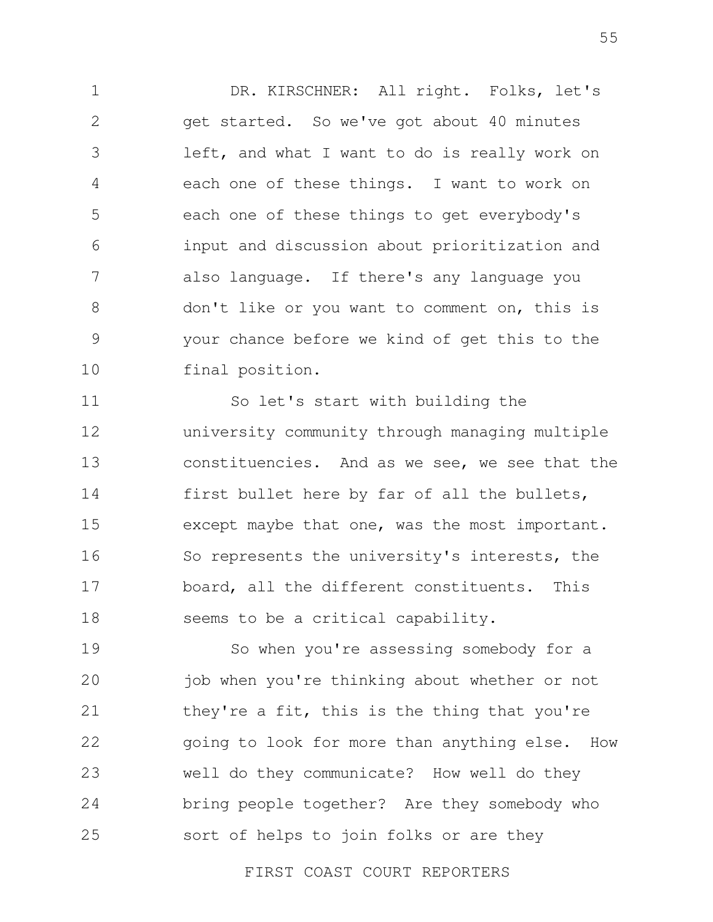DR. KIRSCHNER: All right. Folks, let's get started. So we've got about 40 minutes left, and what I want to do is really work on each one of these things. I want to work on each one of these things to get everybody's input and discussion about prioritization and also language. If there's any language you don't like or you want to comment on, this is your chance before we kind of get this to the final position.

So let's start with building the university community through managing multiple constituencies. And as we see, we see that the first bullet here by far of all the bullets, except maybe that one, was the most important. So represents the university's interests, the board, all the different constituents. This seems to be a critical capability.

So when you're assessing somebody for a job when you're thinking about whether or not they're a fit, this is the thing that you're going to look for more than anything else. How well do they communicate? How well do they bring people together? Are they somebody who sort of helps to join folks or are they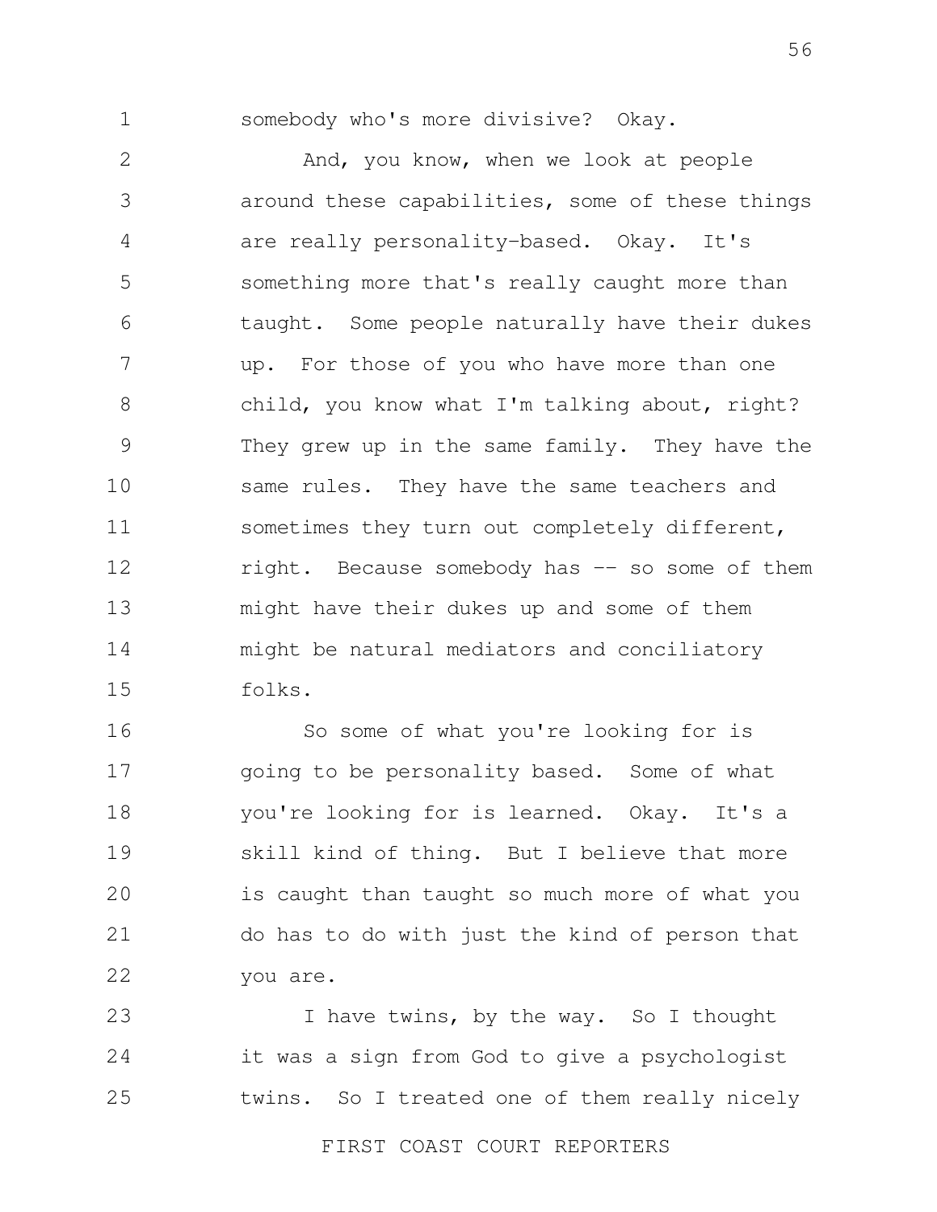somebody who's more divisive? Okay.

And, you know, when we look at people around these capabilities, some of these things are really personality-based. Okay. It's something more that's really caught more than taught. Some people naturally have their dukes up. For those of you who have more than one child, you know what I'm talking about, right? They grew up in the same family. They have the same rules. They have the same teachers and sometimes they turn out completely different, right. Because somebody has -- so some of them might have their dukes up and some of them might be natural mediators and conciliatory folks.

So some of what you're looking for is going to be personality based. Some of what you're looking for is learned. Okay. It's a skill kind of thing. But I believe that more is caught than taught so much more of what you do has to do with just the kind of person that you are.

I have twins, by the way. So I thought it was a sign from God to give a psychologist twins. So I treated one of them really nicely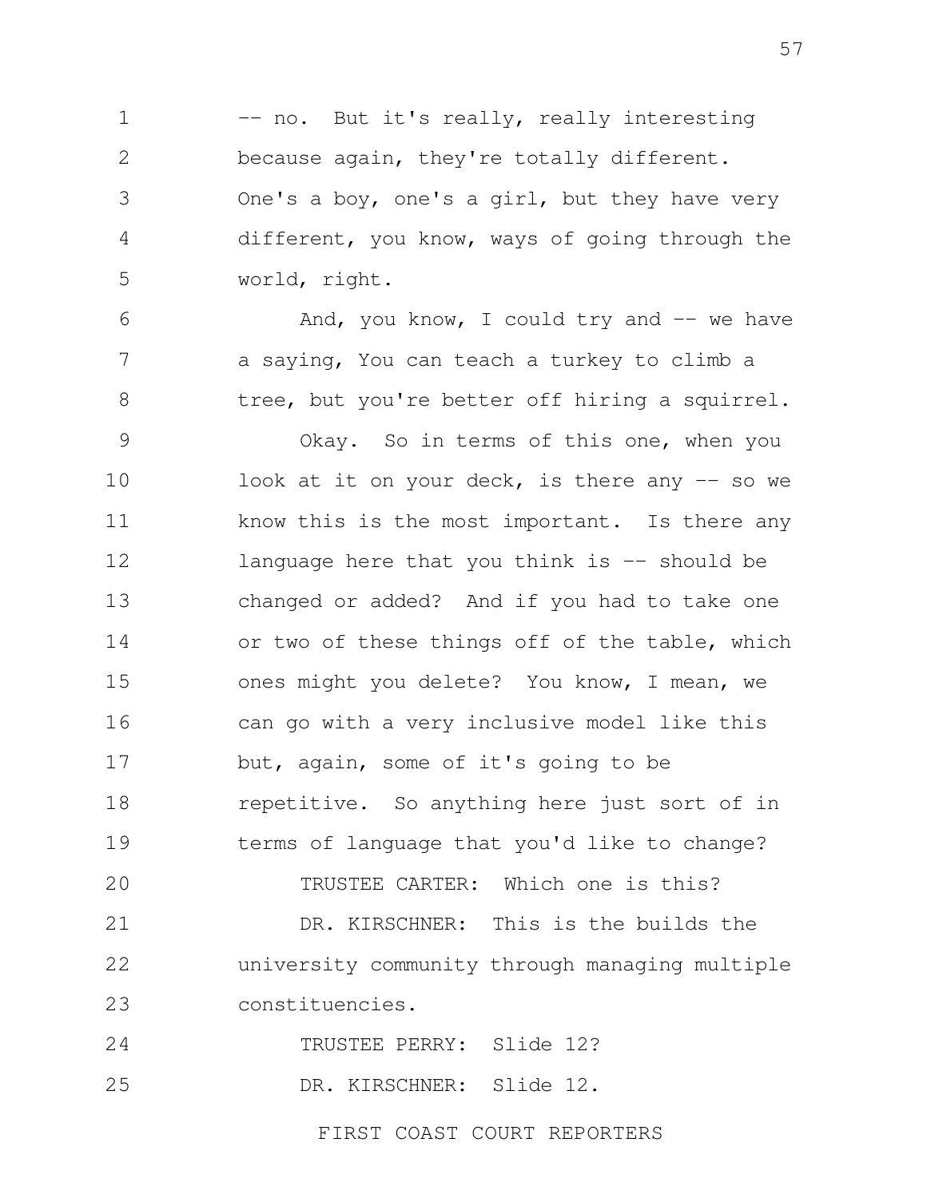-- no. But it's really, really interesting because again, they're totally different. One's a boy, one's a girl, but they have very different, you know, ways of going through the world, right.

And, you know, I could try and -- we have a saying, You can teach a turkey to climb a tree, but you're better off hiring a squirrel.

Okay. So in terms of this one, when you look at it on your deck, is there any -- so we know this is the most important. Is there any language here that you think is -- should be changed or added? And if you had to take one or two of these things off of the table, which ones might you delete? You know, I mean, we can go with a very inclusive model like this but, again, some of it's going to be repetitive. So anything here just sort of in terms of language that you'd like to change?

TRUSTEE CARTER: Which one is this?

DR. KIRSCHNER: This is the builds the university community through managing multiple constituencies.

TRUSTEE PERRY: Slide 12?

DR. KIRSCHNER: Slide 12.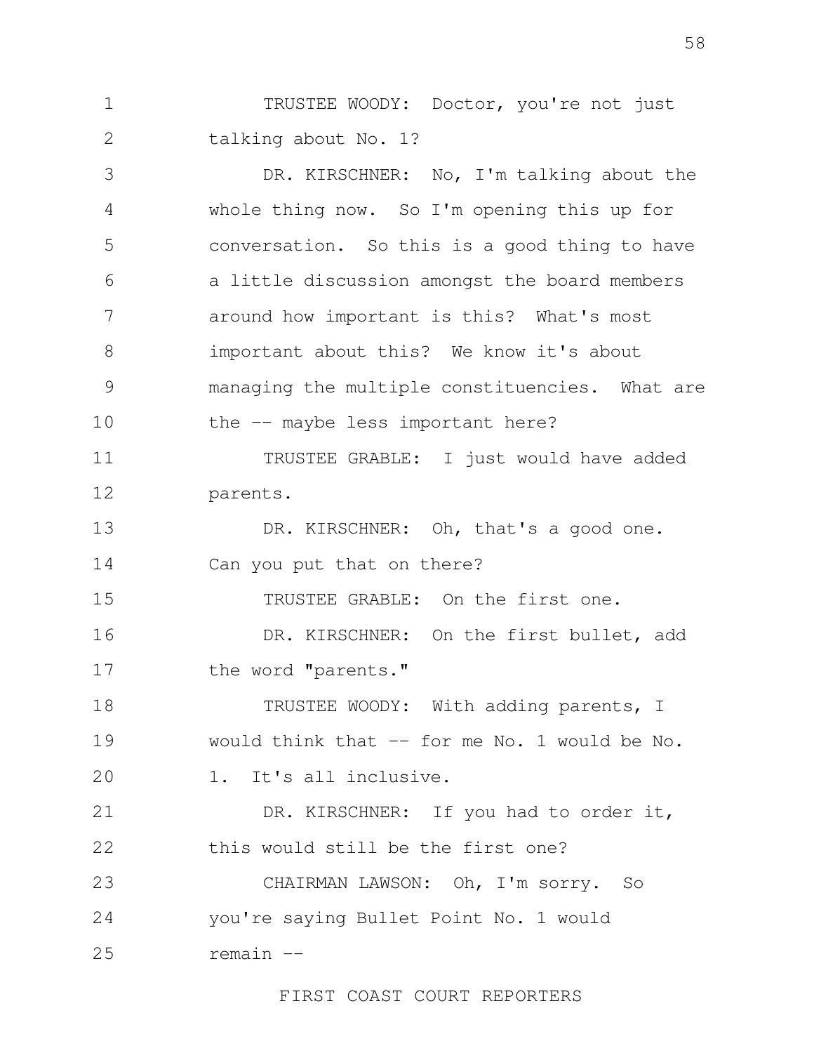TRUSTEE WOODY: Doctor, you're not just talking about No. 1?

DR. KIRSCHNER: No, I'm talking about the whole thing now. So I'm opening this up for conversation. So this is a good thing to have a little discussion amongst the board members around how important is this? What's most important about this? We know it's about managing the multiple constituencies. What are the -- maybe less important here?

TRUSTEE GRABLE: I just would have added parents.

DR. KIRSCHNER: Oh, that's a good one. Can you put that on there?

TRUSTEE GRABLE: On the first one.

DR. KIRSCHNER: On the first bullet, add the word "parents."

TRUSTEE WOODY: With adding parents, I would think that -- for me No. 1 would be No. 1. It's all inclusive.

DR. KIRSCHNER: If you had to order it, this would still be the first one?

CHAIRMAN LAWSON: Oh, I'm sorry. So you're saying Bullet Point No. 1 would remain --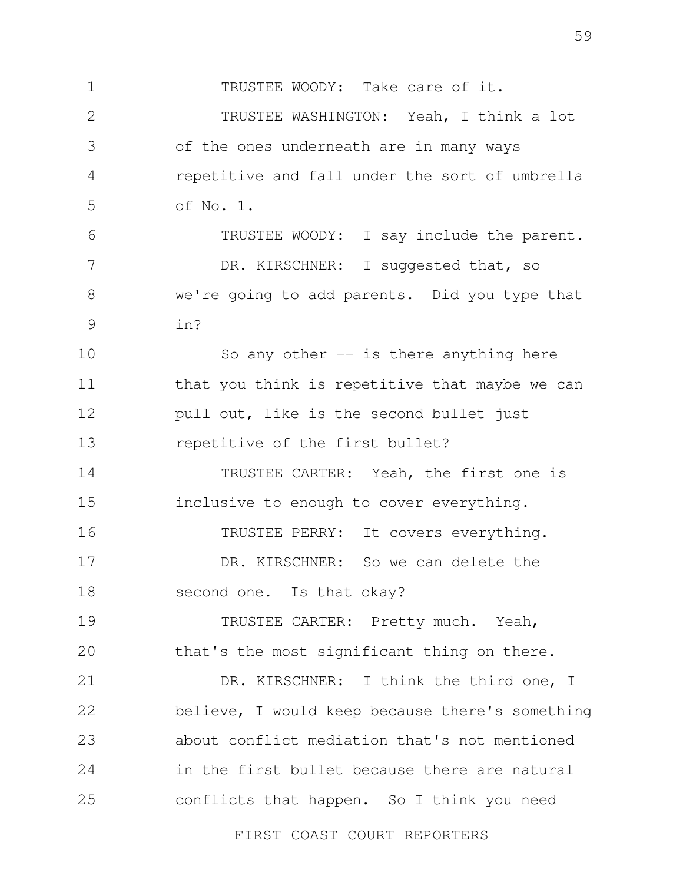TRUSTEE WOODY: Take care of it.

TRUSTEE WASHINGTON: Yeah, I think a lot of the ones underneath are in many ways repetitive and fall under the sort of umbrella of No. 1.

TRUSTEE WOODY: I say include the parent.

DR. KIRSCHNER: I suggested that, so we're going to add parents. Did you type that in?

So any other -- is there anything here that you think is repetitive that maybe we can pull out, like is the second bullet just repetitive of the first bullet?

TRUSTEE CARTER: Yeah, the first one is inclusive to enough to cover everything.

TRUSTEE PERRY: It covers everything.

DR. KIRSCHNER: So we can delete the second one. Is that okay?

TRUSTEE CARTER: Pretty much. Yeah, that's the most significant thing on there.

DR. KIRSCHNER: I think the third one, I believe, I would keep because there's something about conflict mediation that's not mentioned in the first bullet because there are natural conflicts that happen. So I think you need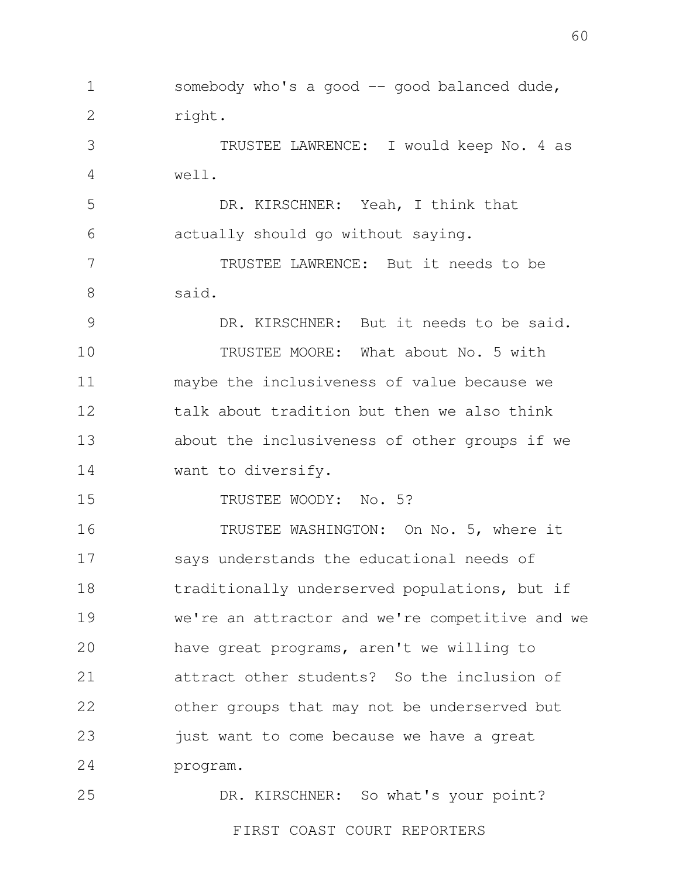somebody who's a good -- good balanced dude, right.

TRUSTEE LAWRENCE: I would keep No. 4 as well.

DR. KIRSCHNER: Yeah, I think that actually should go without saying.

TRUSTEE LAWRENCE: But it needs to be said.

DR. KIRSCHNER: But it needs to be said.

TRUSTEE MOORE: What about No. 5 with maybe the inclusiveness of value because we talk about tradition but then we also think about the inclusiveness of other groups if we want to diversify.

TRUSTEE WOODY: No. 5?

TRUSTEE WASHINGTON: On No. 5, where it says understands the educational needs of traditionally underserved populations, but if we're an attractor and we're competitive and we have great programs, aren't we willing to attract other students? So the inclusion of other groups that may not be underserved but just want to come because we have a great program.

DR. KIRSCHNER: So what's your point?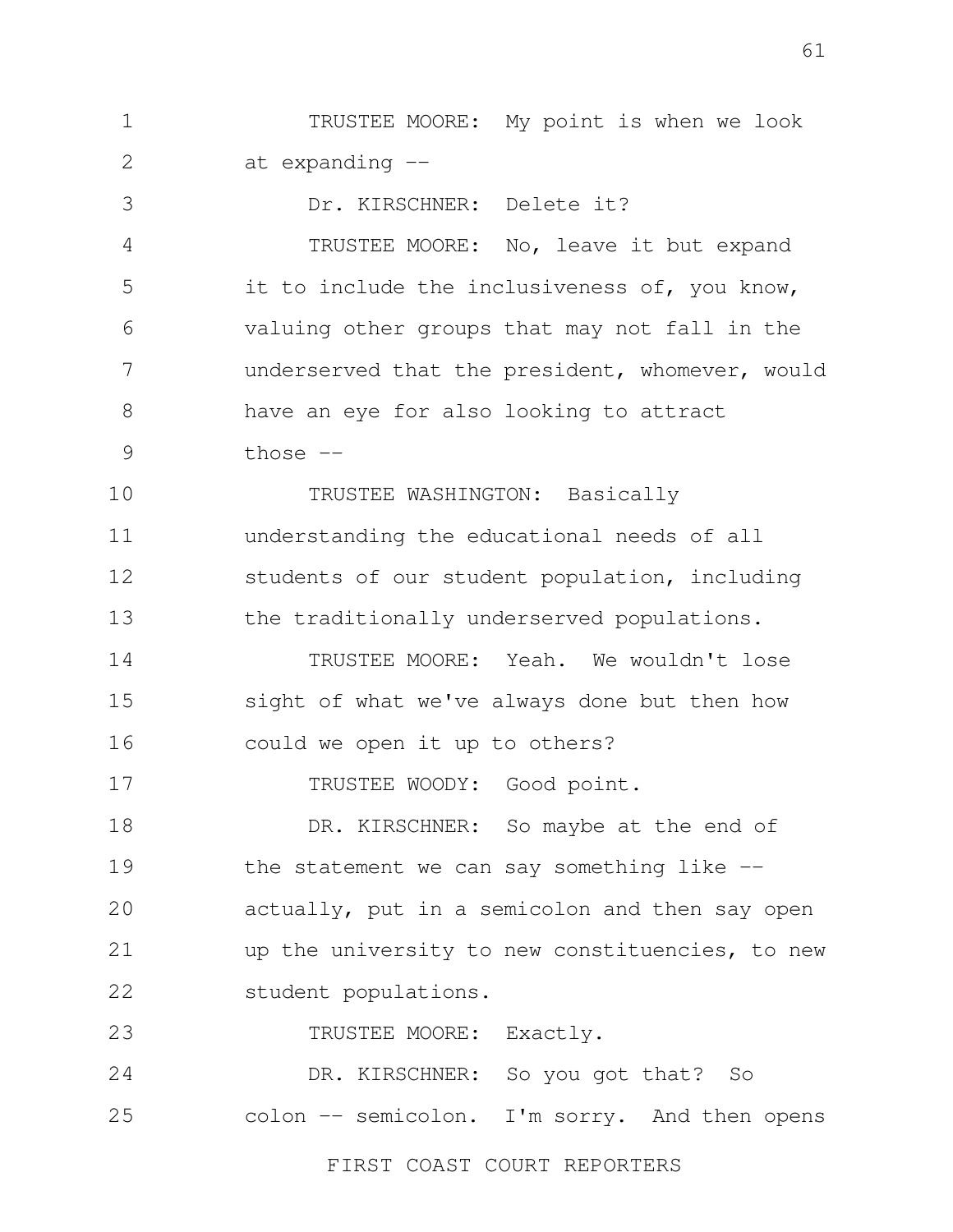TRUSTEE MOORE: My point is when we look at expanding --

Dr. KIRSCHNER: Delete it?

TRUSTEE MOORE: No, leave it but expand it to include the inclusiveness of, you know, valuing other groups that may not fall in the underserved that the president, whomever, would have an eye for also looking to attract those --

TRUSTEE WASHINGTON: Basically understanding the educational needs of all students of our student population, including the traditionally underserved populations.

TRUSTEE MOORE: Yeah. We wouldn't lose sight of what we've always done but then how could we open it up to others?

TRUSTEE WOODY: Good point.

DR. KIRSCHNER: So maybe at the end of the statement we can say something like -- actually, put in a semicolon and then say open up the university to new constituencies, to new student populations.

TRUSTEE MOORE: Exactly.

DR. KIRSCHNER: So you got that? So colon -- semicolon. I'm sorry. And then opens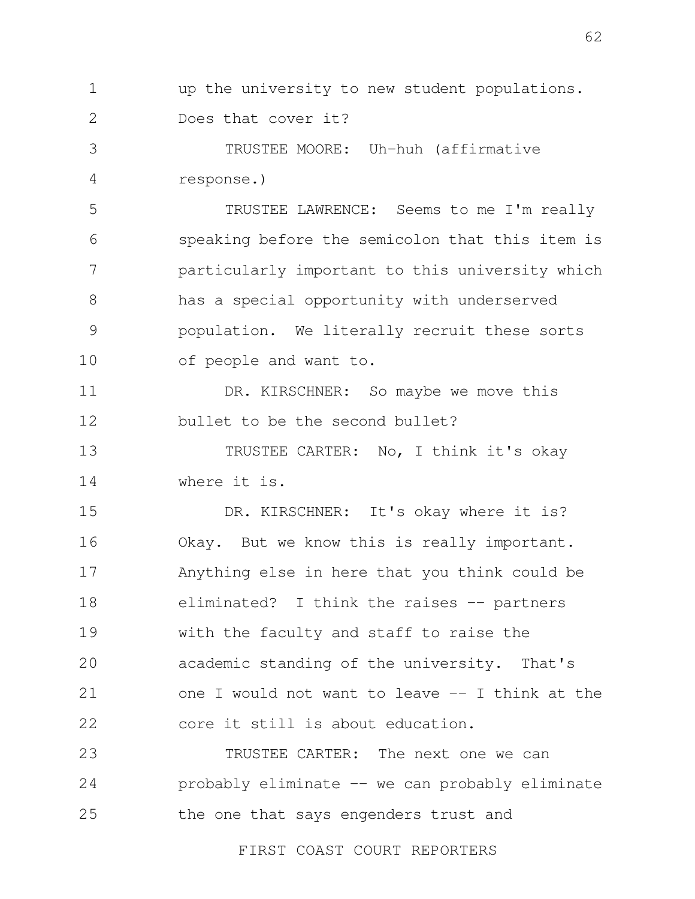up the university to new student populations. Does that cover it?

TRUSTEE MOORE: Uh-huh (affirmative response.)

TRUSTEE LAWRENCE: Seems to me I'm really speaking before the semicolon that this item is particularly important to this university which has a special opportunity with underserved population. We literally recruit these sorts of people and want to.

DR. KIRSCHNER: So maybe we move this bullet to be the second bullet?

TRUSTEE CARTER: No, I think it's okay where it is.

DR. KIRSCHNER: It's okay where it is? Okay. But we know this is really important. Anything else in here that you think could be eliminated? I think the raises -- partners with the faculty and staff to raise the academic standing of the university. That's one I would not want to leave -- I think at the core it still is about education.

TRUSTEE CARTER: The next one we can probably eliminate -- we can probably eliminate the one that says engenders trust and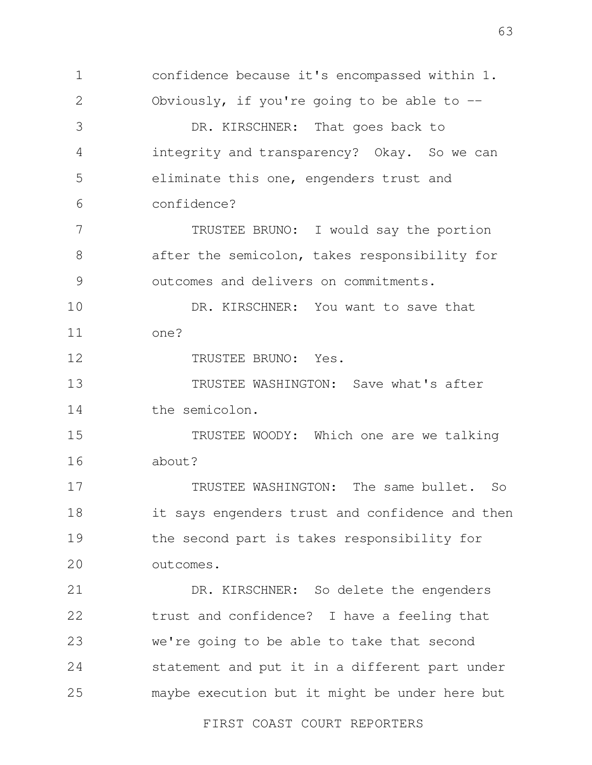confidence because it's encompassed within 1. Obviously, if you're going to be able to --

DR. KIRSCHNER: That goes back to integrity and transparency? Okay. So we can eliminate this one, engenders trust and confidence?

TRUSTEE BRUNO: I would say the portion after the semicolon, takes responsibility for outcomes and delivers on commitments.

DR. KIRSCHNER: You want to save that one?

TRUSTEE BRUNO: Yes.

TRUSTEE WASHINGTON: Save what's after the semicolon.

TRUSTEE WOODY: Which one are we talking about?

TRUSTEE WASHINGTON: The same bullet. So it says engenders trust and confidence and then the second part is takes responsibility for outcomes.

DR. KIRSCHNER: So delete the engenders trust and confidence? I have a feeling that we're going to be able to take that second statement and put it in a different part under maybe execution but it might be under here but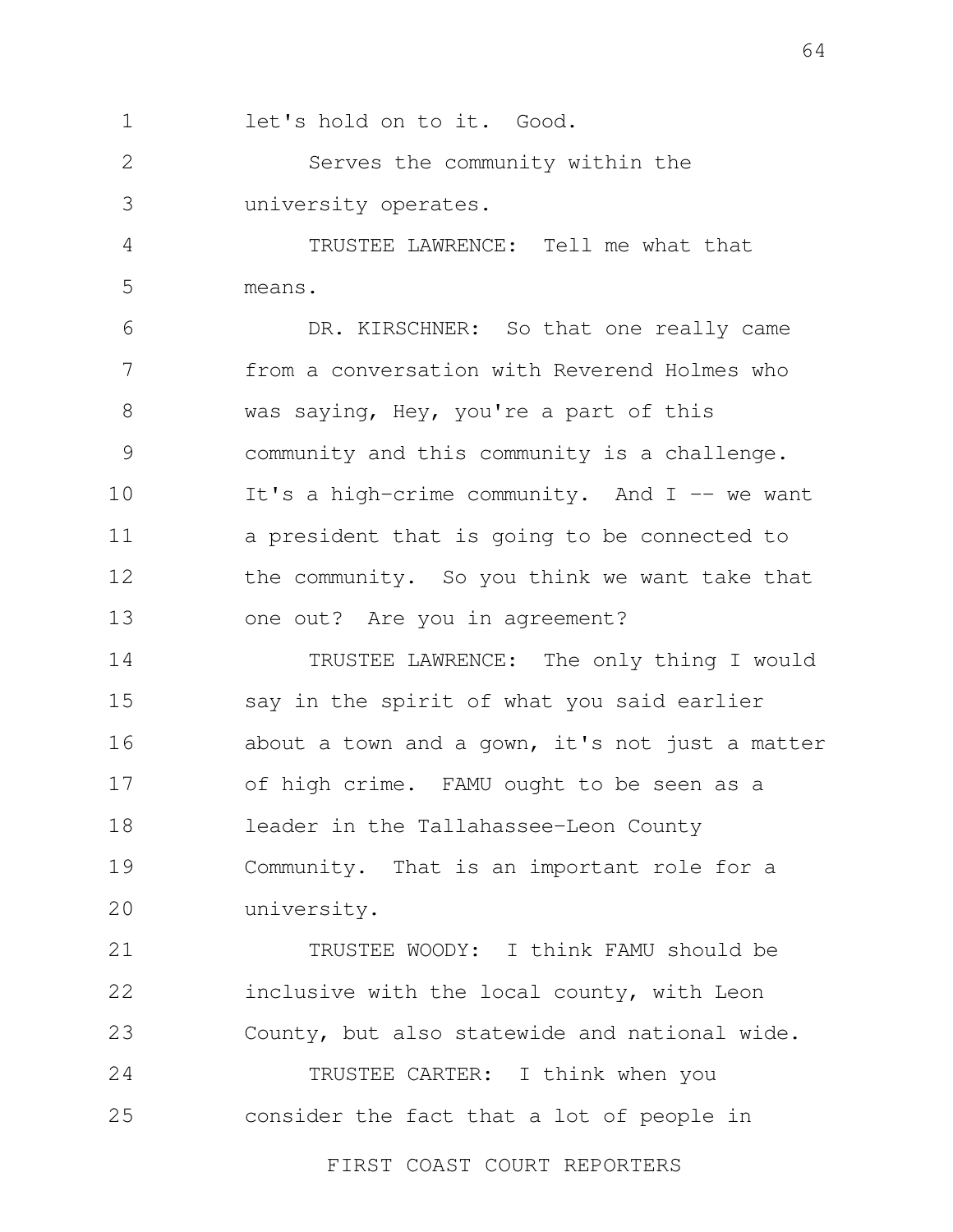let's hold on to it. Good.

Serves the community within the university operates.

TRUSTEE LAWRENCE: Tell me what that means.

DR. KIRSCHNER: So that one really came from a conversation with Reverend Holmes who was saying, Hey, you're a part of this community and this community is a challenge. It's a high-crime community. And I -- we want a president that is going to be connected to the community. So you think we want take that one out? Are you in agreement?

TRUSTEE LAWRENCE: The only thing I would say in the spirit of what you said earlier about a town and a gown, it's not just a matter of high crime. FAMU ought to be seen as a leader in the Tallahassee-Leon County Community. That is an important role for a university.

TRUSTEE WOODY: I think FAMU should be inclusive with the local county, with Leon County, but also statewide and national wide.

TRUSTEE CARTER: I think when you consider the fact that a lot of people in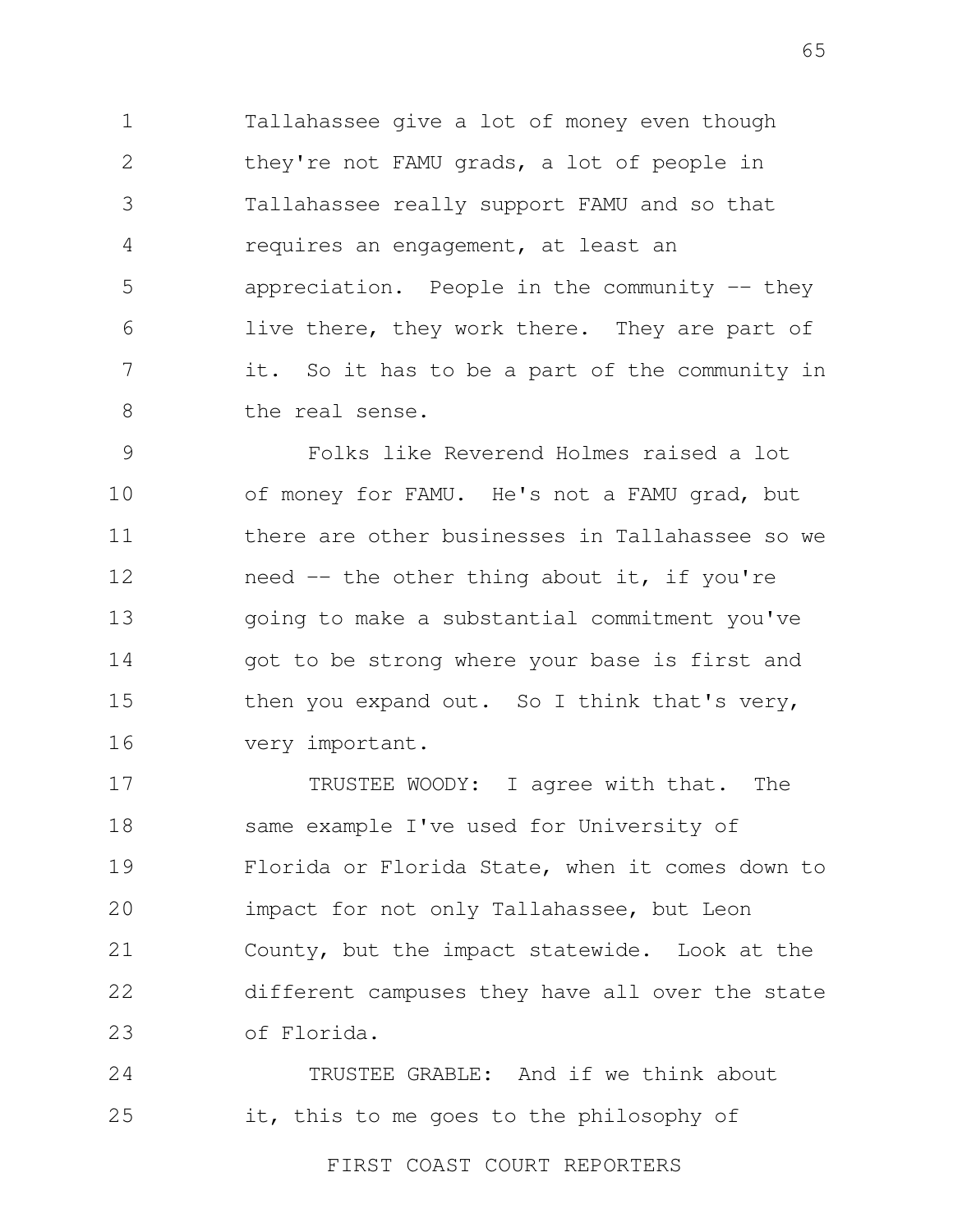Tallahassee give a lot of money even though they're not FAMU grads, a lot of people in Tallahassee really support FAMU and so that requires an engagement, at least an appreciation. People in the community -- they live there, they work there. They are part of it. So it has to be a part of the community in the real sense.

Folks like Reverend Holmes raised a lot of money for FAMU. He's not a FAMU grad, but there are other businesses in Tallahassee so we need -- the other thing about it, if you're going to make a substantial commitment you've got to be strong where your base is first and then you expand out. So I think that's very, very important.

TRUSTEE WOODY: I agree with that. The same example I've used for University of Florida or Florida State, when it comes down to impact for not only Tallahassee, but Leon County, but the impact statewide. Look at the different campuses they have all over the state of Florida.

TRUSTEE GRABLE: And if we think about it, this to me goes to the philosophy of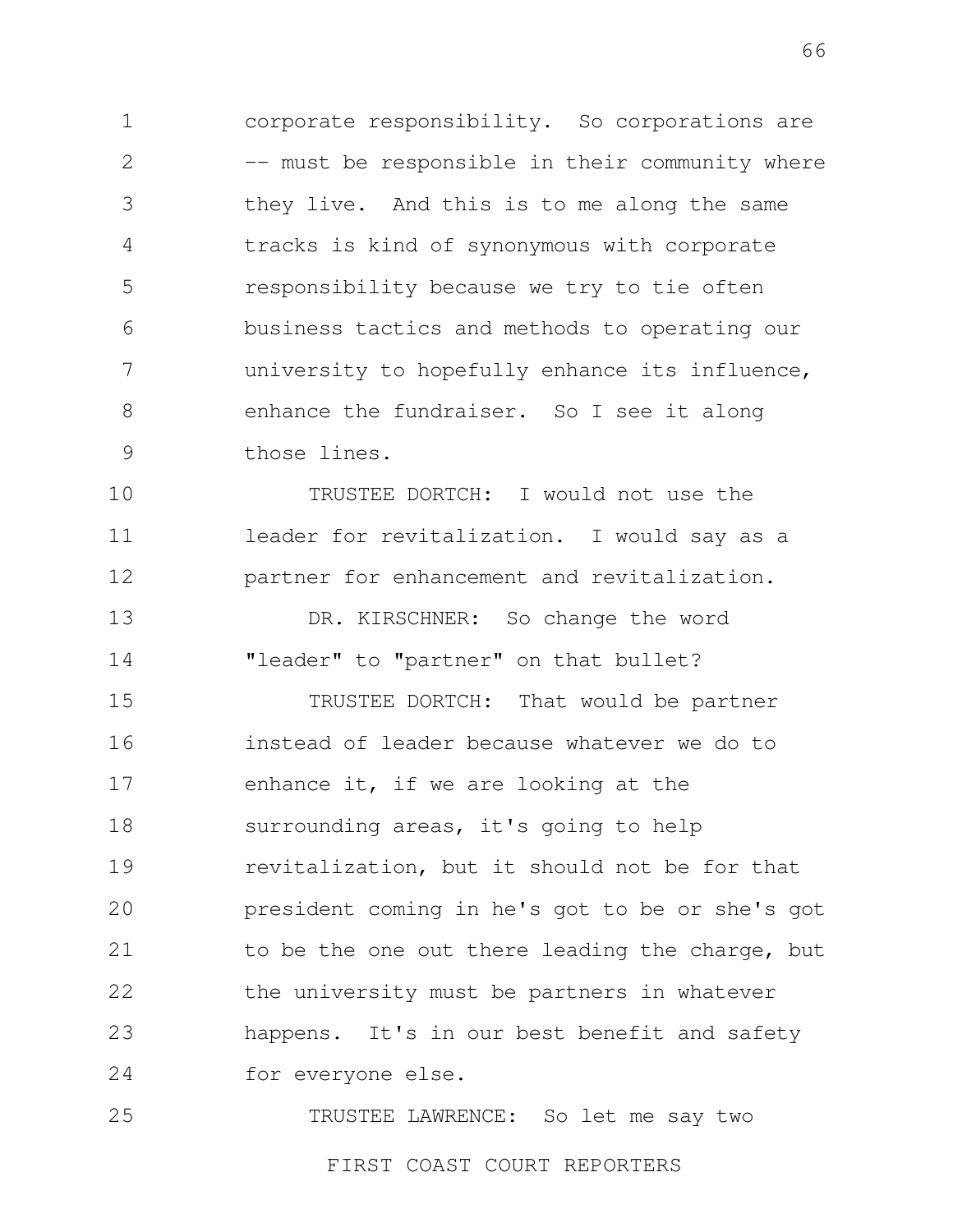corporate responsibility. So corporations are -- must be responsible in their community where they live. And this is to me along the same tracks is kind of synonymous with corporate responsibility because we try to tie often business tactics and methods to operating our university to hopefully enhance its influence, enhance the fundraiser. So I see it along those lines.

TRUSTEE DORTCH: I would not use the leader for revitalization. I would say as a partner for enhancement and revitalization.

DR. KIRSCHNER: So change the word "leader" to "partner" on that bullet?

TRUSTEE DORTCH: That would be partner instead of leader because whatever we do to enhance it, if we are looking at the surrounding areas, it's going to help revitalization, but it should not be for that president coming in he's got to be or she's got to be the one out there leading the charge, but the university must be partners in whatever happens. It's in our best benefit and safety for everyone else.

TRUSTEE LAWRENCE: So let me say two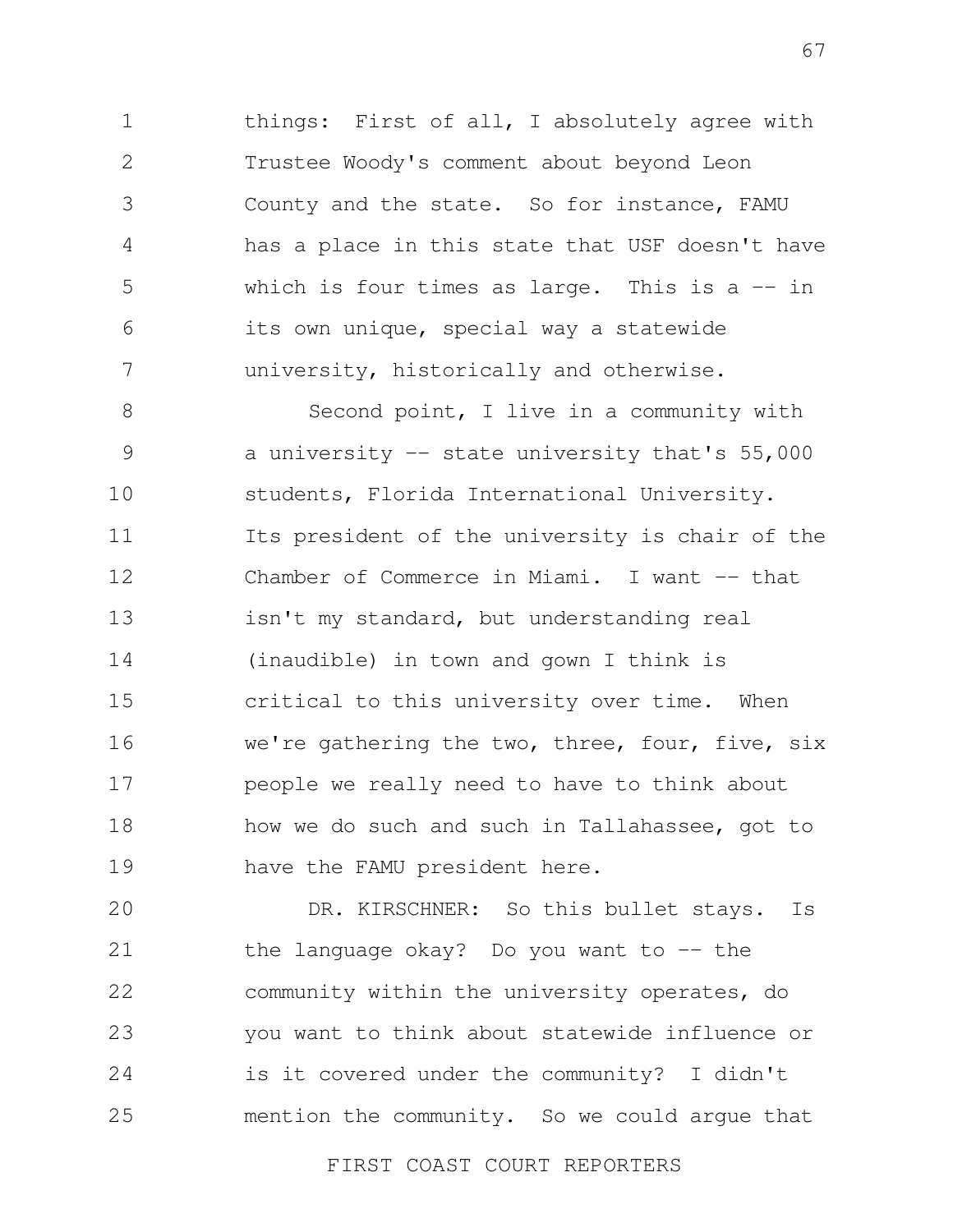things: First of all, I absolutely agree with Trustee Woody's comment about beyond Leon County and the state. So for instance, FAMU has a place in this state that USF doesn't have which is four times as large. This is a -- in its own unique, special way a statewide university, historically and otherwise.

Second point, I live in a community with a university -- state university that's 55,000 students, Florida International University. Its president of the university is chair of the Chamber of Commerce in Miami. I want -- that isn't my standard, but understanding real (inaudible) in town and gown I think is critical to this university over time. When we're gathering the two, three, four, five, six people we really need to have to think about how we do such and such in Tallahassee, got to have the FAMU president here.

DR. KIRSCHNER: So this bullet stays. Is the language okay? Do you want to -- the community within the university operates, do you want to think about statewide influence or is it covered under the community? I didn't mention the community. So we could argue that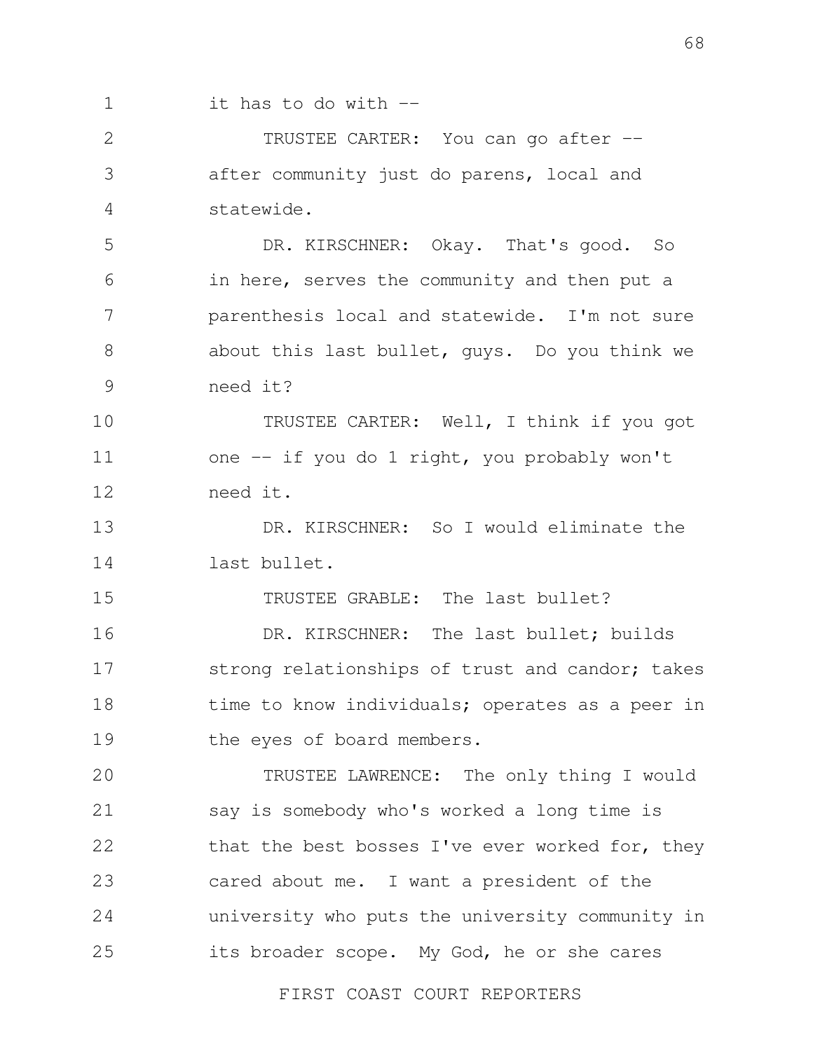it has to do with --

TRUSTEE CARTER: You can go after -- after community just do parens, local and statewide.

DR. KIRSCHNER: Okay. That's good. So in here, serves the community and then put a parenthesis local and statewide. I'm not sure about this last bullet, guys. Do you think we need it?

TRUSTEE CARTER: Well, I think if you got one -- if you do 1 right, you probably won't need it.

DR. KIRSCHNER: So I would eliminate the last bullet.

TRUSTEE GRABLE: The last bullet?

DR. KIRSCHNER: The last bullet; builds strong relationships of trust and candor; takes time to know individuals; operates as a peer in the eyes of board members.

TRUSTEE LAWRENCE: The only thing I would say is somebody who's worked a long time is that the best bosses I've ever worked for, they cared about me. I want a president of the university who puts the university community in its broader scope. My God, he or she cares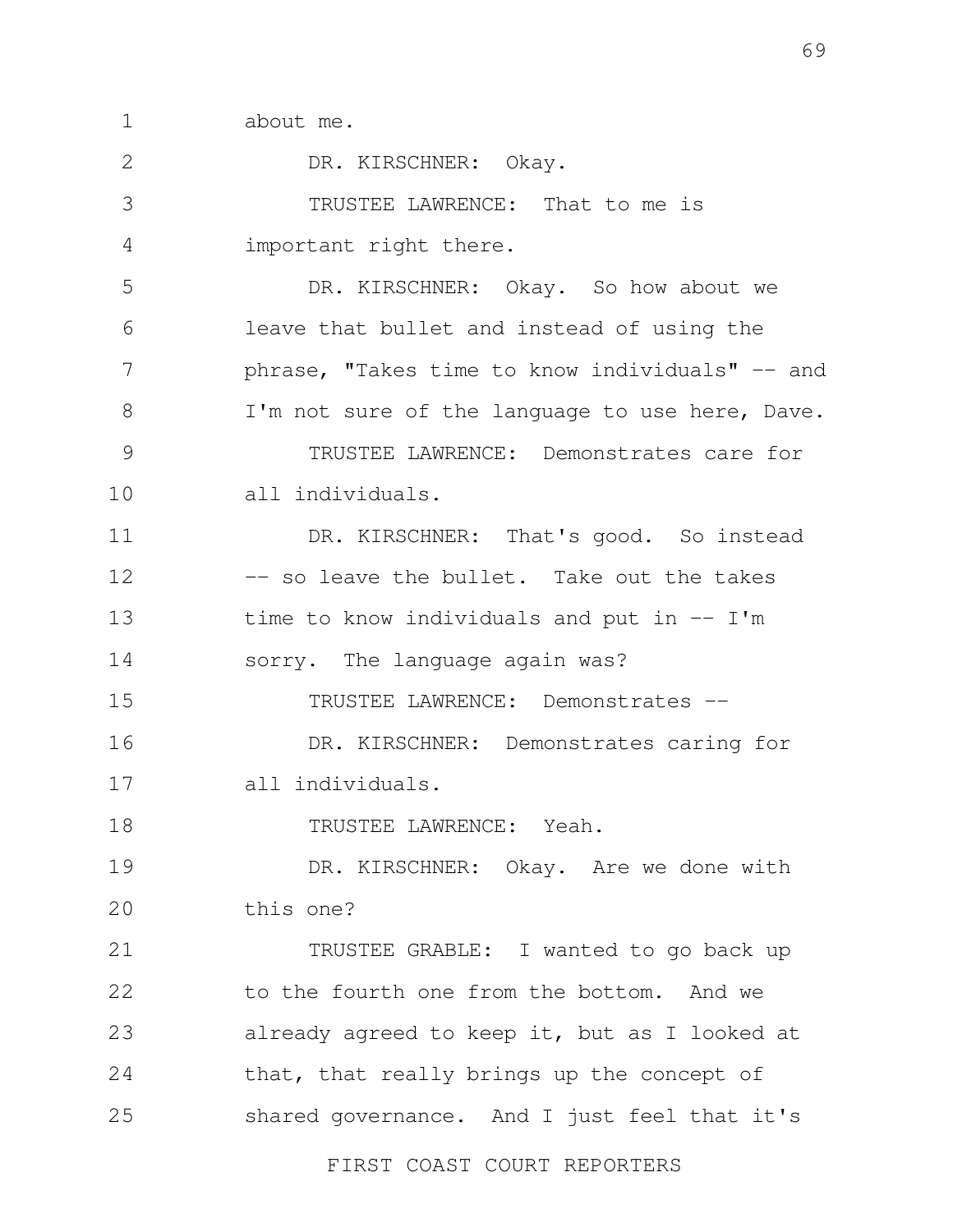about me.

DR. KIRSCHNER: Okay.

TRUSTEE LAWRENCE: That to me is important right there.

DR. KIRSCHNER: Okay. So how about we leave that bullet and instead of using the phrase, "Takes time to know individuals" -- and I'm not sure of the language to use here, Dave.

TRUSTEE LAWRENCE: Demonstrates care for all individuals.

DR. KIRSCHNER: That's good. So instead -- so leave the bullet. Take out the takes time to know individuals and put in -- I'm sorry. The language again was?

TRUSTEE LAWRENCE: Demonstrates --

DR. KIRSCHNER: Demonstrates caring for all individuals.

TRUSTEE LAWRENCE: Yeah.

DR. KIRSCHNER: Okay. Are we done with this one?

TRUSTEE GRABLE: I wanted to go back up to the fourth one from the bottom. And we already agreed to keep it, but as I looked at that, that really brings up the concept of shared governance. And I just feel that it's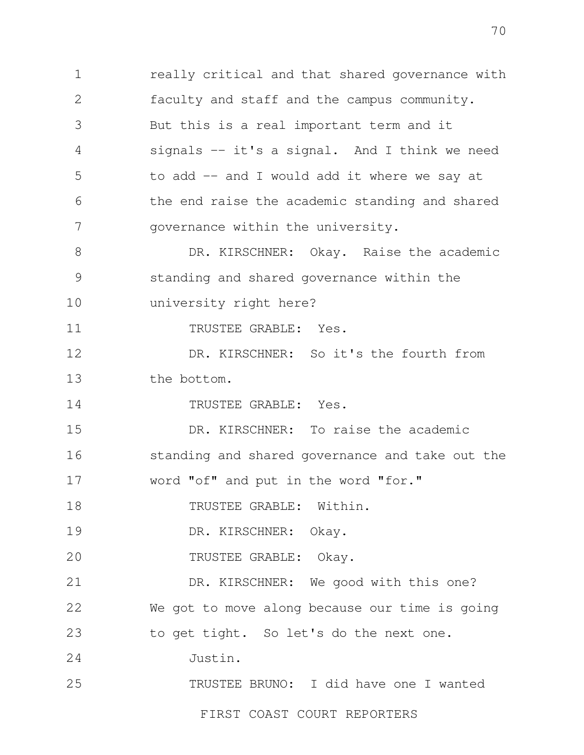really critical and that shared governance with faculty and staff and the campus community. But this is a real important term and it signals -- it's a signal. And I think we need to add -- and I would add it where we say at the end raise the academic standing and shared governance within the university.

DR. KIRSCHNER: Okay. Raise the academic standing and shared governance within the university right here?

TRUSTEE GRABLE: Yes.

DR. KIRSCHNER: So it's the fourth from the bottom.

TRUSTEE GRABLE: Yes.

DR. KIRSCHNER: To raise the academic standing and shared governance and take out the word "of" and put in the word "for."

TRUSTEE GRABLE: Within.

DR. KIRSCHNER: Okay.

TRUSTEE GRABLE: Okay.

DR. KIRSCHNER: We good with this one? We got to move along because our time is going to get tight. So let's do the next one.

Justin.

TRUSTEE BRUNO: I did have one I wanted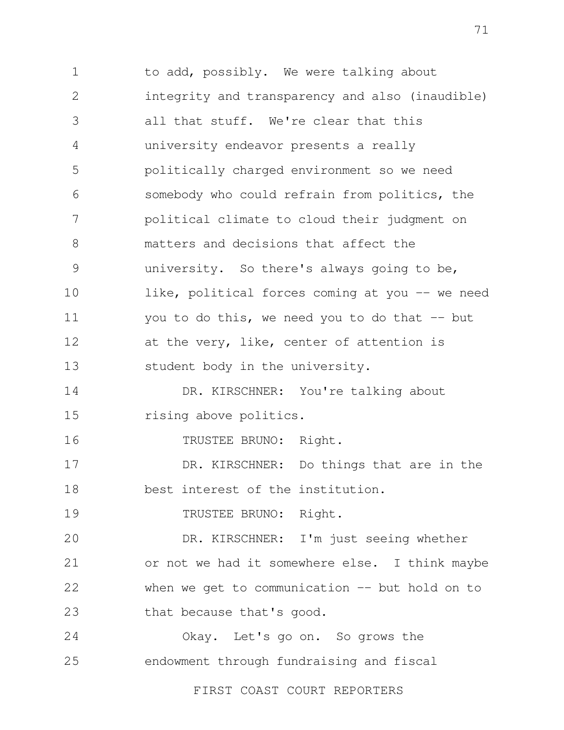to add, possibly. We were talking about integrity and transparency and also (inaudible) all that stuff. We're clear that this university endeavor presents a really politically charged environment so we need somebody who could refrain from politics, the political climate to cloud their judgment on matters and decisions that affect the university. So there's always going to be, like, political forces coming at you -- we need you to do this, we need you to do that -- but at the very, like, center of attention is student body in the university.

DR. KIRSCHNER: You're talking about rising above politics.

TRUSTEE BRUNO: Right.

DR. KIRSCHNER: Do things that are in the best interest of the institution.

TRUSTEE BRUNO: Right.

DR. KIRSCHNER: I'm just seeing whether or not we had it somewhere else. I think maybe when we get to communication -- but hold on to that because that's good.

Okay. Let's go on. So grows the endowment through fundraising and fiscal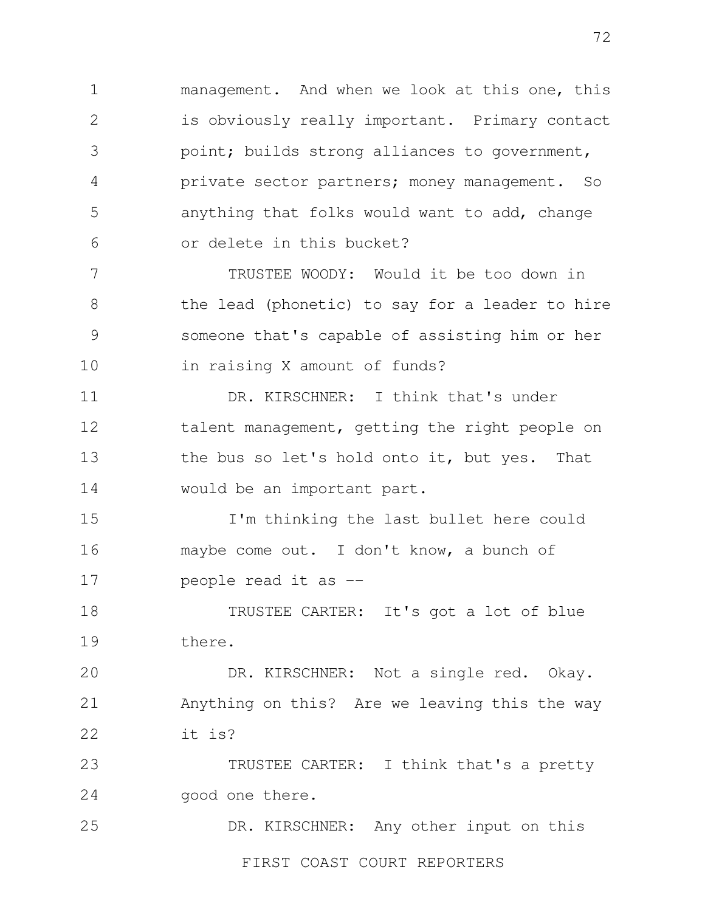management. And when we look at this one, this is obviously really important. Primary contact point; builds strong alliances to government, private sector partners; money management. So anything that folks would want to add, change or delete in this bucket?

TRUSTEE WOODY: Would it be too down in the lead (phonetic) to say for a leader to hire someone that's capable of assisting him or her in raising X amount of funds?

DR. KIRSCHNER: I think that's under talent management, getting the right people on the bus so let's hold onto it, but yes. That would be an important part.

I'm thinking the last bullet here could maybe come out. I don't know, a bunch of people read it as --

TRUSTEE CARTER: It's got a lot of blue there.

DR. KIRSCHNER: Not a single red. Okay. Anything on this? Are we leaving this the way it is?

TRUSTEE CARTER: I think that's a pretty good one there.

DR. KIRSCHNER: Any other input on this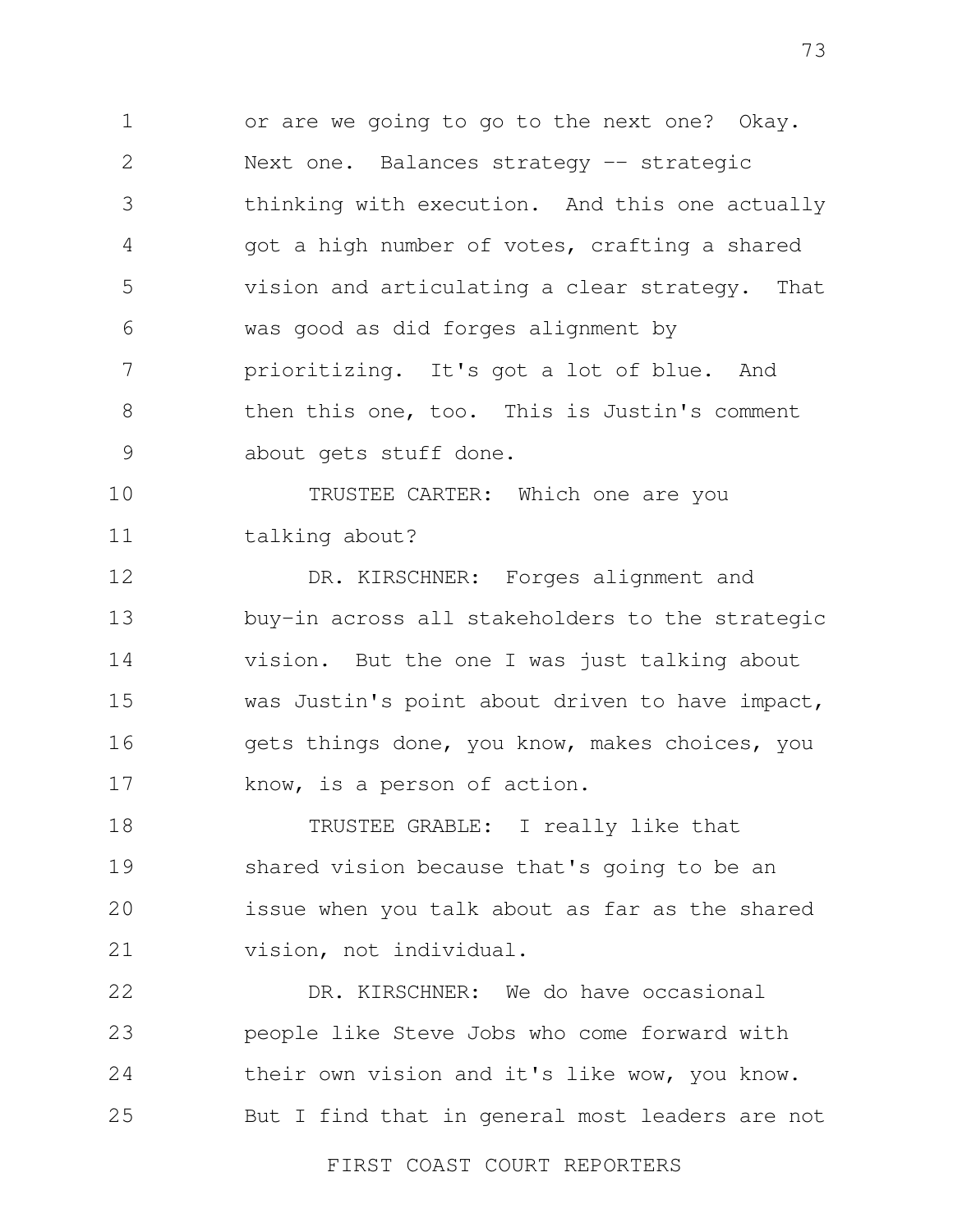or are we going to go to the next one? Okay. Next one. Balances strategy -- strategic thinking with execution. And this one actually got a high number of votes, crafting a shared vision and articulating a clear strategy. That was good as did forges alignment by prioritizing. It's got a lot of blue. And then this one, too. This is Justin's comment about gets stuff done.

TRUSTEE CARTER: Which one are you talking about?

DR. KIRSCHNER: Forges alignment and buy-in across all stakeholders to the strategic vision. But the one I was just talking about was Justin's point about driven to have impact, gets things done, you know, makes choices, you know, is a person of action.

TRUSTEE GRABLE: I really like that shared vision because that's going to be an issue when you talk about as far as the shared vision, not individual.

DR. KIRSCHNER: We do have occasional people like Steve Jobs who come forward with their own vision and it's like wow, you know. But I find that in general most leaders are not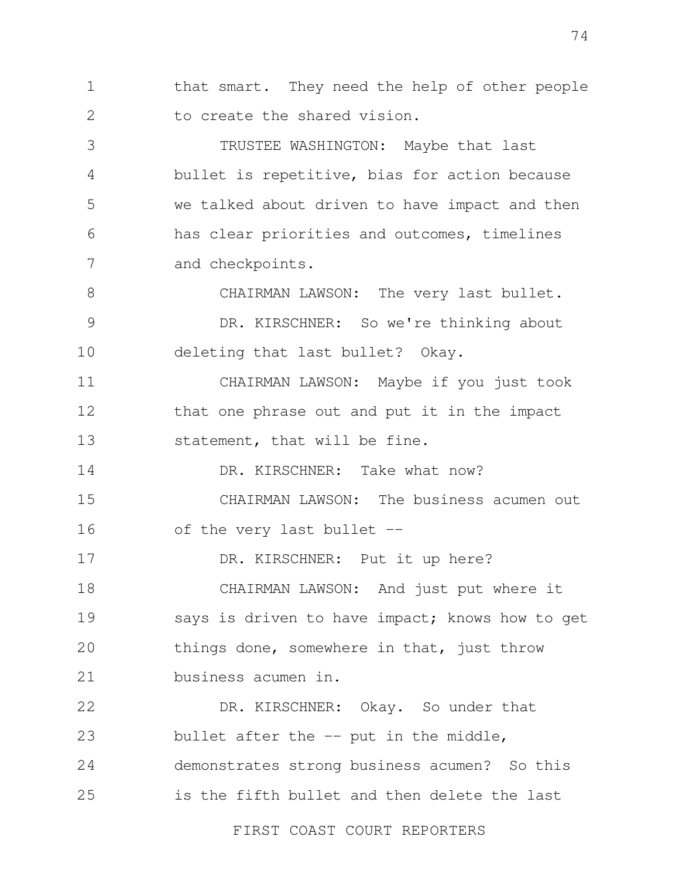that smart. They need the help of other people to create the shared vision.

TRUSTEE WASHINGTON: Maybe that last bullet is repetitive, bias for action because we talked about driven to have impact and then has clear priorities and outcomes, timelines and checkpoints.

CHAIRMAN LAWSON: The very last bullet.

DR. KIRSCHNER: So we're thinking about deleting that last bullet? Okay.

CHAIRMAN LAWSON: Maybe if you just took that one phrase out and put it in the impact statement, that will be fine.

DR. KIRSCHNER: Take what now?

CHAIRMAN LAWSON: The business acumen out of the very last bullet --

DR. KIRSCHNER: Put it up here?

CHAIRMAN LAWSON: And just put where it says is driven to have impact; knows how to get things done, somewhere in that, just throw business acumen in.

DR. KIRSCHNER: Okay. So under that bullet after the -- put in the middle, demonstrates strong business acumen? So this is the fifth bullet and then delete the last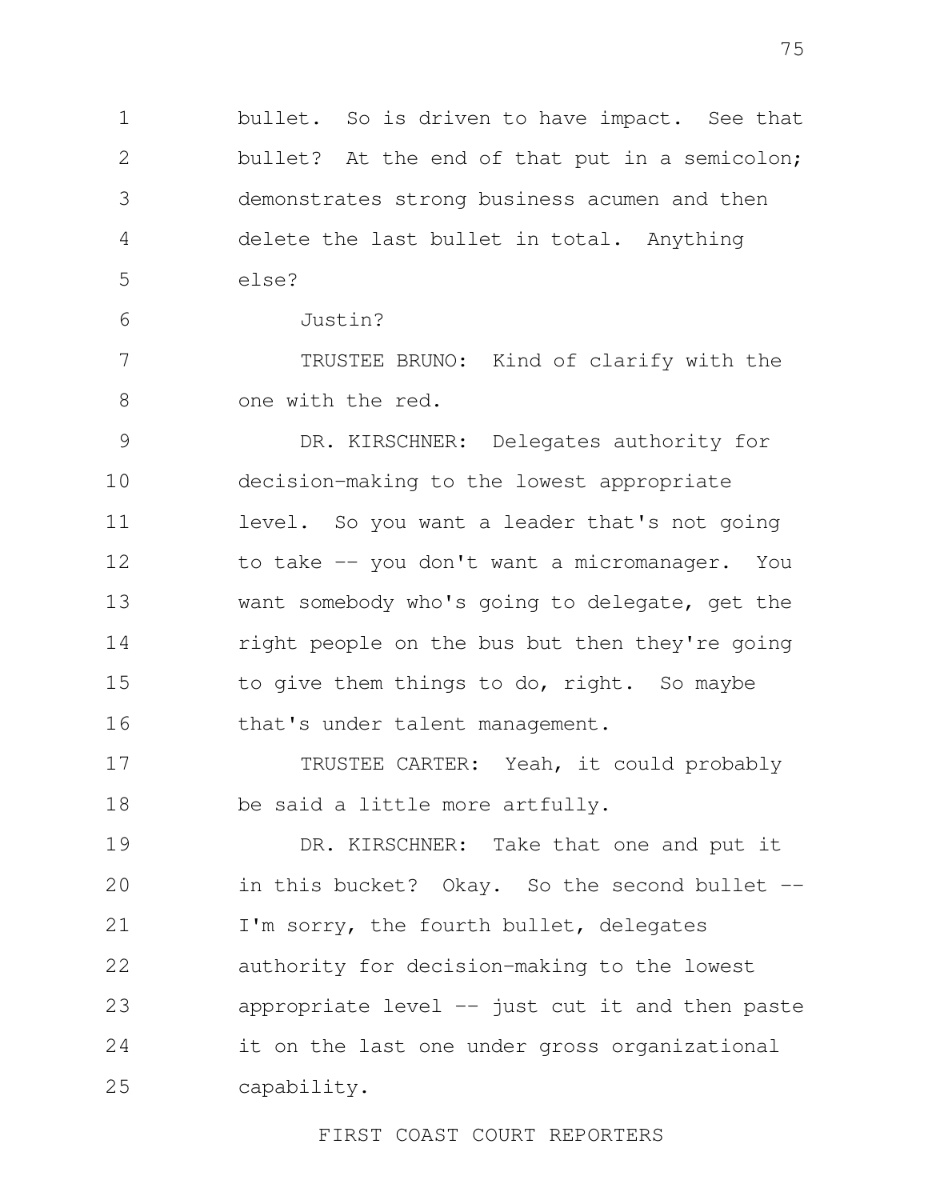bullet. So is driven to have impact. See that bullet? At the end of that put in a semicolon; demonstrates strong business acumen and then delete the last bullet in total. Anything else?

Justin?

TRUSTEE BRUNO: Kind of clarify with the one with the red.

DR. KIRSCHNER: Delegates authority for decision-making to the lowest appropriate level. So you want a leader that's not going to take -- you don't want a micromanager. You want somebody who's going to delegate, get the right people on the bus but then they're going to give them things to do, right. So maybe that's under talent management.

TRUSTEE CARTER: Yeah, it could probably be said a little more artfully.

DR. KIRSCHNER: Take that one and put it in this bucket? Okay. So the second bullet -- I'm sorry, the fourth bullet, delegates authority for decision-making to the lowest appropriate level -- just cut it and then paste it on the last one under gross organizational capability.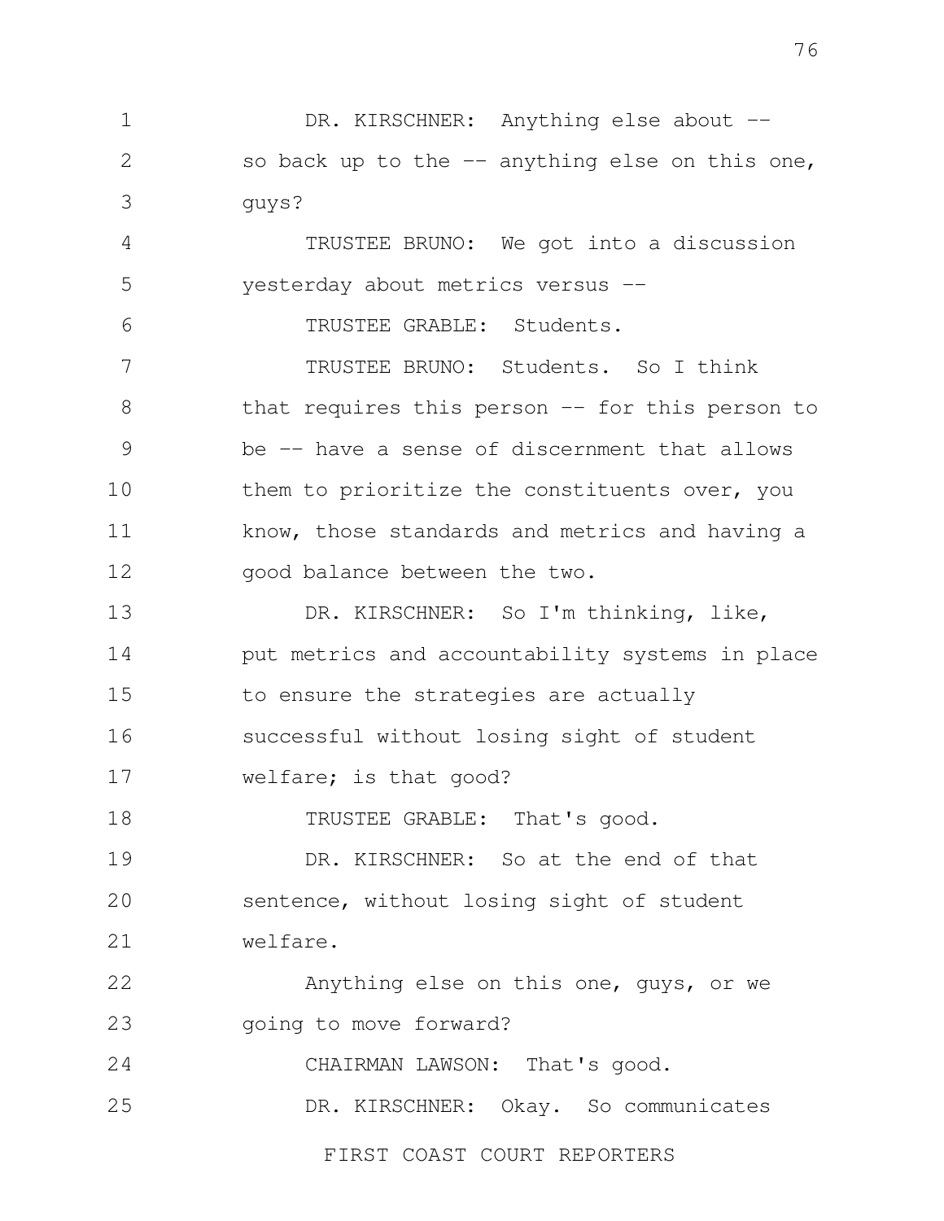DR. KIRSCHNER: Anything else about -- so back up to the -- anything else on this one, guys?

TRUSTEE BRUNO: We got into a discussion yesterday about metrics versus --

TRUSTEE GRABLE: Students.

TRUSTEE BRUNO: Students. So I think that requires this person -- for this person to be -- have a sense of discernment that allows them to prioritize the constituents over, you know, those standards and metrics and having a good balance between the two.

DR. KIRSCHNER: So I'm thinking, like, put metrics and accountability systems in place to ensure the strategies are actually successful without losing sight of student welfare; is that good?

TRUSTEE GRABLE: That's good.

DR. KIRSCHNER: So at the end of that sentence, without losing sight of student welfare.

Anything else on this one, guys, or we going to move forward?

CHAIRMAN LAWSON: That's good.

DR. KIRSCHNER: Okay. So communicates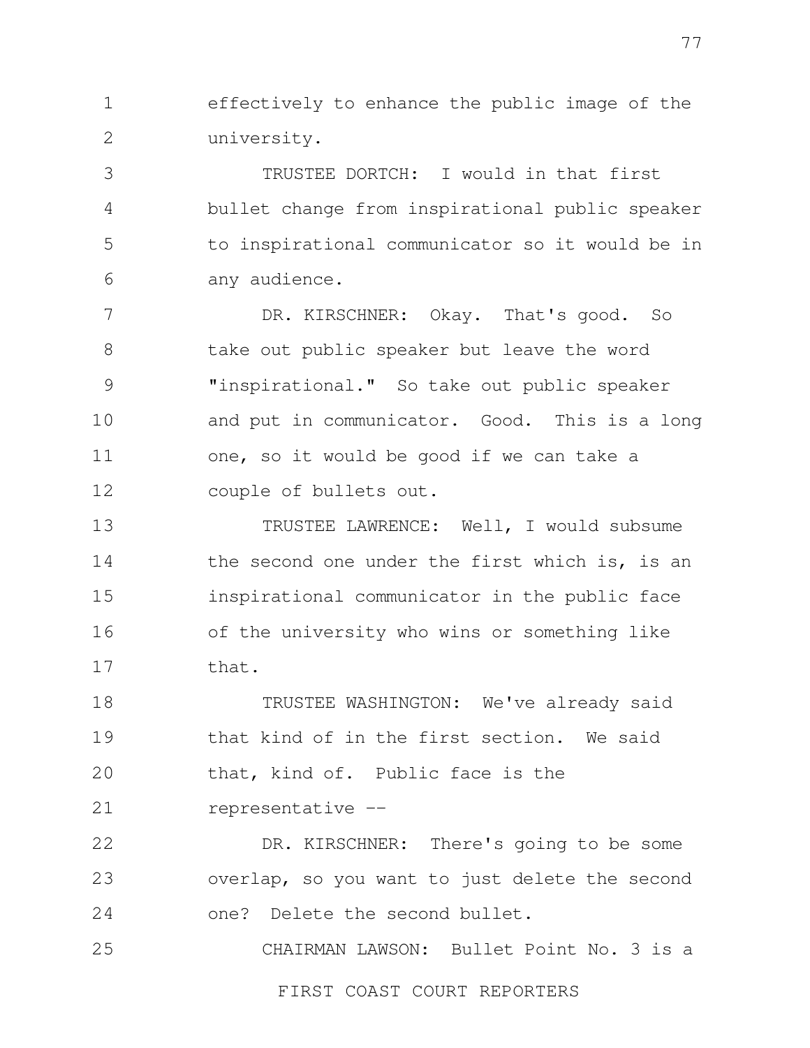effectively to enhance the public image of the university.

TRUSTEE DORTCH: I would in that first bullet change from inspirational public speaker to inspirational communicator so it would be in any audience.

DR. KIRSCHNER: Okay. That's good. So take out public speaker but leave the word "inspirational." So take out public speaker and put in communicator. Good. This is a long one, so it would be good if we can take a couple of bullets out.

TRUSTEE LAWRENCE: Well, I would subsume the second one under the first which is, is an inspirational communicator in the public face of the university who wins or something like that.

TRUSTEE WASHINGTON: We've already said that kind of in the first section. We said that, kind of. Public face is the representative --

DR. KIRSCHNER: There's going to be some overlap, so you want to just delete the second one? Delete the second bullet.

CHAIRMAN LAWSON: Bullet Point No. 3 is a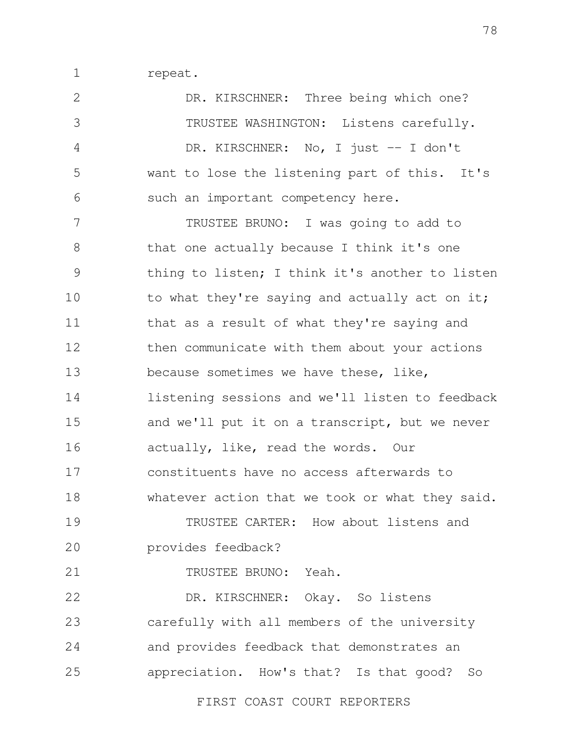repeat.

DR. KIRSCHNER: Three being which one?

TRUSTEE WASHINGTON: Listens carefully.

DR. KIRSCHNER: No, I just -- I don't want to lose the listening part of this. It's such an important competency here.

TRUSTEE BRUNO: I was going to add to that one actually because I think it's one thing to listen; I think it's another to listen to what they're saying and actually act on it; that as a result of what they're saying and then communicate with them about your actions because sometimes we have these, like, listening sessions and we'll listen to feedback and we'll put it on a transcript, but we never actually, like, read the words. Our constituents have no access afterwards to whatever action that we took or what they said.

TRUSTEE CARTER: How about listens and provides feedback?

TRUSTEE BRUNO: Yeah.

DR. KIRSCHNER: Okay. So listens carefully with all members of the university and provides feedback that demonstrates an appreciation. How's that? Is that good? So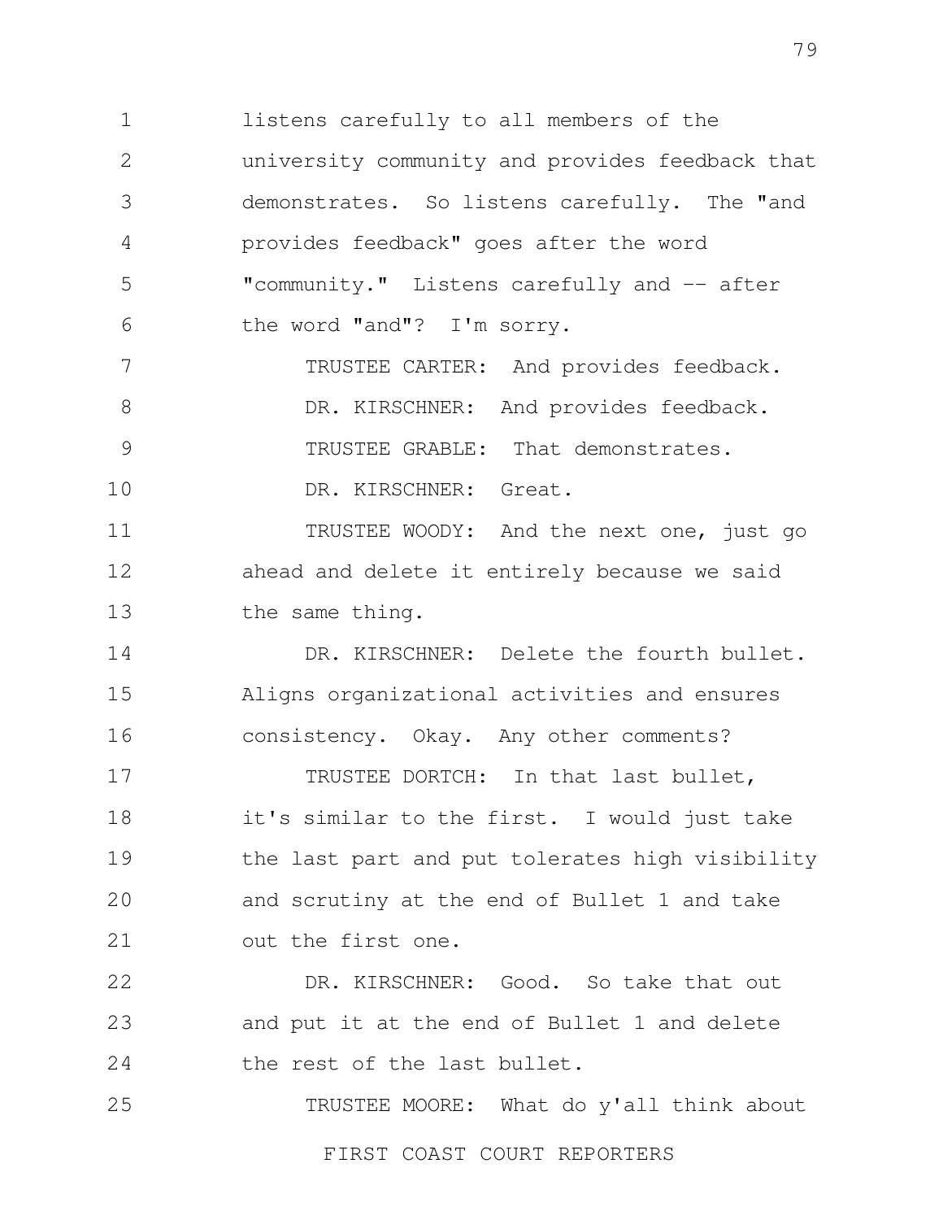listens carefully to all members of the university community and provides feedback that demonstrates. So listens carefully. The "and provides feedback" goes after the word "community." Listens carefully and -- after the word "and"? I'm sorry.

TRUSTEE CARTER: And provides feedback.

DR. KIRSCHNER: And provides feedback.

TRUSTEE GRABLE: That demonstrates.

DR. KIRSCHNER: Great.

TRUSTEE WOODY: And the next one, just go ahead and delete it entirely because we said the same thing.

DR. KIRSCHNER: Delete the fourth bullet. Aligns organizational activities and ensures consistency. Okay. Any other comments?

TRUSTEE DORTCH: In that last bullet, it's similar to the first. I would just take the last part and put tolerates high visibility and scrutiny at the end of Bullet 1 and take out the first one.

DR. KIRSCHNER: Good. So take that out and put it at the end of Bullet 1 and delete the rest of the last bullet.

TRUSTEE MOORE: What do y'all think about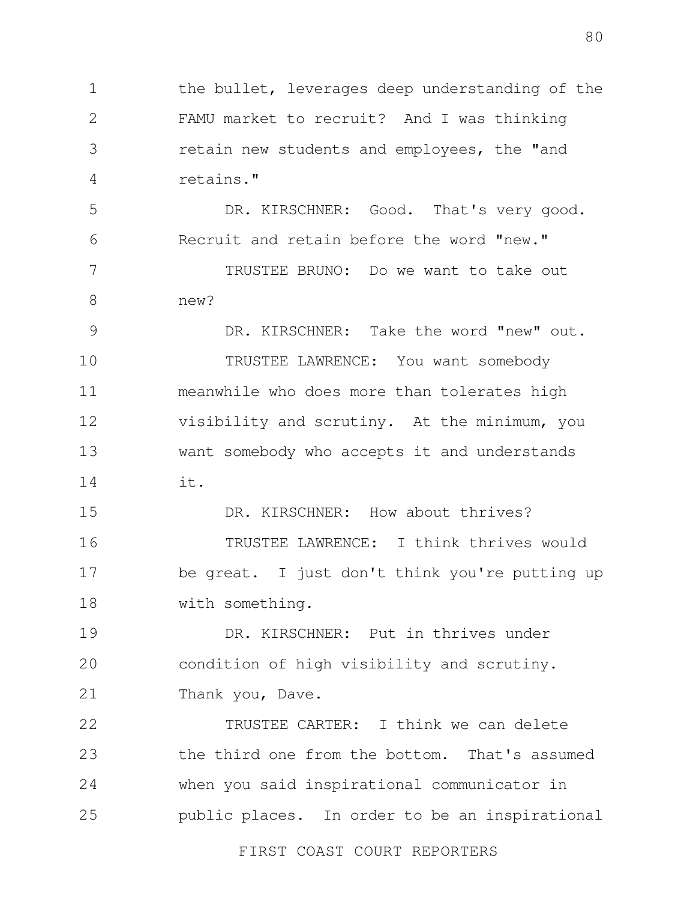the bullet, leverages deep understanding of the FAMU market to recruit? And I was thinking retain new students and employees, the "and retains."

DR. KIRSCHNER: Good. That's very good. Recruit and retain before the word "new."

TRUSTEE BRUNO: Do we want to take out new?

DR. KIRSCHNER: Take the word "new" out.

TRUSTEE LAWRENCE: You want somebody meanwhile who does more than tolerates high visibility and scrutiny. At the minimum, you want somebody who accepts it and understands it.

DR. KIRSCHNER: How about thrives?

TRUSTEE LAWRENCE: I think thrives would be great. I just don't think you're putting up with something.

DR. KIRSCHNER: Put in thrives under condition of high visibility and scrutiny. Thank you, Dave.

TRUSTEE CARTER: I think we can delete the third one from the bottom. That's assumed when you said inspirational communicator in public places. In order to be an inspirational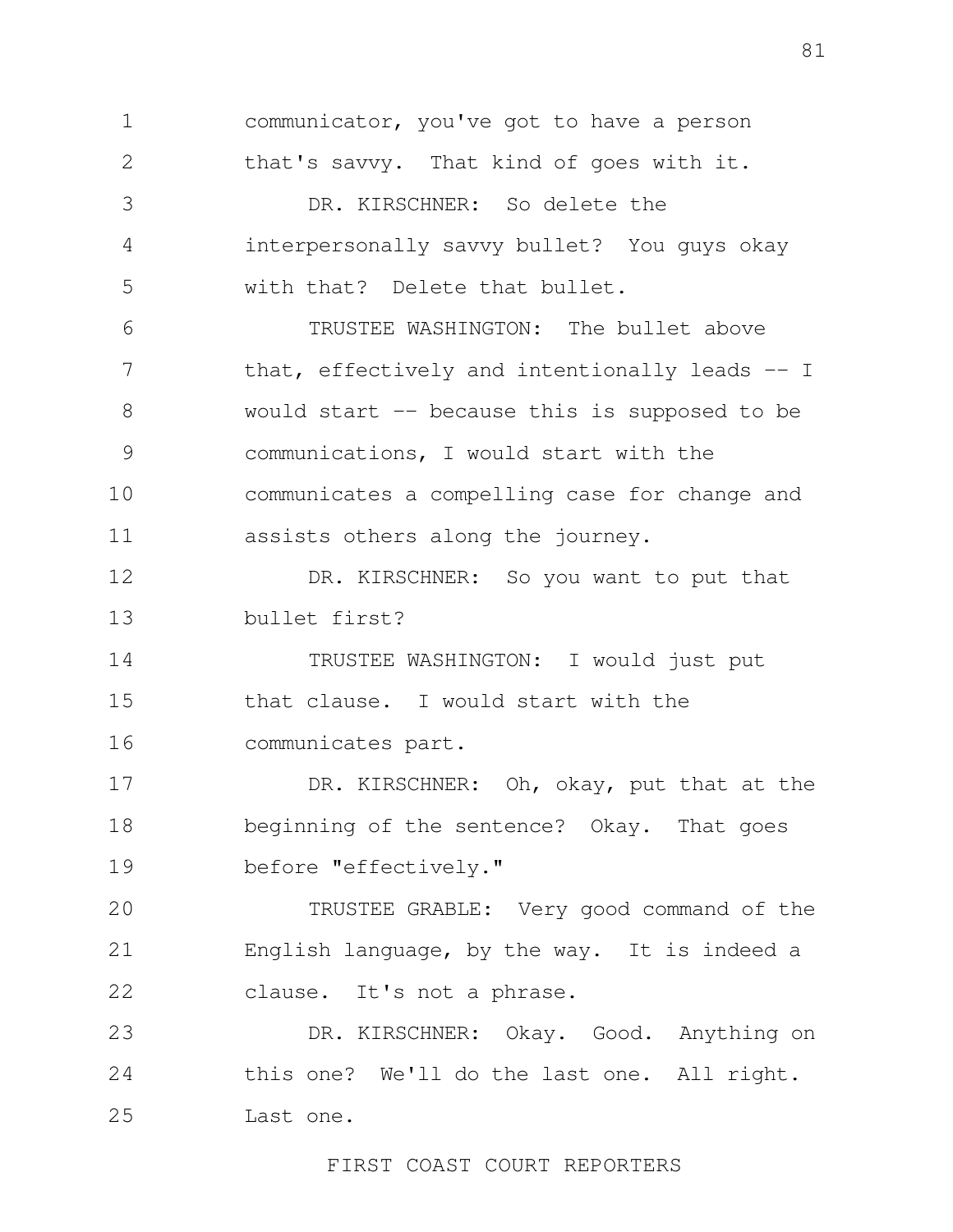communicator, you've got to have a person that's savvy. That kind of goes with it.

DR. KIRSCHNER: So delete the interpersonally savvy bullet? You guys okay with that? Delete that bullet.

TRUSTEE WASHINGTON: The bullet above that, effectively and intentionally leads -- I would start -- because this is supposed to be communications, I would start with the communicates a compelling case for change and assists others along the journey.

DR. KIRSCHNER: So you want to put that bullet first?

TRUSTEE WASHINGTON: I would just put that clause. I would start with the communicates part.

DR. KIRSCHNER: Oh, okay, put that at the beginning of the sentence? Okay. That goes before "effectively."

TRUSTEE GRABLE: Very good command of the English language, by the way. It is indeed a clause. It's not a phrase.

DR. KIRSCHNER: Okay. Good. Anything on this one? We'll do the last one. All right. Last one.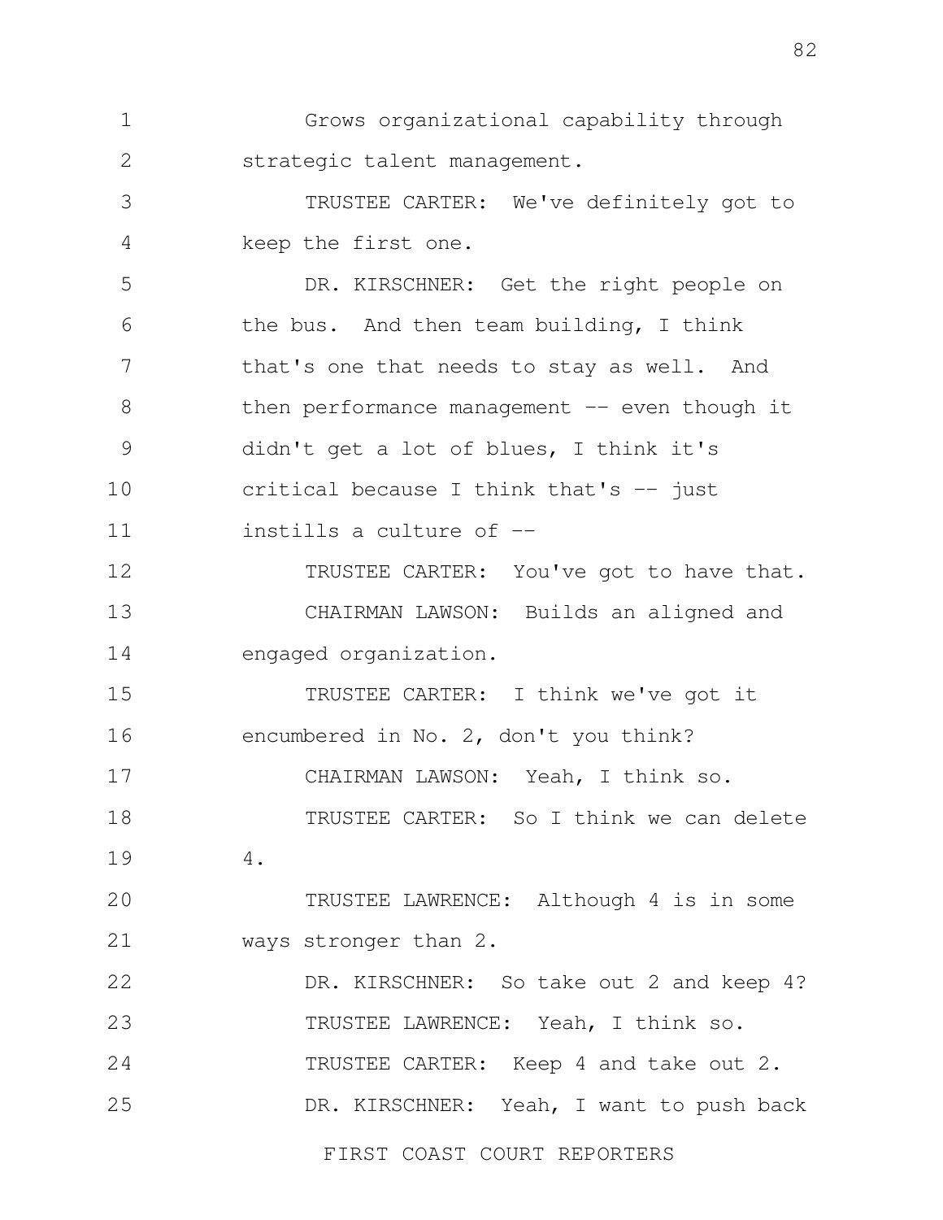Grows organizational capability through strategic talent management.

TRUSTEE CARTER: We've definitely got to keep the first one.

DR. KIRSCHNER: Get the right people on the bus. And then team building, I think that's one that needs to stay as well. And then performance management -- even though it didn't get a lot of blues, I think it's critical because I think that's -- just instills a culture of --

TRUSTEE CARTER: You've got to have that.

CHAIRMAN LAWSON: Builds an aligned and engaged organization.

TRUSTEE CARTER: I think we've got it encumbered in No. 2, don't you think?

CHAIRMAN LAWSON: Yeah, I think so.

TRUSTEE CARTER: So I think we can delete 4.

TRUSTEE LAWRENCE: Although 4 is in some ways stronger than 2.

DR. KIRSCHNER: So take out 2 and keep 4?

TRUSTEE LAWRENCE: Yeah, I think so.

TRUSTEE CARTER: Keep 4 and take out 2.

DR. KIRSCHNER: Yeah, I want to push back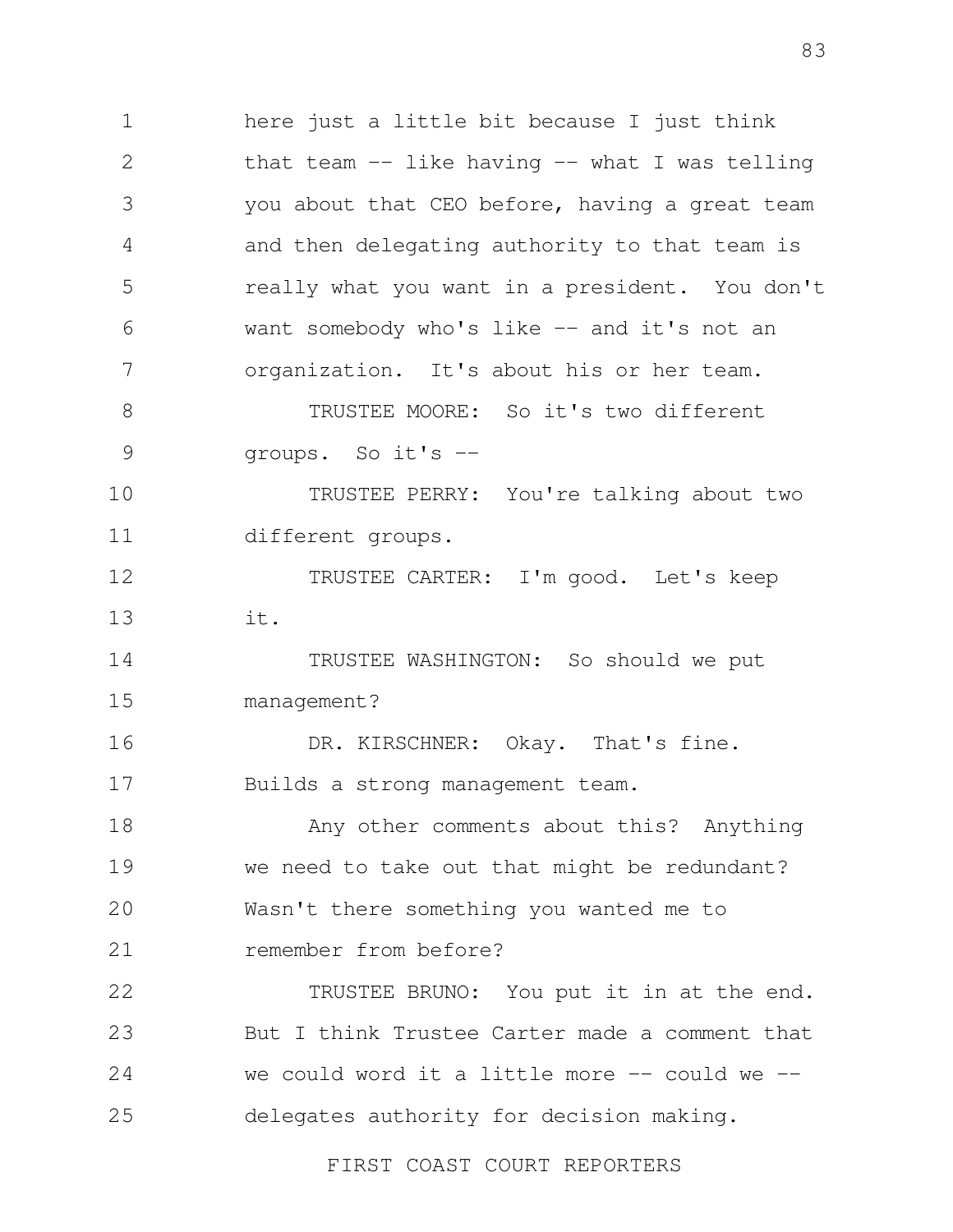here just a little bit because I just think that team -- like having -- what I was telling you about that CEO before, having a great team and then delegating authority to that team is really what you want in a president. You don't want somebody who's like -- and it's not an organization. It's about his or her team.

TRUSTEE MOORE: So it's two different groups. So it's --

TRUSTEE PERRY: You're talking about two different groups.

TRUSTEE CARTER: I'm good. Let's keep it.

TRUSTEE WASHINGTON: So should we put management?

DR. KIRSCHNER: Okay. That's fine. Builds a strong management team.

Any other comments about this? Anything we need to take out that might be redundant? Wasn't there something you wanted me to remember from before?

TRUSTEE BRUNO: You put it in at the end. But I think Trustee Carter made a comment that we could word it a little more -- could we -- delegates authority for decision making.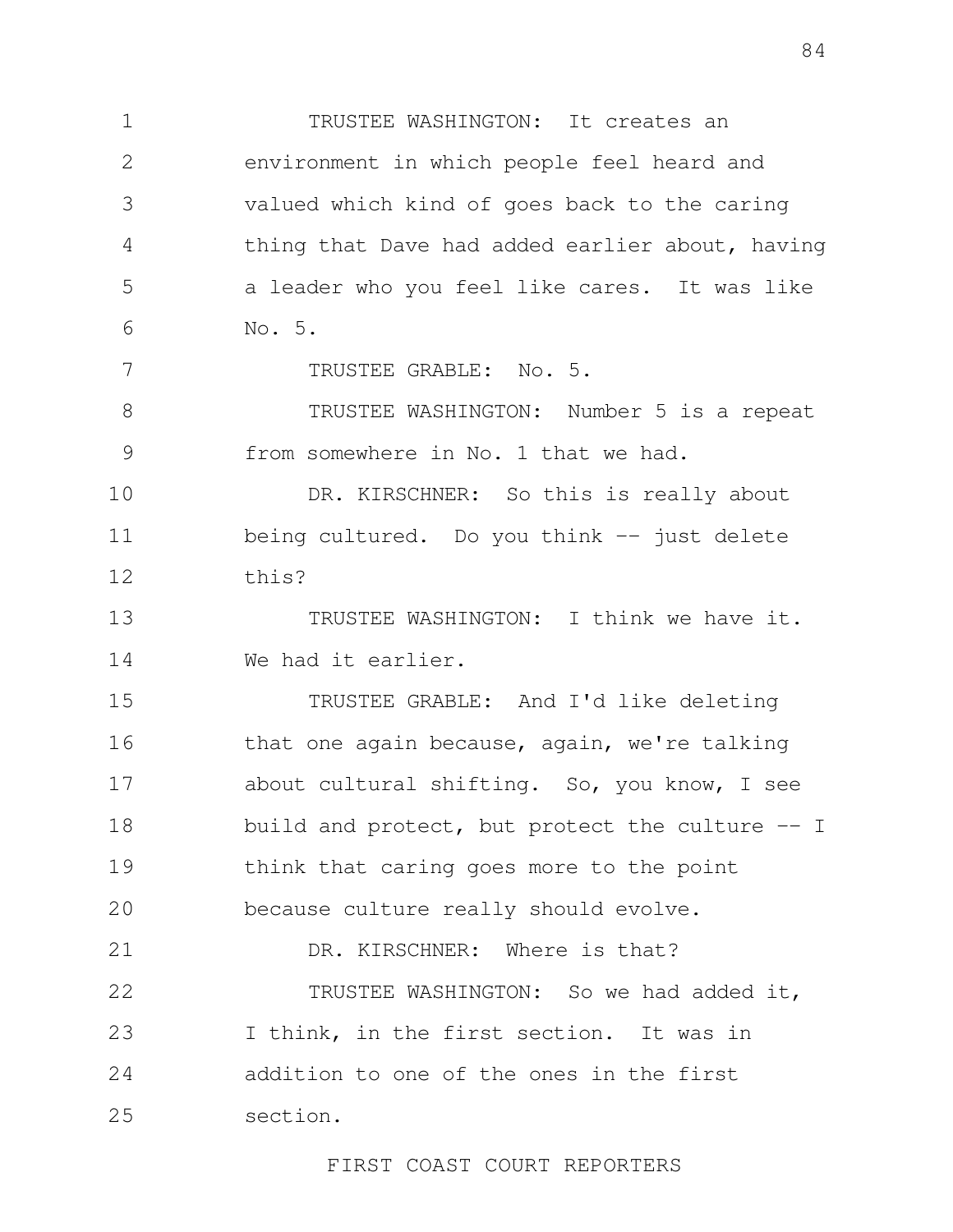TRUSTEE WASHINGTON: It creates an environment in which people feel heard and valued which kind of goes back to the caring thing that Dave had added earlier about, having a leader who you feel like cares. It was like No. 5.

TRUSTEE GRABLE: No. 5.

TRUSTEE WASHINGTON: Number 5 is a repeat from somewhere in No. 1 that we had.

DR. KIRSCHNER: So this is really about being cultured. Do you think -- just delete this?

TRUSTEE WASHINGTON: I think we have it. We had it earlier.

TRUSTEE GRABLE: And I'd like deleting that one again because, again, we're talking about cultural shifting. So, you know, I see build and protect, but protect the culture -- I think that caring goes more to the point because culture really should evolve.

DR. KIRSCHNER: Where is that?

TRUSTEE WASHINGTON: So we had added it, I think, in the first section. It was in addition to one of the ones in the first section.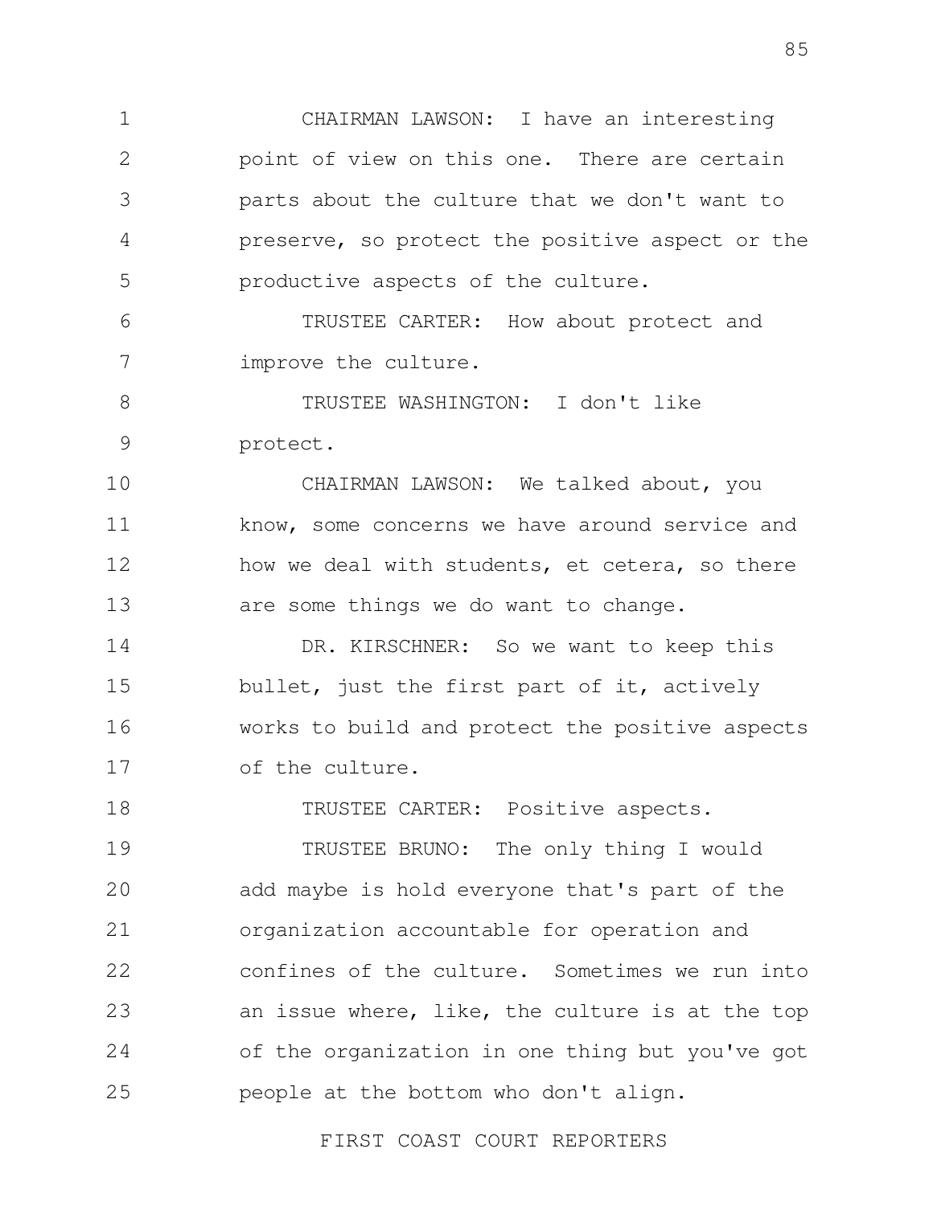CHAIRMAN LAWSON: I have an interesting point of view on this one. There are certain parts about the culture that we don't want to preserve, so protect the positive aspect or the productive aspects of the culture.

TRUSTEE CARTER: How about protect and improve the culture.

TRUSTEE WASHINGTON: I don't like protect.

CHAIRMAN LAWSON: We talked about, you know, some concerns we have around service and how we deal with students, et cetera, so there are some things we do want to change.

DR. KIRSCHNER: So we want to keep this bullet, just the first part of it, actively works to build and protect the positive aspects of the culture.

TRUSTEE CARTER: Positive aspects.

TRUSTEE BRUNO: The only thing I would add maybe is hold everyone that's part of the organization accountable for operation and confines of the culture. Sometimes we run into an issue where, like, the culture is at the top of the organization in one thing but you've got people at the bottom who don't align.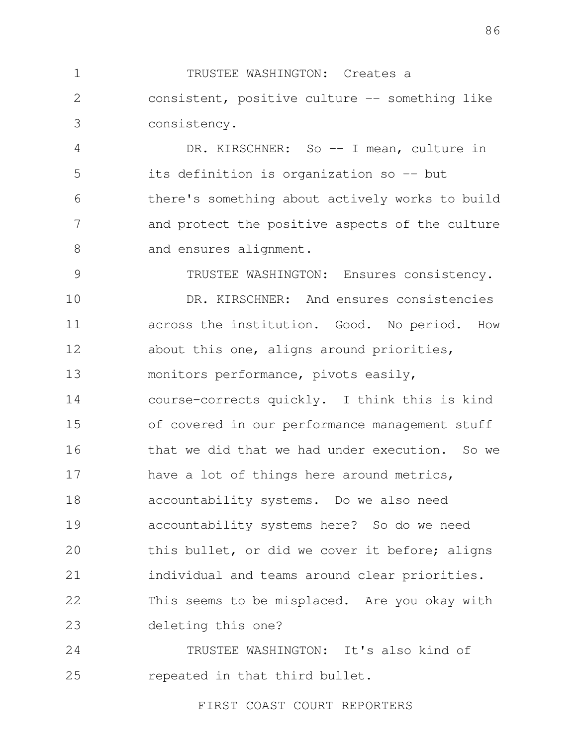TRUSTEE WASHINGTON: Creates a consistent, positive culture -- something like consistency.

DR. KIRSCHNER: So -- I mean, culture in its definition is organization so -- but there's something about actively works to build and protect the positive aspects of the culture and ensures alignment.

TRUSTEE WASHINGTON: Ensures consistency.

DR. KIRSCHNER: And ensures consistencies across the institution. Good. No period. How about this one, aligns around priorities, monitors performance, pivots easily, course-corrects quickly. I think this is kind of covered in our performance management stuff that we did that we had under execution. So we have a lot of things here around metrics, accountability systems. Do we also need accountability systems here? So do we need this bullet, or did we cover it before; aligns individual and teams around clear priorities. This seems to be misplaced. Are you okay with deleting this one?

TRUSTEE WASHINGTON: It's also kind of repeated in that third bullet.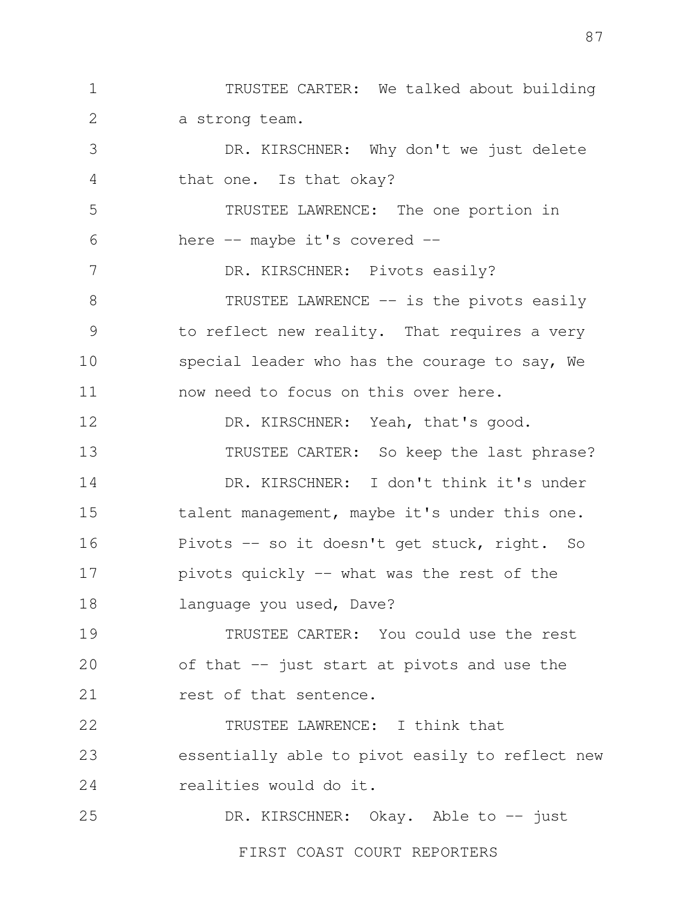TRUSTEE CARTER: We talked about building a strong team.

DR. KIRSCHNER: Why don't we just delete that one. Is that okay?

TRUSTEE LAWRENCE: The one portion in here -- maybe it's covered --

DR. KIRSCHNER: Pivots easily?

TRUSTEE LAWRENCE -- is the pivots easily to reflect new reality. That requires a very special leader who has the courage to say, We now need to focus on this over here.

DR. KIRSCHNER: Yeah, that's good.

TRUSTEE CARTER: So keep the last phrase?

DR. KIRSCHNER: I don't think it's under talent management, maybe it's under this one. Pivots -- so it doesn't get stuck, right. So pivots quickly -- what was the rest of the language you used, Dave?

TRUSTEE CARTER: You could use the rest of that -- just start at pivots and use the rest of that sentence.

TRUSTEE LAWRENCE: I think that essentially able to pivot easily to reflect new realities would do it.

DR. KIRSCHNER: Okay. Able to -- just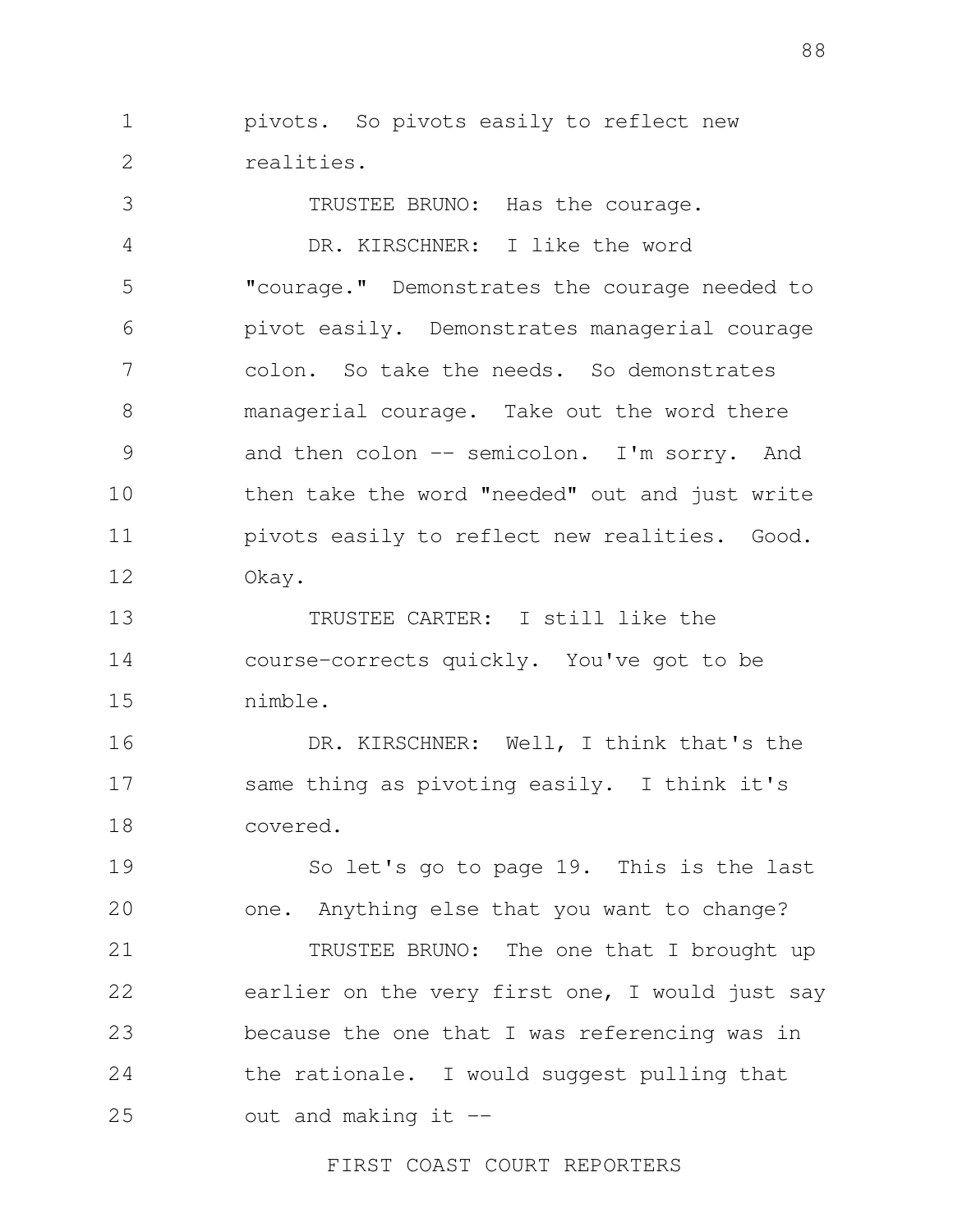pivots. So pivots easily to reflect new realities.

TRUSTEE BRUNO: Has the courage.

DR. KIRSCHNER: I like the word "courage." Demonstrates the courage needed to pivot easily. Demonstrates managerial courage colon. So take the needs. So demonstrates managerial courage. Take out the word there and then colon -- semicolon. I'm sorry. And then take the word "needed" out and just write pivots easily to reflect new realities. Good. Okay.

TRUSTEE CARTER: I still like the course-corrects quickly. You've got to be nimble.

DR. KIRSCHNER: Well, I think that's the same thing as pivoting easily. I think it's covered.

So let's go to page 19. This is the last one. Anything else that you want to change?

TRUSTEE BRUNO: The one that I brought up earlier on the very first one, I would just say because the one that I was referencing was in the rationale. I would suggest pulling that out and making it --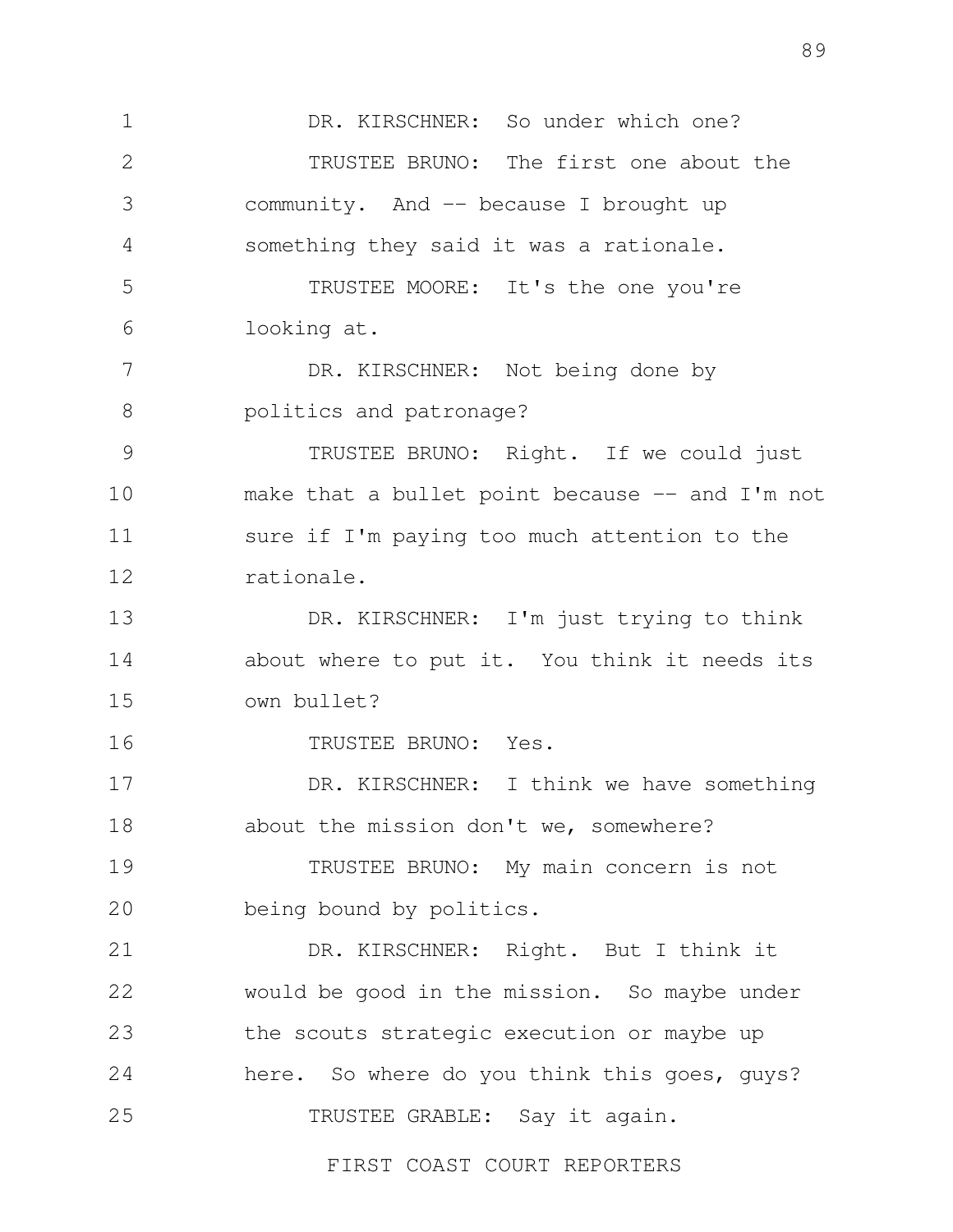DR. KIRSCHNER: So under which one?

TRUSTEE BRUNO: The first one about the community. And -- because I brought up something they said it was a rationale.

TRUSTEE MOORE: It's the one you're looking at.

DR. KIRSCHNER: Not being done by politics and patronage?

TRUSTEE BRUNO: Right. If we could just make that a bullet point because -- and I'm not sure if I'm paying too much attention to the rationale.

DR. KIRSCHNER: I'm just trying to think about where to put it. You think it needs its own bullet?

TRUSTEE BRUNO: Yes.

DR. KIRSCHNER: I think we have something about the mission don't we, somewhere?

TRUSTEE BRUNO: My main concern is not being bound by politics.

DR. KIRSCHNER: Right. But I think it would be good in the mission. So maybe under the scouts strategic execution or maybe up here. So where do you think this goes, guys?

TRUSTEE GRABLE: Say it again.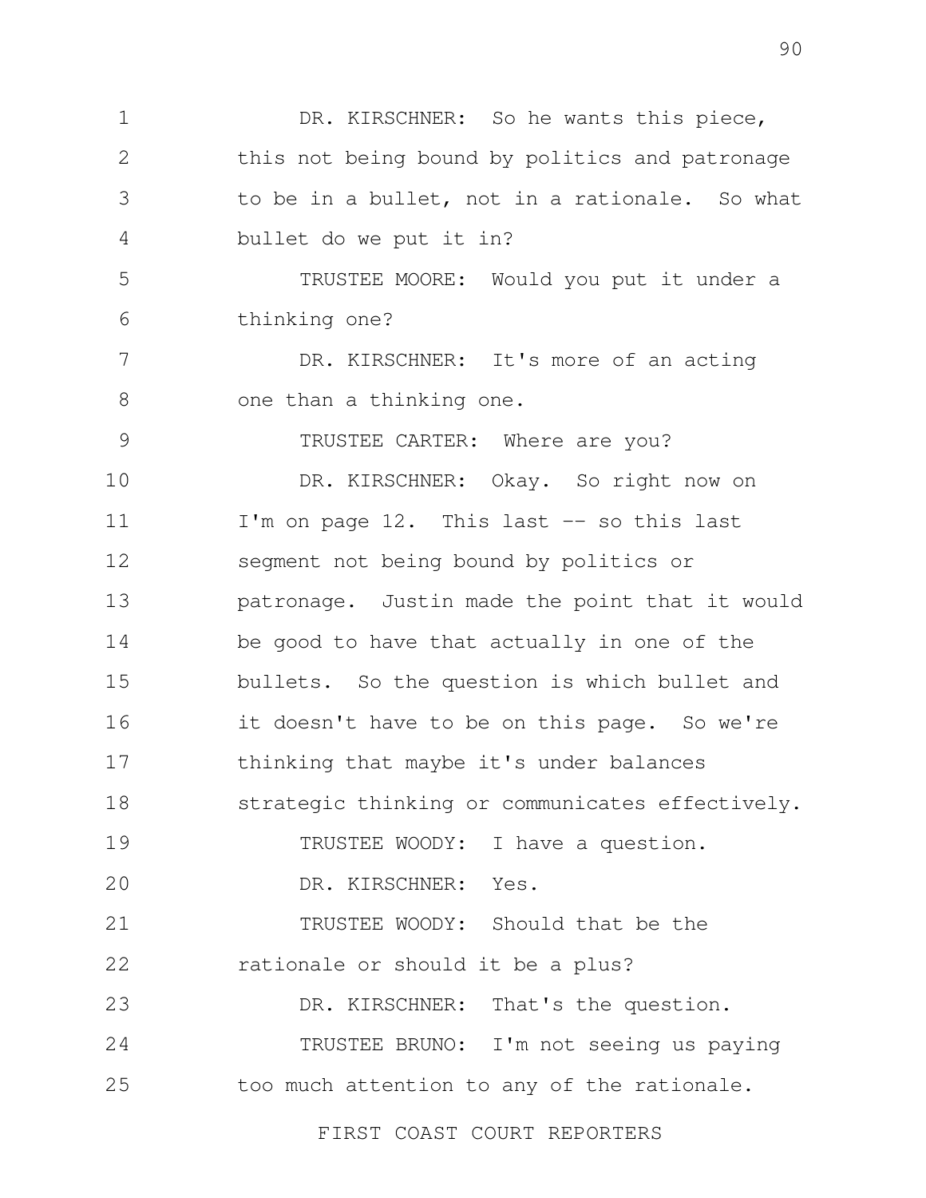DR. KIRSCHNER: So he wants this piece, this not being bound by politics and patronage to be in a bullet, not in a rationale. So what bullet do we put it in?

TRUSTEE MOORE: Would you put it under a thinking one?

DR. KIRSCHNER: It's more of an acting one than a thinking one.

TRUSTEE CARTER: Where are you?

DR. KIRSCHNER: Okay. So right now on I'm on page 12. This last -- so this last segment not being bound by politics or patronage. Justin made the point that it would be good to have that actually in one of the bullets. So the question is which bullet and it doesn't have to be on this page. So we're thinking that maybe it's under balances strategic thinking or communicates effectively.

TRUSTEE WOODY: I have a question.

DR. KIRSCHNER: Yes.

TRUSTEE WOODY: Should that be the rationale or should it be a plus?

DR. KIRSCHNER: That's the question.

TRUSTEE BRUNO: I'm not seeing us paying too much attention to any of the rationale.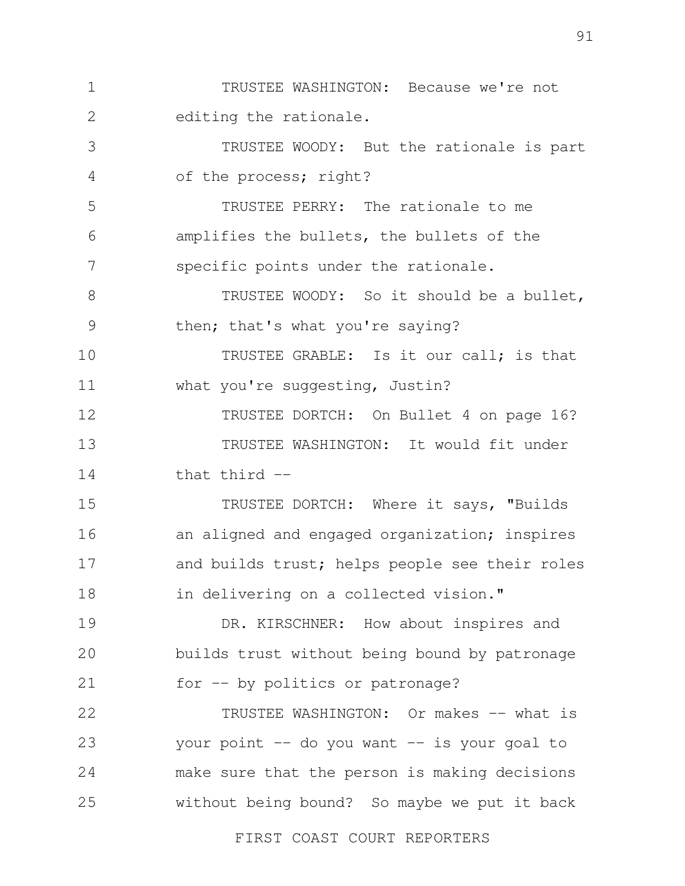TRUSTEE WASHINGTON: Because we're not editing the rationale.

TRUSTEE WOODY: But the rationale is part of the process; right?

TRUSTEE PERRY: The rationale to me amplifies the bullets, the bullets of the specific points under the rationale.

TRUSTEE WOODY: So it should be a bullet, then; that's what you're saying?

TRUSTEE GRABLE: Is it our call; is that what you're suggesting, Justin?

TRUSTEE DORTCH: On Bullet 4 on page 16?

TRUSTEE WASHINGTON: It would fit under that third --

TRUSTEE DORTCH: Where it says, "Builds an aligned and engaged organization; inspires and builds trust; helps people see their roles in delivering on a collected vision."

DR. KIRSCHNER: How about inspires and builds trust without being bound by patronage for -- by politics or patronage?

TRUSTEE WASHINGTON: Or makes -- what is your point -- do you want -- is your goal to make sure that the person is making decisions without being bound? So maybe we put it back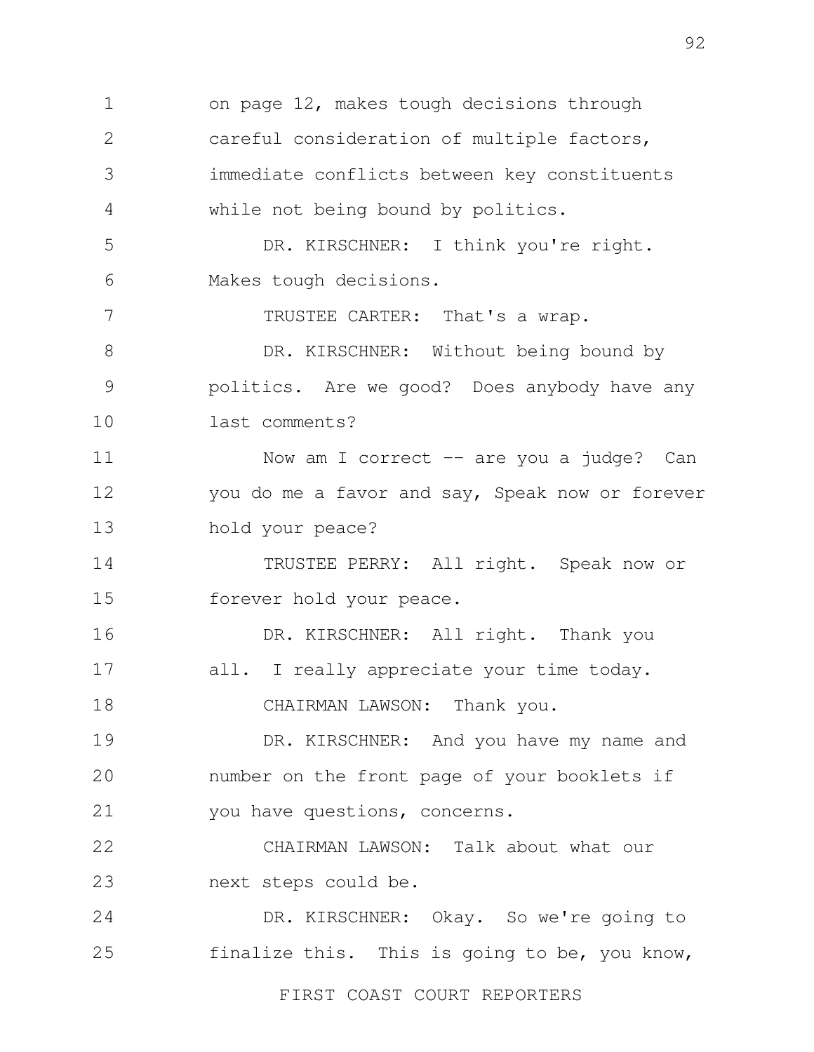1 on page 12, makes tough decisions through
2 careful consideration of multiple factors,
3 immediate conflicts between key constituents
4 while not being bound by politics.
5 DR. KIRSCHNER: I think you're right.
6 Makes tough decisions.
7 TRUSTEE CARTER: That's a wrap.
8 DR. KIRSCHNER: Without being bound by
9 politics. Are we good? Does anybody have any
10 last comments?
11 Now am I correct -- are you a judge? Can
12 you do me a favor and say, Speak now or forever
13 hold your peace?
14 TRUSTEE PERRY: All right. Speak now or
15 forever hold your peace.
16 DR. KIRSCHNER: All right. Thank you
17 all. I really appreciate your time today.
18 CHAIRMAN LAWSON: Thank you.
19 DR. KIRSCHNER: And you have my name and
20 number on the front page of your booklets if
21 you have questions, concerns.
22 CHAIRMAN LAWSON: Talk about what our
23 next steps could be.
24 DR. KIRSCHNER: Okay. So we're going to
25 finalize this. This is going to be, you know,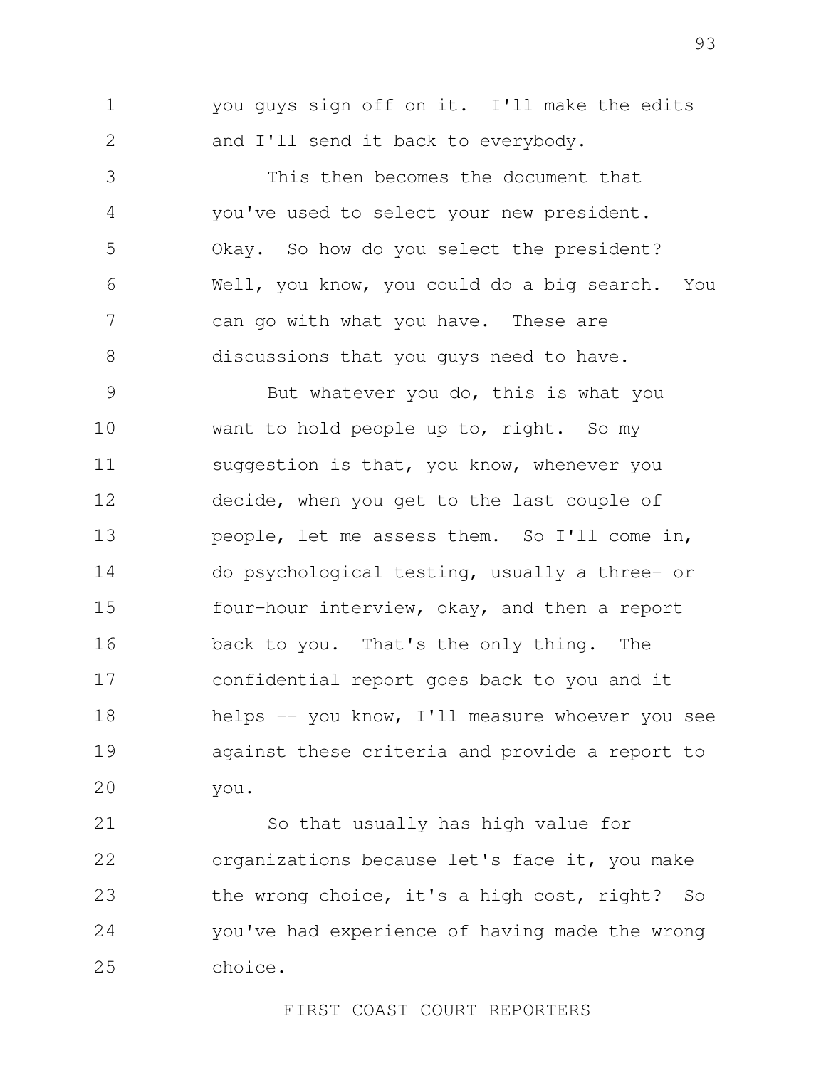you guys sign off on it. I'll make the edits and I'll send it back to everybody.

This then becomes the document that you've used to select your new president. Okay. So how do you select the president? Well, you know, you could do a big search. You can go with what you have. These are discussions that you guys need to have.

But whatever you do, this is what you want to hold people up to, right. So my suggestion is that, you know, whenever you decide, when you get to the last couple of people, let me assess them. So I'll come in, do psychological testing, usually a three- or four-hour interview, okay, and then a report back to you. That's the only thing. The confidential report goes back to you and it helps -- you know, I'll measure whoever you see against these criteria and provide a report to you.

So that usually has high value for organizations because let's face it, you make the wrong choice, it's a high cost, right? So you've had experience of having made the wrong choice.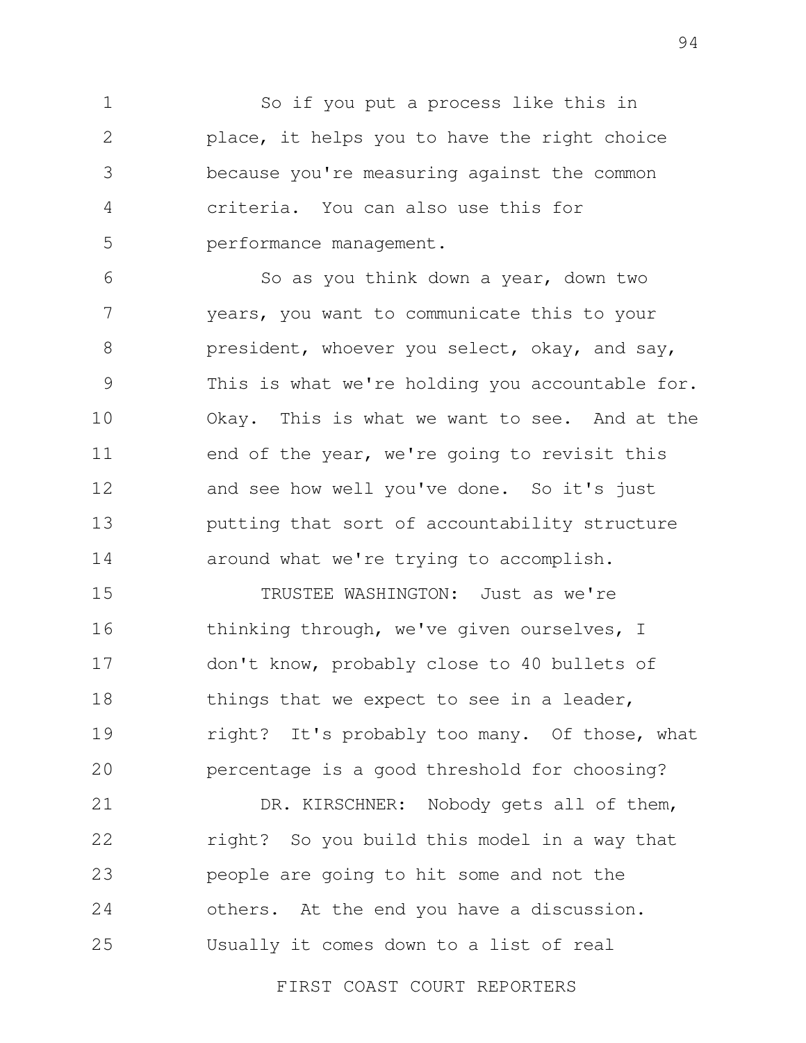So if you put a process like this in place, it helps you to have the right choice because you're measuring against the common criteria. You can also use this for performance management.

So as you think down a year, down two years, you want to communicate this to your president, whoever you select, okay, and say, This is what we're holding you accountable for. Okay. This is what we want to see. And at the end of the year, we're going to revisit this and see how well you've done. So it's just putting that sort of accountability structure around what we're trying to accomplish.

TRUSTEE WASHINGTON: Just as we're thinking through, we've given ourselves, I don't know, probably close to 40 bullets of things that we expect to see in a leader, right? It's probably too many. Of those, what percentage is a good threshold for choosing?

DR. KIRSCHNER: Nobody gets all of them, right? So you build this model in a way that people are going to hit some and not the others. At the end you have a discussion. Usually it comes down to a list of real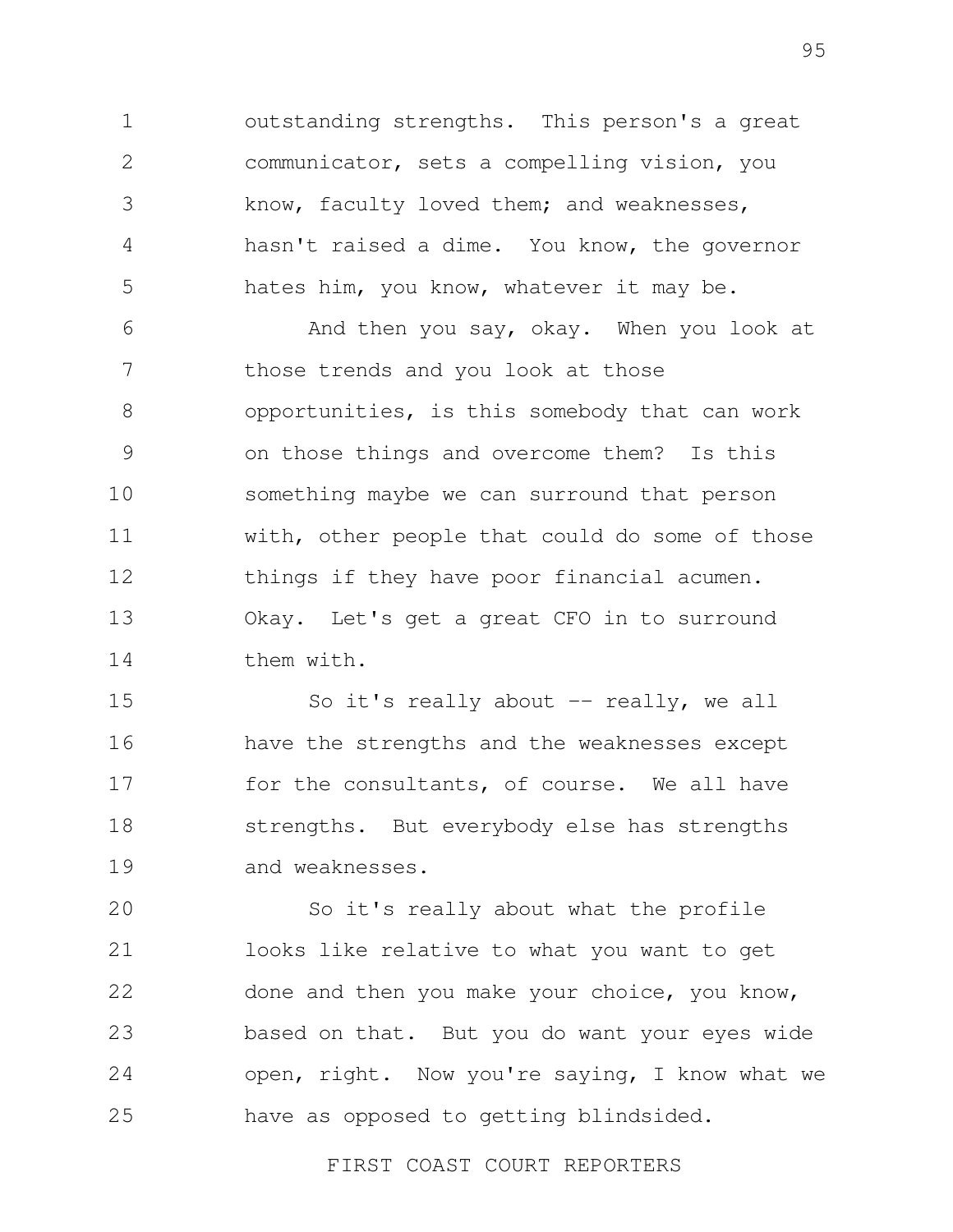outstanding strengths. This person's a great communicator, sets a compelling vision, you know, faculty loved them; and weaknesses, hasn't raised a dime. You know, the governor hates him, you know, whatever it may be.

And then you say, okay. When you look at those trends and you look at those opportunities, is this somebody that can work on those things and overcome them? Is this something maybe we can surround that person with, other people that could do some of those things if they have poor financial acumen. Okay. Let's get a great CFO in to surround them with.

So it's really about -- really, we all have the strengths and the weaknesses except for the consultants, of course. We all have strengths. But everybody else has strengths and weaknesses.

So it's really about what the profile looks like relative to what you want to get done and then you make your choice, you know, based on that. But you do want your eyes wide open, right. Now you're saying, I know what we have as opposed to getting blindsided.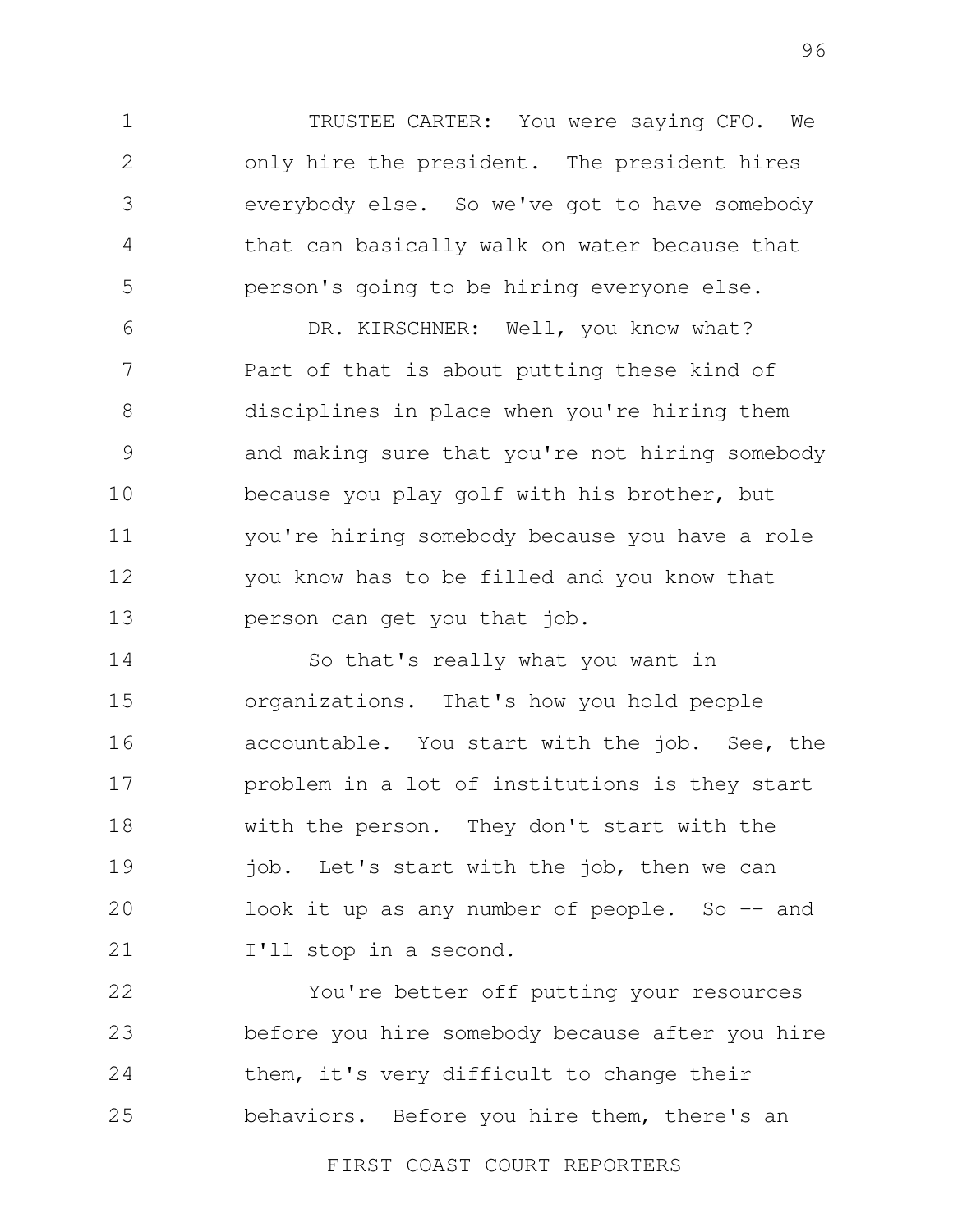TRUSTEE CARTER: You were saying CFO. We only hire the president. The president hires everybody else. So we've got to have somebody that can basically walk on water because that person's going to be hiring everyone else.

DR. KIRSCHNER: Well, you know what? Part of that is about putting these kind of disciplines in place when you're hiring them and making sure that you're not hiring somebody because you play golf with his brother, but you're hiring somebody because you have a role you know has to be filled and you know that person can get you that job.

So that's really what you want in organizations. That's how you hold people accountable. You start with the job. See, the problem in a lot of institutions is they start with the person. They don't start with the job. Let's start with the job, then we can look it up as any number of people. So -- and I'll stop in a second.

You're better off putting your resources before you hire somebody because after you hire them, it's very difficult to change their behaviors. Before you hire them, there's an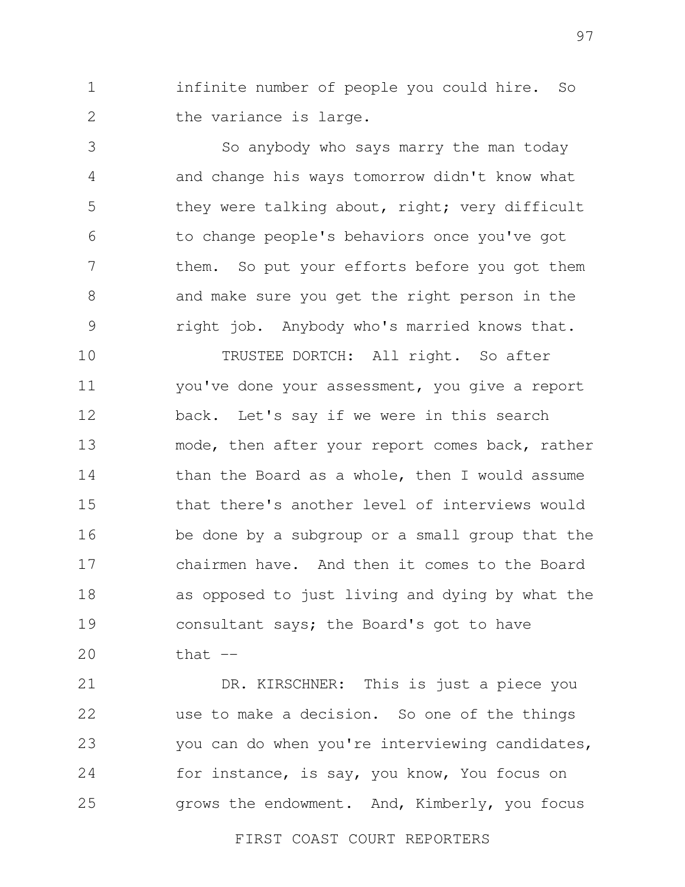infinite number of people you could hire. So the variance is large.

So anybody who says marry the man today and change his ways tomorrow didn't know what they were talking about, right; very difficult to change people's behaviors once you've got them. So put your efforts before you got them and make sure you get the right person in the right job. Anybody who's married knows that.

TRUSTEE DORTCH: All right. So after you've done your assessment, you give a report back. Let's say if we were in this search mode, then after your report comes back, rather than the Board as a whole, then I would assume that there's another level of interviews would be done by a subgroup or a small group that the chairmen have. And then it comes to the Board as opposed to just living and dying by what the consultant says; the Board's got to have that --

DR. KIRSCHNER: This is just a piece you use to make a decision. So one of the things you can do when you're interviewing candidates, for instance, is say, you know, You focus on grows the endowment. And, Kimberly, you focus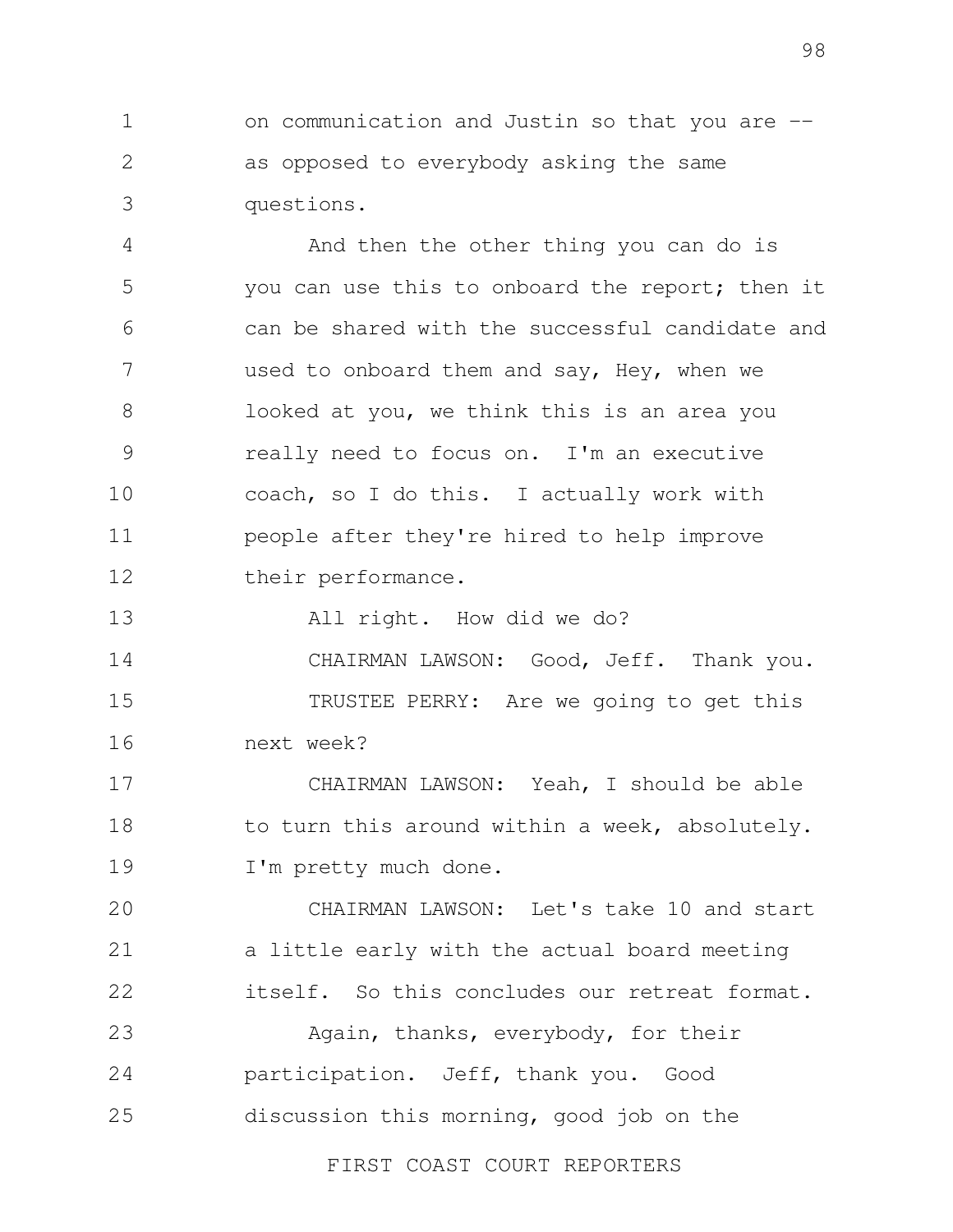on communication and Justin so that you are -- as opposed to everybody asking the same questions.

And then the other thing you can do is you can use this to onboard the report; then it can be shared with the successful candidate and used to onboard them and say, Hey, when we looked at you, we think this is an area you really need to focus on. I'm an executive coach, so I do this. I actually work with people after they're hired to help improve their performance.

All right. How did we do?

CHAIRMAN LAWSON: Good, Jeff. Thank you.

TRUSTEE PERRY: Are we going to get this next week?

CHAIRMAN LAWSON: Yeah, I should be able to turn this around within a week, absolutely. I'm pretty much done.

CHAIRMAN LAWSON: Let's take 10 and start a little early with the actual board meeting itself. So this concludes our retreat format.

Again, thanks, everybody, for their participation. Jeff, thank you. Good discussion this morning, good job on the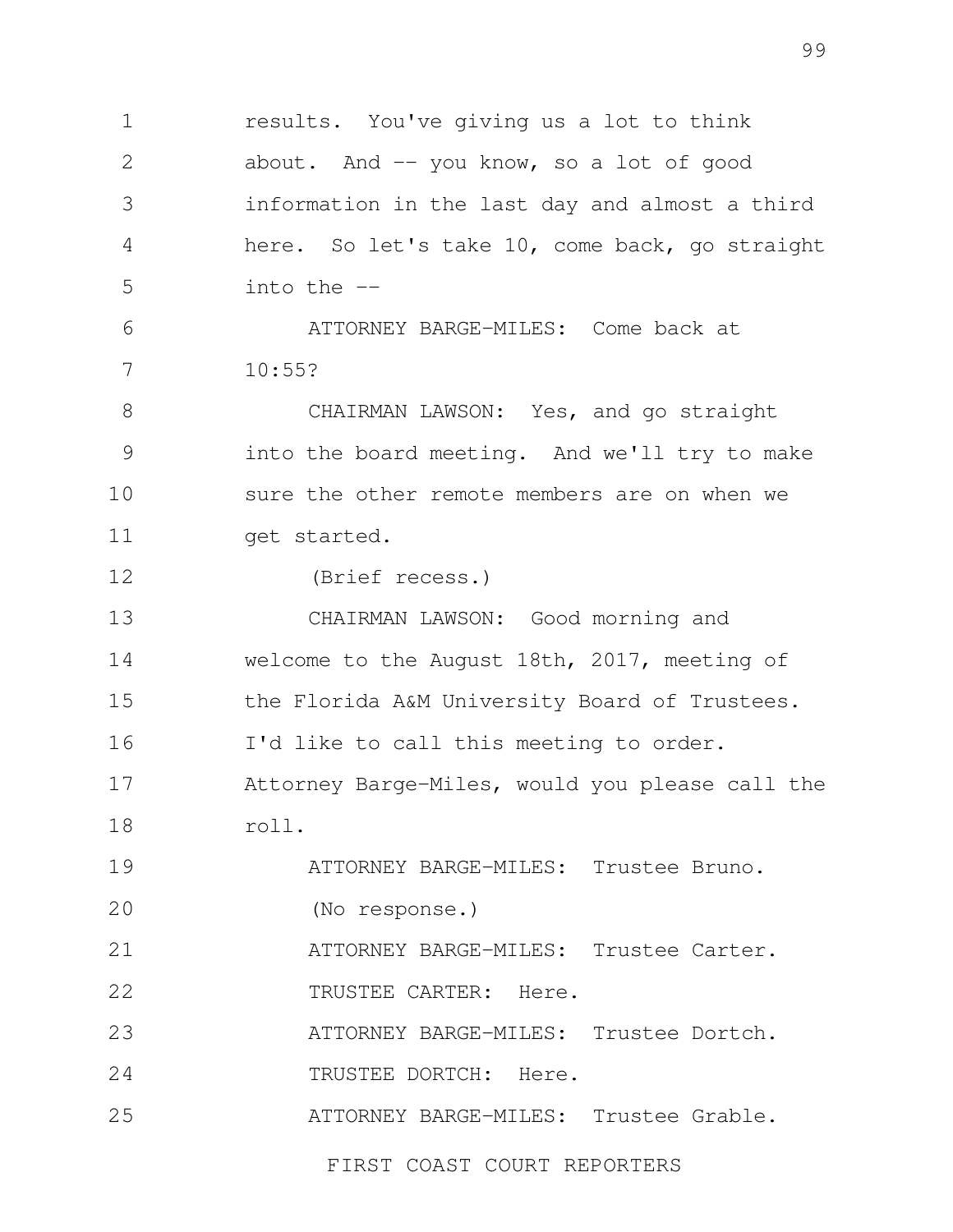results. You've giving us a lot to think about. And -- you know, so a lot of good information in the last day and almost a third here. So let's take 10, come back, go straight into the --

ATTORNEY BARGE-MILES: Come back at 10:55?

CHAIRMAN LAWSON: Yes, and go straight into the board meeting. And we'll try to make sure the other remote members are on when we get started.

(Brief recess.)

CHAIRMAN LAWSON: Good morning and welcome to the August 18th, 2017, meeting of the Florida A&M University Board of Trustees. I'd like to call this meeting to order. Attorney Barge-Miles, would you please call the roll.

ATTORNEY BARGE-MILES: Trustee Bruno.

(No response.)

ATTORNEY BARGE-MILES: Trustee Carter.

TRUSTEE CARTER: Here.

ATTORNEY BARGE-MILES: Trustee Dortch.

TRUSTEE DORTCH: Here.

ATTORNEY BARGE-MILES: Trustee Grable.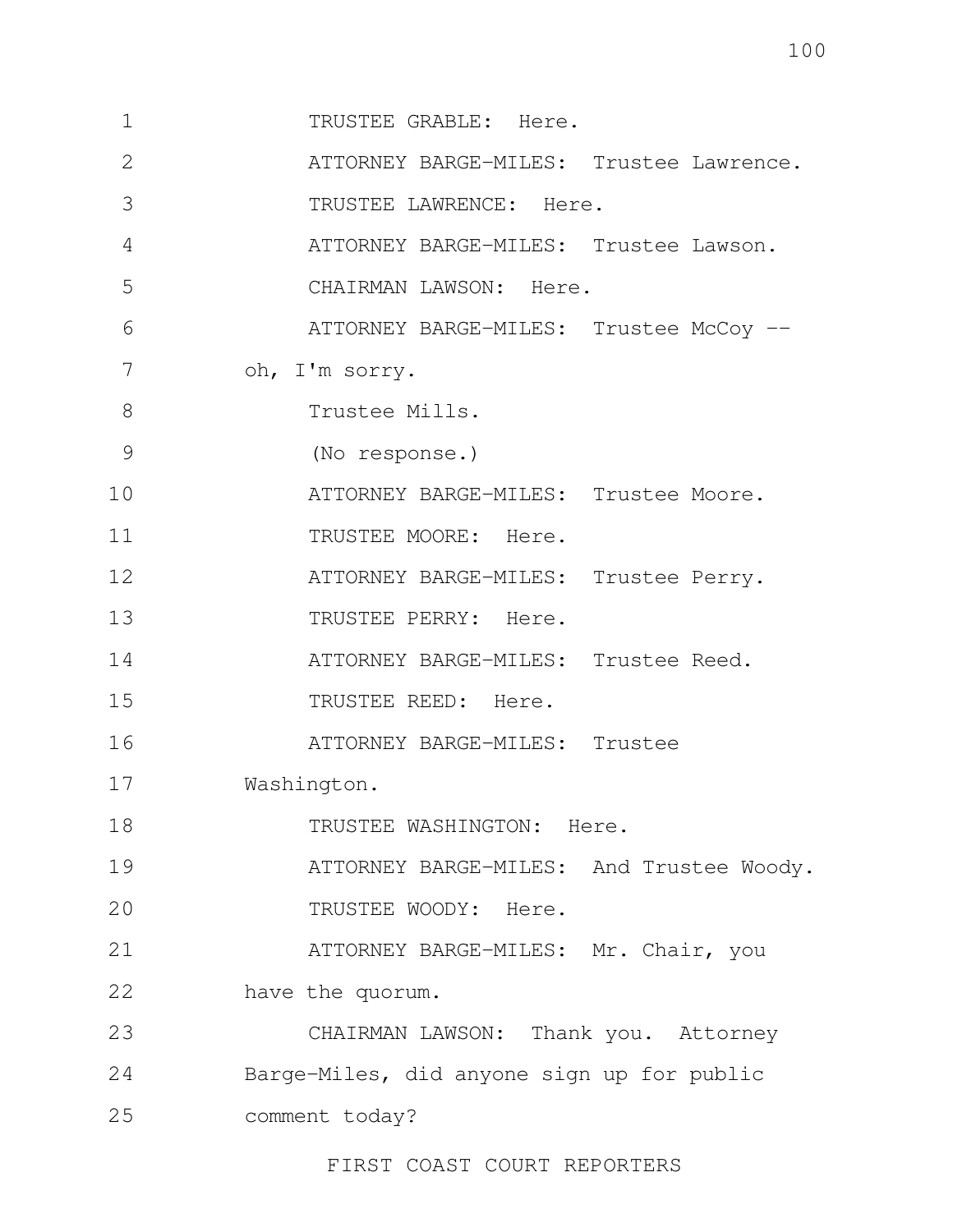TRUSTEE GRABLE: Here.

ATTORNEY BARGE-MILES: Trustee Lawrence.

TRUSTEE LAWRENCE: Here.

ATTORNEY BARGE-MILES: Trustee Lawson.

CHAIRMAN LAWSON: Here.

ATTORNEY BARGE-MILES: Trustee McCoy -- oh, I'm sorry.

Trustee Mills.

(No response.)

ATTORNEY BARGE-MILES: Trustee Moore.

TRUSTEE MOORE: Here.

ATTORNEY BARGE-MILES: Trustee Perry.

TRUSTEE PERRY: Here.

ATTORNEY BARGE-MILES: Trustee Reed.

TRUSTEE REED: Here.

ATTORNEY BARGE-MILES: Trustee Washington.

TRUSTEE WASHINGTON: Here.

ATTORNEY BARGE-MILES: And Trustee Woody.

TRUSTEE WOODY: Here.

ATTORNEY BARGE-MILES: Mr. Chair, you have the quorum.

CHAIRMAN LAWSON: Thank you. Attorney Barge-Miles, did anyone sign up for public comment today?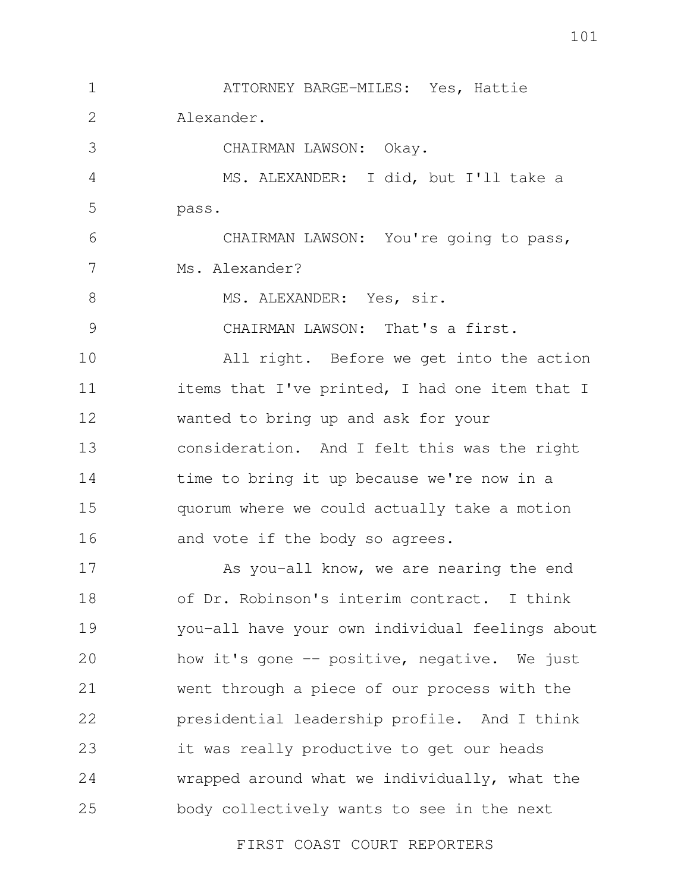ATTORNEY BARGE-MILES: Yes, Hattie Alexander.

CHAIRMAN LAWSON: Okay.

MS. ALEXANDER: I did, but I'll take a pass.

CHAIRMAN LAWSON: You're going to pass, Ms. Alexander?

MS. ALEXANDER: Yes, sir.

CHAIRMAN LAWSON: That's a first.

All right. Before we get into the action items that I've printed, I had one item that I wanted to bring up and ask for your consideration. And I felt this was the right time to bring it up because we're now in a quorum where we could actually take a motion and vote if the body so agrees.

As you-all know, we are nearing the end of Dr. Robinson's interim contract. I think you-all have your own individual feelings about how it's gone -- positive, negative. We just went through a piece of our process with the presidential leadership profile. And I think it was really productive to get our heads wrapped around what we individually, what the body collectively wants to see in the next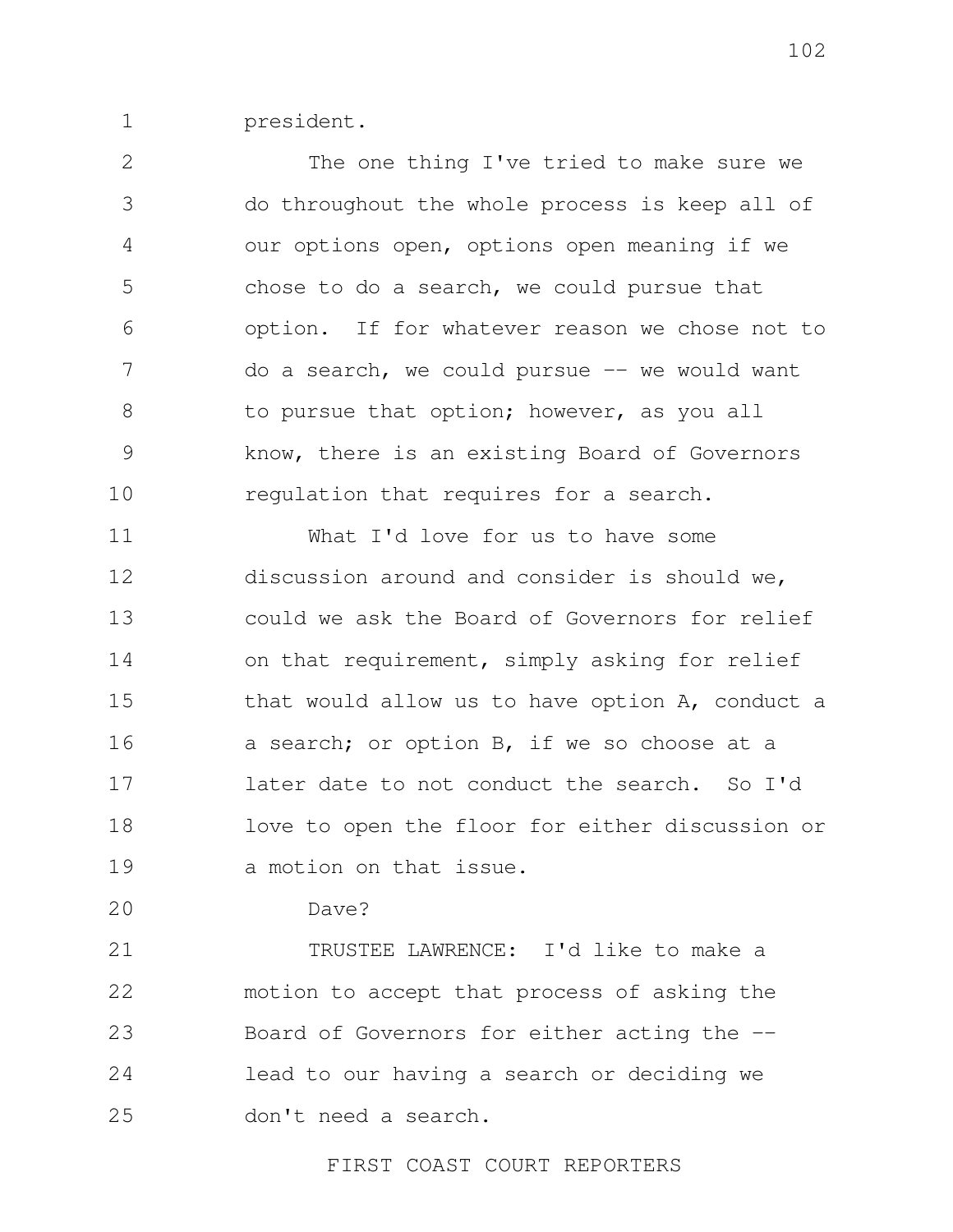president.

The one thing I've tried to make sure we do throughout the whole process is keep all of our options open, options open meaning if we chose to do a search, we could pursue that option. If for whatever reason we chose not to do a search, we could pursue -- we would want to pursue that option; however, as you all know, there is an existing Board of Governors regulation that requires for a search.

What I'd love for us to have some discussion around and consider is should we, could we ask the Board of Governors for relief on that requirement, simply asking for relief that would allow us to have option A, conduct a a search; or option B, if we so choose at a later date to not conduct the search. So I'd love to open the floor for either discussion or a motion on that issue.

Dave?

TRUSTEE LAWRENCE: I'd like to make a motion to accept that process of asking the Board of Governors for either acting the -- lead to our having a search or deciding we don't need a search.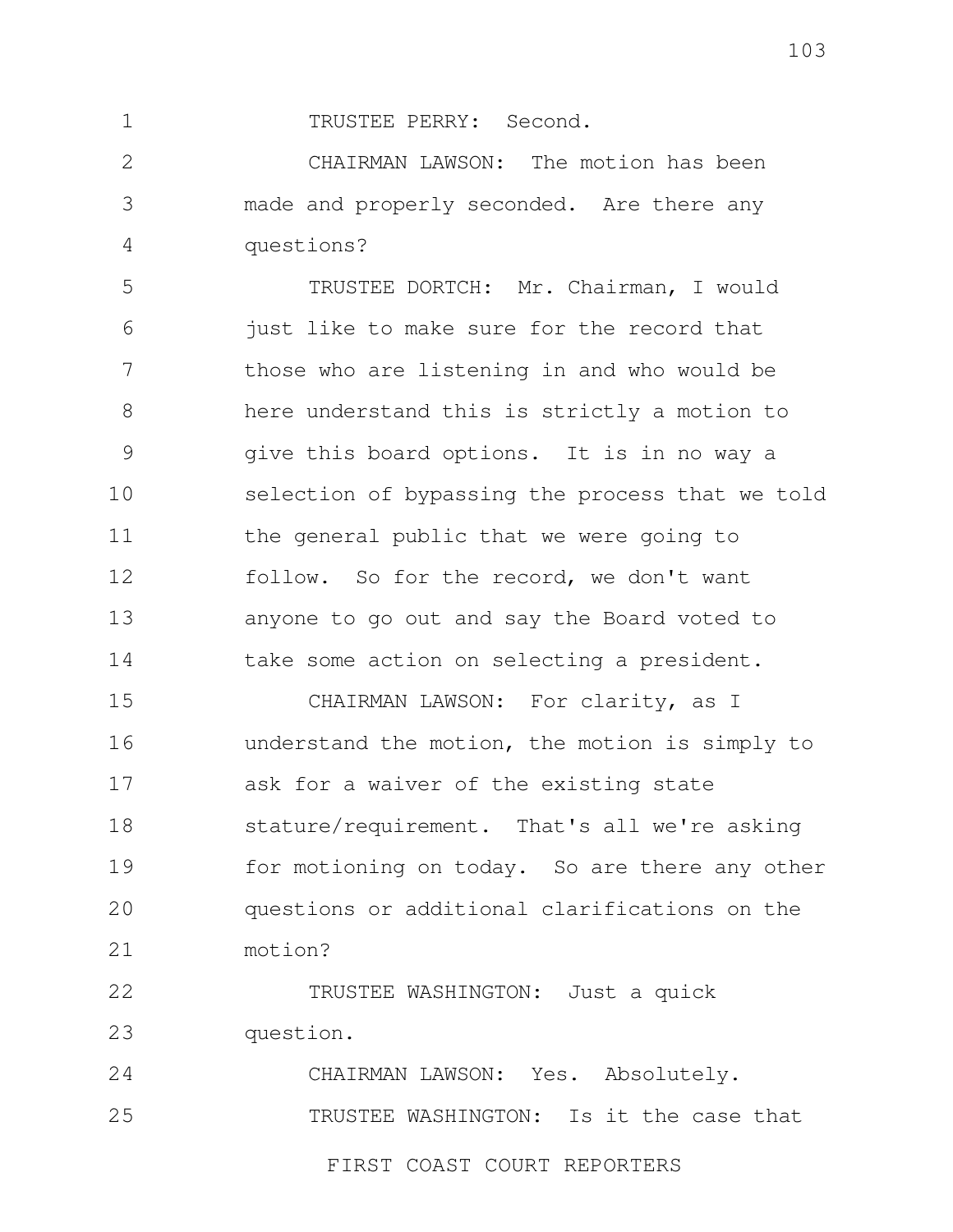TRUSTEE PERRY: Second.

CHAIRMAN LAWSON: The motion has been made and properly seconded. Are there any questions?

TRUSTEE DORTCH: Mr. Chairman, I would just like to make sure for the record that those who are listening in and who would be here understand this is strictly a motion to give this board options. It is in no way a selection of bypassing the process that we told the general public that we were going to follow. So for the record, we don't want anyone to go out and say the Board voted to take some action on selecting a president.

CHAIRMAN LAWSON: For clarity, as I understand the motion, the motion is simply to ask for a waiver of the existing state stature/requirement. That's all we're asking for motioning on today. So are there any other questions or additional clarifications on the motion?

TRUSTEE WASHINGTON: Just a quick question.

CHAIRMAN LAWSON: Yes. Absolutely.

TRUSTEE WASHINGTON: Is it the case that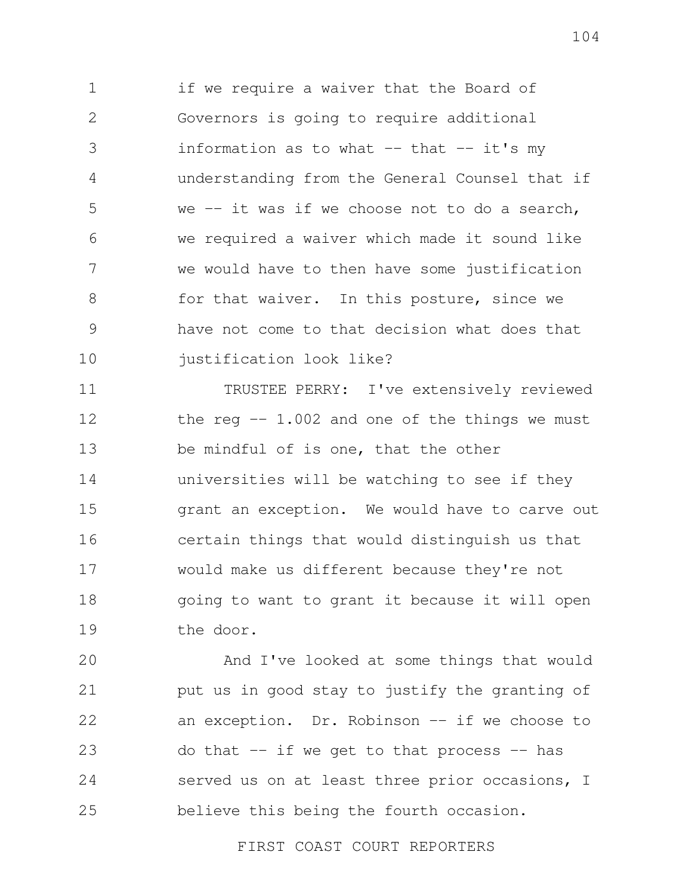if we require a waiver that the Board of Governors is going to require additional information as to what -- that -- it's my understanding from the General Counsel that if we -- it was if we choose not to do a search, we required a waiver which made it sound like we would have to then have some justification for that waiver. In this posture, since we have not come to that decision what does that justification look like?

TRUSTEE PERRY: I've extensively reviewed the reg -- 1.002 and one of the things we must be mindful of is one, that the other universities will be watching to see if they grant an exception. We would have to carve out certain things that would distinguish us that would make us different because they're not going to want to grant it because it will open the door.

And I've looked at some things that would put us in good stay to justify the granting of an exception. Dr. Robinson -- if we choose to do that -- if we get to that process -- has served us on at least three prior occasions, I believe this being the fourth occasion.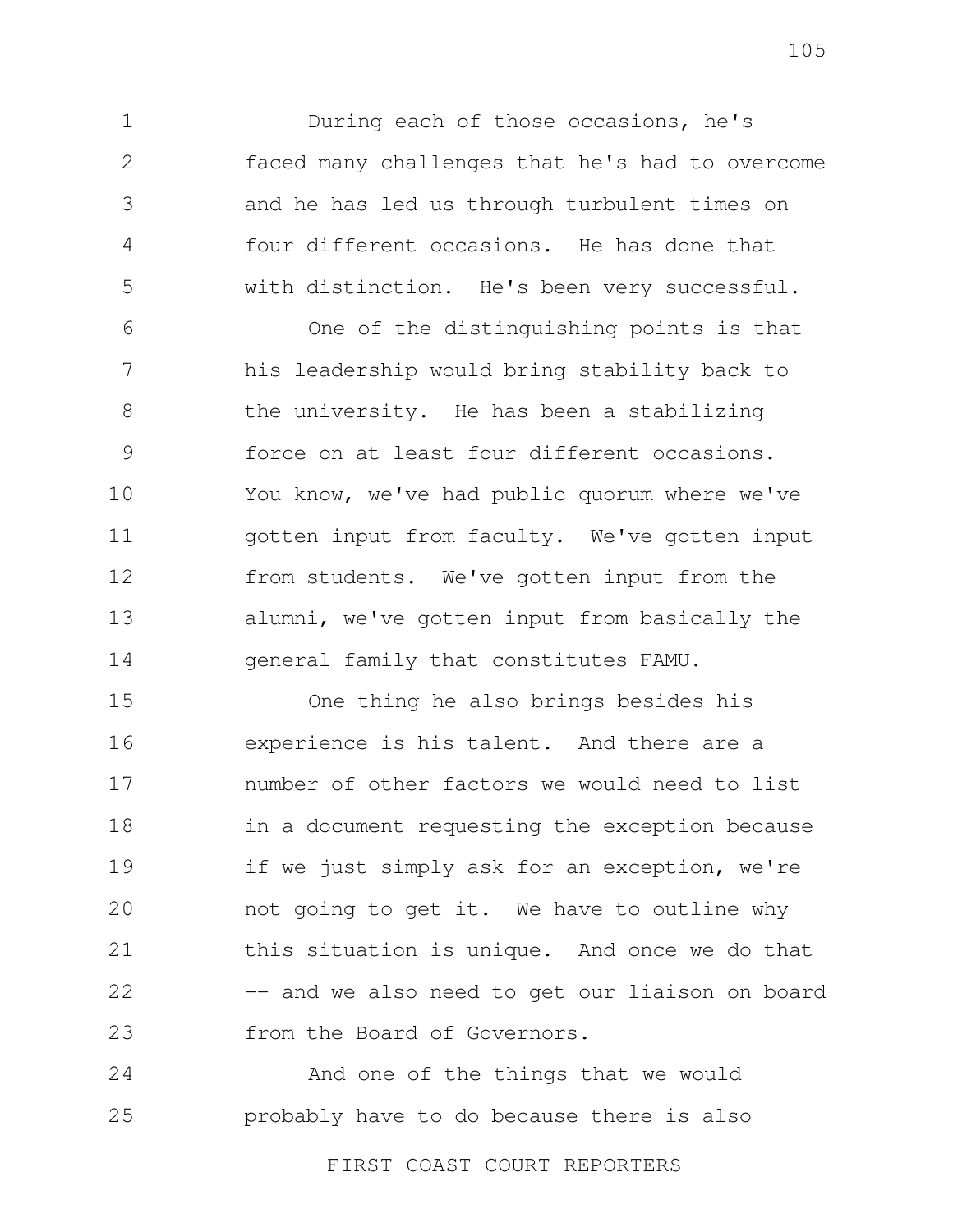During each of those occasions, he's faced many challenges that he's had to overcome and he has led us through turbulent times on four different occasions. He has done that with distinction. He's been very successful.

One of the distinguishing points is that his leadership would bring stability back to the university. He has been a stabilizing force on at least four different occasions. You know, we've had public quorum where we've gotten input from faculty. We've gotten input from students. We've gotten input from the alumni, we've gotten input from basically the general family that constitutes FAMU.

One thing he also brings besides his experience is his talent. And there are a number of other factors we would need to list in a document requesting the exception because if we just simply ask for an exception, we're not going to get it. We have to outline why this situation is unique. And once we do that -- and we also need to get our liaison on board from the Board of Governors.

And one of the things that we would probably have to do because there is also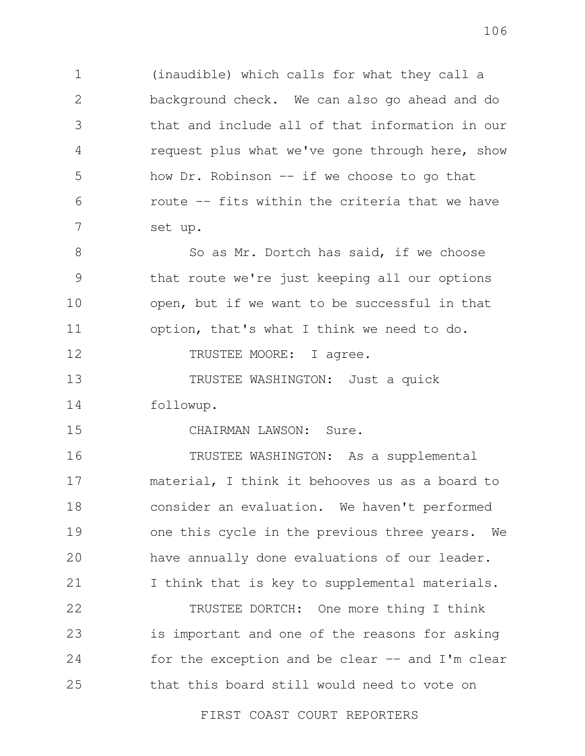(inaudible) which calls for what they call a background check. We can also go ahead and do that and include all of that information in our request plus what we've gone through here, show how Dr. Robinson -- if we choose to go that route -- fits within the criteria that we have set up.

So as Mr. Dortch has said, if we choose that route we're just keeping all our options open, but if we want to be successful in that option, that's what I think we need to do.

TRUSTEE MOORE: I agree.

TRUSTEE WASHINGTON: Just a quick followup.

CHAIRMAN LAWSON: Sure.

TRUSTEE WASHINGTON: As a supplemental material, I think it behooves us as a board to consider an evaluation. We haven't performed one this cycle in the previous three years. We have annually done evaluations of our leader. I think that is key to supplemental materials.

TRUSTEE DORTCH: One more thing I think is important and one of the reasons for asking for the exception and be clear -- and I'm clear that this board still would need to vote on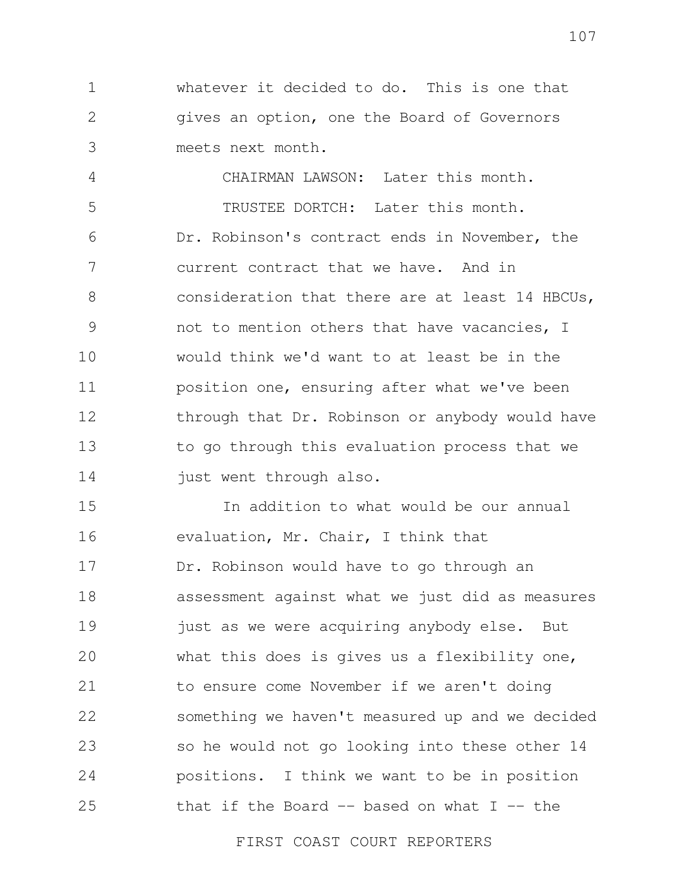whatever it decided to do. This is one that gives an option, one the Board of Governors meets next month.

CHAIRMAN LAWSON: Later this month.

TRUSTEE DORTCH: Later this month. Dr. Robinson's contract ends in November, the current contract that we have. And in consideration that there are at least 14 HBCUs, not to mention others that have vacancies, I would think we'd want to at least be in the position one, ensuring after what we've been through that Dr. Robinson or anybody would have to go through this evaluation process that we just went through also.

In addition to what would be our annual evaluation, Mr. Chair, I think that Dr. Robinson would have to go through an assessment against what we just did as measures just as we were acquiring anybody else. But what this does is gives us a flexibility one, to ensure come November if we aren't doing something we haven't measured up and we decided so he would not go looking into these other 14 positions. I think we want to be in position that if the Board -- based on what I -- the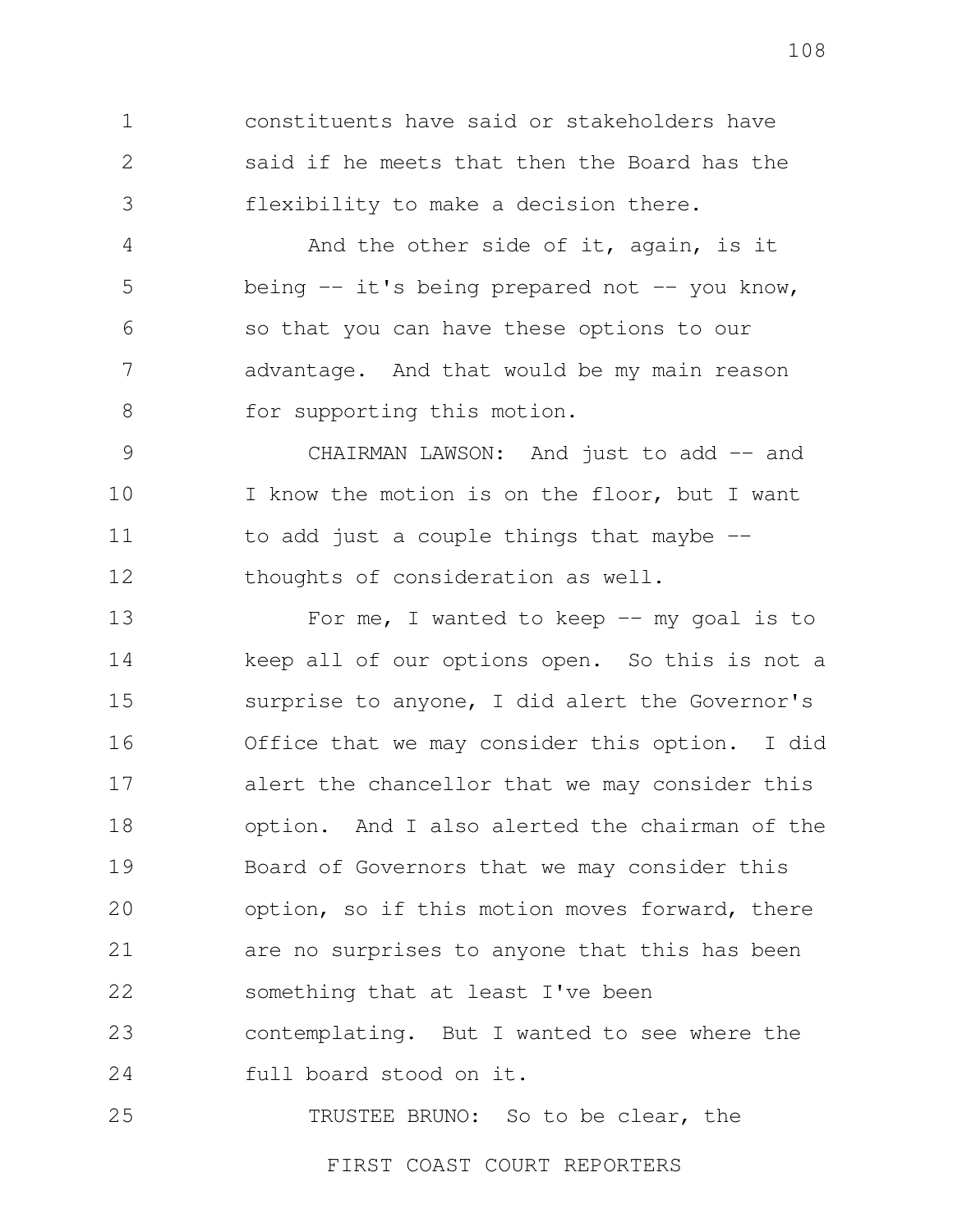constituents have said or stakeholders have said if he meets that then the Board has the flexibility to make a decision there.

And the other side of it, again, is it being -- it's being prepared not -- you know, so that you can have these options to our advantage. And that would be my main reason for supporting this motion.

CHAIRMAN LAWSON: And just to add -- and I know the motion is on the floor, but I want to add just a couple things that maybe -- thoughts of consideration as well.

For me, I wanted to keep -- my goal is to keep all of our options open. So this is not a surprise to anyone, I did alert the Governor's Office that we may consider this option. I did alert the chancellor that we may consider this option. And I also alerted the chairman of the Board of Governors that we may consider this option, so if this motion moves forward, there are no surprises to anyone that this has been something that at least I've been contemplating. But I wanted to see where the full board stood on it.

TRUSTEE BRUNO: So to be clear, the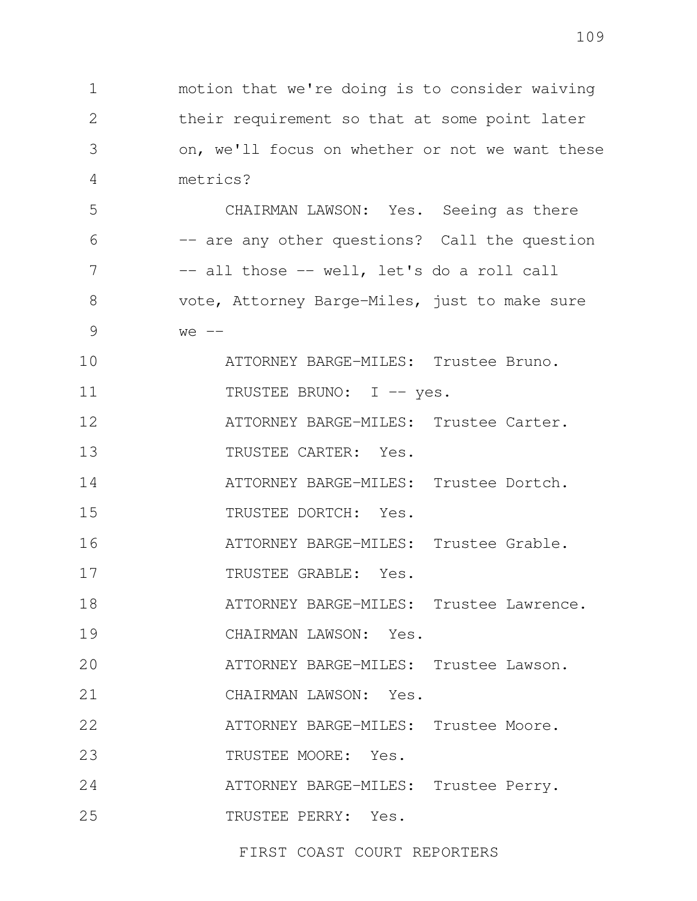motion that we're doing is to consider waiving their requirement so that at some point later on, we'll focus on whether or not we want these metrics?

CHAIRMAN LAWSON: Yes. Seeing as there -- are any other questions? Call the question -- all those -- well, let's do a roll call vote, Attorney Barge-Miles, just to make sure we --

ATTORNEY BARGE-MILES: Trustee Bruno.

TRUSTEE BRUNO: I -- yes.

ATTORNEY BARGE-MILES: Trustee Carter.

TRUSTEE CARTER: Yes.

ATTORNEY BARGE-MILES: Trustee Dortch.

TRUSTEE DORTCH: Yes.

ATTORNEY BARGE-MILES: Trustee Grable.

TRUSTEE GRABLE: Yes.

ATTORNEY BARGE-MILES: Trustee Lawrence.

CHAIRMAN LAWSON: Yes.

ATTORNEY BARGE-MILES: Trustee Lawson.

CHAIRMAN LAWSON: Yes.

ATTORNEY BARGE-MILES: Trustee Moore.

TRUSTEE MOORE: Yes.

ATTORNEY BARGE-MILES: Trustee Perry.

TRUSTEE PERRY: Yes.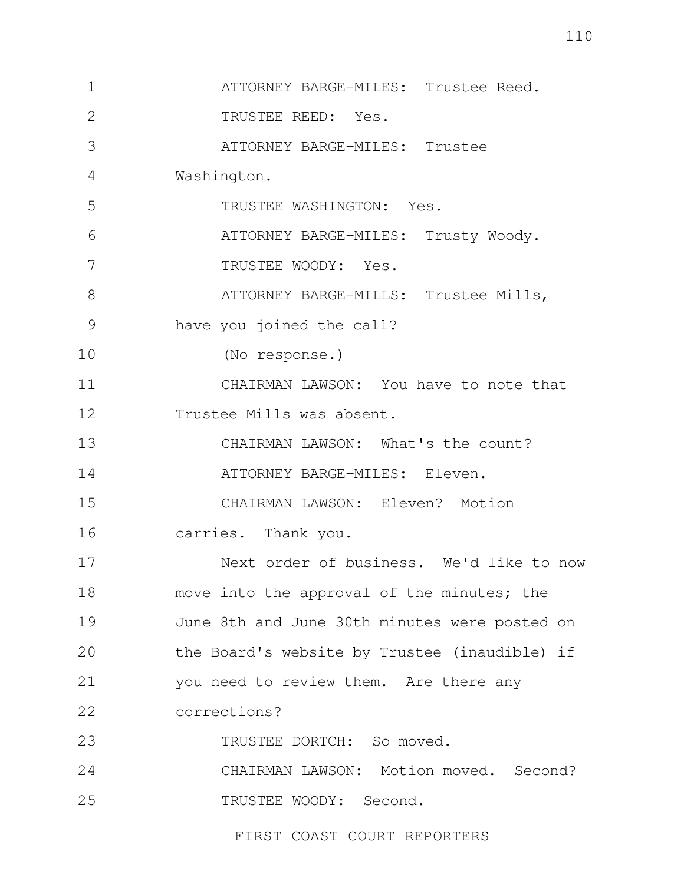ATTORNEY BARGE-MILES: Trustee Reed.

TRUSTEE REED: Yes.

ATTORNEY BARGE-MILES: Trustee Washington.

TRUSTEE WASHINGTON: Yes.

ATTORNEY BARGE-MILES: Trusty Woody.

TRUSTEE WOODY: Yes.

ATTORNEY BARGE-MILLS: Trustee Mills, have you joined the call?

(No response.)

CHAIRMAN LAWSON: You have to note that Trustee Mills was absent.

CHAIRMAN LAWSON: What's the count?

ATTORNEY BARGE-MILES: Eleven.

CHAIRMAN LAWSON: Eleven? Motion carries. Thank you.

Next order of business. We'd like to now move into the approval of the minutes; the June 8th and June 30th minutes were posted on the Board's website by Trustee (inaudible) if you need to review them. Are there any corrections?

TRUSTEE DORTCH: So moved.

CHAIRMAN LAWSON: Motion moved. Second?

TRUSTEE WOODY: Second.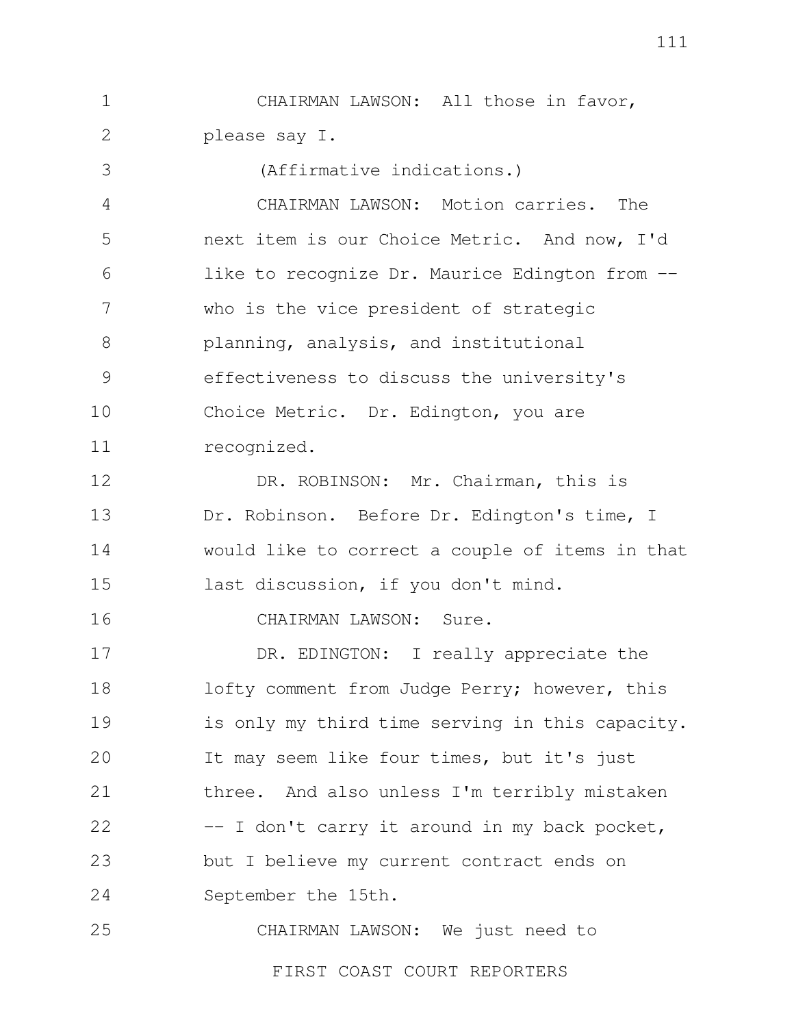CHAIRMAN LAWSON: All those in favor, please say I.

(Affirmative indications.)

CHAIRMAN LAWSON: Motion carries. The next item is our Choice Metric. And now, I'd like to recognize Dr. Maurice Edington from -- who is the vice president of strategic planning, analysis, and institutional effectiveness to discuss the university's Choice Metric. Dr. Edington, you are recognized.

DR. ROBINSON: Mr. Chairman, this is Dr. Robinson. Before Dr. Edington's time, I would like to correct a couple of items in that last discussion, if you don't mind.

CHAIRMAN LAWSON: Sure.

DR. EDINGTON: I really appreciate the lofty comment from Judge Perry; however, this is only my third time serving in this capacity. It may seem like four times, but it's just three. And also unless I'm terribly mistaken -- I don't carry it around in my back pocket, but I believe my current contract ends on September the 15th.

CHAIRMAN LAWSON: We just need to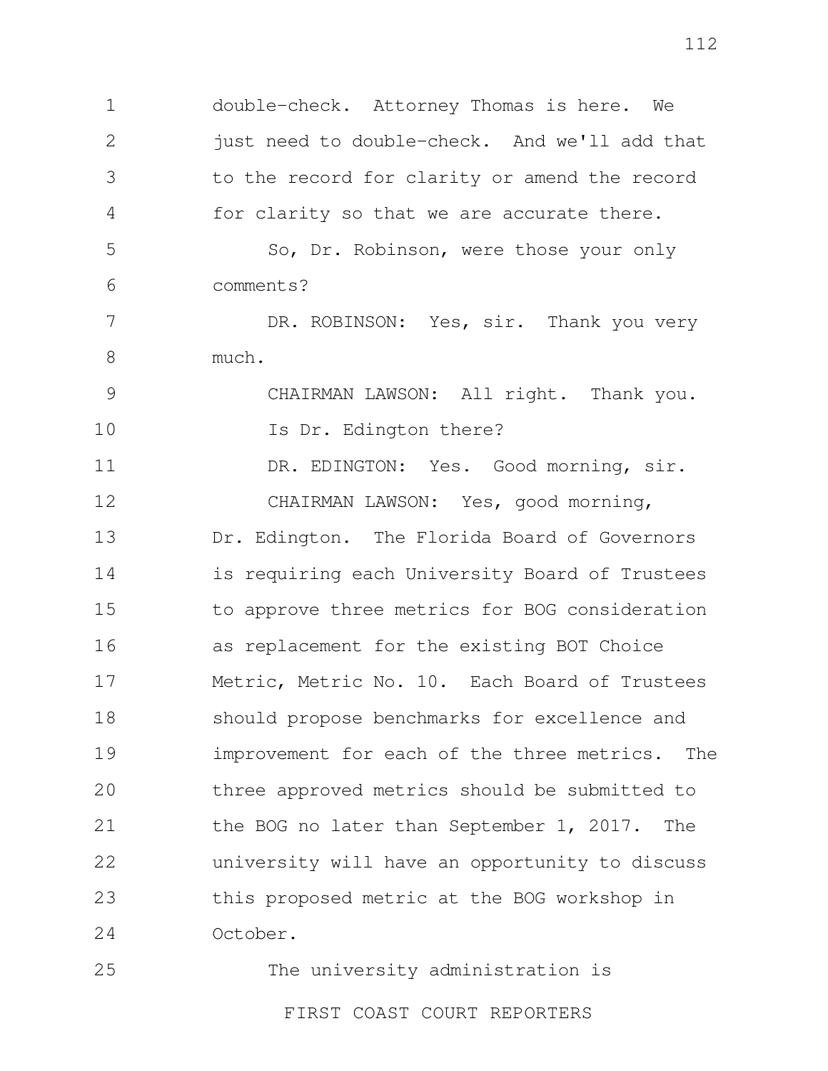double-check. Attorney Thomas is here. We just need to double-check. And we'll add that to the record for clarity or amend the record for clarity so that we are accurate there.

So, Dr. Robinson, were those your only comments?

DR. ROBINSON: Yes, sir. Thank you very much.

CHAIRMAN LAWSON: All right. Thank you.

Is Dr. Edington there?

DR. EDINGTON: Yes. Good morning, sir.

CHAIRMAN LAWSON: Yes, good morning, Dr. Edington. The Florida Board of Governors is requiring each University Board of Trustees to approve three metrics for BOG consideration as replacement for the existing BOT Choice Metric, Metric No. 10. Each Board of Trustees should propose benchmarks for excellence and improvement for each of the three metrics. The three approved metrics should be submitted to the BOG no later than September 1, 2017. The university will have an opportunity to discuss this proposed metric at the BOG workshop in October.

The university administration is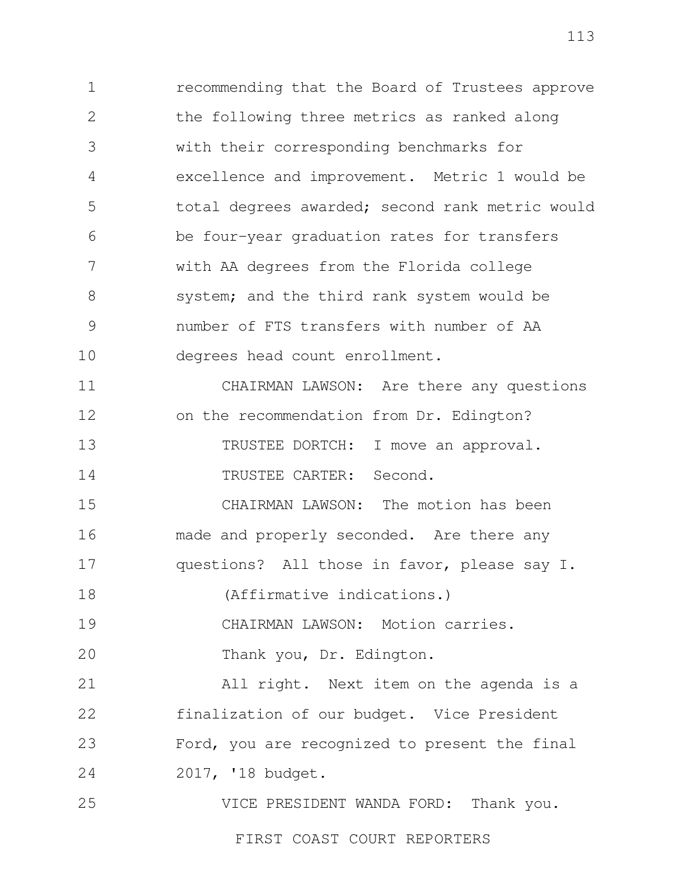recommending that the Board of Trustees approve the following three metrics as ranked along with their corresponding benchmarks for excellence and improvement. Metric 1 would be total degrees awarded; second rank metric would be four-year graduation rates for transfers with AA degrees from the Florida college system; and the third rank system would be number of FTS transfers with number of AA degrees head count enrollment.

CHAIRMAN LAWSON: Are there any questions on the recommendation from Dr. Edington?

TRUSTEE DORTCH: I move an approval.

TRUSTEE CARTER: Second.

CHAIRMAN LAWSON: The motion has been made and properly seconded. Are there any questions? All those in favor, please say I.

(Affirmative indications.)

CHAIRMAN LAWSON: Motion carries.

Thank you, Dr. Edington.

All right. Next item on the agenda is a finalization of our budget. Vice President Ford, you are recognized to present the final 2017, '18 budget.

VICE PRESIDENT WANDA FORD: Thank you.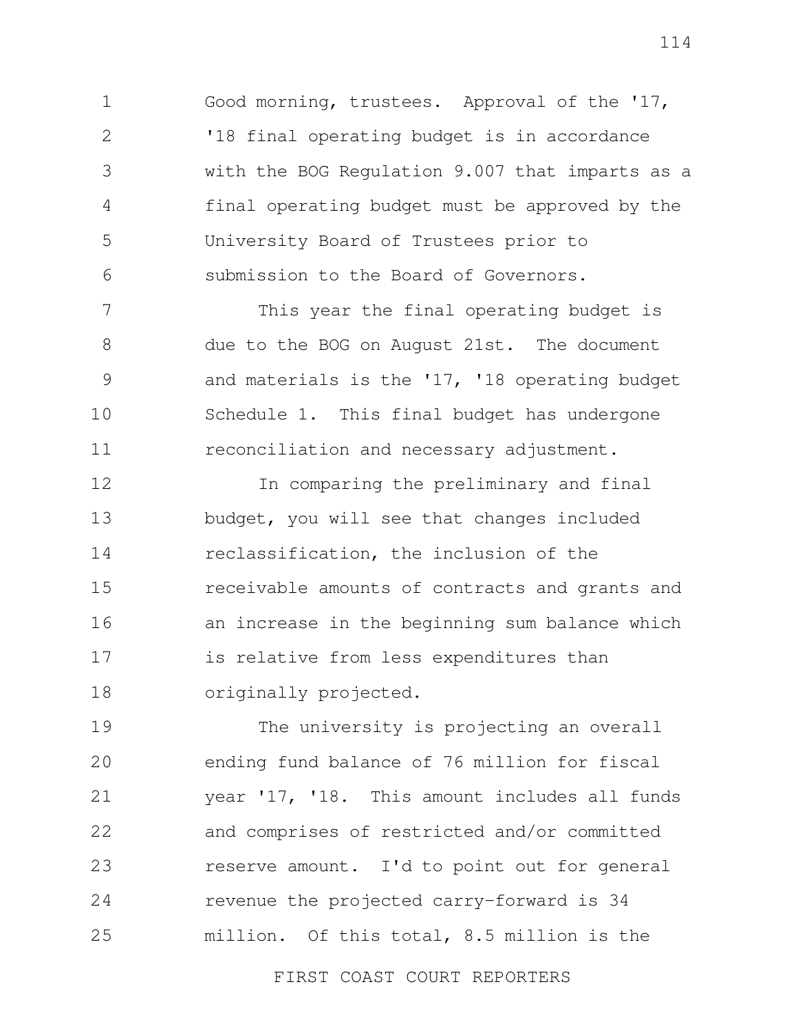Good morning, trustees. Approval of the '17, '18 final operating budget is in accordance with the BOG Regulation 9.007 that imparts as a final operating budget must be approved by the University Board of Trustees prior to submission to the Board of Governors.

This year the final operating budget is due to the BOG on August 21st. The document and materials is the '17, '18 operating budget Schedule 1. This final budget has undergone reconciliation and necessary adjustment.

In comparing the preliminary and final budget, you will see that changes included reclassification, the inclusion of the receivable amounts of contracts and grants and an increase in the beginning sum balance which is relative from less expenditures than originally projected.

The university is projecting an overall ending fund balance of 76 million for fiscal year '17, '18. This amount includes all funds and comprises of restricted and/or committed reserve amount. I'd to point out for general revenue the projected carry-forward is 34 million. Of this total, 8.5 million is the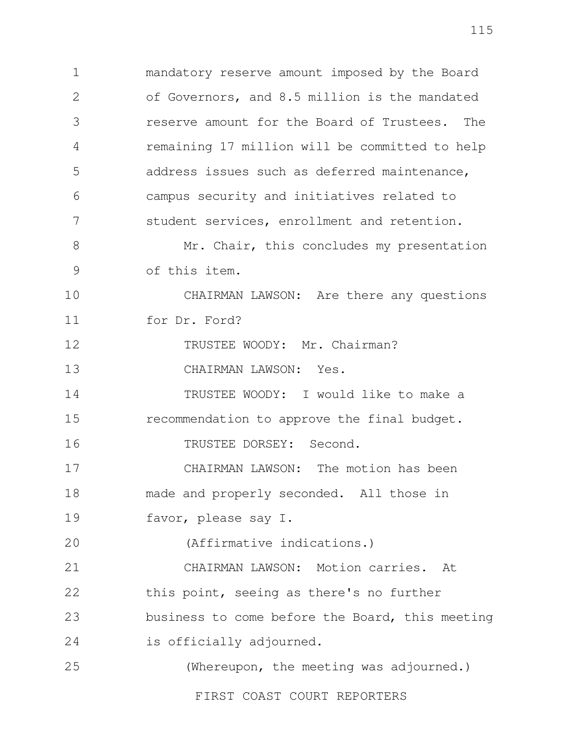mandatory reserve amount imposed by the Board of Governors, and 8.5 million is the mandated reserve amount for the Board of Trustees. The remaining 17 million will be committed to help address issues such as deferred maintenance, campus security and initiatives related to student services, enrollment and retention.

Mr. Chair, this concludes my presentation of this item.

CHAIRMAN LAWSON: Are there any questions for Dr. Ford?

TRUSTEE WOODY: Mr. Chairman?

CHAIRMAN LAWSON: Yes.

TRUSTEE WOODY: I would like to make a recommendation to approve the final budget.

TRUSTEE DORSEY: Second.

CHAIRMAN LAWSON: The motion has been made and properly seconded. All those in favor, please say I.

(Affirmative indications.)

CHAIRMAN LAWSON: Motion carries. At this point, seeing as there's no further business to come before the Board, this meeting is officially adjourned.

(Whereupon, the meeting was adjourned.)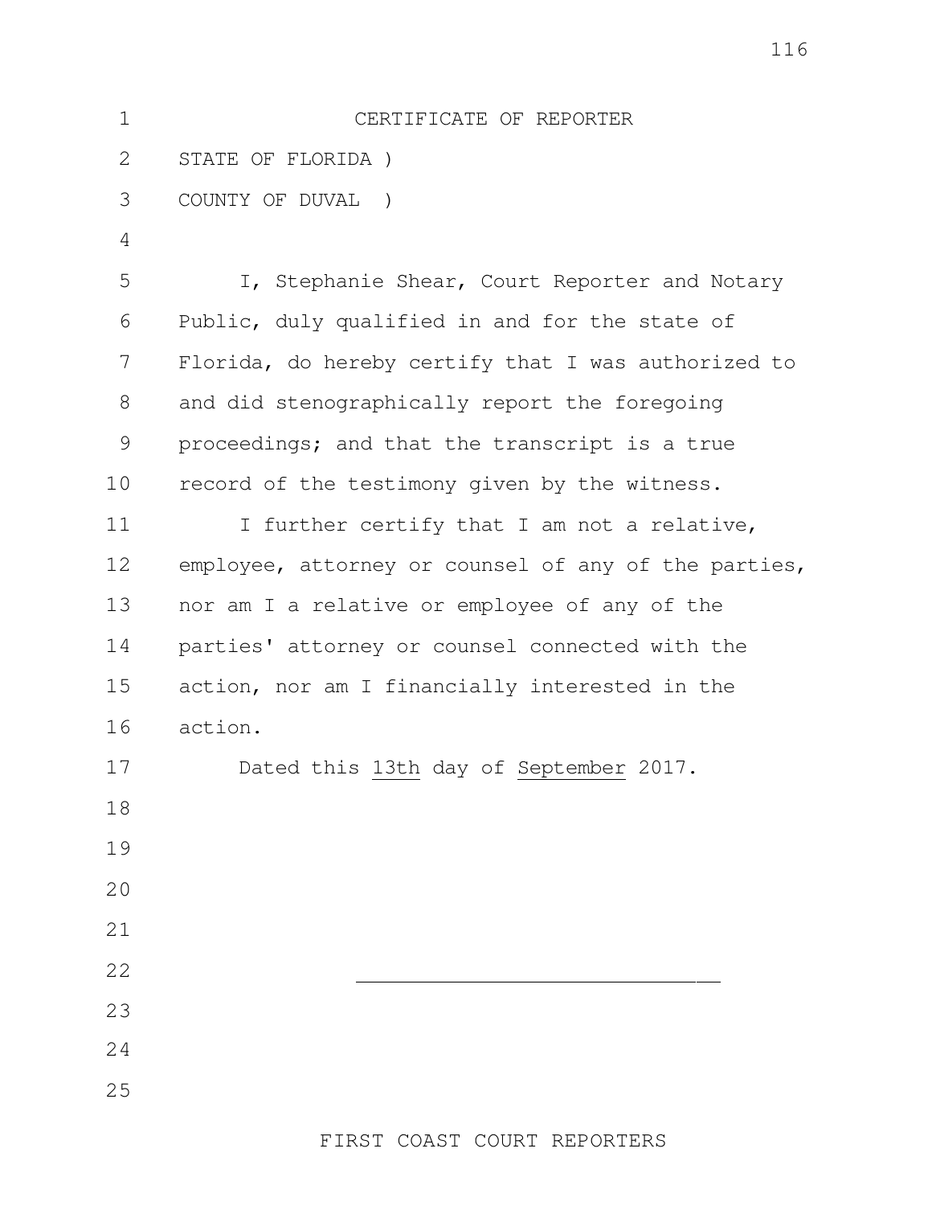# CERTIFICATE OF REPORTER

STATE OF FLORIDA )

COUNTY OF DUVAL )

I, Stephanie Shear, Court Reporter and Notary Public, duly qualified in and for the state of Florida, do hereby certify that I was authorized to and did stenographically report the foregoing proceedings; and that the transcript is a true record of the testimony given by the witness.

I further certify that I am not a relative, employee, attorney or counsel of any of the parties, nor am I a relative or employee of any of the parties' attorney or counsel connected with the action, nor am I financially interested in the action.

Dated this 13th day of September 2017.

\_\_\_\_\_\_\_\_\_\_\_\_\_\_\_\_\_\_\_\_\_\_\_\_\_\_\_\_\_\_

FIRST COAST COURT REPORTERS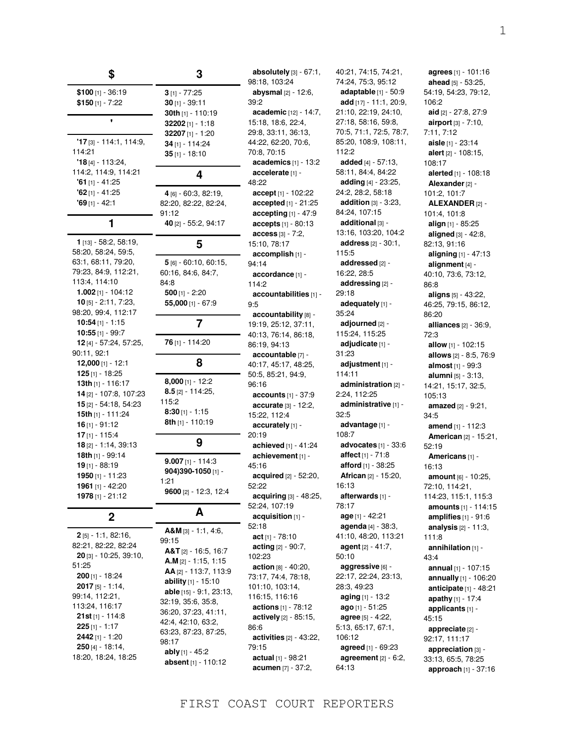## $

**$100** [1] - 36:19
**$150** [1] - 7:22

## '

**'17** [3] - 114:1, 114:9, 114:21
**'18** [4] - 113:24, 114:2, 114:9, 114:21
**'61** [1] - 41:25
**'62** [1] - 41:25
**'69** [1] - 42:1

## 1

**1** [13] - 58:2, 58:19, 58:20, 58:24, 59:5, 63:1, 68:11, 79:20, 79:23, 84:9, 112:21, 113:4, 114:10
**1.002** [1] - 104:12
**10** [5] - 2:11, 7:23, 98:20, 99:4, 112:17
**10:54** [1] - 1:15
**10:55** [1] - 99:7
**12** [4] - 57:24, 57:25, 90:11, 92:1
**12,000** [1] - 12:1
**125** [1] - 18:25
**13th** [1] - 116:17
**14** [2] - 107:8, 107:23
**15** [2] - 54:18, 54:23
**15th** [1] - 111:24
**16** [1] - 91:12
**17** [1] - 115:4
**18** [2] - 1:14, 39:13
**18th** [1] - 99:14
**19** [1] - 88:19
**1950** [1] - 11:23
**1961** [1] - 42:20
**1978** [1] - 21:12

## 2

**2** [5] - 1:1, 82:16, 82:21, 82:22, 82:24
**20** [3] - 10:25, 39:10, 51:25
**200** [1] - 18:24
**2017** [5] - 1:14, 99:14, 112:21, 113:24, 116:17
**21st** [1] - 114:8
**225** [1] - 1:17
**2442** [1] - 1:20
**250** [4] - 18:14, 18:20, 18:24, 18:25

## 3

**3** [1] - 77:25
**30** [1] - 39:11
**30th** [1] - 110:19
**32202** [1] - 1:18
**32207** [1] - 1:20
**34** [1] - 114:24
**35** [1] - 18:10

## 4

**4** [6] - 60:3, 82:19, 82:20, 82:22, 82:24, 91:12
**40** [2] - 55:2, 94:17

## 5

**5** [6] - 60:10, 60:15, 60:16, 84:6, 84:7, 84:8
**500** [1] - 2:20
**55,000** [1] - 67:9

## 7

**76** [1] - 114:20

## 8

**8,000** [1] - 12:2
**8.5** [2] - 114:25, 115:2
**8:30** [1] - 1:15
**8th** [1] - 110:19

## 9

**9.007** [1] - 114:3
**904)390-1050** [1] - 1:21
**9600** [2] - 12:3, 12:4

## A

**A&M** [3] - 1:1, 4:6, 99:15
**A&T** [2] - 16:5, 16:7
**A.M** [2] - 1:15, 1:15
**AA** [2] - 113:7, 113:9
**ability** [1] - 15:10
**able** [15] - 9:1, 23:13, 32:19, 35:6, 35:8, 36:20, 37:23, 41:11, 42:4, 42:10, 63:2, 63:23, 87:23, 87:25, 98:17
**ably** [1] - 45:2
**absent** [1] - 110:12
**absolutely** [3] - 67:1, 98:18, 103:24
**abysmal** [2] - 12:6, 39:2
**academic** [12] - 14:7, 15:18, 18:6, 22:4, 29:8, 33:11, 36:13, 44:22, 62:20, 70:6, 70:8, 70:15
**academics** [1] - 13:2
**accelerate** [1] - 48:22
**accept** [1] - 102:22
**accepted** [1] - 21:25
**accepting** [1] - 47:9
**accepts** [1] - 80:13
**access** [3] - 7:2, 15:10, 78:17
**accomplish** [1] - 94:14
**accordance** [1] - 114:2
**accountabilities** [1] - 9:5
**accountability** [8] - 19:19, 25:12, 37:11, 40:13, 76:14, 86:18, 86:19, 94:13
**accountable** [7] - 40:17, 45:17, 48:25, 50:5, 85:21, 94:9, 96:16
**accounts** [1] - 37:9
**accurate** [3] - 12:2, 15:22, 112:4
**accurately** [1] - 20:19
**achieved** [1] - 41:24
**achievement** [1] - 45:16
**acquired** [2] - 52:20, 52:22
**acquiring** [3] - 48:25, 52:24, 107:19
**acquisition** [1] - 52:18
**act** [1] - 78:10
**acting** [2] - 90:7, 102:23
**action** [8] - 40:20, 73:17, 74:4, 78:18, 101:10, 103:14, 116:15, 116:16
**actions** [1] - 78:12
**actively** [2] - 85:15, 86:6
**activities** [2] - 43:22, 79:15
**actual** [1] - 98:21
**acumen** [7] - 37:2, 40:21, 74:15, 74:21, 74:24, 75:3, 95:12
**adaptable** [1] - 50:9
**add** [17] - 11:1, 20:9, 21:10, 22:19, 24:10, 27:18, 58:16, 59:8, 70:5, 71:1, 72:5, 78:7, 85:20, 108:9, 108:11, 112:2
**added** [4] - 57:13, 58:11, 84:4, 84:22
**adding** [4] - 23:25, 24:2, 28:2, 58:18
**addition** [3] - 3:23, 84:24, 107:15
**additional** [3] - 13:16, 103:20, 104:2
**address** [2] - 30:1, 115:5
**addressed** [2] - 16:22, 28:5
**addressing** [2] - 29:18
**adequately** [1] - 35:24
**adjourned** [2] - 115:24, 115:25
**adjudicate** [1] - 31:23
**adjustment** [1] - 114:11
**administration** [2] - 2:24, 112:25
**administrative** [1] - 32:5
**advantage** [1] - 108:7
**advocates** [1] - 33:6
**affect** [1] - 71:8
**afford** [1] - 38:25
**African** [2] - 15:20, 16:13
**afterwards** [1] - 78:17
**age** [1] - 42:21
**agenda** [4] - 38:3, 41:10, 48:20, 113:21
**agent** [2] - 41:7, 50:10
**aggressive** [6] - 22:17, 22:24, 23:13, 28:3, 49:23
**aging** [1] - 13:2
**ago** [1] - 51:25
**agree** [5] - 4:22, 5:13, 65:17, 67:1, 106:12
**agreed** [1] - 69:23
**agreement** [2] - 6:2, 64:13
**agrees** [1] - 101:16
**ahead** [5] - 53:25, 54:19, 54:23, 79:12, 106:2
**aid** [2] - 27:8, 27:9
**airport** [3] - 7:10, 7:11, 7:12
**aisle** [1] - 23:14
**alert** [2] - 108:15, 108:17
**alerted** [1] - 108:18
**Alexander** [2] - 101:2, 101:7
**ALEXANDER** [2] - 101:4, 101:8
**align** [1] - 85:25
**aligned** [3] - 42:8, 82:13, 91:16
**aligning** [1] - 47:13
**alignment** [4] - 40:10, 73:6, 73:12, 86:8
**aligns** [5] - 43:22, 46:25, 79:15, 86:12, 86:20
**alliances** [2] - 36:9, 72:3
**allow** [1] - 102:15
**allows** [2] - 8:5, 76:9
**almost** [1] - 99:3
**alumni** [5] - 3:13, 14:21, 15:17, 32:5, 105:13
**amazed** [2] - 9:21, 34:5
**amend** [1] - 112:3
**American** [2] - 15:21, 52:19
**Americans** [1] - 16:13
**amount** [6] - 10:25, 72:10, 114:21, 114:23, 115:1, 115:3
**amounts** [1] - 114:15
**amplifies** [1] - 91:6
**analysis** [2] - 11:3, 111:8
**annihilation** [1] - 43:4
**annual** [1] - 107:15
**annually** [1] - 106:20
**anticipate** [1] - 48:21
**apathy** [1] - 17:4
**applicants** [1] - 45:15
**appreciate** [2] - 92:17, 111:17
**appreciation** [3] - 33:13, 65:5, 78:25
**approach** [1] - 37:16

FIRST COAST COURT REPORTERS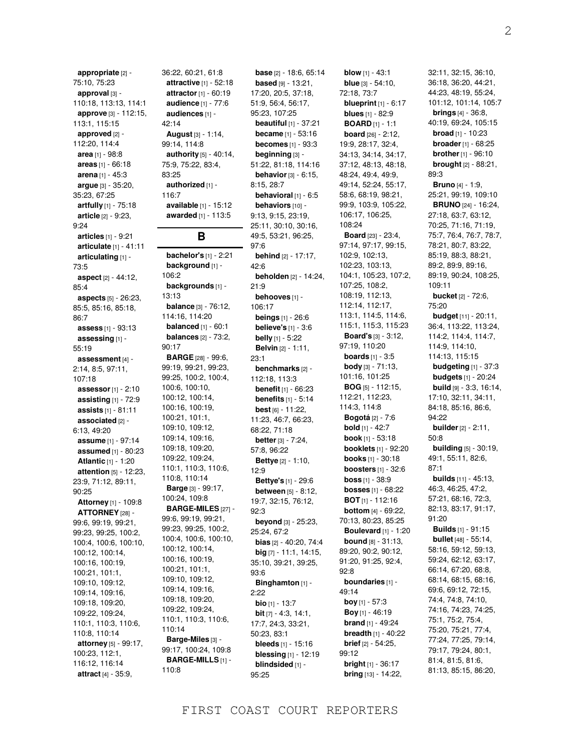**appropriate** [2] - 75:10, 75:23
**approval** [3] - 110:18, 113:13, 114:1
**approve** [3] - 112:15, 113:1, 115:15
**approved** [2] - 112:20, 114:4
**area** [1] - 98:8
**areas** [1] - 66:18
**arena** [1] - 45:3
**argue** [3] - 35:20, 35:23, 67:25
**artfully** [1] - 75:18
**article** [2] - 9:23, 9:24
**articles** [1] - 9:21
**articulate** [1] - 41:11
**articulating** [1] - 73:5
**aspect** [2] - 44:12, 85:4
**aspects** [5] - 26:23, 85:5, 85:16, 85:18, 86:7
**assess** [1] - 93:13
**assessing** [1] - 55:19
**assessment** [4] - 2:14, 8:5, 97:11, 107:18
**assessor** [1] - 2:10
**assisting** [1] - 72:9
**assists** [1] - 81:11
**associated** [2] - 6:13, 49:20
**assume** [1] - 97:14
**assumed** [1] - 80:23
**Atlantic** [1] - 1:20
**attention** [5] - 12:23, 23:9, 71:12, 89:11, 90:25
**Attorney** [1] - 109:8
**ATTORNEY** [28] - 99:6, 99:19, 99:21, 99:23, 99:25, 100:2, 100:4, 100:6, 100:10, 100:12, 100:14, 100:16, 100:19, 100:21, 101:1, 109:10, 109:12, 109:14, 109:16, 109:18, 109:20, 109:22, 109:24, 110:1, 110:3, 110:6, 110:8, 110:14
**attorney** [5] - 99:17, 100:23, 112:1, 116:12, 116:14
**attract** [4] - 35:9, 36:22, 60:21, 61:8
**attractive** [1] - 52:18
**attractor** [1] - 60:19
**audience** [1] - 77:6
**audiences** [1] - 42:14
**August** [3] - 1:14, 99:14, 114:8
**authority** [5] - 40:14, 75:9, 75:22, 83:4, 83:25
**authorized** [1] - 116:7
**available** [1] - 15:12
**awarded** [1] - 113:5

## B

**bachelor's** [1] - 2:21
**background** [1] - 106:2
**backgrounds** [1] - 13:13
**balance** [3] - 76:12, 114:16, 114:20
**balanced** [1] - 60:1
**balances** [2] - 73:2, 90:17
**BARGE** [28] - 99:6, 99:19, 99:21, 99:23, 99:25, 100:2, 100:4, 100:6, 100:10, 100:12, 100:14, 100:16, 100:19, 100:21, 101:1, 109:10, 109:12, 109:14, 109:16, 109:18, 109:20, 109:22, 109:24, 110:1, 110:3, 110:6, 110:8, 110:14
**Barge** [3] - 99:17, 100:24, 109:8
**BARGE-MILES** [27] - 99:6, 99:19, 99:21, 99:23, 99:25, 100:2, 100:4, 100:6, 100:10, 100:12, 100:14, 100:16, 100:19, 100:21, 101:1, 109:10, 109:12, 109:14, 109:16, 109:18, 109:20, 109:22, 109:24, 110:1, 110:3, 110:6, 110:14
**Barge-Miles** [3] - 99:17, 100:24, 109:8
**BARGE-MILLS** [1] - 110:8
**base** [2] - 18:6, 65:14
**based** [9] - 13:21, 17:20, 20:5, 37:18, 51:9, 56:4, 56:17, 95:23, 107:25
**beautiful** [1] - 37:21
**became** [1] - 53:16
**becomes** [1] - 93:3
**beginning** [3] - 51:22, 81:18, 114:16
**behavior** [3] - 6:15, 8:15, 28:7
**behavioral** [1] - 6:5
**behaviors** [10] - 9:13, 9:15, 23:19, 25:11, 30:10, 30:16, 49:5, 53:21, 96:25, 97:6
**behind** [2] - 17:17, 42:6
**beholden** [2] - 14:24, 21:9
**behooves** [1] - 106:17
**beings** [1] - 26:6
**believe's** [1] - 3:6
**belly** [1] - 5:22
**Belvin** [2] - 1:11, 23:1
**benchmarks** [2] - 112:18, 113:3
**benefit** [1] - 66:23
**benefits** [1] - 5:14
**best** [6] - 11:22, 11:23, 46:7, 66:23, 68:22, 71:18
**better** [3] - 7:24, 57:8, 96:22
**Bettye** [2] - 1:10, 12:9
**Bettye's** [1] - 29:6
**between** [5] - 8:12, 19:7, 32:15, 76:12, 92:3
**beyond** [3] - 25:23, 25:24, 67:2
**bias** [2] - 40:20, 74:4
**big** [7] - 11:1, 14:15, 35:10, 39:21, 39:25, 93:6
**Binghamton** [1] - 2:22
**bio** [1] - 13:7
**bit** [7] - 4:3, 14:1, 17:7, 24:3, 33:21, 50:23, 83:1
**bleeds** [1] - 15:16
**blessing** [1] - 12:19
**blindsided** [1] - 95:25
**blow** [1] - 43:1
**blue** [3] - 54:10, 72:18, 73:7
**blueprint** [1] - 6:17
**blues** [1] - 82:9
**BOARD** [1] - 1:1
**board** [26] - 2:12, 19:9, 28:17, 32:4, 34:13, 34:14, 34:17, 37:12, 48:13, 48:18, 48:24, 49:4, 49:9, 49:14, 52:24, 55:17, 58:6, 68:19, 98:21, 99:9, 103:9, 105:22, 106:17, 106:25, 108:24
**Board** [23] - 23:4, 97:14, 97:17, 99:15, 102:9, 102:13, 102:23, 103:13, 104:1, 105:23, 107:2, 107:25, 108:2, 108:19, 112:13, 112:14, 112:17, 113:1, 114:5, 114:6, 115:1, 115:3, 115:23
**Board's** [3] - 3:12, 97:19, 110:20
**boards** [1] - 3:5
**body** [3] - 71:13, 101:16, 101:25
**BOG** [5] - 112:15, 112:21, 112:23, 114:3, 114:8
**Bogotá** [2] - 7:6
**bold** [1] - 42:7
**book** [1] - 53:18
**booklets** [1] - 92:20
**books** [1] - 30:18
**boosters** [1] - 32:6
**boss** [1] - 38:9
**bosses** [1] - 68:22
**BOT** [1] - 112:16
**bottom** [4] - 69:22, 70:13, 80:23, 85:25
**Boulevard** [1] - 1:20
**bound** [8] - 31:13, 89:20, 90:2, 90:12, 91:20, 91:25, 92:4, 92:8
**boundaries** [1] - 49:14
**boy** [1] - 57:3
**Boy** [1] - 46:19
**brand** [1] - 49:24
**breadth** [1] - 40:22
**brief** [2] - 54:25, 99:12
**bright** [1] - 36:17
**bring** [13] - 14:22, 32:11, 32:15, 36:10, 36:18, 36:20, 44:21, 44:23, 48:19, 55:24, 101:12, 101:14, 105:7
**brings** [4] - 36:8, 40:19, 69:24, 105:15
**broad** [1] - 10:23
**broader** [1] - 68:25
**brother** [1] - 96:10
**brought** [2] - 88:21, 89:3
**Bruno** [4] - 1:9, 25:21, 99:19, 109:10
**BRUNO** [24] - 16:24, 27:18, 63:7, 63:12, 70:25, 71:16, 71:19, 75:7, 76:4, 76:7, 78:7, 78:21, 80:7, 83:22, 85:19, 88:3, 88:21, 89:2, 89:9, 89:16, 89:19, 90:24, 108:25, 109:11
**bucket** [2] - 72:6, 75:20
**budget** [11] - 20:11, 36:4, 113:22, 113:24, 114:2, 114:4, 114:7, 114:9, 114:10, 114:13, 115:15
**budgeting** [1] - 37:3
**budgets** [1] - 20:24
**build** [9] - 3:3, 16:14, 17:10, 32:11, 34:11, 84:18, 85:16, 86:6, 94:22
**builder** [2] - 2:11, 50:8
**building** [5] - 30:19, 49:1, 55:11, 82:6, 87:1
**builds** [11] - 45:13, 46:3, 46:25, 47:2, 57:21, 68:16, 72:3, 82:13, 83:17, 91:17, 91:20
**Builds** [1] - 91:15
**bullet** [48] - 55:14, 58:16, 59:12, 59:13, 59:24, 62:12, 63:17, 66:14, 67:20, 68:8, 68:14, 68:15, 68:16, 69:6, 69:12, 72:15, 74:4, 74:8, 74:10, 74:16, 74:23, 74:25, 75:1, 75:2, 75:4, 75:20, 75:21, 77:4, 77:24, 77:25, 79:14, 79:17, 79:24, 80:1, 81:4, 81:5, 81:6, 81:13, 85:15, 86:20,

FIRST COAST COURT REPORTERS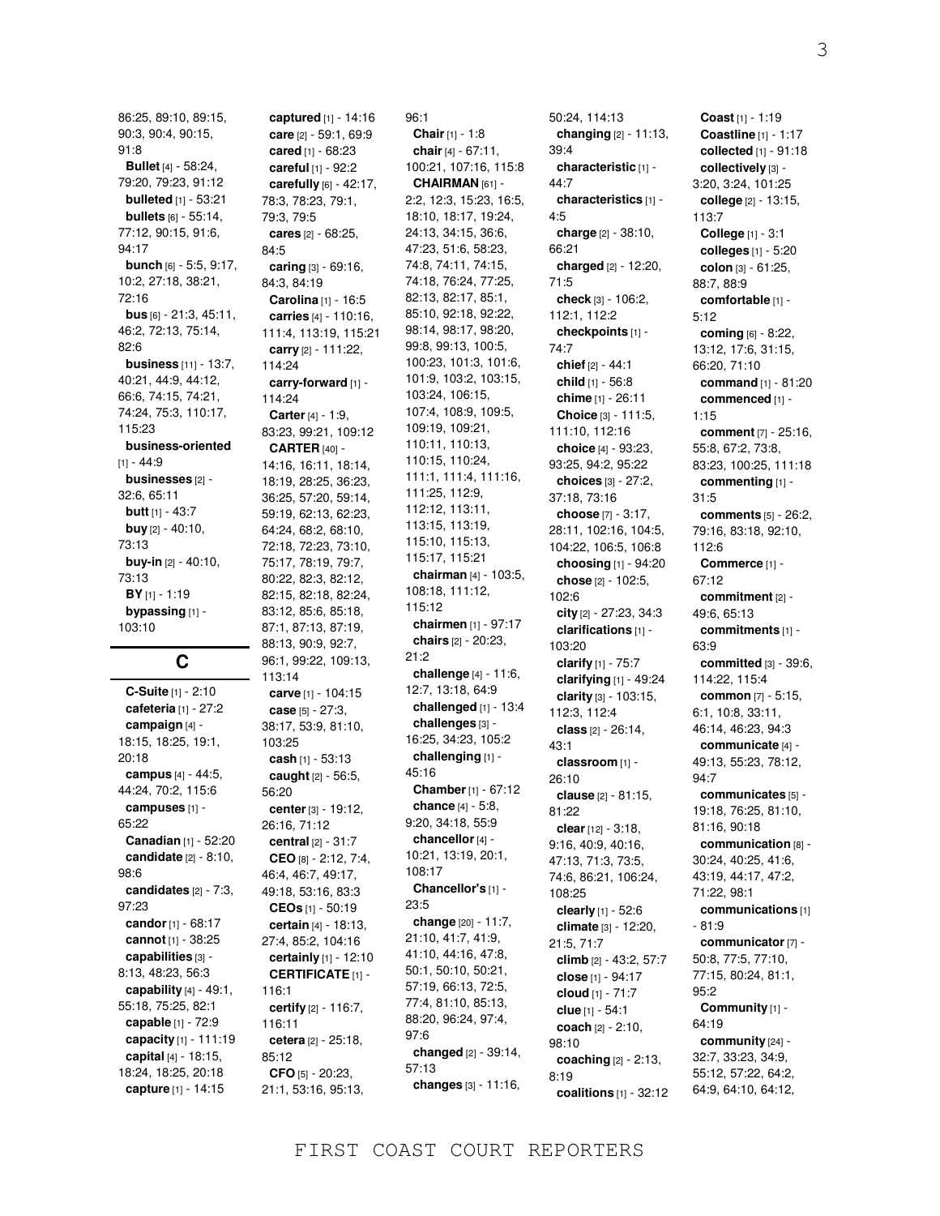86:25, 89:10, 89:15, 90:3, 90:4, 90:15, 91:8
**Bullet** [4] - 58:24, 79:20, 79:23, 91:12
**bulleted** [1] - 53:21
**bullets** [6] - 55:14, 77:12, 90:15, 91:6, 94:17
**bunch** [6] - 5:5, 9:17, 10:2, 27:18, 38:21, 72:16
**bus** [6] - 21:3, 45:11, 46:2, 72:13, 75:14, 82:6
**business** [11] - 13:7, 40:21, 44:9, 44:12, 66:6, 74:15, 74:21, 74:24, 75:3, 110:17, 115:23
**business-oriented** [1] - 44:9
**businesses** [2] - 32:6, 65:11
**butt** [1] - 43:7
**buy** [2] - 40:10, 73:13
**buy-in** [2] - 40:10, 73:13
**BY** [1] - 1:19
**bypassing** [1] - 103:10

## C

**C-Suite** [1] - 2:10
**cafeteria** [1] - 27:2
**campaign** [4] - 18:15, 18:25, 19:1, 20:18
**campus** [4] - 44:5, 44:24, 70:2, 115:6
**campuses** [1] - 65:22
**Canadian** [1] - 52:20
**candidate** [2] - 8:10, 98:6
**candidates** [2] - 7:3, 97:23
**candor** [1] - 68:17
**cannot** [1] - 38:25
**capabilities** [3] - 8:13, 48:23, 56:3
**capability** [4] - 49:1, 55:18, 75:25, 82:1
**capable** [1] - 72:9
**capacity** [1] - 111:19
**capital** [4] - 18:15, 18:24, 18:25, 20:18
**capture** [1] - 14:15
**captured** [1] - 14:16
**care** [2] - 59:1, 69:9
**cared** [1] - 68:23
**careful** [1] - 92:2
**carefully** [6] - 42:17, 78:3, 78:23, 79:1, 79:3, 79:5
**cares** [2] - 68:25, 84:5
**caring** [3] - 69:16, 84:3, 84:19
**Carolina** [1] - 16:5
**carries** [4] - 110:16, 111:4, 113:19, 115:21
**carry** [2] - 111:22, 114:24
**carry-forward** [1] - 114:24
**Carter** [4] - 1:9, 83:23, 99:21, 109:12
**CARTER** [40] - 14:16, 16:11, 18:14, 18:19, 28:25, 36:23, 36:25, 57:20, 59:14, 59:19, 62:13, 62:23, 64:24, 68:2, 68:10, 72:18, 72:23, 73:10, 75:17, 78:19, 79:7, 80:22, 82:3, 82:12, 82:15, 82:18, 82:24, 83:12, 85:6, 85:18, 87:1, 87:13, 87:19, 88:13, 90:9, 92:7, 96:1, 99:22, 109:13, 113:14
**carve** [1] - 104:15
**case** [5] - 27:3, 38:17, 53:9, 81:10, 103:25
**cash** [1] - 53:13
**caught** [2] - 56:5, 56:20
**center** [3] - 19:12, 26:16, 71:12
**central** [2] - 31:7
**CEO** [8] - 2:12, 7:4, 46:4, 46:7, 49:17, 49:18, 53:16, 83:3
**CEOs** [1] - 50:19
**certain** [4] - 18:13, 27:4, 85:2, 104:16
**certainly** [1] - 12:10
**CERTIFICATE** [1] - 116:1
**certify** [2] - 116:7, 116:11
**cetera** [2] - 25:18, 85:12
**CFO** [5] - 20:23, 21:1, 53:16, 95:13, 96:1
**Chair** [1] - 1:8
**chair** [4] - 67:11, 100:21, 107:16, 115:8
**CHAIRMAN** [61] - 2:2, 12:3, 15:23, 16:5, 18:10, 18:17, 19:24, 24:13, 34:15, 36:6, 47:23, 51:6, 58:23, 74:8, 74:11, 74:15, 74:18, 76:24, 77:25, 82:13, 82:17, 85:1, 85:10, 92:18, 92:22, 98:14, 98:17, 98:20, 99:8, 99:13, 100:5, 100:23, 101:3, 101:6, 101:9, 103:2, 103:15, 103:24, 106:15, 107:4, 108:9, 109:5, 109:19, 109:21, 110:11, 110:13, 110:15, 110:24, 111:1, 111:4, 111:16, 111:25, 112:9, 112:12, 113:11, 113:15, 113:19, 115:10, 115:13, 115:17, 115:21
**chairman** [4] - 103:5, 108:18, 111:12, 115:12
**chairmen** [1] - 97:17
**chairs** [2] - 20:23, 21:2
**challenge** [4] - 11:6, 12:7, 13:18, 64:9
**challenged** [1] - 13:4
**challenges** [3] - 16:25, 34:23, 105:2
**challenging** [1] - 45:16
**Chamber** [1] - 67:12
**chance** [4] - 5:8, 9:20, 34:18, 55:9
**chancellor** [4] - 10:21, 13:19, 20:1, 108:17
**Chancellor's** [1] - 23:5
**change** [20] - 11:7, 21:10, 41:7, 41:9, 41:10, 44:16, 47:8, 50:1, 50:10, 50:21, 57:19, 66:13, 72:5, 77:4, 81:10, 85:13, 88:20, 96:24, 97:4, 97:6
**changed** [2] - 39:14, 57:13
**changes** [3] - 11:16, 50:24, 114:13
**changing** [2] - 11:13, 39:4
**characteristic** [1] - 44:7
**characteristics** [1] - 4:5
**charge** [2] - 38:10, 66:21
**charged** [2] - 12:20, 71:5
**check** [3] - 106:2, 112:1, 112:2
**checkpoints** [1] - 74:7
**chief** [2] - 44:1
**child** [1] - 56:8
**chime** [1] - 26:11
**Choice** [3] - 111:5, 111:10, 112:16
**choice** [4] - 93:23, 93:25, 94:2, 95:22
**choices** [3] - 27:2, 37:18, 73:16
**choose** [7] - 3:17, 28:11, 102:16, 104:5, 104:22, 106:5, 106:8
**choosing** [1] - 94:20
**chose** [2] - 102:5, 102:6
**city** [2] - 27:23, 34:3
**clarifications** [1] - 103:20
**clarify** [1] - 75:7
**clarifying** [1] - 49:24
**clarity** [3] - 103:15, 112:3, 112:4
**class** [2] - 26:14, 43:1
**classroom** [1] - 26:10
**clause** [2] - 81:15, 81:22
**clear** [12] - 3:18, 9:16, 40:9, 40:16, 47:13, 71:3, 73:5, 74:6, 86:21, 106:24, 108:25
**clearly** [1] - 52:6
**climate** [3] - 12:20, 21:5, 71:7
**climb** [2] - 43:2, 57:7
**close** [1] - 94:17
**cloud** [1] - 71:7
**clue** [1] - 54:1
**coach** [2] - 2:10, 98:10
**coaching** [2] - 2:13, 8:19
**coalitions** [1] - 32:12
**Coast** [1] - 1:19
**Coastline** [1] - 1:17
**collected** [1] - 91:18
**collectively** [3] - 3:20, 3:24, 101:25
**college** [2] - 13:15, 113:7
**College** [1] - 3:1
**colleges** [1] - 5:20
**colon** [3] - 61:25, 88:7, 88:9
**comfortable** [1] - 5:12
**coming** [6] - 8:22, 13:12, 17:6, 31:15, 66:20, 71:10
**command** [1] - 81:20
**commenced** [1] - 1:15
**comment** [7] - 25:16, 55:8, 67:2, 73:8, 83:23, 100:25, 111:18
**commenting** [1] - 31:5
**comments** [5] - 26:2, 79:16, 83:18, 92:10, 112:6
**Commerce** [1] - 67:12
**commitment** [2] - 49:6, 65:13
**commitments** [1] - 63:9
**committed** [3] - 39:6, 114:22, 115:4
**common** [7] - 5:15, 6:1, 10:8, 33:11, 46:14, 46:23, 94:3
**communicate** [4] - 49:13, 55:23, 78:12, 94:7
**communicates** [5] - 19:18, 76:25, 81:10, 81:16, 90:18
**communication** [8] - 30:24, 40:25, 41:6, 43:19, 44:17, 47:2, 71:22, 98:1
**communications** [1] - 81:9
**communicator** [7] - 50:8, 77:5, 77:10, 77:15, 80:24, 81:1, 95:2
**Community** [1] - 64:19
**community** [24] - 32:7, 33:23, 34:9, 55:12, 57:22, 64:2, 64:9, 64:10, 64:12,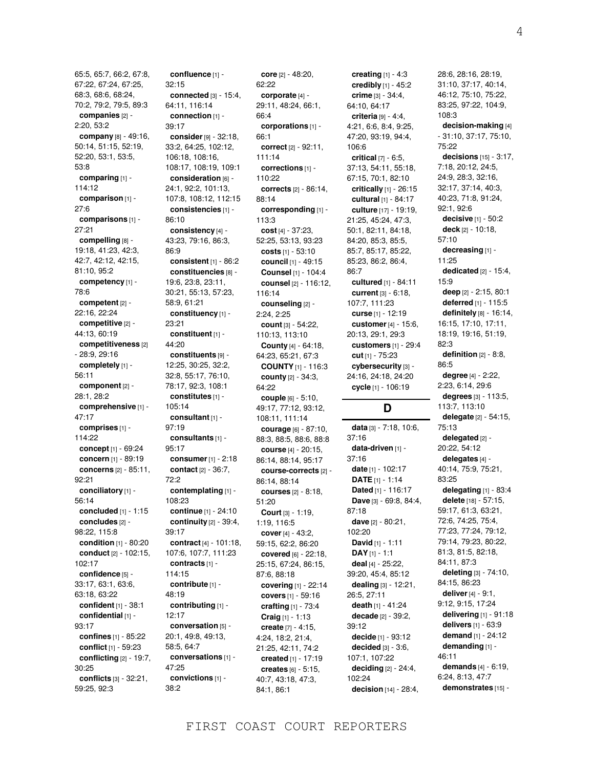65:5, 65:7, 66:2, 67:8, 67:22, 67:24, 67:25, 68:3, 68:6, 68:24, 70:2, 79:2, 79:5, 89:3

**companies** [2] - 2:20, 53:2

**company** [8] - 49:16, 50:14, 51:15, 52:19, 52:20, 53:1, 53:5, 53:8

**comparing** [1] - 114:12

**comparison** [1] - 27:6

**comparisons** [1] - 27:21

**compelling** [8] - 19:18, 41:23, 42:3, 42:7, 42:12, 42:15, 81:10, 95:2

**competency** [1] - 78:6

**competent** [2] - 22:16, 22:24

**competitive** [2] - 44:13, 60:19

**competitiveness** [2] - 28:9, 29:16

**completely** [1] - 56:11

**component** [2] - 28:1, 28:2

**comprehensive** [1] - 47:17

**comprises** [1] - 114:22

**concept** [1] - 69:24

**concern** [1] - 89:19

**concerns** [2] - 85:11, 92:21

**conciliatory** [1] - 56:14

**concluded** [1] - 1:15

**concludes** [2] - 98:22, 115:8

**condition** [1] - 80:20

**conduct** [2] - 102:15, 102:17

**confidence** [5] - 33:17, 63:1, 63:6, 63:18, 63:22

**confident** [1] - 38:1

**confidential** [1] - 93:17

**confines** [1] - 85:22

**conflict** [1] - 59:23

**conflicting** [2] - 19:7, 30:25

**conflicts** [3] - 32:21, 59:25, 92:3

**confluence** [1] - 32:15

**connected** [3] - 15:4, 64:11, 116:14

**connection** [1] - 39:17

**consider** [9] - 32:18, 33:2, 64:25, 102:12, 106:18, 108:16, 108:17, 108:19, 109:1

**consideration** [6] - 24:1, 92:2, 101:13, 107:8, 108:12, 112:15

**consistencies** [1] - 86:10

**consistency** [4] - 43:23, 79:16, 86:3, 86:9

**consistent** [1] - 86:2

**constituencies** [8] - 19:6, 23:8, 23:11, 30:21, 55:13, 57:23, 58:9, 61:21

**constituency** [1] - 23:21

**constituent** [1] - 44:20

**constituents** [9] - 12:25, 30:25, 32:2, 32:8, 55:17, 76:10, 78:17, 92:3, 108:1

**constitutes** [1] - 105:14

**consultant** [1] - 97:19

**consultants** [1] - 95:17

**consumer** [1] - 2:18

**contact** [2] - 36:7, 72:2

**contemplating** [1] - 108:23

**continue** [1] - 24:10

**continuity** [2] - 39:4, 39:17

**contract** [4] - 101:18, 107:6, 107:7, 111:23

**contracts** [1] - 114:15

**contribute** [1] - 48:19

**contributing** [1] - 12:17

**conversation** [5] - 20:1, 49:8, 49:13, 58:5, 64:7

**conversations** [1] - 47:25

**convictions** [1] - 38:2

**core** [2] - 48:20, 62:22

**corporate** [4] - 29:11, 48:24, 66:1, 66:4

**corporations** [1] - 66:1

**correct** [2] - 92:11, 111:14

**corrections** [1] - 110:22

**corrects** [2] - 86:14, 88:14

**corresponding** [1] - 113:3

**cost** [4] - 37:23, 52:25, 53:13, 93:23

**costs** [1] - 53:10

**council** [1] - 49:15

**Counsel** [1] - 104:4

**counsel** [2] - 116:12, 116:14

**counseling** [2] - 2:24, 2:25

**count** [3] - 54:22, 110:13, 113:10

**County** [4] - 64:18, 64:23, 65:21, 67:3

**COUNTY** [1] - 116:3

**county** [2] - 34:3, 64:22

**couple** [6] - 5:10, 49:17, 77:12, 93:12, 108:11, 111:14

**courage** [6] - 87:10, 88:3, 88:5, 88:6, 88:8

**course** [4] - 20:15, 86:14, 88:14, 95:17

**course-corrects** [2] - 86:14, 88:14

**courses** [2] - 8:18, 51:20

**Court** [3] - 1:19, 1:19, 116:5

**cover** [4] - 43:2, 59:15, 62:2, 86:20

**covered** [6] - 22:18, 25:15, 67:24, 86:15, 87:6, 88:18

**covering** [1] - 22:14

**covers** [1] - 59:16

**crafting** [1] - 73:4

**Craig** [1] - 1:13

**create** [7] - 4:15, 4:24, 18:2, 21:4, 21:25, 42:11, 74:2

**created** [1] - 17:19

**creates** [6] - 5:15, 40:7, 43:18, 47:3, 84:1, 86:1

**creating** [1] - 4:3

**credibly** [1] - 45:2

**crime** [3] - 34:4, 64:10, 64:17

**criteria** [9] - 4:4, 4:21, 6:6, 8:4, 9:25, 47:20, 93:19, 94:4, 106:6

**critical** [7] - 6:5, 37:13, 54:11, 55:18, 67:15, 70:1, 82:10

**critically** [1] - 26:15

**cultural** [1] - 84:17

**culture** [17] - 19:19, 21:25, 45:24, 47:3, 50:1, 82:11, 84:18, 84:20, 85:3, 85:5, 85:7, 85:17, 85:22, 85:23, 86:2, 86:4, 86:7

**cultured** [1] - 84:11

**current** [3] - 6:18, 107:7, 111:23

**curse** [1] - 12:19

**customer** [4] - 15:6, 20:13, 29:1, 29:3

**customers** [1] - 29:4

**cut** [1] - 75:23

**cybersecurity** [3] - 24:16, 24:18, 24:20

**cycle** [1] - 106:19

## D

**data** [3] - 7:18, 10:6, 37:16

**data-driven** [1] - 37:16

**date** [1] - 102:17

**DATE** [1] - 1:14

**Dated** [1] - 116:17

**Dave** [3] - 69:8, 84:4, 87:18

**dave** [2] - 80:21, 102:20

**David** [1] - 1:11

**DAY** [1] - 1:1

**deal** [4] - 25:22, 39:20, 45:4, 85:12

**dealing** [3] - 12:21, 26:5, 27:11

**death** [1] - 41:24

**decade** [2] - 39:2, 39:12

**decide** [1] - 93:12

**decided** [3] - 3:6, 107:1, 107:22

**deciding** [2] - 24:4, 102:24

**decision** [14] - 28:4, 28:6, 28:16, 28:19, 31:10, 37:17, 40:14, 46:12, 75:10, 75:22, 83:25, 97:22, 104:9, 108:3

**decision-making** [4] - 31:10, 37:17, 75:10, 75:22

**decisions** [15] - 3:17, 7:18, 20:12, 24:5, 24:9, 28:3, 32:16, 32:17, 37:14, 40:3, 40:23, 71:8, 91:24, 92:1, 92:6

**decisive** [1] - 50:2

**deck** [2] - 10:18, 57:10

**decreasing** [1] - 11:25

**dedicated** [2] - 15:4, 15:9

**deep** [2] - 2:15, 80:1

**deferred** [1] - 115:5

**definitely** [8] - 16:14, 16:15, 17:10, 17:11, 18:19, 19:16, 51:19, 82:3

**definition** [2] - 8:8, 86:5

**degree** [4] - 2:22, 2:23, 6:14, 29:6

**degrees** [3] - 113:5, 113:7, 113:10

**delegate** [2] - 54:15, 75:13

**delegated** [2] - 20:22, 54:12

**delegates** [4] - 40:14, 75:9, 75:21, 83:25

**delegating** [1] - 83:4

**delete** [18] - 57:15, 59:17, 61:3, 63:21, 72:6, 74:25, 75:4, 77:23, 77:24, 79:12, 79:14, 79:23, 80:22, 81:3, 81:5, 82:18, 84:11, 87:3

**deleting** [3] - 74:10, 84:15, 86:23

**deliver** [4] - 9:1, 9:12, 9:15, 17:24

**delivering** [1] - 91:18

**delivers** [1] - 63:9

**demand** [1] - 24:12

**demanding** [1] - 46:11

**demands** [4] - 6:19, 6:24, 8:13, 47:7

**demonstrates** [15] -

FIRST COAST COURT REPORTERS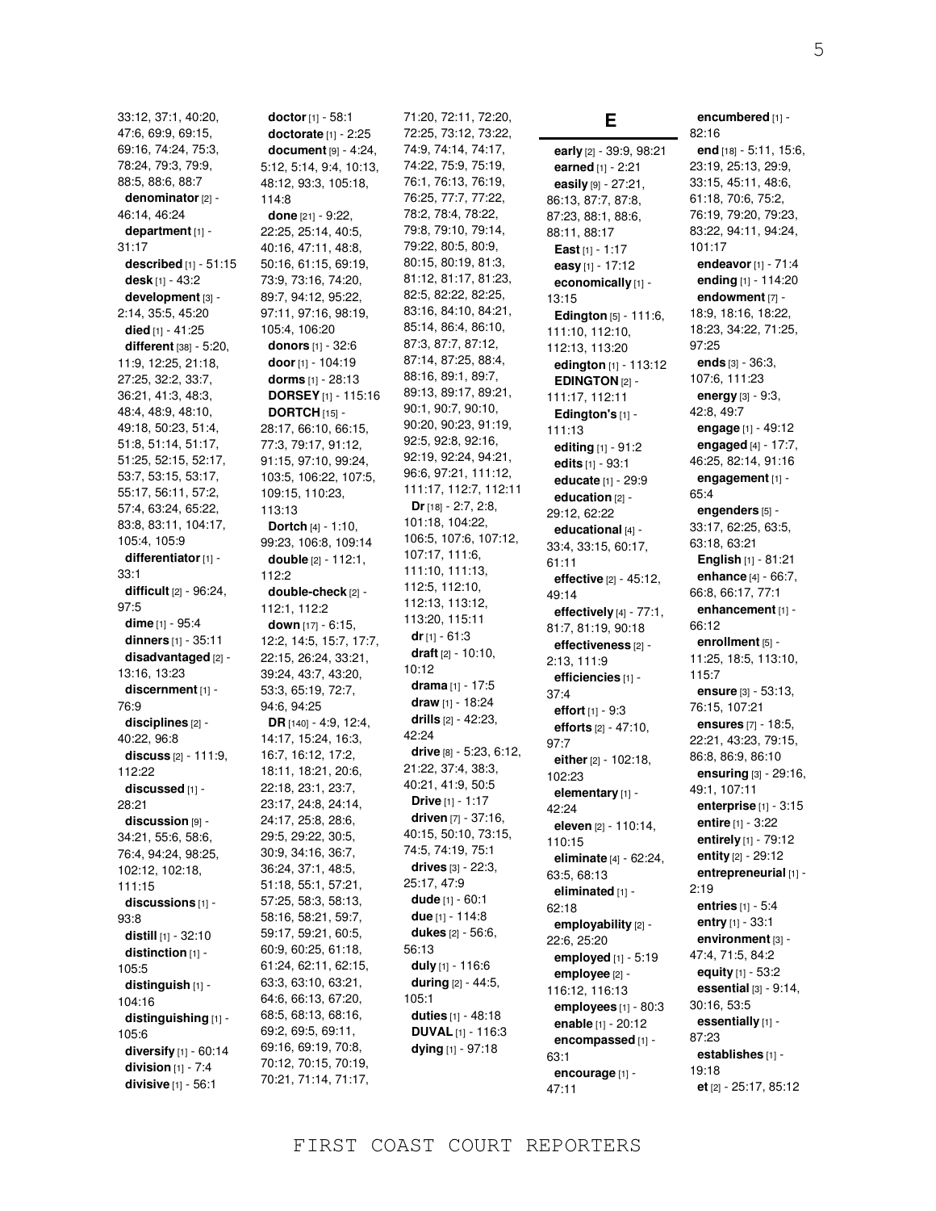33:12, 37:1, 40:20, 47:6, 69:9, 69:15, 69:16, 74:24, 75:3, 78:24, 79:3, 79:9, 88:5, 88:6, 88:7

**denominator** [2] - 46:14, 46:24

**department** [1] - 31:17

**described** [1] - 51:15

**desk** [1] - 43:2

**development** [3] - 2:14, 35:5, 45:20

**died** [1] - 41:25

**different** [38] - 5:20, 11:9, 12:25, 21:18, 27:25, 32:2, 33:7, 36:21, 41:3, 48:3, 48:4, 48:9, 48:10, 49:18, 50:23, 51:4, 51:8, 51:14, 51:17, 51:25, 52:15, 52:17, 53:7, 53:15, 53:17, 55:17, 56:11, 57:2, 57:4, 63:24, 65:22, 83:8, 83:11, 104:17, 105:4, 105:9

**differentiator** [1] - 33:1

**difficult** [2] - 96:24, 97:5

**dime** [1] - 95:4

**dinners** [1] - 35:11

**disadvantaged** [2] - 13:16, 13:23

**discernment** [1] - 76:9

**disciplines** [2] - 40:22, 96:8

**discuss** [2] - 111:9, 112:22

**discussed** [1] - 28:21

**discussion** [9] - 34:21, 55:6, 58:6, 76:4, 94:24, 98:25, 102:12, 102:18, 111:15

**discussions** [1] - 93:8

**distill** [1] - 32:10

**distinction** [1] - 105:5

**distinguish** [1] - 104:16

**distinguishing** [1] - 105:6

**diversify** [1] - 60:14

**division** [1] - 7:4

**divisive** [1] - 56:1

**doctor** [1] - 58:1

**doctorate** [1] - 2:25

**document** [9] - 4:24, 5:12, 5:14, 9:4, 10:13, 48:12, 93:3, 105:18, 114:8

**done** [21] - 9:22, 22:25, 25:14, 40:5, 40:16, 47:11, 48:8, 50:16, 61:15, 69:19, 73:9, 73:16, 74:20, 89:7, 94:12, 95:22, 97:11, 97:16, 98:19, 105:4, 106:20

**donors** [1] - 32:6

**door** [1] - 104:19

**dorms** [1] - 28:13

**DORSEY** [1] - 115:16

**DORTCH** [15] - 28:17, 66:10, 66:15, 77:3, 79:17, 91:12, 91:15, 97:10, 99:24, 103:5, 106:22, 107:5, 109:15, 110:23, 113:13

**Dortch** [4] - 1:10, 99:23, 106:8, 109:14

**double** [2] - 112:1, 112:2

**double-check** [2] - 112:1, 112:2

**down** [17] - 6:15, 12:2, 14:5, 15:7, 17:7, 22:15, 26:24, 33:21, 39:24, 43:7, 43:20, 53:3, 65:19, 72:7, 94:6, 94:25

**DR** [140] - 4:9, 12:4, 14:17, 15:24, 16:3, 16:7, 16:12, 17:2, 18:11, 18:21, 20:6, 22:18, 23:1, 23:7, 23:17, 24:8, 24:14, 24:17, 25:8, 28:6, 29:5, 29:22, 30:5, 30:9, 34:16, 36:7, 36:24, 37:1, 48:5, 51:18, 55:1, 57:21, 57:25, 58:3, 58:13, 58:16, 58:21, 59:7, 59:17, 59:21, 60:5, 60:9, 60:25, 61:18, 61:24, 62:11, 62:15, 63:3, 63:10, 63:21, 64:6, 66:13, 67:20, 68:5, 68:13, 68:16, 69:2, 69:5, 69:11, 69:16, 69:19, 70:8, 70:12, 70:15, 70:19, 70:21, 71:14, 71:17, 71:20, 72:11, 72:20, 72:25, 73:12, 73:22, 74:9, 74:14, 74:17, 74:22, 75:9, 75:19, 76:1, 76:13, 76:19, 76:25, 77:7, 77:22, 78:2, 78:4, 78:22, 79:8, 79:10, 79:14, 79:22, 80:5, 80:9, 80:15, 80:19, 81:3, 81:12, 81:17, 81:23, 82:5, 82:22, 82:25, 83:16, 84:10, 84:21, 85:14, 86:4, 86:10, 87:3, 87:7, 87:12, 87:14, 87:25, 88:4, 88:16, 89:1, 89:7, 89:13, 89:17, 89:21, 90:1, 90:7, 90:10, 90:20, 90:23, 91:19, 92:5, 92:8, 92:16, 92:19, 92:24, 94:21, 96:6, 97:21, 111:12, 111:17, 112:7, 112:11

**Dr** [18] - 2:7, 2:8, 101:18, 104:22, 106:5, 107:6, 107:12, 107:17, 111:6, 111:10, 111:13, 112:5, 112:10, 112:13, 113:12, 113:20, 115:11

**dr** [1] - 61:3

**draft** [2] - 10:10, 10:12

**drama** [1] - 17:5

**draw** [1] - 18:24

**drills** [2] - 42:23, 42:24

**drive** [8] - 5:23, 6:12, 21:22, 37:4, 38:3, 40:21, 41:9, 50:5

**Drive** [1] - 1:17

**driven** [7] - 37:16, 40:15, 50:10, 73:15, 74:5, 74:19, 75:1

**drives** [3] - 22:3, 25:17, 47:9

**dude** [1] - 60:1

**due** [1] - 114:8

**dukes** [2] - 56:6, 56:13

**duly** [1] - 116:6

**during** [2] - 44:5, 105:1

**duties** [1] - 48:18

**DUVAL** [1] - 116:3

**dying** [1] - 97:18

## E

**early** [2] - 39:9, 98:21

**earned** [1] - 2:21

**easily** [9] - 27:21, 86:13, 87:7, 87:8, 87:23, 88:1, 88:6, 88:11, 88:17

**East** [1] - 1:17

**easy** [1] - 17:12

**economically** [1] - 13:15

**Edington** [5] - 111:6, 111:10, 112:10, 112:13, 113:20

**edington** [1] - 113:12

**EDINGTON** [2] - 111:17, 112:11

**Edington's** [1] - 111:13

**editing** [1] - 91:2

**edits** [1] - 93:1

**educate** [1] - 29:9

**education** [2] - 29:12, 62:22

**educational** [4] - 33:4, 33:15, 60:17, 61:11

**effective** [2] - 45:12, 49:14

**effectively** [4] - 77:1, 81:7, 81:19, 90:18

**effectiveness** [2] - 2:13, 111:9

**efficiencies** [1] - 37:4

**effort** [1] - 9:3

**efforts** [2] - 47:10, 97:7

**either** [2] - 102:18, 102:23

**elementary** [1] - 42:24

**eleven** [2] - 110:14, 110:15

**eliminate** [4] - 62:24, 63:5, 68:13

**eliminated** [1] - 62:18

**employability** [2] - 22:6, 25:20

**employed** [1] - 5:19

**employee** [2] - 116:12, 116:13

**employees** [1] - 80:3

**enable** [1] - 20:12

**encompassed** [1] - 63:1

**encourage** [1] - 47:11

**encumbered** [1] - 82:16

**end** [18] - 5:11, 15:6, 23:19, 25:13, 29:9, 33:15, 45:11, 48:6, 61:18, 70:6, 75:2, 76:19, 79:20, 79:23, 83:22, 94:11, 94:24, 101:17

**endeavor** [1] - 71:4

**ending** [1] - 114:20

**endowment** [7] - 18:9, 18:16, 18:22, 18:23, 34:22, 71:25, 97:25

**ends** [3] - 36:3, 107:6, 111:23

**energy** [3] - 9:3, 42:8, 49:7

**engage** [1] - 49:12

**engaged** [4] - 17:7, 46:25, 82:14, 91:16

**engagement** [1] - 65:4

**engenders** [5] - 33:17, 62:25, 63:5, 63:18, 63:21

**English** [1] - 81:21

**enhance** [4] - 66:7, 66:8, 66:17, 77:1

**enhancement** [1] - 66:12

**enrollment** [5] - 11:25, 18:5, 113:10, 115:7

**ensure** [3] - 53:13, 76:15, 107:21

**ensures** [7] - 18:5, 22:21, 43:23, 79:15, 86:8, 86:9, 86:10

**ensuring** [3] - 29:16, 49:1, 107:11

**enterprise** [1] - 3:15

**entire** [1] - 3:22

**entirely** [1] - 79:12

**entity** [2] - 29:12

**entrepreneurial** [1] - 2:19

**entries** [1] - 5:4

**entry** [1] - 33:1

**environment** [3] - 47:4, 71:5, 84:2

**equity** [1] - 53:2

**essential** [3] - 9:14, 30:16, 53:5

**essentially** [1] - 87:23

**establishes** [1] - 19:18

**et** [2] - 25:17, 85:12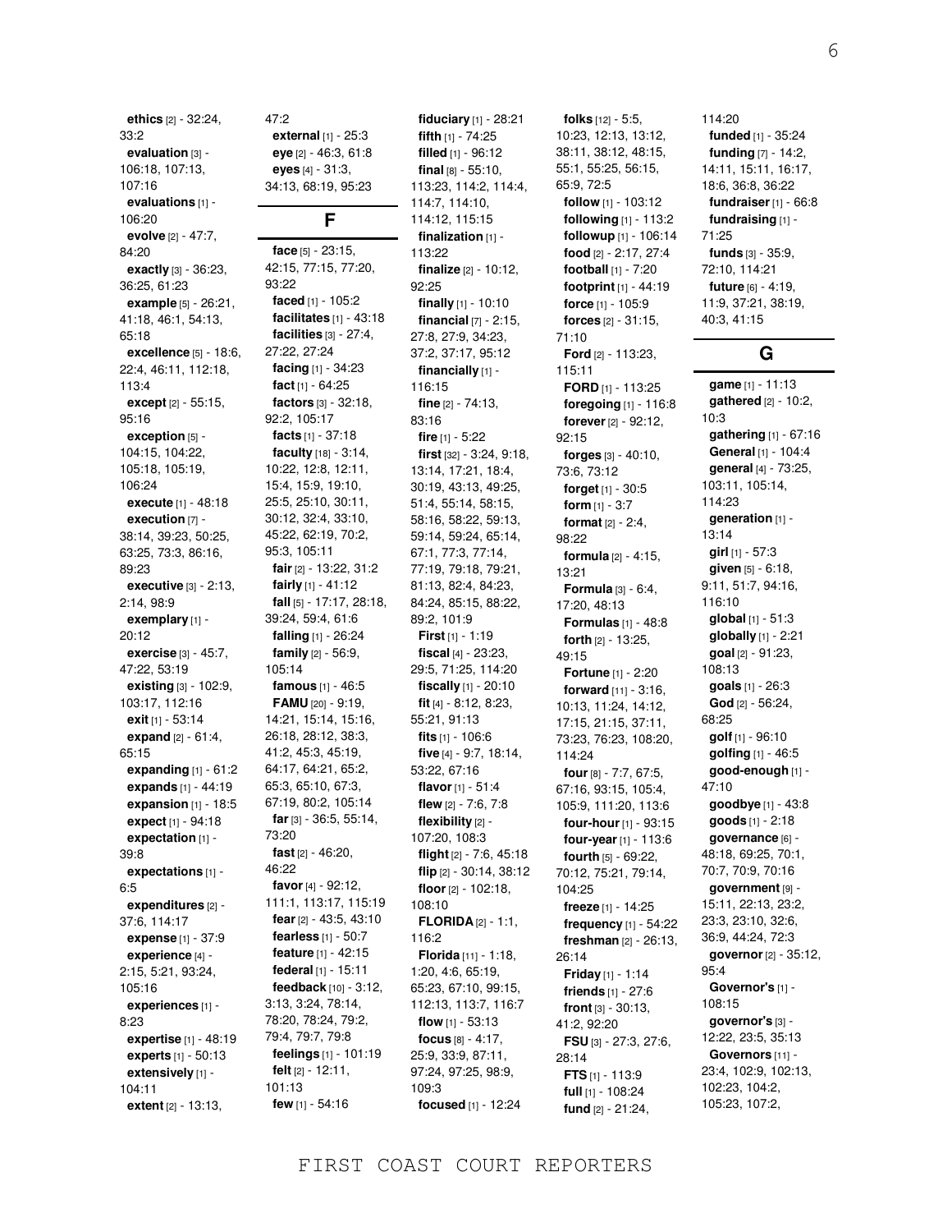**ethics** [2] - 32:24, 33:2
**evaluation** [3] - 106:18, 107:13, 107:16
**evaluations** [1] - 106:20
**evolve** [2] - 47:7, 84:20
**exactly** [3] - 36:23, 36:25, 61:23
**example** [5] - 26:21, 41:18, 46:1, 54:13, 65:18
**excellence** [5] - 18:6, 22:4, 46:11, 112:18, 113:4
**except** [2] - 55:15, 95:16
**exception** [5] - 104:15, 104:22, 105:18, 105:19, 106:24
**execute** [1] - 48:18
**execution** [7] - 38:14, 39:23, 50:25, 63:25, 73:3, 86:16, 89:23
**executive** [3] - 2:13, 2:14, 98:9
**exemplary** [1] - 20:12
**exercise** [3] - 45:7, 47:22, 53:19
**existing** [3] - 102:9, 103:17, 112:16
**exit** [1] - 53:14
**expand** [2] - 61:4, 65:15
**expanding** [1] - 61:2
**expands** [1] - 44:19
**expansion** [1] - 18:5
**expect** [1] - 94:18
**expectation** [1] - 39:8
**expectations** [1] - 6:5
**expenditures** [2] - 37:6, 114:17
**expense** [1] - 37:9
**experience** [4] - 2:15, 5:21, 93:24, 105:16
**experiences** [1] - 8:23
**expertise** [1] - 48:19
**experts** [1] - 50:13
**extensively** [1] - 104:11
**extent** [2] - 13:13, 47:2
**external** [1] - 25:3
**eye** [2] - 46:3, 61:8
**eyes** [4] - 31:3, 34:13, 68:19, 95:23

## F

**face** [5] - 23:15, 42:15, 77:15, 77:20, 93:22
**faced** [1] - 105:2
**facilitates** [1] - 43:18
**facilities** [3] - 27:4, 27:22, 27:24
**facing** [1] - 34:23
**fact** [1] - 64:25
**factors** [3] - 32:18, 92:2, 105:17
**facts** [1] - 37:18
**faculty** [18] - 3:14, 10:22, 12:8, 12:11, 15:4, 15:9, 19:10, 25:5, 25:10, 30:11, 30:12, 32:4, 33:10, 45:22, 62:19, 70:2, 95:3, 105:11
**fair** [2] - 13:22, 31:2
**fairly** [1] - 41:12
**fall** [5] - 17:17, 28:18, 39:24, 59:4, 61:6
**falling** [1] - 26:24
**family** [2] - 56:9, 105:14
**famous** [1] - 46:5
**FAMU** [20] - 9:19, 14:21, 15:14, 15:16, 26:18, 28:12, 38:3, 41:2, 45:3, 45:19, 64:17, 64:21, 65:2, 65:3, 65:10, 67:3, 67:19, 80:2, 105:14
**far** [3] - 36:5, 55:14, 73:20
**fast** [2] - 46:20, 46:22
**favor** [4] - 92:12, 111:1, 113:17, 115:19
**fear** [2] - 43:5, 43:10
**fearless** [1] - 50:7
**feature** [1] - 42:15
**federal** [1] - 15:11
**feedback** [10] - 3:12, 3:13, 3:24, 78:14, 78:20, 78:24, 79:2, 79:4, 79:7, 79:8
**feelings** [1] - 101:19
**felt** [2] - 12:11, 101:13
**few** [1] - 54:16
**fiduciary** [1] - 28:21
**fifth** [1] - 74:25
**filled** [1] - 96:12
**final** [8] - 55:10, 113:23, 114:2, 114:4, 114:7, 114:10, 114:12, 115:15
**finalization** [1] - 113:22
**finalize** [2] - 10:12, 92:25
**finally** [1] - 10:10
**financial** [7] - 2:15, 27:8, 27:9, 34:23, 37:2, 37:17, 95:12
**financially** [1] - 116:15
**fine** [2] - 74:13, 83:16
**fire** [1] - 5:22
**first** [32] - 3:24, 9:18, 13:14, 17:21, 18:4, 30:19, 43:13, 49:25, 51:4, 55:14, 58:15, 58:16, 58:22, 59:13, 59:14, 59:24, 65:14, 67:1, 77:3, 77:14, 77:19, 79:18, 79:21, 81:13, 82:4, 84:23, 84:24, 85:15, 88:22, 89:2, 101:9
**First** [1] - 1:19
**fiscal** [4] - 23:23, 29:5, 71:25, 114:20
**fiscally** [1] - 20:10
**fit** [4] - 8:12, 8:23, 55:21, 91:13
**fits** [1] - 106:6
**five** [4] - 9:7, 18:14, 53:22, 67:16
**flavor** [1] - 51:4
**flew** [2] - 7:6, 7:8
**flexibility** [2] - 107:20, 108:3
**flight** [2] - 7:6, 45:18
**flip** [2] - 30:14, 38:12
**floor** [2] - 102:18, 108:10
**FLORIDA** [2] - 1:1, 116:2
**Florida** [11] - 1:18, 1:20, 4:6, 65:19, 65:23, 67:10, 99:15, 112:13, 113:7, 116:7
**flow** [1] - 53:13
**focus** [8] - 4:17, 25:9, 33:9, 87:11, 97:24, 97:25, 98:9, 109:3
**focused** [1] - 12:24
**folks** [12] - 5:5, 10:23, 12:13, 13:12, 38:11, 38:12, 48:15, 55:1, 55:25, 56:15, 65:9, 72:5
**follow** [1] - 103:12
**following** [1] - 113:2
**followup** [1] - 106:14
**food** [2] - 2:17, 27:4
**football** [1] - 7:20
**footprint** [1] - 44:19
**force** [1] - 105:9
**forces** [2] - 31:15, 71:10
**Ford** [2] - 113:23, 115:11
**FORD** [1] - 113:25
**foregoing** [1] - 116:8
**forever** [2] - 92:12, 92:15
**forges** [3] - 40:10, 73:6, 73:12
**forget** [1] - 30:5
**form** [1] - 3:7
**format** [2] - 2:4, 98:22
**formula** [2] - 4:15, 13:21
**Formula** [3] - 6:4, 17:20, 48:13
**Formulas** [1] - 48:8
**forth** [2] - 13:25, 49:15
**Fortune** [1] - 2:20
**forward** [11] - 3:16, 10:13, 11:24, 14:12, 17:15, 21:15, 37:11, 73:23, 76:23, 108:20, 114:24
**four** [8] - 7:7, 67:5, 67:16, 93:15, 105:4, 105:9, 111:20, 113:6
**four-hour** [1] - 93:15
**four-year** [1] - 113:6
**fourth** [5] - 69:22, 70:12, 75:21, 79:14, 104:25
**freeze** [1] - 14:25
**frequency** [1] - 54:22
**freshman** [2] - 26:13, 26:14
**Friday** [1] - 1:14
**friends** [1] - 27:6
**front** [3] - 30:13, 41:2, 92:20
**FSU** [3] - 27:3, 27:6, 28:14
**FTS** [1] - 113:9
**full** [1] - 108:24
**fund** [2] - 21:24, 114:20
**funded** [1] - 35:24
**funding** [7] - 14:2, 14:11, 15:11, 16:17, 18:6, 36:8, 36:22
**fundraiser** [1] - 66:8
**fundraising** [1] - 71:25
**funds** [3] - 35:9, 72:10, 114:21
**future** [6] - 4:19, 11:9, 37:21, 38:19, 40:3, 41:15

## G

**game** [1] - 11:13
**gathered** [2] - 10:2, 10:3
**gathering** [1] - 67:16
**General** [1] - 104:4
**general** [4] - 73:25, 103:11, 105:14, 114:23
**generation** [1] - 13:14
**girl** [1] - 57:3
**given** [5] - 6:18, 9:11, 51:7, 94:16, 116:10
**global** [1] - 51:3
**globally** [1] - 2:21
**goal** [2] - 91:23, 108:13
**goals** [1] - 26:3
**God** [2] - 56:24, 68:25
**golf** [1] - 96:10
**golfing** [1] - 46:5
**good-enough** [1] - 47:10
**goodbye** [1] - 43:8
**goods** [1] - 2:18
**governance** [6] - 48:18, 69:25, 70:1, 70:7, 70:9, 70:16
**government** [9] - 15:11, 22:13, 23:2, 23:3, 23:10, 32:6, 36:9, 44:24, 72:3
**governor** [2] - 35:12, 95:4
**Governor's** [1] - 108:15
**governor's** [3] - 12:22, 23:5, 35:13
**Governors** [11] - 23:4, 102:9, 102:13, 102:23, 104:2, 105:23, 107:2,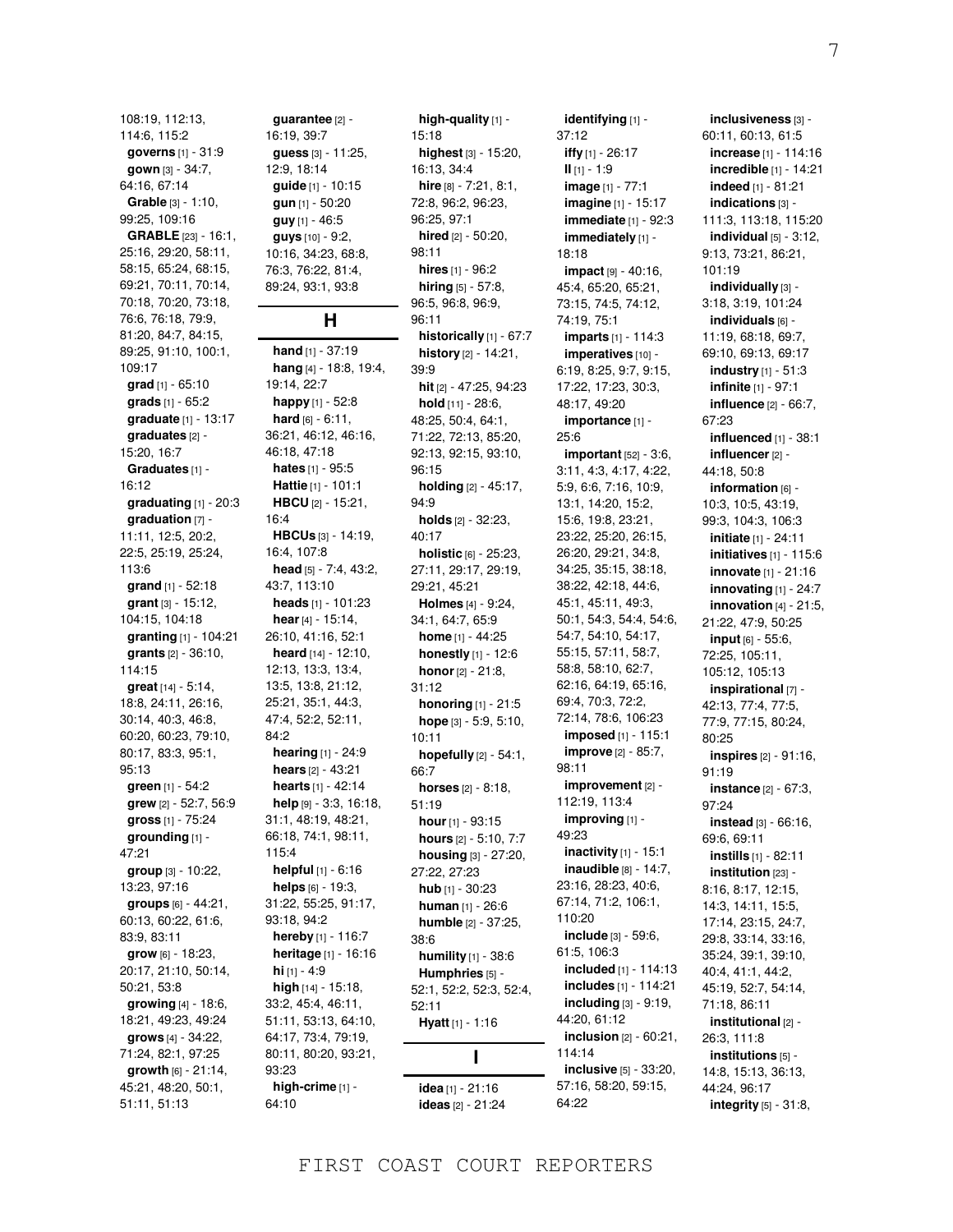108:19, 112:13, 114:6, 115:2
**governs** [1] - 31:9
**gown** [3] - 34:7, 64:16, 67:14
**Grable** [3] - 1:10, 99:25, 109:16
**GRABLE** [23] - 16:1, 25:16, 29:20, 58:11, 58:15, 65:24, 68:15, 69:21, 70:11, 70:14, 70:18, 70:20, 73:18, 76:6, 76:18, 79:9, 81:20, 84:7, 84:15, 89:25, 91:10, 100:1, 109:17
**grad** [1] - 65:10
**grads** [1] - 65:2
**graduate** [1] - 13:17
**graduates** [2] - 15:20, 16:7
**Graduates** [1] - 16:12
**graduating** [1] - 20:3
**graduation** [7] - 11:11, 12:5, 20:2, 22:5, 25:19, 25:24, 113:6
**grand** [1] - 52:18
**grant** [3] - 15:12, 104:15, 104:18
**granting** [1] - 104:21
**grants** [2] - 36:10, 114:15
**great** [14] - 5:14, 18:8, 24:11, 26:16, 30:14, 40:3, 46:8, 60:20, 60:23, 79:10, 80:17, 83:3, 95:1, 95:13
**green** [1] - 54:2
**grew** [2] - 52:7, 56:9
**gross** [1] - 75:24
**grounding** [1] - 47:21
**group** [3] - 10:22, 13:23, 97:16
**groups** [6] - 44:21, 60:13, 60:22, 61:6, 83:9, 83:11
**grow** [6] - 18:23, 20:17, 21:10, 50:14, 50:21, 53:8
**growing** [4] - 18:6, 18:21, 49:23, 49:24
**grows** [4] - 34:22, 71:24, 82:1, 97:25
**growth** [6] - 21:14, 45:21, 48:20, 50:1, 51:11, 51:13
**guarantee** [2] - 16:19, 39:7
**guess** [3] - 11:25, 12:9, 18:14
**guide** [1] - 10:15
**gun** [1] - 50:20
**guy** [1] - 46:5
**guys** [10] - 9:2, 10:16, 34:23, 68:8, 76:3, 76:22, 81:4, 89:24, 93:1, 93:8

## H

**hand** [1] - 37:19
**hang** [4] - 18:8, 19:4, 19:14, 22:7
**happy** [1] - 52:8
**hard** [6] - 6:11, 36:21, 46:12, 46:16, 46:18, 47:18
**hates** [1] - 95:5
**Hattie** [1] - 101:1
**HBCU** [2] - 15:21, 16:4
**HBCUs** [3] - 14:19, 16:4, 107:8
**head** [5] - 7:4, 43:2, 43:7, 113:10
**heads** [1] - 101:23
**hear** [4] - 15:14, 26:10, 41:16, 52:1
**heard** [14] - 12:10, 12:13, 13:3, 13:4, 13:5, 13:8, 21:12, 25:21, 35:1, 44:3, 47:4, 52:2, 52:11, 84:2
**hearing** [1] - 24:9
**hears** [2] - 43:21
**hearts** [1] - 42:14
**help** [9] - 3:3, 16:18, 31:1, 48:19, 48:21, 66:18, 74:1, 98:11, 115:4
**helpful** [1] - 6:16
**helps** [6] - 19:3, 31:22, 55:25, 91:17, 93:18, 94:2
**hereby** [1] - 116:7
**heritage** [1] - 16:16
**hi** [1] - 4:9
**high** [14] - 15:18, 33:2, 45:4, 46:11, 51:11, 53:13, 64:10, 64:17, 73:4, 79:19, 80:11, 80:20, 93:21, 93:23
**high-crime** [1] - 64:10
**high-quality** [1] - 15:18
**highest** [3] - 15:20, 16:13, 34:4
**hire** [8] - 7:21, 8:1, 72:8, 96:2, 96:23, 96:25, 97:1
**hired** [2] - 50:20, 98:11
**hires** [1] - 96:2
**hiring** [5] - 57:8, 96:5, 96:8, 96:9, 96:11
**historically** [1] - 67:7
**history** [2] - 14:21, 39:9
**hit** [2] - 47:25, 94:23
**hold** [11] - 28:6, 48:25, 50:4, 64:1, 71:22, 72:13, 85:20, 92:13, 92:15, 93:10, 96:15
**holding** [2] - 45:17, 94:9
**holds** [2] - 32:23, 40:17
**holistic** [6] - 25:23, 27:11, 29:17, 29:19, 29:21, 45:21
**Holmes** [4] - 9:24, 34:1, 64:7, 65:9
**home** [1] - 44:25
**honestly** [1] - 12:6
**honor** [2] - 21:8, 31:12
**honoring** [1] - 21:5
**hope** [3] - 5:9, 5:10, 10:11
**hopefully** [2] - 54:1, 66:7
**horses** [2] - 8:18, 51:19
**hour** [1] - 93:15
**hours** [2] - 5:10, 7:7
**housing** [3] - 27:20, 27:22, 27:23
**hub** [1] - 30:23
**human** [1] - 26:6
**humble** [2] - 37:25, 38:6
**humility** [1] - 38:6
**Humphries** [5] - 52:1, 52:2, 52:3, 52:4, 52:11
**Hyatt** [1] - 1:16

## I

**idea** [1] - 21:16
**ideas** [2] - 21:24
**identifying** [1] - 37:12
**iffy** [1] - 26:17
**II** [1] - 1:9
**image** [1] - 77:1
**imagine** [1] - 15:17
**immediate** [1] - 92:3
**immediately** [1] - 18:18
**impact** [9] - 40:16, 45:4, 65:20, 65:21, 73:15, 74:5, 74:12, 74:19, 75:1
**imparts** [1] - 114:3
**imperatives** [10] - 6:19, 8:25, 9:7, 9:15, 17:22, 17:23, 30:3, 48:17, 49:20
**importance** [1] - 25:6
**important** [52] - 3:6, 3:11, 4:3, 4:17, 4:22, 5:9, 6:6, 7:16, 10:9, 13:1, 14:20, 15:2, 15:6, 19:8, 23:21, 23:22, 25:20, 26:15, 26:20, 29:21, 34:8, 34:25, 35:15, 38:18, 38:22, 42:18, 44:6, 45:1, 45:11, 49:3, 50:1, 54:3, 54:4, 54:6, 54:7, 54:10, 54:17, 55:15, 57:11, 58:7, 58:8, 58:10, 62:7, 62:16, 64:19, 65:16, 69:4, 70:3, 72:2, 72:14, 78:6, 106:23
**imposed** [1] - 115:1
**improve** [2] - 85:7, 98:11
**improvement** [2] - 112:19, 113:4
**improving** [1] - 49:23
**inactivity** [1] - 15:1
**inaudible** [8] - 14:7, 23:16, 28:23, 40:6, 67:14, 71:2, 106:1, 110:20
**include** [3] - 59:6, 61:5, 106:3
**included** [1] - 114:13
**includes** [1] - 114:21
**including** [3] - 9:19, 44:20, 61:12
**inclusion** [2] - 60:21, 114:14
**inclusive** [5] - 33:20, 57:16, 58:20, 59:15, 64:22
**inclusiveness** [3] - 60:11, 60:13, 61:5
**increase** [1] - 114:16
**incredible** [1] - 14:21
**indeed** [1] - 81:21
**indications** [3] - 111:3, 113:18, 115:20
**individual** [5] - 3:12, 9:13, 73:21, 86:21, 101:19
**individually** [3] - 3:18, 3:19, 101:24
**individuals** [6] - 11:19, 68:18, 69:7, 69:10, 69:13, 69:17
**industry** [1] - 51:3
**infinite** [1] - 97:1
**influence** [2] - 66:7, 67:23
**influenced** [1] - 38:1
**influencer** [2] - 44:18, 50:8
**information** [6] - 10:3, 10:5, 43:19, 99:3, 104:3, 106:3
**initiate** [1] - 24:11
**initiatives** [1] - 115:6
**innovate** [1] - 21:16
**innovating** [1] - 24:7
**innovation** [4] - 21:5, 21:22, 47:9, 50:25
**input** [6] - 55:6, 72:25, 105:11, 105:12, 105:13
**inspirational** [7] - 42:13, 77:4, 77:5, 77:9, 77:15, 80:24, 80:25
**inspires** [2] - 91:16, 91:19
**instance** [2] - 67:3, 97:24
**instead** [3] - 66:16, 69:6, 69:11
**instills** [1] - 82:11
**institution** [23] - 8:16, 8:17, 12:15, 14:3, 14:11, 15:5, 17:14, 23:15, 24:7, 29:8, 33:14, 33:16, 35:24, 39:1, 39:10, 40:4, 41:1, 44:2, 45:19, 52:7, 54:14, 71:18, 86:11
**institutional** [2] - 26:3, 111:8
**institutions** [5] - 14:8, 15:13, 36:13, 44:24, 96:17
**integrity** [5] - 31:8,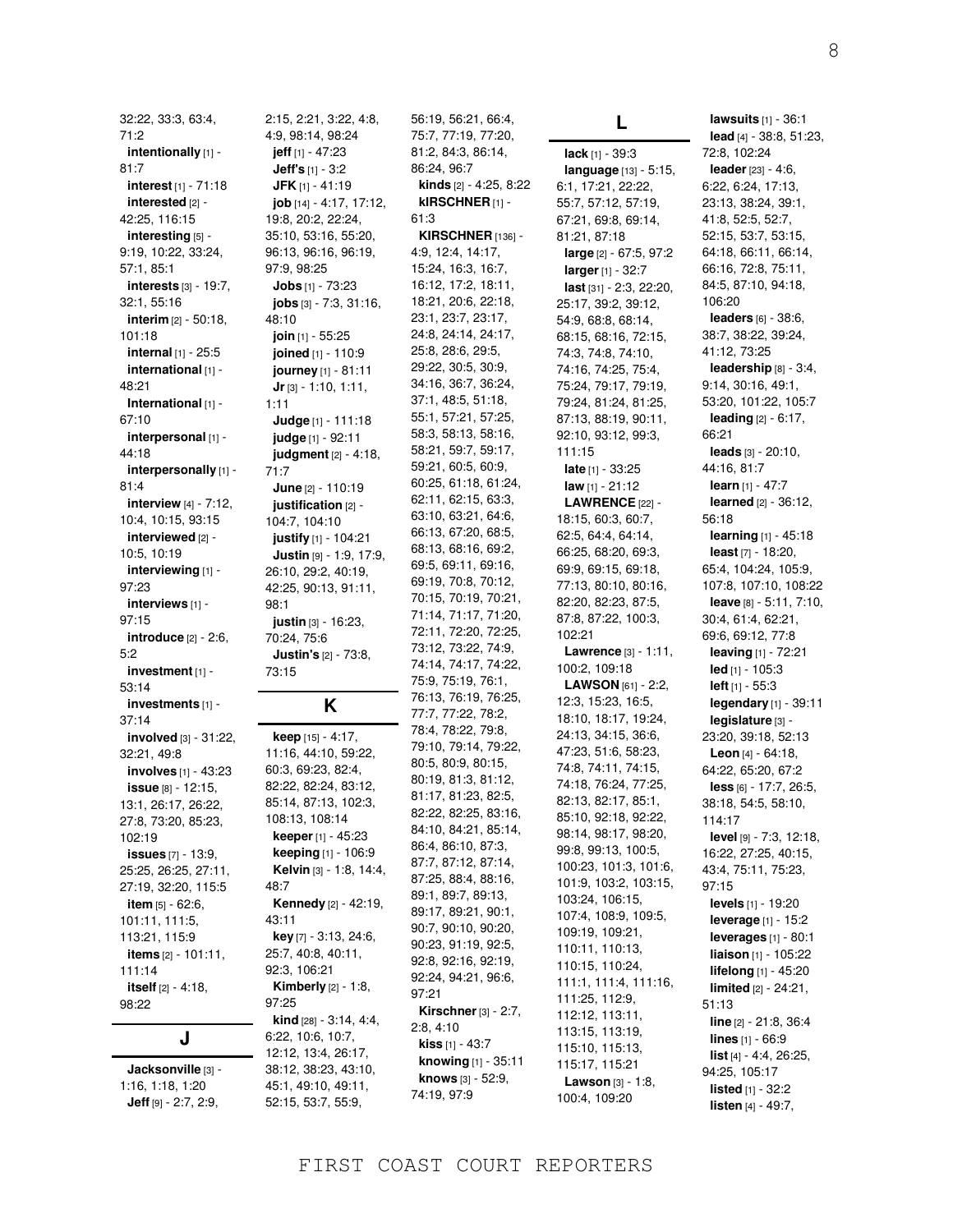32:22, 33:3, 63:4, 71:2
**intentionally** [1] - 81:7
**interest** [1] - 71:18
**interested** [2] - 42:25, 116:15
**interesting** [5] - 9:19, 10:22, 33:24, 57:1, 85:1
**interests** [3] - 19:7, 32:1, 55:16
**interim** [2] - 50:18, 101:18
**internal** [1] - 25:5
**international** [1] - 48:21
**International** [1] - 67:10
**interpersonal** [1] - 44:18
**interpersonally** [1] - 81:4
**interview** [4] - 7:12, 10:4, 10:15, 93:15
**interviewed** [2] - 10:5, 10:19
**interviewing** [1] - 97:23
**interviews** [1] - 97:15
**introduce** [2] - 2:6, 5:2
**investment** [1] - 53:14
**investments** [1] - 37:14
**involved** [3] - 31:22, 32:21, 49:8
**involves** [1] - 43:23
**issue** [8] - 12:15, 13:1, 26:17, 26:22, 27:8, 73:20, 85:23, 102:19
**issues** [7] - 13:9, 25:25, 26:25, 27:11, 27:19, 32:20, 115:5
**item** [5] - 62:6, 101:11, 111:5, 113:21, 115:9
**items** [2] - 101:11, 111:14
**itself** [2] - 4:18, 98:22

## J

**Jacksonville** [3] - 1:16, 1:18, 1:20
**Jeff** [9] - 2:7, 2:9, 2:15, 2:21, 3:22, 4:8, 4:9, 98:14, 98:24
**jeff** [1] - 47:23
**Jeff's** [1] - 3:2
**JFK** [1] - 41:19
**job** [14] - 4:17, 17:12, 19:8, 20:2, 22:24, 35:10, 53:16, 55:20, 96:13, 96:16, 96:19, 97:9, 98:25
**Jobs** [1] - 73:23
**jobs** [3] - 7:3, 31:16, 48:10
**join** [1] - 55:25
**joined** [1] - 110:9
**journey** [1] - 81:11
**Jr** [3] - 1:10, 1:11, 1:11
**Judge** [1] - 111:18
**judge** [1] - 92:11
**judgment** [2] - 4:18, 71:7
**June** [2] - 110:19
**justification** [2] - 104:7, 104:10
**justify** [1] - 104:21
**Justin** [9] - 1:9, 17:9, 26:10, 29:2, 40:19, 42:25, 90:13, 91:11, 98:1
**justin** [3] - 16:23, 70:24, 75:6
**Justin's** [2] - 73:8, 73:15

## K

**keep** [15] - 4:17, 11:16, 44:10, 59:22, 60:3, 69:23, 82:4, 82:22, 82:24, 83:12, 85:14, 87:13, 102:3, 108:13, 108:14
**keeper** [1] - 45:23
**keeping** [1] - 106:9
**Kelvin** [3] - 1:8, 14:4, 48:7
**Kennedy** [2] - 42:19, 43:11
**key** [7] - 3:13, 24:6, 25:7, 40:8, 40:11, 92:3, 106:21
**Kimberly** [2] - 1:8, 97:25
**kind** [28] - 3:14, 4:4, 6:22, 10:6, 10:7, 12:12, 13:4, 26:17, 38:12, 38:23, 43:10, 45:1, 49:10, 49:11, 52:15, 53:7, 55:9, 56:19, 56:21, 66:4, 75:7, 77:19, 77:20, 81:2, 84:3, 86:14, 86:24, 96:7
**kinds** [2] - 4:25, 8:22
**kIRSCHNER** [1] - 61:3
**KIRSCHNER** [136] - 4:9, 12:4, 14:17, 15:24, 16:3, 16:7, 16:12, 17:2, 18:11, 18:21, 20:6, 22:18, 23:1, 23:7, 23:17, 24:8, 24:14, 24:17, 25:8, 28:6, 29:5, 29:22, 30:5, 30:9, 34:16, 36:7, 36:24, 37:1, 48:5, 51:18, 55:1, 57:21, 57:25, 58:3, 58:13, 58:16, 58:21, 59:7, 59:17, 59:21, 60:5, 60:9, 60:25, 61:18, 61:24, 62:11, 62:15, 63:3, 63:10, 63:21, 64:6, 66:13, 67:20, 68:5, 68:13, 68:16, 69:2, 69:5, 69:11, 69:16, 69:19, 70:8, 70:12, 70:15, 70:19, 70:21, 71:14, 71:17, 71:20, 72:11, 72:20, 72:25, 73:12, 73:22, 74:9, 74:14, 74:17, 74:22, 75:9, 75:19, 76:1, 76:13, 76:19, 76:25, 77:7, 77:22, 78:2, 78:4, 78:22, 79:8, 79:10, 79:14, 79:22, 80:5, 80:9, 80:15, 80:19, 81:3, 81:12, 81:17, 81:23, 82:5, 82:22, 82:25, 83:16, 84:10, 84:21, 85:14, 86:4, 86:10, 87:3, 87:7, 87:12, 87:14, 87:25, 88:4, 88:16, 89:1, 89:7, 89:13, 89:17, 89:21, 90:1, 90:7, 90:10, 90:20, 90:23, 91:19, 92:5, 92:8, 92:16, 92:19, 92:24, 94:21, 96:6, 97:21
**Kirschner** [3] - 2:7, 2:8, 4:10
**kiss** [1] - 43:7
**knowing** [1] - 35:11
**knows** [3] - 52:9, 74:19, 97:9

## L

**lack** [1] - 39:3
**language** [13] - 5:15, 6:1, 17:21, 22:22, 55:7, 57:12, 57:19, 67:21, 69:8, 69:14, 81:21, 87:18
**large** [2] - 67:5, 97:2
**larger** [1] - 32:7
**last** [31] - 2:3, 22:20, 25:17, 39:2, 39:12, 54:9, 68:8, 68:14, 68:15, 68:16, 72:15, 74:3, 74:8, 74:10, 74:16, 74:25, 75:4, 75:24, 79:17, 79:19, 79:24, 81:24, 81:25, 87:13, 88:19, 90:11, 92:10, 93:12, 99:3, 111:15
**late** [1] - 33:25
**law** [1] - 21:12
**LAWRENCE** [22] - 18:15, 60:3, 60:7, 62:5, 64:4, 64:14, 66:25, 68:20, 69:3, 69:9, 69:15, 69:18, 77:13, 80:10, 80:16, 82:20, 82:23, 87:5, 87:8, 87:22, 100:3, 102:21
**Lawrence** [3] - 1:11, 100:2, 109:18
**LAWSON** [61] - 2:2, 12:3, 15:23, 16:5, 18:10, 18:17, 19:24, 24:13, 34:15, 36:6, 47:23, 51:6, 58:23, 74:8, 74:11, 74:15, 74:18, 76:24, 77:25, 82:13, 82:17, 85:1, 85:10, 92:18, 92:22, 98:14, 98:17, 98:20, 99:8, 99:13, 100:5, 100:23, 101:3, 101:6, 101:9, 103:2, 103:15, 103:24, 106:15, 107:4, 108:9, 109:5, 109:19, 109:21, 110:11, 110:13, 110:15, 110:24, 111:1, 111:4, 111:16, 111:25, 112:9, 112:12, 113:11, 113:15, 113:19, 115:10, 115:13, 115:17, 115:21
**Lawson** [3] - 1:8, 100:4, 109:20
**lawsuits** [1] - 36:1
**lead** [4] - 38:8, 51:23, 72:8, 102:24
**leader** [23] - 4:6, 6:22, 6:24, 17:13, 23:13, 38:24, 39:1, 41:8, 52:5, 52:7, 52:15, 53:7, 53:15, 64:18, 66:11, 66:14, 66:16, 72:8, 75:11, 84:5, 87:10, 94:18, 106:20
**leaders** [6] - 38:6, 38:7, 38:22, 39:24, 41:12, 73:25
**leadership** [8] - 3:4, 9:14, 30:16, 49:1, 53:20, 101:22, 105:7
**leading** [2] - 6:17, 66:21
**leads** [3] - 20:10, 44:16, 81:7
**learn** [1] - 47:7
**learned** [2] - 36:12, 56:18
**learning** [1] - 45:18
**least** [7] - 18:20, 65:4, 104:24, 105:9, 107:8, 107:10, 108:22
**leave** [8] - 5:11, 7:10, 30:4, 61:4, 62:21, 69:6, 69:12, 77:8
**leaving** [1] - 72:21
**led** [1] - 105:3
**left** [1] - 55:3
**legendary** [1] - 39:11
**legislature** [3] - 23:20, 39:18, 52:13
**Leon** [4] - 64:18, 64:22, 65:20, 67:2
**less** [6] - 17:7, 26:5, 38:18, 54:5, 58:10, 114:17
**level** [9] - 7:3, 12:18, 16:22, 27:25, 40:15, 43:4, 75:11, 75:23, 97:15
**levels** [1] - 19:20
**leverage** [1] - 15:2
**leverages** [1] - 80:1
**liaison** [1] - 105:22
**lifelong** [1] - 45:20
**limited** [2] - 24:21, 51:13
**line** [2] - 21:8, 36:4
**lines** [1] - 66:9
**list** [4] - 4:4, 26:25, 94:25, 105:17
**listed** [1] - 32:2
**listen** [4] - 49:7,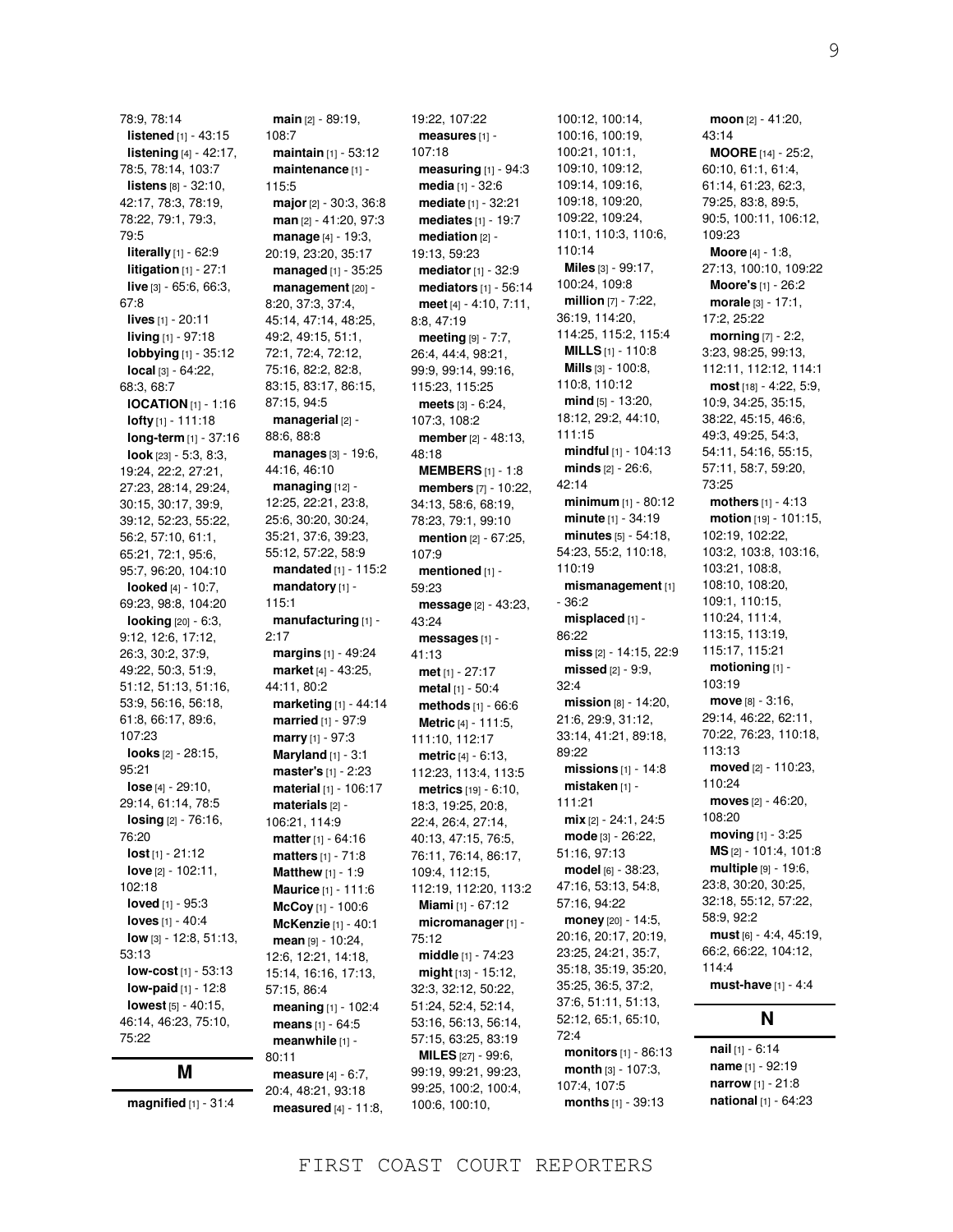78:9, 78:14
**listened** [1] - 43:15
**listening** [4] - 42:17, 78:5, 78:14, 103:7
**listens** [8] - 32:10, 42:17, 78:3, 78:19, 78:22, 79:1, 79:3, 79:5
**literally** [1] - 62:9
**litigation** [1] - 27:1
**live** [3] - 65:6, 66:3, 67:8
**lives** [1] - 20:11
**living** [1] - 97:18
**lobbying** [1] - 35:12
**local** [3] - 64:22, 68:3, 68:7
**lOCATION** [1] - 1:16
**lofty** [1] - 111:18
**long-term** [1] - 37:16
**look** [23] - 5:3, 8:3, 19:24, 22:2, 27:21, 27:23, 28:14, 29:24, 30:15, 30:17, 39:9, 39:12, 52:23, 55:22, 56:2, 57:10, 61:1, 65:21, 72:1, 95:6, 95:7, 96:20, 104:10
**looked** [4] - 10:7, 69:23, 98:8, 104:20
**looking** [20] - 6:3, 9:12, 12:6, 17:12, 26:3, 30:2, 37:9, 49:22, 50:3, 51:9, 51:12, 51:13, 51:16, 53:9, 56:16, 56:18, 61:8, 66:17, 89:6, 107:23
**looks** [2] - 28:15, 95:21
**lose** [4] - 29:10, 29:14, 61:14, 78:5
**losing** [2] - 76:16, 76:20
**lost** [1] - 21:12
**love** [2] - 102:11, 102:18
**loved** [1] - 95:3
**loves** [1] - 40:4
**low** [3] - 12:8, 51:13, 53:13
**low-cost** [1] - 53:13
**low-paid** [1] - 12:8
**lowest** [5] - 40:15, 46:14, 46:23, 75:10, 75:22

## M

**magnified** [1] - 31:4
**main** [2] - 89:19, 108:7
**maintain** [1] - 53:12
**maintenance** [1] - 115:5
**major** [2] - 30:3, 36:8
**man** [2] - 41:20, 97:3
**manage** [4] - 19:3, 20:19, 23:20, 35:17
**managed** [1] - 35:25
**management** [20] - 8:20, 37:3, 37:4, 45:14, 47:14, 48:25, 49:2, 49:15, 51:1, 72:1, 72:4, 72:12, 75:16, 82:2, 82:8, 83:15, 83:17, 86:15, 87:15, 94:5
**managerial** [2] - 88:6, 88:8
**manages** [3] - 19:6, 44:16, 46:10
**managing** [12] - 12:25, 22:21, 23:8, 25:6, 30:20, 30:24, 35:21, 37:6, 39:23, 55:12, 57:22, 58:9
**mandated** [1] - 115:2
**mandatory** [1] - 115:1
**manufacturing** [1] - 2:17
**margins** [1] - 49:24
**market** [4] - 43:25, 44:11, 80:2
**marketing** [1] - 44:14
**married** [1] - 97:9
**marry** [1] - 97:3
**Maryland** [1] - 3:1
**master's** [1] - 2:23
**material** [1] - 106:17
**materials** [2] - 106:21, 114:9
**matter** [1] - 64:16
**matters** [1] - 71:8
**Matthew** [1] - 1:9
**Maurice** [1] - 111:6
**McCoy** [1] - 100:6
**McKenzie** [1] - 40:1
**mean** [9] - 10:24, 12:6, 12:21, 14:18, 15:14, 16:16, 17:13, 57:15, 86:4
**meaning** [1] - 102:4
**means** [1] - 64:5
**meanwhile** [1] - 80:11
**measure** [4] - 6:7, 20:4, 48:21, 93:18
**measured** [4] - 11:8, 19:22, 107:22
**measures** [1] - 107:18
**measuring** [1] - 94:3
**media** [1] - 32:6
**mediate** [1] - 32:21
**mediates** [1] - 19:7
**mediation** [2] - 19:13, 59:23
**mediator** [1] - 32:9
**mediators** [1] - 56:14
**meet** [4] - 4:10, 7:11, 8:8, 47:19
**meeting** [9] - 7:7, 26:4, 44:4, 98:21, 99:9, 99:14, 99:16, 115:23, 115:25
**meets** [3] - 6:24, 107:3, 108:2
**member** [2] - 48:13, 48:18
**MEMBERS** [1] - 1:8
**members** [7] - 10:22, 34:13, 58:6, 68:19, 78:23, 79:1, 99:10
**mention** [2] - 67:25, 107:9
**mentioned** [1] - 59:23
**message** [2] - 43:23, 43:24
**messages** [1] - 41:13
**met** [1] - 27:17
**metal** [1] - 50:4
**methods** [1] - 66:6
**Metric** [4] - 111:5, 111:10, 112:17
**metric** [4] - 6:13, 112:23, 113:4, 113:5
**metrics** [19] - 6:10, 18:3, 19:25, 20:8, 22:4, 26:4, 27:14, 40:13, 47:15, 76:5, 76:11, 76:14, 86:17, 109:4, 112:15, 112:19, 112:20, 113:2
**Miami** [1] - 67:12
**micromanager** [1] - 75:12
**middle** [1] - 74:23
**might** [13] - 15:12, 32:3, 32:12, 50:22, 51:24, 52:4, 52:14, 53:16, 56:13, 56:14, 57:15, 63:25, 83:19
**MILES** [27] - 99:6, 99:19, 99:21, 99:23, 99:25, 100:2, 100:4, 100:6, 100:10, 100:12, 100:14, 100:16, 100:19, 100:21, 101:1, 109:10, 109:12, 109:14, 109:16, 109:18, 109:20, 109:22, 109:24, 110:1, 110:3, 110:6, 110:14
**Miles** [3] - 99:17, 100:24, 109:8
**million** [7] - 7:22, 36:19, 114:20, 114:25, 115:2, 115:4
**MILLS** [1] - 110:8
**Mills** [3] - 100:8, 110:8, 110:12
**mind** [5] - 13:20, 18:12, 29:2, 44:10, 111:15
**mindful** [1] - 104:13
**minds** [2] - 26:6, 42:14
**minimum** [1] - 80:12
**minute** [1] - 34:19
**minutes** [5] - 54:18, 54:23, 55:2, 110:18, 110:19
**mismanagement** [1] - 36:2
**misplaced** [1] - 86:22
**miss** [2] - 14:15, 22:9
**missed** [2] - 9:9, 32:4
**mission** [8] - 14:20, 21:6, 29:9, 31:12, 33:14, 41:21, 89:18, 89:22
**missions** [1] - 14:8
**mistaken** [1] - 111:21
**mix** [2] - 24:1, 24:5
**mode** [3] - 26:22, 51:16, 97:13
**model** [6] - 38:23, 47:16, 53:13, 54:8, 57:16, 94:22
**money** [20] - 14:5, 20:16, 20:17, 20:19, 23:25, 24:21, 35:7, 35:18, 35:19, 35:20, 35:25, 36:5, 37:2, 37:6, 51:11, 51:13, 52:12, 65:1, 65:10, 72:4
**monitors** [1] - 86:13
**month** [3] - 107:3, 107:4, 107:5
**months** [1] - 39:13
**moon** [2] - 41:20, 43:14
**MOORE** [14] - 25:2, 60:10, 61:1, 61:4, 61:14, 61:23, 62:3, 79:25, 83:8, 89:5, 90:5, 100:11, 106:12, 109:23
**Moore** [4] - 1:8, 27:13, 100:10, 109:22
**Moore's** [1] - 26:2
**morale** [3] - 17:1, 17:2, 25:22
**morning** [7] - 2:2, 3:23, 98:25, 99:13, 112:11, 112:12, 114:1
**most** [18] - 4:22, 5:9, 10:9, 34:25, 35:15, 38:22, 45:15, 46:6, 49:3, 49:25, 54:3, 54:11, 54:16, 55:15, 57:11, 58:7, 59:20, 73:25
**mothers** [1] - 4:13
**motion** [19] - 101:15, 102:19, 102:22, 103:2, 103:8, 103:16, 103:21, 108:8, 108:10, 108:20, 109:1, 110:15, 110:24, 111:4, 113:15, 113:19, 115:17, 115:21
**motioning** [1] - 103:19
**move** [8] - 3:16, 29:14, 46:22, 62:11, 70:22, 76:23, 110:18, 113:13
**moved** [2] - 110:23, 110:24
**moves** [2] - 46:20, 108:20
**moving** [1] - 3:25
**MS** [2] - 101:4, 101:8
**multiple** [9] - 19:6, 23:8, 30:20, 30:25, 32:18, 55:12, 57:22, 58:9, 92:2
**must** [6] - 4:4, 45:19, 66:2, 66:22, 104:12, 114:4
**must-have** [1] - 4:4

## N

**nail** [1] - 6:14
**name** [1] - 92:19
**narrow** [1] - 21:8
**national** [1] - 64:23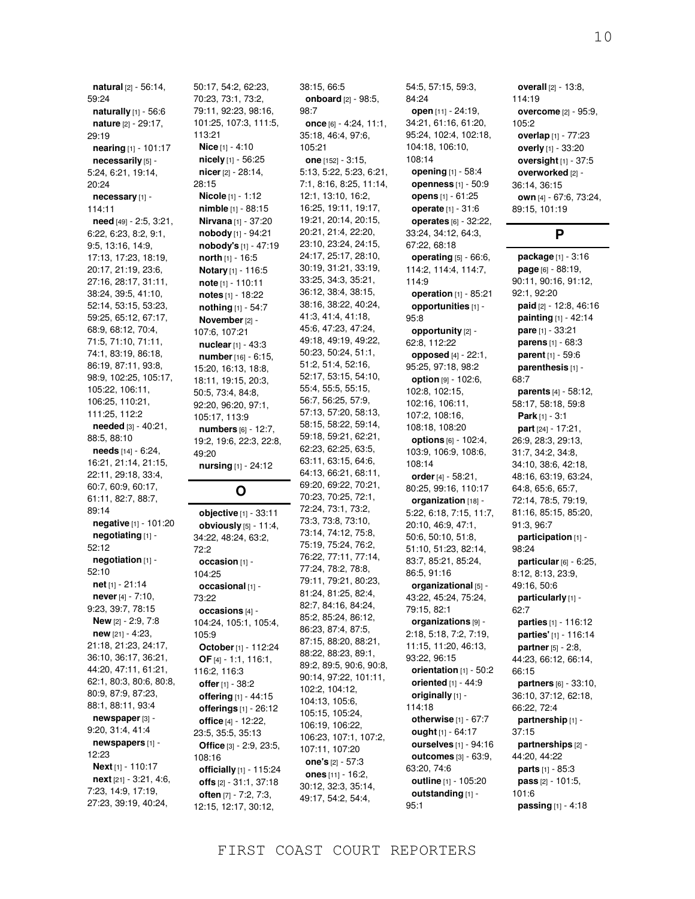**natural** [2] - 56:14, 59:24
**naturally** [1] - 56:6
**nature** [2] - 29:17, 29:19
**nearing** [1] - 101:17
**necessarily** [5] - 5:24, 6:21, 19:14, 20:24
**necessary** [1] - 114:11
**need** [49] - 2:5, 3:21, 6:22, 6:23, 8:2, 9:1, 9:5, 13:16, 14:9, 17:13, 17:23, 18:19, 20:17, 21:19, 23:6, 27:16, 28:17, 31:11, 38:24, 39:5, 41:10, 52:14, 53:15, 53:23, 59:25, 65:12, 67:17, 68:9, 68:12, 70:4, 71:5, 71:10, 71:11, 74:1, 83:19, 86:18, 86:19, 87:11, 93:8, 98:9, 102:25, 105:17, 105:22, 106:11, 106:25, 110:21, 111:25, 112:2
**needed** [3] - 40:21, 88:5, 88:10
**needs** [14] - 6:24, 16:21, 21:14, 21:15, 22:11, 29:18, 33:4, 60:7, 60:9, 60:17, 61:11, 82:7, 88:7, 89:14
**negative** [1] - 101:20
**negotiating** [1] - 52:12
**negotiation** [1] - 52:10
**net** [1] - 21:14
**never** [4] - 7:10, 9:23, 39:7, 78:15
**New** [2] - 2:9, 7:8
**new** [21] - 4:23, 21:18, 21:23, 24:17, 36:10, 36:17, 36:21, 44:20, 47:11, 61:21, 62:1, 80:3, 80:6, 80:8, 80:9, 87:9, 87:23, 88:1, 88:11, 93:4
**newspaper** [3] - 9:20, 31:4, 41:4
**newspapers** [1] - 12:23
**Next** [1] - 110:17
**next** [21] - 3:21, 4:6, 7:23, 14:9, 17:19, 27:23, 39:19, 40:24, 50:17, 54:2, 62:23, 70:23, 73:1, 73:2, 79:11, 92:23, 98:16, 101:25, 107:3, 111:5, 113:21
**Nice** [1] - 4:10
**nicely** [1] - 56:25
**nicer** [2] - 28:14, 28:15
**Nicole** [1] - 1:12
**nimble** [1] - 88:15
**Nirvana** [1] - 37:20
**nobody** [1] - 94:21
**nobody's** [1] - 47:19
**north** [1] - 16:5
**Notary** [1] - 116:5
**note** [1] - 110:11
**notes** [1] - 18:22
**nothing** [1] - 54:7
**November** [2] - 107:6, 107:21
**nuclear** [1] - 43:3
**number** [16] - 6:15, 15:20, 16:13, 18:8, 18:11, 19:15, 20:3, 50:5, 73:4, 84:8, 92:20, 96:20, 97:1, 105:17, 113:9
**numbers** [6] - 12:7, 19:2, 19:6, 22:3, 22:8, 49:20
**nursing** [1] - 24:12

## O

**objective** [1] - 33:11
**obviously** [5] - 11:4, 34:22, 48:24, 63:2, 72:2
**occasion** [1] - 104:25
**occasional** [1] - 73:22
**occasions** [4] - 104:24, 105:1, 105:4, 105:9
**October** [1] - 112:24
**OF** [4] - 1:1, 116:1, 116:2, 116:3
**offer** [1] - 38:2
**offering** [1] - 44:15
**offerings** [1] - 26:12
**office** [4] - 12:22, 23:5, 35:5, 35:13
**Office** [3] - 2:9, 23:5, 108:16
**officially** [1] - 115:24
**offs** [2] - 31:1, 37:18
**often** [7] - 7:2, 7:3, 12:15, 12:17, 30:12, 38:15, 66:5
**onboard** [2] - 98:5, 98:7
**once** [6] - 4:24, 11:1, 35:18, 46:4, 97:6, 105:21
**one** [152] - 3:15, 5:13, 5:22, 5:23, 6:21, 7:1, 8:16, 8:25, 11:14, 12:1, 13:10, 16:2, 16:25, 19:11, 19:17, 19:21, 20:14, 20:15, 20:21, 21:4, 22:20, 23:10, 23:24, 24:15, 24:17, 25:17, 28:10, 30:19, 31:21, 33:19, 33:25, 34:3, 35:21, 36:12, 38:4, 38:15, 38:16, 38:22, 40:24, 41:3, 41:4, 41:18, 45:6, 47:23, 47:24, 49:18, 49:19, 49:22, 50:23, 50:24, 51:1, 51:2, 51:4, 52:16, 52:17, 53:15, 54:10, 55:4, 55:5, 55:15, 56:7, 56:25, 57:9, 57:13, 57:20, 58:13, 58:15, 58:22, 59:14, 59:18, 59:21, 62:21, 62:23, 62:25, 63:5, 63:11, 63:15, 64:6, 64:13, 66:21, 68:11, 69:20, 69:22, 70:21, 70:23, 70:25, 72:1, 72:24, 73:1, 73:2, 73:3, 73:8, 73:10, 73:14, 74:12, 75:8, 75:19, 75:24, 76:2, 76:22, 77:11, 77:14, 77:24, 78:2, 78:8, 79:11, 79:21, 80:23, 81:24, 81:25, 82:4, 82:7, 84:16, 84:24, 85:2, 85:24, 86:12, 86:23, 87:4, 87:5, 87:15, 88:20, 88:21, 88:22, 88:23, 89:1, 89:2, 89:5, 90:6, 90:8, 90:14, 97:22, 101:11, 102:2, 104:12, 104:13, 105:6, 105:15, 105:24, 106:19, 106:22, 106:23, 107:1, 107:2, 107:11, 107:20
**one's** [2] - 57:3
**ones** [11] - 16:2, 30:12, 32:3, 35:14, 49:17, 54:2, 54:4, 54:5, 57:15, 59:3, 84:24
**open** [11] - 24:19, 34:21, 61:16, 61:20, 95:24, 102:4, 102:18, 104:18, 106:10, 108:14
**opening** [1] - 58:4
**openness** [1] - 50:9
**opens** [1] - 61:25
**operate** [1] - 31:6
**operates** [6] - 32:22, 33:24, 34:12, 64:3, 67:22, 68:18
**operating** [5] - 66:6, 114:2, 114:4, 114:7, 114:9
**operation** [1] - 85:21
**opportunities** [1] - 95:8
**opportunity** [2] - 62:8, 112:22
**opposed** [4] - 22:1, 95:25, 97:18, 98:2
**option** [9] - 102:6, 102:8, 102:15, 102:16, 106:11, 107:2, 108:16, 108:18, 108:20
**options** [6] - 102:4, 103:9, 106:9, 108:6, 108:14
**order** [4] - 58:21, 80:25, 99:16, 110:17
**organization** [18] - 5:22, 6:18, 7:15, 11:7, 20:10, 46:9, 47:1, 50:6, 50:10, 51:8, 51:10, 51:23, 82:14, 83:7, 85:21, 85:24, 86:5, 91:16
**organizational** [5] - 43:22, 45:24, 75:24, 79:15, 82:1
**organizations** [9] - 2:18, 5:18, 7:2, 7:19, 11:15, 11:20, 46:13, 93:22, 96:15
**orientation** [1] - 50:2
**oriented** [1] - 44:9
**originally** [1] - 114:18
**otherwise** [1] - 67:7
**ought** [1] - 64:17
**ourselves** [1] - 94:16
**outcomes** [3] - 63:9, 63:20, 74:6
**outline** [1] - 105:20
**outstanding** [1] - 95:1
**overall** [2] - 13:8, 114:19
**overcome** [2] - 95:9, 105:2
**overlap** [1] - 77:23
**overly** [1] - 33:20
**oversight** [1] - 37:5
**overworked** [2] - 36:14, 36:15
**own** [4] - 67:6, 73:24, 89:15, 101:19

## P

**package** [1] - 3:16
**page** [6] - 88:19, 90:11, 90:16, 91:12, 92:1, 92:20
**paid** [2] - 12:8, 46:16
**painting** [1] - 42:14
**pare** [1] - 33:21
**parens** [1] - 68:3
**parent** [1] - 59:6
**parenthesis** [1] - 68:7
**parents** [4] - 58:12, 58:17, 58:18, 59:8
**Park** [1] - 3:1
**part** [24] - 17:21, 26:9, 28:3, 29:13, 31:7, 34:2, 34:8, 34:10, 38:6, 42:18, 48:16, 63:19, 63:24, 64:8, 65:6, 65:7, 72:14, 78:5, 79:19, 81:16, 85:15, 85:20, 91:3, 96:7
**participation** [1] - 98:24
**particular** [6] - 6:25, 8:12, 8:13, 23:9, 49:16, 50:6
**particularly** [1] - 62:7
**parties** [1] - 116:12
**parties'** [1] - 116:14
**partner** [5] - 2:8, 44:23, 66:12, 66:14, 66:15
**partners** [6] - 33:10, 36:10, 37:12, 62:18, 66:22, 72:4
**partnership** [1] - 37:15
**partnerships** [2] - 44:20, 44:22
**parts** [1] - 85:3
**pass** [2] - 101:5, 101:6
**passing** [1] - 4:18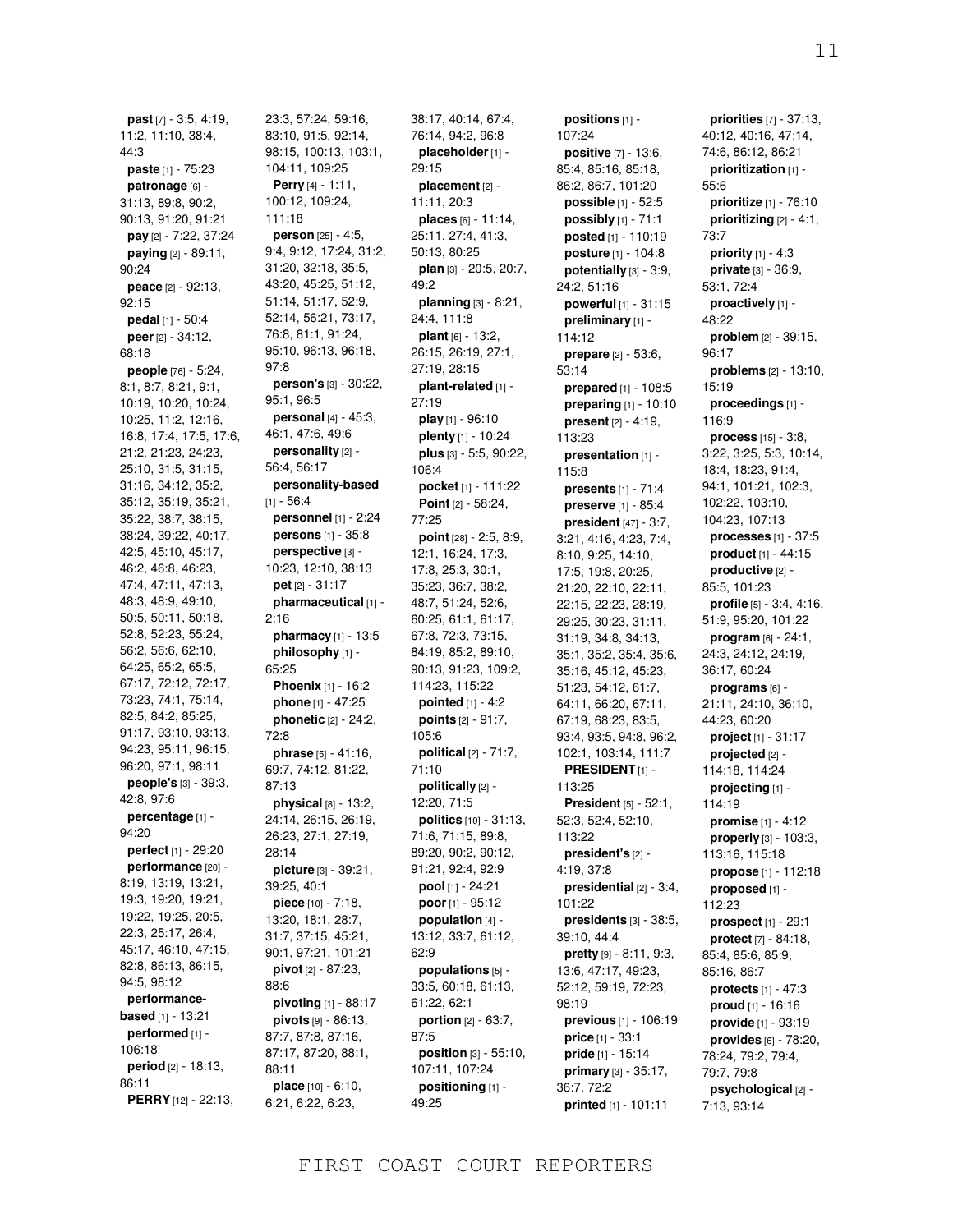**past** [7] - 3:5, 4:19, 11:2, 11:10, 38:4, 44:3
**paste** [1] - 75:23
**patronage** [6] - 31:13, 89:8, 90:2, 90:13, 91:20, 91:21
**pay** [2] - 7:22, 37:24
**paying** [2] - 89:11, 90:24
**peace** [2] - 92:13, 92:15
**pedal** [1] - 50:4
**peer** [2] - 34:12, 68:18
**people** [76] - 5:24, 8:1, 8:7, 8:21, 9:1, 10:19, 10:20, 10:24, 10:25, 11:2, 12:16, 16:8, 17:4, 17:5, 17:6, 21:2, 21:23, 24:23, 25:10, 31:5, 31:15, 31:16, 34:12, 35:2, 35:12, 35:19, 35:21, 35:22, 38:7, 38:15, 38:24, 39:22, 40:17, 42:5, 45:10, 45:17, 46:2, 46:8, 46:23, 47:4, 47:11, 47:13, 48:3, 48:9, 49:10, 50:5, 50:11, 50:18, 52:8, 52:23, 55:24, 56:2, 56:6, 62:10, 64:25, 65:2, 65:5, 67:17, 72:12, 72:17, 73:23, 74:1, 75:14, 82:5, 84:2, 85:25, 91:17, 93:10, 93:13, 94:23, 95:11, 96:15, 96:20, 97:1, 98:11
**people's** [3] - 39:3, 42:8, 97:6
**percentage** [1] - 94:20
**perfect** [1] - 29:20
**performance** [20] - 8:19, 13:19, 13:21, 19:3, 19:20, 19:21, 19:22, 19:25, 20:5, 22:3, 25:17, 26:4, 45:17, 46:10, 47:15, 82:8, 86:13, 86:15, 94:5, 98:12
**performance-based** [1] - 13:21
**performed** [1] - 106:18
**period** [2] - 18:13, 86:11
**PERRY** [12] - 22:13, 23:3, 57:24, 59:16, 83:10, 91:5, 92:14, 98:15, 100:13, 103:1, 104:11, 109:25
**Perry** [4] - 1:11, 100:12, 109:24, 111:18
**person** [25] - 4:5, 9:4, 9:12, 17:24, 31:2, 31:20, 32:18, 35:5, 43:20, 45:25, 51:12, 51:14, 51:17, 52:9, 52:14, 56:21, 73:17, 76:8, 81:1, 91:24, 95:10, 96:13, 96:18, 97:8
**person's** [3] - 30:22, 95:1, 96:5
**personal** [4] - 45:3, 46:1, 47:6, 49:6
**personality** [2] - 56:4, 56:17
**personality-based** [1] - 56:4
**personnel** [1] - 2:24
**persons** [1] - 35:8
**perspective** [3] - 10:23, 12:10, 38:13
**pet** [2] - 31:17
**pharmaceutical** [1] - 2:16
**pharmacy** [1] - 13:5
**philosophy** [1] - 65:25
**Phoenix** [1] - 16:2
**phone** [1] - 47:25
**phonetic** [2] - 24:2, 72:8
**phrase** [5] - 41:16, 69:7, 74:12, 81:22, 87:13
**physical** [8] - 13:2, 24:14, 26:15, 26:19, 26:23, 27:1, 27:19, 28:14
**picture** [3] - 39:21, 39:25, 40:1
**piece** [10] - 7:18, 13:20, 18:1, 28:7, 31:7, 37:15, 45:21, 90:1, 97:21, 101:21
**pivot** [2] - 87:23, 88:6
**pivoting** [1] - 88:17
**pivots** [9] - 86:13, 87:7, 87:8, 87:16, 87:17, 87:20, 88:1, 88:11
**place** [10] - 6:10, 6:21, 6:22, 6:23, 38:17, 40:14, 67:4, 76:14, 94:2, 96:8
**placeholder** [1] - 29:15
**placement** [2] - 11:11, 20:3
**places** [6] - 11:14, 25:11, 27:4, 41:3, 50:13, 80:25
**plan** [3] - 20:5, 20:7, 49:2
**planning** [3] - 8:21, 24:4, 111:8
**plant** [6] - 13:2, 26:15, 26:19, 27:1, 27:19, 28:15
**plant-related** [1] - 27:19
**play** [1] - 96:10
**plenty** [1] - 10:24
**plus** [3] - 5:5, 90:22, 106:4
**pocket** [1] - 111:22
**Point** [2] - 58:24, 77:25
**point** [28] - 2:5, 8:9, 12:1, 16:24, 17:3, 17:8, 25:3, 30:1, 35:23, 36:7, 38:2, 48:7, 51:24, 52:6, 60:25, 61:1, 61:17, 67:8, 72:3, 73:15, 84:19, 85:2, 89:10, 90:13, 91:23, 109:2, 114:23, 115:22
**pointed** [1] - 4:2
**points** [2] - 91:7, 105:6
**political** [2] - 71:7, 71:10
**politically** [2] - 12:20, 71:5
**politics** [10] - 31:13, 71:6, 71:15, 89:8, 89:20, 90:2, 90:12, 91:21, 92:4, 92:9
**pool** [1] - 24:21
**poor** [1] - 95:12
**population** [4] - 13:12, 33:7, 61:12, 62:9
**populations** [5] - 33:5, 60:18, 61:13, 61:22, 62:1
**portion** [2] - 63:7, 87:5
**position** [3] - 55:10, 107:11, 107:24
**positioning** [1] - 49:25
**positions** [1] - 107:24
**positive** [7] - 13:6, 85:4, 85:16, 85:18, 86:2, 86:7, 101:20
**possible** [1] - 52:5
**possibly** [1] - 71:1
**posted** [1] - 110:19
**posture** [1] - 104:8
**potentially** [3] - 3:9, 24:2, 51:16
**powerful** [1] - 31:15
**preliminary** [1] - 114:12
**prepare** [2] - 53:6, 53:14
**prepared** [1] - 108:5
**preparing** [1] - 10:10
**present** [2] - 4:19, 113:23
**presentation** [1] - 115:8
**presents** [1] - 71:4
**preserve** [1] - 85:4
**president** [47] - 3:7, 3:21, 4:16, 4:23, 7:4, 8:10, 9:25, 14:10, 17:5, 19:8, 20:25, 21:20, 22:10, 22:11, 22:15, 22:23, 28:19, 29:25, 30:23, 31:11, 31:19, 34:8, 34:13, 35:1, 35:2, 35:4, 35:6, 35:16, 45:12, 45:23, 51:23, 54:12, 61:7, 64:11, 66:20, 67:11, 67:19, 68:23, 83:5, 93:4, 93:5, 94:8, 96:2, 102:1, 103:14, 111:7
**PRESIDENT** [1] - 113:25
**President** [5] - 52:1, 52:3, 52:4, 52:10, 113:22
**president's** [2] - 4:19, 37:8
**presidential** [2] - 3:4, 101:22
**presidents** [3] - 38:5, 39:10, 44:4
**pretty** [9] - 8:11, 9:3, 13:6, 47:17, 49:23, 52:12, 59:19, 72:23, 98:19
**previous** [1] - 106:19
**price** [1] - 33:1
**pride** [1] - 15:14
**primary** [3] - 35:17, 36:7, 72:2
**printed** [1] - 101:11
**priorities** [7] - 37:13, 40:12, 40:16, 47:14, 74:6, 86:12, 86:21
**prioritization** [1] - 55:6
**prioritize** [1] - 76:10
**prioritizing** [2] - 4:1, 73:7
**priority** [1] - 4:3
**private** [3] - 36:9, 53:1, 72:4
**proactively** [1] - 48:22
**problem** [2] - 39:15, 96:17
**problems** [2] - 13:10, 15:19
**proceedings** [1] - 116:9
**process** [15] - 3:8, 3:22, 3:25, 5:3, 10:14, 18:4, 18:23, 91:4, 94:1, 101:21, 102:3, 102:22, 103:10, 104:23, 107:13
**processes** [1] - 37:5
**product** [1] - 44:15
**productive** [2] - 85:5, 101:23
**profile** [5] - 3:4, 4:16, 51:9, 95:20, 101:22
**program** [6] - 24:1, 24:3, 24:12, 24:19, 36:17, 60:24
**programs** [6] - 21:11, 24:10, 36:10, 44:23, 60:20
**project** [1] - 31:17
**projected** [2] - 114:18, 114:24
**projecting** [1] - 114:19
**promise** [1] - 4:12
**properly** [3] - 103:3, 113:16, 115:18
**propose** [1] - 112:18
**proposed** [1] - 112:23
**prospect** [1] - 29:1
**protect** [7] - 84:18, 85:4, 85:6, 85:9, 85:16, 86:7
**protects** [1] - 47:3
**proud** [1] - 16:16
**provide** [1] - 93:19
**provides** [6] - 78:20, 78:24, 79:2, 79:4, 79:7, 79:8
**psychological** [2] - 7:13, 93:14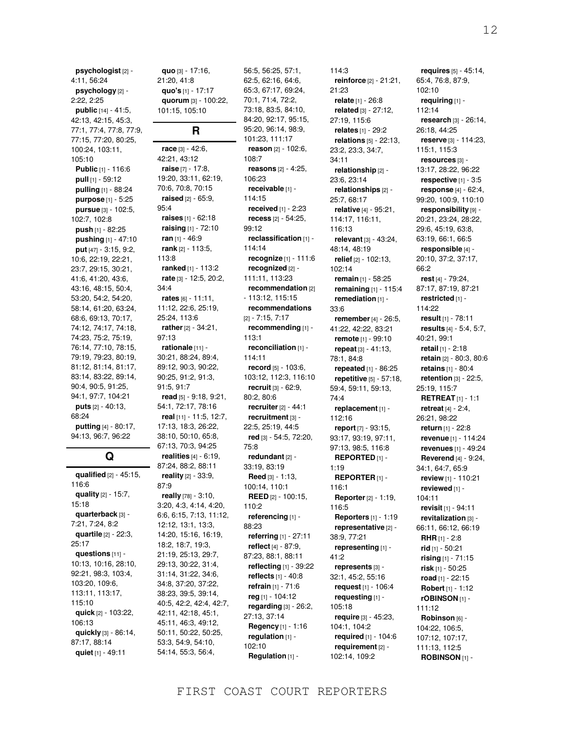**psychologist** [2] - 4:11, 56:24
**psychology** [2] - 2:22, 2:25
**public** [14] - 41:5, 42:13, 42:15, 45:3, 77:1, 77:4, 77:8, 77:9, 77:15, 77:20, 80:25, 100:24, 103:11, 105:10
**Public** [1] - 116:6
**pull** [1] - 59:12
**pulling** [1] - 88:24
**purpose** [1] - 5:25
**pursue** [3] - 102:5, 102:7, 102:8
**push** [1] - 82:25
**pushing** [1] - 47:10
**put** [47] - 3:15, 9:2, 10:6, 22:19, 22:21, 23:7, 29:15, 30:21, 41:6, 41:20, 43:6, 43:16, 48:15, 50:4, 53:20, 54:2, 54:20, 58:14, 61:20, 63:24, 68:6, 69:13, 70:17, 74:12, 74:17, 74:18, 74:23, 75:2, 75:19, 76:14, 77:10, 78:15, 79:19, 79:23, 80:19, 81:12, 81:14, 81:17, 83:14, 83:22, 89:14, 90:4, 90:5, 91:25, 94:1, 97:7, 104:21
**puts** [2] - 40:13, 68:24
**putting** [4] - 80:17, 94:13, 96:7, 96:22

## Q

**qualified** [2] - 45:15, 116:6
**quality** [2] - 15:7, 15:18
**quarterback** [3] - 7:21, 7:24, 8:2
**quartile** [2] - 22:3, 25:17
**questions** [11] - 10:13, 10:16, 28:10, 92:21, 98:3, 103:4, 103:20, 109:6, 113:11, 113:17, 115:10
**quick** [2] - 103:22, 106:13
**quickly** [3] - 86:14, 87:17, 88:14
**quiet** [1] - 49:11
**quo** [3] - 17:16, 21:20, 41:8
**quo's** [1] - 17:17
**quorum** [3] - 100:22, 101:15, 105:10

## R

**race** [3] - 42:6, 42:21, 43:12
**raise** [7] - 17:8, 19:20, 33:11, 62:19, 70:6, 70:8, 70:15
**raised** [2] - 65:9, 95:4
**raises** [1] - 62:18
**raising** [1] - 72:10
**ran** [1] - 46:9
**rank** [2] - 113:5, 113:8
**ranked** [1] - 113:2
**rate** [3] - 12:5, 20:2, 34:4
**rates** [6] - 11:11, 11:12, 22:6, 25:19, 25:24, 113:6
**rather** [2] - 34:21, 97:13
**rationale** [11] - 30:21, 88:24, 89:4, 89:12, 90:3, 90:22, 90:25, 91:2, 91:3, 91:5, 91:7
**read** [5] - 9:18, 9:21, 54:1, 72:17, 78:16
**real** [11] - 11:5, 12:7, 17:13, 18:3, 26:22, 38:10, 50:10, 65:8, 67:13, 70:3, 94:25
**realities** [4] - 6:19, 87:24, 88:2, 88:11
**reality** [2] - 33:9, 87:9
**really** [78] - 3:10, 3:20, 4:3, 4:14, 4:20, 6:6, 6:15, 7:13, 11:12, 12:12, 13:1, 13:3, 14:20, 15:16, 16:19, 18:2, 18:7, 19:3, 21:19, 25:13, 29:7, 29:13, 30:22, 31:4, 31:14, 31:22, 34:6, 34:8, 37:20, 37:22, 38:23, 39:5, 39:14, 40:5, 42:2, 42:4, 42:7, 42:11, 42:18, 45:1, 45:11, 46:3, 49:12, 50:11, 50:22, 50:25, 53:3, 54:9, 54:10, 54:14, 55:3, 56:4, 56:5, 56:25, 57:1, 62:5, 62:16, 64:6, 65:3, 67:17, 69:24, 70:1, 71:4, 72:2, 73:18, 83:5, 84:10, 84:20, 92:17, 95:15, 95:20, 96:14, 98:9, 101:23, 111:17
**reason** [2] - 102:6, 108:7
**reasons** [2] - 4:25, 106:23
**receivable** [1] - 114:15
**received** [1] - 2:23
**recess** [2] - 54:25, 99:12
**reclassification** [1] - 114:14
**recognize** [1] - 111:6
**recognized** [2] - 111:11, 113:23
**recommendation** [2] - 113:12, 115:15
**recommendations** [2] - 7:15, 7:17
**recommending** [1] - 113:1
**reconciliation** [1] - 114:11
**record** [5] - 103:6, 103:12, 112:3, 116:10
**recruit** [3] - 62:9, 80:2, 80:6
**recruiter** [2] - 44:1
**recruitment** [3] - 22:5, 25:19, 44:5
**red** [3] - 54:5, 72:20, 75:8
**redundant** [2] - 33:19, 83:19
**Reed** [3] - 1:13, 100:14, 110:1
**REED** [2] - 100:15, 110:2
**referencing** [1] - 88:23
**referring** [1] - 27:11
**reflect** [4] - 87:9, 87:23, 88:1, 88:11
**reflecting** [1] - 39:22
**reflects** [1] - 40:8
**refrain** [1] - 71:6
**reg** [1] - 104:12
**regarding** [3] - 26:2, 27:13, 37:14
**Regency** [1] - 1:16
**regulation** [1] - 102:10
**Regulation** [1] - 114:3
**reinforce** [2] - 21:21, 21:23
**relate** [1] - 26:8
**related** [3] - 27:12, 27:19, 115:6
**relates** [1] - 29:2
**relations** [5] - 22:13, 23:2, 23:3, 34:7, 34:11
**relationship** [2] - 23:6, 23:14
**relationships** [2] - 25:7, 68:17
**relative** [4] - 95:21, 114:17, 116:11, 116:13
**relevant** [3] - 43:24, 48:14, 48:19
**relief** [2] - 102:13, 102:14
**remain** [1] - 58:25
**remaining** [1] - 115:4
**remediation** [1] - 33:6
**remember** [4] - 26:5, 41:22, 42:22, 83:21
**remote** [1] - 99:10
**repeat** [3] - 41:13, 78:1, 84:8
**repeated** [1] - 86:25
**repetitive** [5] - 57:18, 59:4, 59:11, 59:13, 74:4
**replacement** [1] - 112:16
**report** [7] - 93:15, 93:17, 93:19, 97:11, 97:13, 98:5, 116:8
**REPORTED** [1] - 1:19
**REPORTER** [1] - 116:1
**Reporter** [2] - 1:19, 116:5
**Reporters** [1] - 1:19
**representative** [2] - 38:9, 77:21
**representing** [1] - 41:2
**represents** [3] - 32:1, 45:2, 55:16
**request** [1] - 106:4
**requesting** [1] - 105:18
**require** [3] - 45:23, 104:1, 104:2
**required** [1] - 104:6
**requirement** [2] - 102:14, 109:2
**requires** [5] - 45:14, 65:4, 76:8, 87:9, 102:10
**requiring** [1] - 112:14
**research** [3] - 26:14, 26:18, 44:25
**reserve** [3] - 114:23, 115:1, 115:3
**resources** [3] - 13:17, 28:22, 96:22
**respective** [1] - 3:5
**response** [4] - 62:4, 99:20, 100:9, 110:10
**responsibility** [9] - 20:21, 23:24, 28:22, 29:6, 45:19, 63:8, 63:19, 66:1, 66:5
**responsible** [4] - 20:10, 37:2, 37:17, 66:2
**rest** [4] - 79:24, 87:17, 87:19, 87:21
**restricted** [1] - 114:22
**result** [1] - 78:11
**results** [4] - 5:4, 5:7, 40:21, 99:1
**retail** [1] - 2:18
**retain** [2] - 80:3, 80:6
**retains** [1] - 80:4
**retention** [3] - 22:5, 25:19, 115:7
**RETREAT** [1] - 1:1
**retreat** [4] - 2:4, 26:21, 98:22
**return** [1] - 22:8
**revenue** [1] - 114:24
**revenues** [1] - 49:24
**Reverend** [4] - 9:24, 34:1, 64:7, 65:9
**review** [1] - 110:21
**reviewed** [1] - 104:11
**revisit** [1] - 94:11
**revitalization** [3] - 66:11, 66:12, 66:19
**RHR** [1] - 2:8
**rid** [1] - 50:21
**rising** [1] - 71:15
**risk** [1] - 50:25
**road** [1] - 22:15
**Robert** [1] - 1:12
**rOBINSON** [1] - 111:12
**Robinson** [6] - 104:22, 106:5, 107:12, 107:17, 111:13, 112:5
**ROBINSON** [1] -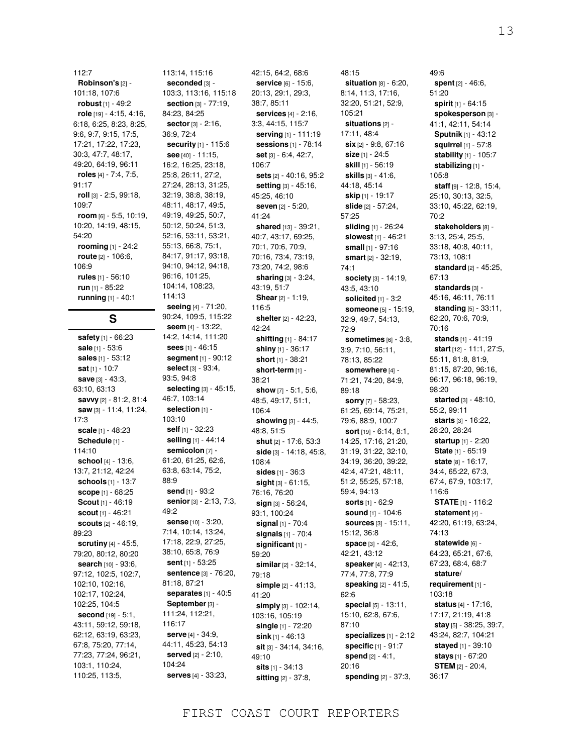112:7
**Robinson's** [2] - 101:18, 107:6
**robust** [1] - 49:2
**role** [19] - 4:15, 4:16, 6:18, 6:25, 8:23, 8:25, 9:6, 9:7, 9:15, 17:5, 17:21, 17:22, 17:23, 30:3, 47:7, 48:17, 49:20, 64:19, 96:11
**roles** [4] - 7:4, 7:5, 91:17
**roll** [3] - 2:5, 99:18, 109:7
**room** [6] - 5:5, 10:19, 10:20, 14:19, 48:15, 54:20
**rooming** [1] - 24:2
**route** [2] - 106:6, 106:9
**rules** [1] - 56:10
**run** [1] - 85:22
**running** [1] - 40:1

## S

**safety** [1] - 66:23
**sale** [1] - 53:6
**sales** [1] - 53:12
**sat** [1] - 10:7
**save** [3] - 43:3, 63:10, 63:13
**savvy** [2] - 81:2, 81:4
**saw** [3] - 11:4, 11:24, 17:3
**scale** [1] - 48:23
**Schedule** [1] - 114:10
**school** [4] - 13:6, 13:7, 21:12, 42:24
**schools** [1] - 13:7
**scope** [1] - 68:25
**Scout** [1] - 46:19
**scout** [1] - 46:21
**scouts** [2] - 46:19, 89:23
**scrutiny** [4] - 45:5, 79:20, 80:12, 80:20
**search** [10] - 93:6, 97:12, 102:5, 102:7, 102:10, 102:16, 102:17, 102:24, 102:25, 104:5
**second** [19] - 5:1, 43:11, 59:12, 59:18, 62:12, 63:19, 63:23, 67:8, 75:20, 77:14, 77:23, 77:24, 96:21, 103:1, 110:24, 110:25, 113:5, 113:14, 115:16
**seconded** [3] - 103:3, 113:16, 115:18
**section** [3] - 77:19, 84:23, 84:25
**sector** [3] - 2:16, 36:9, 72:4
**security** [1] - 115:6
**see** [40] - 11:15, 16:2, 16:25, 23:18, 25:8, 26:11, 27:2, 27:24, 28:13, 31:25, 32:19, 38:8, 38:19, 48:11, 48:17, 49:5, 49:19, 49:25, 50:7, 50:12, 50:24, 51:3, 52:16, 53:11, 53:21, 55:13, 66:8, 75:1, 84:17, 91:17, 93:18, 94:10, 94:12, 94:18, 96:16, 101:25, 104:14, 108:23, 114:13
**seeing** [4] - 71:20, 90:24, 109:5, 115:22
**seem** [4] - 13:22, 14:2, 14:14, 111:20
**sees** [1] - 46:15
**segment** [1] - 90:12
**select** [3] - 93:4, 93:5, 94:8
**selecting** [3] - 45:15, 46:7, 103:14
**selection** [1] - 103:10
**self** [1] - 32:23
**selling** [1] - 44:14
**semicolon** [7] - 61:20, 61:25, 62:6, 63:8, 63:14, 75:2, 88:9
**send** [1] - 93:2
**senior** [3] - 2:13, 7:3, 49:2
**sense** [10] - 3:20, 7:14, 10:14, 13:24, 17:18, 22:9, 27:25, 38:10, 65:8, 76:9
**sent** [1] - 53:25
**sentence** [3] - 76:20, 81:18, 87:21
**separates** [1] - 40:5
**September** [3] - 111:24, 112:21, 116:17
**serve** [4] - 34:9, 44:11, 45:23, 54:13
**served** [2] - 2:10, 104:24
**serves** [4] - 33:23, 42:15, 64:2, 68:6
**service** [6] - 15:6, 20:13, 29:1, 29:3, 38:7, 85:11
**services** [4] - 2:16, 3:3, 44:15, 115:7
**serving** [1] - 111:19
**sessions** [1] - 78:14
**set** [3] - 6:4, 42:7, 106:7
**sets** [2] - 40:16, 95:2
**setting** [3] - 45:16, 45:25, 46:10
**seven** [2] - 5:20, 41:24
**shared** [13] - 39:21, 40:7, 43:17, 69:25, 70:1, 70:6, 70:9, 70:16, 73:4, 73:19, 73:20, 74:2, 98:6
**sharing** [3] - 3:24, 43:19, 51:7
**Shear** [2] - 1:19, 116:5
**shelter** [2] - 42:23, 42:24
**shifting** [1] - 84:17
**shiny** [1] - 36:17
**short** [1] - 38:21
**short-term** [1] - 38:21
**show** [7] - 5:1, 5:6, 48:5, 49:17, 51:1, 106:4
**showing** [3] - 44:5, 48:8, 51:5
**shut** [2] - 17:6, 53:3
**side** [3] - 14:18, 45:8, 108:4
**sides** [1] - 36:3
**sight** [3] - 61:15, 76:16, 76:20
**sign** [3] - 56:24, 93:1, 100:24
**signal** [1] - 70:4
**signals** [1] - 70:4
**significant** [1] - 59:20
**similar** [2] - 32:14, 79:18
**simple** [2] - 41:13, 41:20
**simply** [3] - 102:14, 103:16, 105:19
**single** [1] - 72:20
**sink** [1] - 46:13
**sit** [3] - 34:14, 34:16, 49:10
**sits** [1] - 34:13
**sitting** [2] - 37:8, 48:15
**situation** [8] - 6:20, 8:14, 11:3, 17:16, 32:20, 51:21, 52:9, 105:21
**situations** [2] - 17:11, 48:4
**six** [2] - 9:8, 67:16
**size** [1] - 24:5
**skill** [1] - 56:19
**skills** [3] - 41:6, 44:18, 45:14
**skip** [1] - 19:17
**slide** [2] - 57:24, 57:25
**sliding** [1] - 26:24
**slowest** [1] - 46:21
**small** [1] - 97:16
**smart** [2] - 32:19, 74:1
**society** [3] - 14:19, 43:5, 43:10
**solicited** [1] - 3:2
**someone** [5] - 15:19, 32:9, 49:7, 54:13, 72:9
**sometimes** [6] - 3:8, 3:9, 7:10, 56:11, 78:13, 85:22
**somewhere** [4] - 71:21, 74:20, 84:9, 89:18
**sorry** [7] - 58:23, 61:25, 69:14, 75:21, 79:6, 88:9, 100:7
**sort** [19] - 6:14, 8:1, 14:25, 17:16, 21:20, 31:19, 31:22, 32:10, 34:19, 36:20, 39:22, 42:4, 47:21, 48:11, 51:2, 55:25, 57:18, 59:4, 94:13
**sorts** [1] - 62:9
**sound** [1] - 104:6
**sources** [3] - 15:11, 15:12, 36:8
**space** [3] - 42:6, 42:21, 43:12
**speaker** [4] - 42:13, 77:4, 77:8, 77:9
**speaking** [2] - 41:5, 62:6
**special** [5] - 13:11, 15:10, 62:8, 67:6, 87:10
**specializes** [1] - 2:12
**specific** [1] - 91:7
**spend** [2] - 4:1, 20:16
**spending** [2] - 37:3, 49:6
**spent** [2] - 46:6, 51:20
**spirit** [1] - 64:15
**spokesperson** [3] - 41:1, 42:11, 54:14
**Sputnik** [1] - 43:12
**squirrel** [1] - 57:8
**stability** [1] - 105:7
**stabilizing** [1] - 105:8
**staff** [9] - 12:8, 15:4, 25:10, 30:13, 32:5, 33:10, 45:22, 62:19, 70:2
**stakeholders** [8] - 3:13, 25:4, 25:5, 33:18, 40:8, 40:11, 73:13, 108:1
**standard** [2] - 45:25, 67:13
**standards** [3] - 45:16, 46:11, 76:11
**standing** [5] - 33:11, 62:20, 70:6, 70:9, 70:16
**stands** [1] - 41:19
**start** [12] - 11:1, 27:5, 55:11, 81:8, 81:9, 81:15, 87:20, 96:16, 96:17, 96:18, 96:19, 98:20
**started** [3] - 48:10, 55:2, 99:11
**starts** [3] - 16:22, 28:20, 28:24
**startup** [1] - 2:20
**State** [1] - 65:19
**state** [8] - 16:17, 34:4, 65:22, 67:3, 67:4, 67:9, 103:17, 116:6
**STATE** [1] - 116:2
**statement** [4] - 42:20, 61:19, 63:24, 74:13
**statewide** [6] - 64:23, 65:21, 67:6, 67:23, 68:4, 68:7
**stature/ requirement** [1] - 103:18
**status** [4] - 17:16, 17:17, 21:19, 41:8
**stay** [5] - 38:25, 39:7, 43:24, 82:7, 104:21
**stayed** [1] - 39:10
**stays** [1] - 67:20
**STEM** [2] - 20:4, 36:17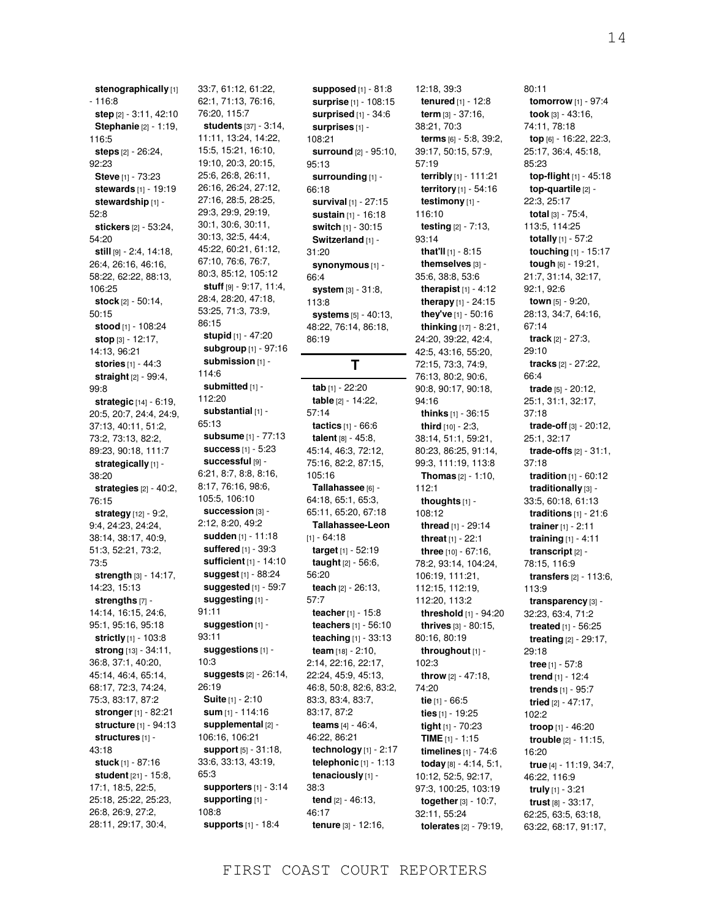**stenographically** [1] - 116:8
**step** [2] - 3:11, 42:10
**Stephanie** [2] - 1:19, 116:5
**steps** [2] - 26:24, 92:23
**Steve** [1] - 73:23
**stewards** [1] - 19:19
**stewardship** [1] - 52:8
**stickers** [2] - 53:24, 54:20
**still** [9] - 2:4, 14:18, 26:4, 26:16, 46:16, 58:22, 62:22, 88:13, 106:25
**stock** [2] - 50:14, 50:15
**stood** [1] - 108:24
**stop** [3] - 12:17, 14:13, 96:21
**stories** [1] - 44:3
**straight** [2] - 99:4, 99:8
**strategic** [14] - 6:19, 20:5, 20:7, 24:4, 24:9, 37:13, 40:11, 51:2, 73:2, 73:13, 82:2, 89:23, 90:18, 111:7
**strategically** [1] - 38:20
**strategies** [2] - 40:2, 76:15
**strategy** [12] - 9:2, 9:4, 24:23, 24:24, 38:14, 38:17, 40:9, 51:3, 52:21, 73:2, 73:5
**strength** [3] - 14:17, 14:23, 15:13
**strengths** [7] - 14:14, 16:15, 24:6, 95:1, 95:16, 95:18
**strictly** [1] - 103:8
**strong** [13] - 34:11, 36:8, 37:1, 40:20, 45:14, 46:4, 65:14, 68:17, 72:3, 74:24, 75:3, 83:17, 87:2
**stronger** [1] - 82:21
**structure** [1] - 94:13
**structures** [1] - 43:18
**stuck** [1] - 87:16
**student** [21] - 15:8, 17:1, 18:5, 22:5, 25:18, 25:22, 25:23, 26:8, 26:9, 27:2, 28:11, 29:17, 30:4, 33:7, 61:12, 61:22, 62:1, 71:13, 76:16, 76:20, 115:7
**students** [37] - 3:14, 11:11, 13:24, 14:22, 15:5, 15:21, 16:10, 19:10, 20:3, 20:15, 25:6, 26:8, 26:11, 26:16, 26:24, 27:12, 27:16, 28:5, 28:25, 29:3, 29:9, 29:19, 30:1, 30:6, 30:11, 30:13, 32:5, 44:4, 45:22, 60:21, 61:12, 67:10, 76:6, 76:7, 80:3, 85:12, 105:12
**stuff** [9] - 9:17, 11:4, 28:4, 28:20, 47:18, 53:25, 71:3, 73:9, 86:15
**stupid** [1] - 47:20
**subgroup** [1] - 97:16
**submission** [1] - 114:6
**submitted** [1] - 112:20
**substantial** [1] - 65:13
**subsume** [1] - 77:13
**success** [1] - 5:23
**successful** [9] - 6:21, 8:7, 8:8, 8:16, 8:17, 76:16, 98:6, 105:5, 106:10
**succession** [3] - 2:12, 8:20, 49:2
**sudden** [1] - 11:18
**suffered** [1] - 39:3
**sufficient** [1] - 14:10
**suggest** [1] - 88:24
**suggested** [1] - 59:7
**suggesting** [1] - 91:11
**suggestion** [1] - 93:11
**suggestions** [1] - 10:3
**suggests** [2] - 26:14, 26:19
**Suite** [1] - 2:10
**sum** [1] - 114:16
**supplemental** [2] - 106:16, 106:21
**support** [5] - 31:18, 33:6, 33:13, 43:19, 65:3
**supporters** [1] - 3:14
**supporting** [1] - 108:8
**supports** [1] - 18:4
**supposed** [1] - 81:8
**surprise** [1] - 108:15
**surprised** [1] - 34:6
**surprises** [1] - 108:21
**surround** [2] - 95:10, 95:13
**surrounding** [1] - 66:18
**survival** [1] - 27:15
**sustain** [1] - 16:18
**switch** [1] - 30:15
**Switzerland** [1] - 31:20
**synonymous** [1] - 66:4
**system** [3] - 31:8, 113:8
**systems** [5] - 40:13, 48:22, 76:14, 86:18, 86:19

## T

**tab** [1] - 22:20
**table** [2] - 14:22, 57:14
**tactics** [1] - 66:6
**talent** [8] - 45:8, 45:14, 46:3, 72:12, 75:16, 82:2, 87:15, 105:16
**Tallahassee** [6] - 64:18, 65:1, 65:3, 65:11, 65:20, 67:18
**Tallahassee-Leon** [1] - 64:18
**target** [1] - 52:19
**taught** [2] - 56:6, 56:20
**teach** [2] - 26:13, 57:7
**teacher** [1] - 15:8
**teachers** [1] - 56:10
**teaching** [1] - 33:13
**team** [18] - 2:10, 2:14, 22:16, 22:17, 22:24, 45:9, 45:13, 46:8, 50:8, 82:6, 83:2, 83:3, 83:4, 83:7, 83:17, 87:2
**teams** [4] - 46:4, 46:22, 86:21
**technology** [1] - 2:17
**telephonic** [1] - 1:13
**tenaciously** [1] - 38:3
**tend** [2] - 46:13, 46:17
**tenure** [3] - 12:16, 12:18, 39:3
**tenured** [1] - 12:8
**term** [3] - 37:16, 38:21, 70:3
**terms** [6] - 5:8, 39:2, 39:17, 50:15, 57:9, 57:19
**terribly** [1] - 111:21
**territory** [1] - 54:16
**testimony** [1] - 116:10
**testing** [2] - 7:13, 93:14
**that'll** [1] - 8:15
**themselves** [3] - 35:6, 38:8, 53:6
**therapist** [1] - 4:12
**therapy** [1] - 24:15
**they've** [1] - 50:16
**thinking** [17] - 8:21, 24:20, 39:22, 42:4, 42:5, 43:16, 55:20, 72:15, 73:3, 74:9, 76:13, 80:2, 90:6, 90:8, 90:17, 90:18, 94:16
**thinks** [1] - 36:15
**third** [10] - 2:3, 38:14, 51:1, 59:21, 80:23, 86:25, 91:14, 99:3, 111:19, 113:8
**Thomas** [2] - 1:10, 112:1
**thoughts** [1] - 108:12
**thread** [1] - 29:14
**threat** [1] - 22:1
**three** [10] - 67:16, 78:2, 93:14, 104:24, 106:19, 111:21, 112:15, 112:19, 112:20, 113:2
**threshold** [1] - 94:20
**thrives** [3] - 80:15, 80:16, 80:19
**throughout** [1] - 102:3
**throw** [2] - 47:18, 74:20
**tie** [1] - 66:5
**ties** [1] - 19:25
**tight** [1] - 70:23
**TIME** [1] - 1:15
**timelines** [1] - 74:6
**today** [8] - 4:14, 5:1, 10:12, 52:5, 92:17, 97:3, 100:25, 103:19
**together** [3] - 10:7, 32:11, 55:24
**tolerates** [2] - 79:19, 80:11
**tomorrow** [1] - 97:4
**took** [3] - 43:16, 74:11, 78:18
**top** [6] - 16:22, 22:3, 25:17, 36:4, 45:18, 85:23
**top-flight** [1] - 45:18
**top-quartile** [2] - 22:3, 25:17
**total** [3] - 75:4, 113:5, 114:25
**totally** [1] - 57:2
**touching** [1] - 15:17
**tough** [6] - 19:21, 21:7, 31:14, 32:17, 92:1, 92:6
**town** [5] - 9:20, 28:13, 34:7, 64:16, 67:14
**track** [2] - 27:3, 29:10
**tracks** [2] - 27:22, 66:4
**trade** [5] - 20:12, 25:1, 31:1, 32:17, 37:18
**trade-off** [3] - 20:12, 25:1, 32:17
**trade-offs** [2] - 31:1, 37:18
**tradition** [1] - 60:12
**traditionally** [3] - 33:5, 60:18, 61:13
**traditions** [1] - 21:6
**trainer** [1] - 2:11
**training** [1] - 4:11
**transcript** [2] - 78:15, 116:9
**transfers** [2] - 113:6, 113:9
**transparency** [3] - 32:23, 63:4, 71:2
**treated** [1] - 56:25
**treating** [2] - 29:17, 29:18
**tree** [1] - 57:8
**trend** [1] - 12:4
**trends** [1] - 95:7
**tried** [2] - 47:17, 102:2
**troop** [1] - 46:20
**trouble** [2] - 11:15, 16:20
**true** [4] - 11:19, 34:7, 46:22, 116:9
**truly** [1] - 3:21
**trust** [8] - 33:17, 62:25, 63:5, 63:18, 63:22, 68:17, 91:17,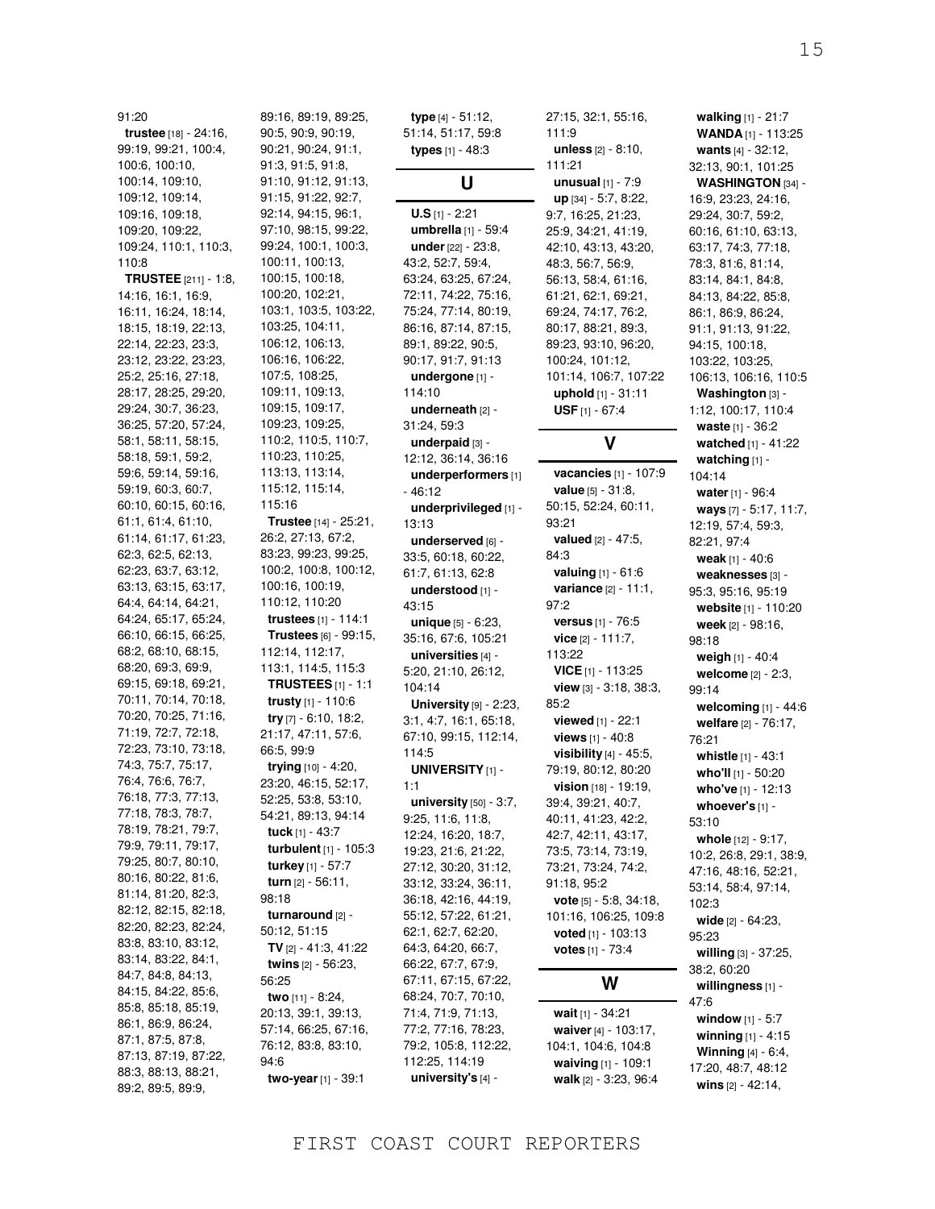91:20
**trustee** [18] - 24:16, 99:19, 99:21, 100:4, 100:6, 100:10, 100:14, 109:10, 109:12, 109:14, 109:16, 109:18, 109:20, 109:22, 109:24, 110:1, 110:3, 110:8
**TRUSTEE** [211] - 1:8, 14:16, 16:1, 16:9, 16:11, 16:24, 18:14, 18:15, 18:19, 22:13, 22:14, 22:23, 23:3, 23:12, 23:22, 23:23, 25:2, 25:16, 27:18, 28:17, 28:25, 29:20, 29:24, 30:7, 36:23, 36:25, 57:20, 57:24, 58:1, 58:11, 58:15, 58:18, 59:1, 59:2, 59:6, 59:14, 59:16, 59:19, 60:3, 60:7, 60:10, 60:15, 60:16, 61:1, 61:4, 61:10, 61:14, 61:17, 61:23, 62:3, 62:5, 62:13, 62:23, 63:7, 63:12, 63:13, 63:15, 63:17, 64:4, 64:14, 64:21, 64:24, 65:17, 65:24, 66:10, 66:15, 66:25, 68:2, 68:10, 68:15, 68:20, 69:3, 69:9, 69:15, 69:18, 69:21, 70:11, 70:14, 70:18, 70:20, 70:25, 71:16, 71:19, 72:7, 72:18, 72:23, 73:10, 73:18, 74:3, 75:7, 75:17, 76:4, 76:6, 76:7, 76:18, 77:3, 77:13, 77:18, 78:3, 78:7, 78:19, 78:21, 79:7, 79:9, 79:11, 79:17, 79:25, 80:7, 80:10, 80:16, 80:22, 81:6, 81:14, 81:20, 82:3, 82:12, 82:15, 82:18, 82:20, 82:23, 82:24, 83:8, 83:10, 83:12, 83:14, 83:22, 84:1, 84:7, 84:8, 84:13, 84:15, 84:22, 85:6, 85:8, 85:18, 85:19, 86:1, 86:9, 86:24, 87:1, 87:5, 87:8, 87:13, 87:19, 87:22, 88:3, 88:13, 88:21, 89:2, 89:5, 89:9, 89:16, 89:19, 89:25, 90:5, 90:9, 90:19, 90:21, 90:24, 91:1, 91:3, 91:5, 91:8, 91:10, 91:12, 91:13, 91:15, 91:22, 92:7, 92:14, 94:15, 96:1, 97:10, 98:15, 99:22, 99:24, 100:1, 100:3, 100:11, 100:13, 100:15, 100:18, 100:20, 102:21, 103:1, 103:5, 103:22, 103:25, 104:11, 106:12, 106:13, 106:16, 106:22, 107:5, 108:25, 109:11, 109:13, 109:15, 109:17, 109:23, 109:25, 110:2, 110:5, 110:7, 110:23, 110:25, 113:13, 113:14, 115:12, 115:14, 115:16
**Trustee** [14] - 25:21, 26:2, 27:13, 67:2, 83:23, 99:23, 99:25, 100:2, 100:8, 100:12, 100:16, 100:19, 110:12, 110:20
**trustees** [1] - 114:1
**Trustees** [6] - 99:15, 112:14, 112:17, 113:1, 114:5, 115:3
**TRUSTEES** [1] - 1:1
**trusty** [1] - 110:6
**try** [7] - 6:10, 18:2, 21:17, 47:11, 57:6, 66:5, 99:9
**trying** [10] - 4:20, 23:20, 46:15, 52:17, 52:25, 53:8, 53:10, 54:21, 89:13, 94:14
**tuck** [1] - 43:7
**turbulent** [1] - 105:3
**turkey** [1] - 57:7
**turn** [2] - 56:11, 98:18
**turnaround** [2] - 50:12, 51:15
**TV** [2] - 41:3, 41:22
**twins** [2] - 56:23, 56:25
**two** [11] - 8:24, 20:13, 39:1, 39:13, 57:14, 66:25, 67:16, 76:12, 83:8, 83:10, 94:6
**two-year** [1] - 39:1
**type** [4] - 51:12, 51:14, 51:17, 59:8
**types** [1] - 48:3

## U

**U.S** [1] - 2:21
**umbrella** [1] - 59:4
**under** [22] - 23:8, 43:2, 52:7, 59:4, 63:24, 63:25, 67:24, 72:11, 74:22, 75:16, 75:24, 77:14, 80:19, 86:16, 87:14, 87:15, 89:1, 89:22, 90:5, 90:17, 91:7, 91:13
**undergone** [1] - 114:10
**underneath** [2] - 31:24, 59:3
**underpaid** [3] - 12:12, 36:14, 36:16
**underperformers** [1] - 46:12
**underprivileged** [1] - 13:13
**underserved** [6] - 33:5, 60:18, 60:22, 61:7, 61:13, 62:8
**understood** [1] - 43:15
**unique** [5] - 6:23, 35:16, 67:6, 105:21
**universities** [4] - 5:20, 21:10, 26:12, 104:14
**University** [9] - 2:23, 3:1, 4:7, 16:1, 65:18, 67:10, 99:15, 112:14, 114:5
**UNIVERSITY** [1] - 1:1
**university** [50] - 3:7, 9:25, 11:6, 11:8, 12:24, 16:20, 18:7, 19:23, 21:6, 21:22, 27:12, 30:20, 31:12, 33:12, 33:24, 36:11, 36:18, 42:16, 44:19, 55:12, 57:22, 61:21, 62:1, 62:7, 62:20, 64:3, 64:20, 66:7, 66:22, 67:7, 67:9, 67:11, 67:15, 67:22, 68:24, 70:7, 70:10, 71:4, 71:9, 71:13, 77:2, 77:16, 78:23, 79:2, 105:8, 112:22, 112:25, 114:19
**university's** [4] - 27:15, 32:1, 55:16, 111:9
**unless** [2] - 8:10, 111:21
**unusual** [1] - 7:9
**up** [34] - 5:7, 8:22, 9:7, 16:25, 21:23, 25:9, 34:21, 41:19, 42:10, 43:13, 43:20, 48:3, 56:7, 56:9, 56:13, 58:4, 61:16, 61:21, 62:1, 69:21, 69:24, 74:17, 76:2, 80:17, 88:21, 89:3, 89:23, 93:10, 96:20, 100:24, 101:12, 101:14, 106:7, 107:22
**uphold** [1] - 31:11
**USF** [1] - 67:4

## V

**vacancies** [1] - 107:9
**value** [5] - 31:8, 50:15, 52:24, 60:11, 93:21
**valued** [2] - 47:5, 84:3
**valuing** [1] - 61:6
**variance** [2] - 11:1, 97:2
**versus** [1] - 76:5
**vice** [2] - 111:7, 113:22
**VICE** [1] - 113:25
**view** [3] - 3:18, 38:3, 85:2
**viewed** [1] - 22:1
**views** [1] - 40:8
**visibility** [4] - 45:5, 79:19, 80:12, 80:20
**vision** [18] - 19:19, 39:4, 39:21, 40:7, 40:11, 41:23, 42:2, 42:7, 42:11, 43:17, 73:5, 73:14, 73:19, 73:21, 73:24, 74:2, 91:18, 95:2
**vote** [5] - 5:8, 34:18, 101:16, 106:25, 109:8
**voted** [1] - 103:13
**votes** [1] - 73:4

## W

**wait** [1] - 34:21
**waiver** [4] - 103:17, 104:1, 104:6, 104:8
**waiving** [1] - 109:1
**walk** [2] - 3:23, 96:4
**walking** [1] - 21:7
**WANDA** [1] - 113:25
**wants** [4] - 32:12, 32:13, 90:1, 101:25
**WASHINGTON** [34] - 16:9, 23:23, 24:16, 29:24, 30:7, 59:2, 60:16, 61:10, 63:13, 63:17, 74:3, 77:18, 78:3, 81:6, 81:14, 83:14, 84:1, 84:8, 84:13, 84:22, 85:8, 86:1, 86:9, 86:24, 91:1, 91:13, 91:22, 94:15, 100:18, 103:22, 103:25, 106:13, 106:16, 110:5
**Washington** [3] - 1:12, 100:17, 110:4
**waste** [1] - 36:2
**watched** [1] - 41:22
**watching** [1] - 104:14
**water** [1] - 96:4
**ways** [7] - 5:17, 11:7, 12:19, 57:4, 59:3, 82:21, 97:4
**weak** [1] - 40:6
**weaknesses** [3] - 95:3, 95:16, 95:19
**website** [1] - 110:20
**week** [2] - 98:16, 98:18
**weigh** [1] - 40:4
**welcome** [2] - 2:3, 99:14
**welcoming** [1] - 44:6
**welfare** [2] - 76:17, 76:21
**whistle** [1] - 43:1
**who'll** [1] - 50:20
**who've** [1] - 12:13
**whoever's** [1] - 53:10
**whole** [12] - 9:17, 10:2, 26:8, 29:1, 38:9, 47:16, 48:16, 52:21, 53:14, 58:4, 97:14, 102:3
**wide** [2] - 64:23, 95:23
**willing** [3] - 37:25, 38:2, 60:20
**willingness** [1] - 47:6
**window** [1] - 5:7
**winning** [1] - 4:15
**Winning** [4] - 6:4, 17:20, 48:7, 48:12
**wins** [2] - 42:14,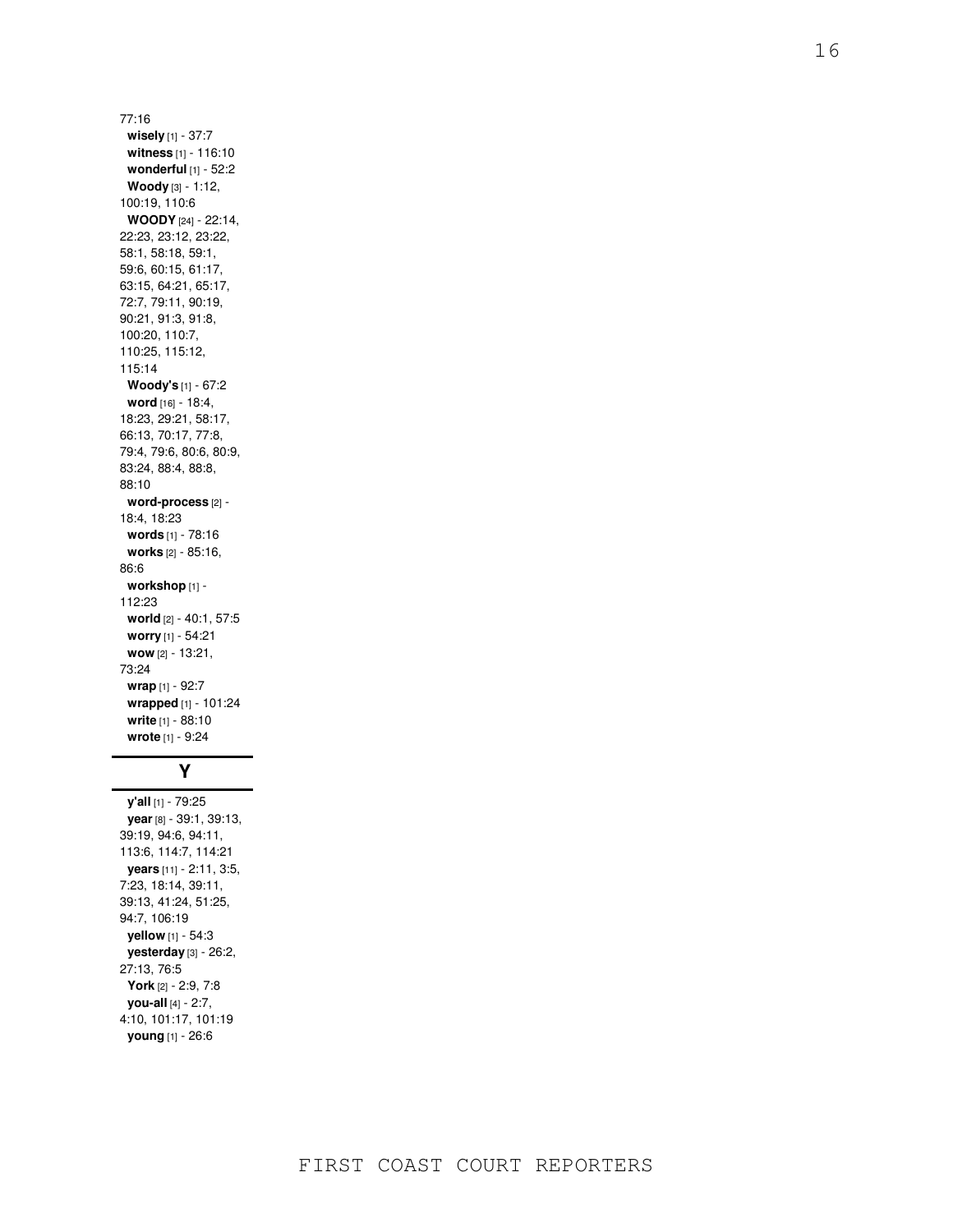77:16
**wisely** [1] - 37:7
**witness** [1] - 116:10
**wonderful** [1] - 52:2
**Woody** [3] - 1:12, 100:19, 110:6
**WOODY** [24] - 22:14, 22:23, 23:12, 23:22, 58:1, 58:18, 59:1, 59:6, 60:15, 61:17, 63:15, 64:21, 65:17, 72:7, 79:11, 90:19, 90:21, 91:3, 91:8, 100:20, 110:7, 110:25, 115:12, 115:14
**Woody's** [1] - 67:2
**word** [16] - 18:4, 18:23, 29:21, 58:17, 66:13, 70:17, 77:8, 79:4, 79:6, 80:6, 80:9, 83:24, 88:4, 88:8, 88:10
**word-process** [2] - 18:4, 18:23
**words** [1] - 78:16
**works** [2] - 85:16, 86:6
**workshop** [1] - 112:23
**world** [2] - 40:1, 57:5
**worry** [1] - 54:21
**wow** [2] - 13:21, 73:24
**wrap** [1] - 92:7
**wrapped** [1] - 101:24
**write** [1] - 88:10
**wrote** [1] - 9:24

## Y

**y'all** [1] - 79:25
**year** [8] - 39:1, 39:13, 39:19, 94:6, 94:11, 113:6, 114:7, 114:21
**years** [11] - 2:11, 3:5, 7:23, 18:14, 39:11, 39:13, 41:24, 51:25, 94:7, 106:19
**yellow** [1] - 54:3
**yesterday** [3] - 26:2, 27:13, 76:5
**York** [2] - 2:9, 7:8
**you-all** [4] - 2:7, 4:10, 101:17, 101:19
**young** [1] - 26:6